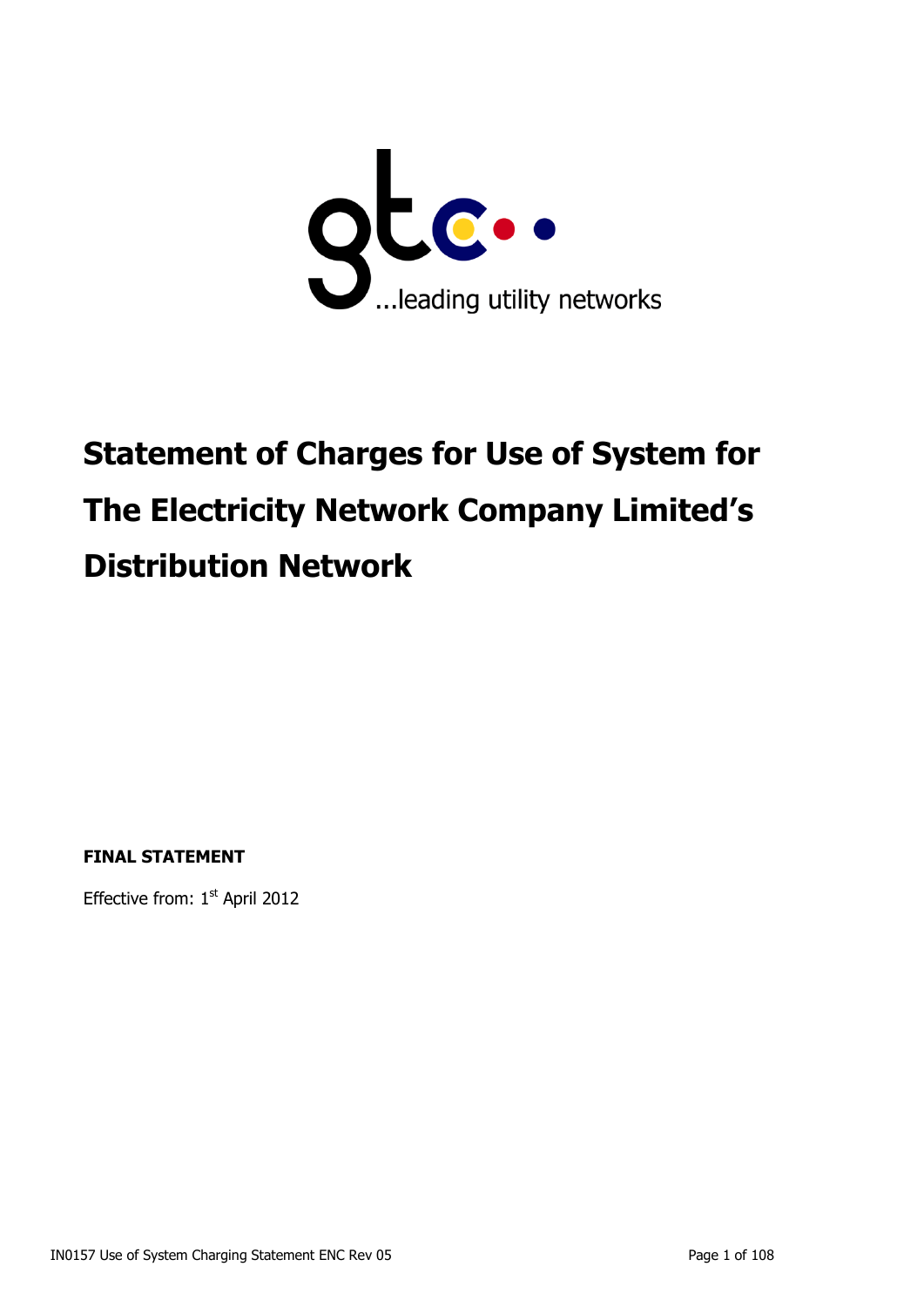gtc

...leading utility networks

# Statement of Charges for Use of System for The Electricity Network Company Limited's Distribution Network

**FINAL STATEMENT**

Effective from: 1st April 2012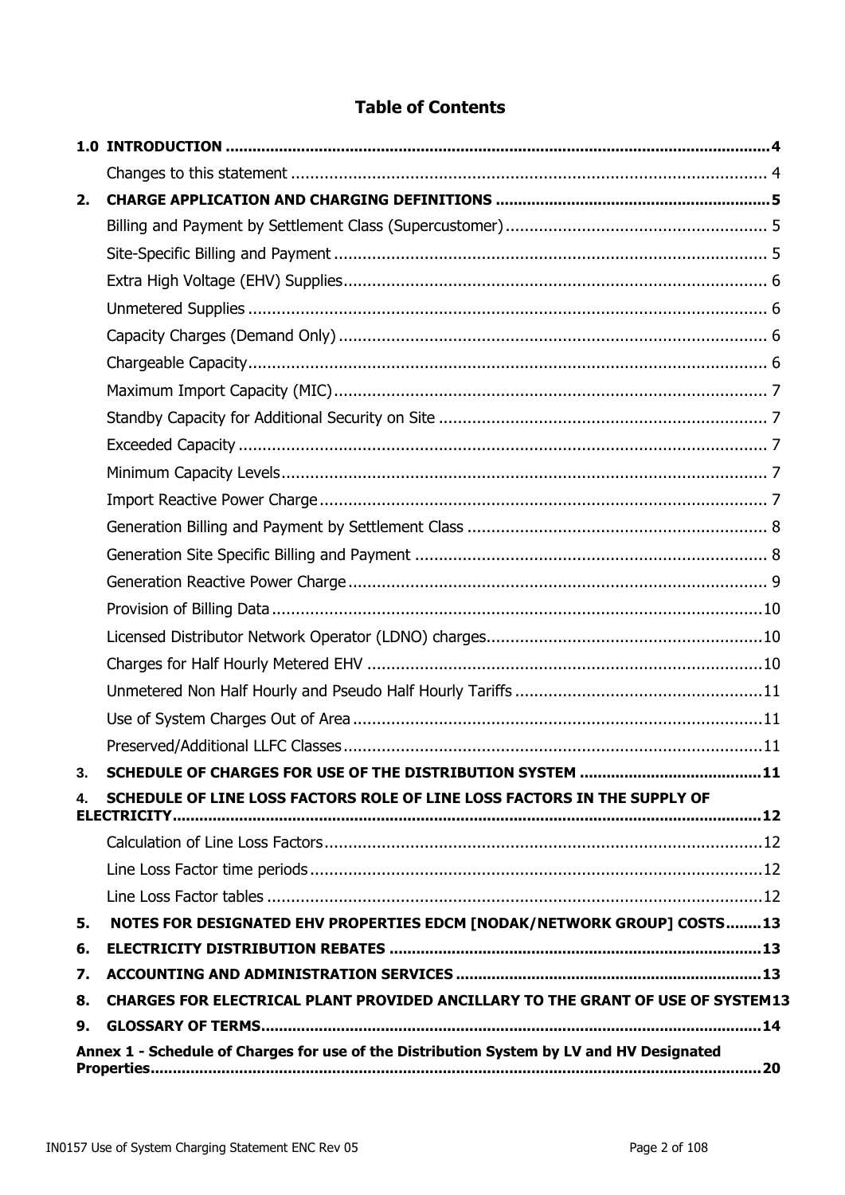# Table of Contents

**1.0 INTRODUCTION** .......... **4**

Changes to this statement .......... 4

**2. CHARGE APPLICATION AND CHARGING DEFINITIONS** .......... **5**

Billing and Payment by Settlement Class (Supercustomer) .......... 5

Site-Specific Billing and Payment .......... 5

Extra High Voltage (EHV) Supplies .......... 6

Unmetered Supplies .......... 6

Capacity Charges (Demand Only) .......... 6

Chargeable Capacity .......... 6

Maximum Import Capacity (MIC) .......... 7

Standby Capacity for Additional Security on Site .......... 7

Exceeded Capacity .......... 7

Minimum Capacity Levels .......... 7

Import Reactive Power Charge .......... 7

Generation Billing and Payment by Settlement Class .......... 8

Generation Site Specific Billing and Payment .......... 8

Generation Reactive Power Charge .......... 9

Provision of Billing Data .......... 10

Licensed Distributor Network Operator (LDNO) charges .......... 10

Charges for Half Hourly Metered EHV .......... 10

Unmetered Non Half Hourly and Pseudo Half Hourly Tariffs .......... 11

Use of System Charges Out of Area .......... 11

Preserved/Additional LLFC Classes .......... 11

**3. SCHEDULE OF CHARGES FOR USE OF THE DISTRIBUTION SYSTEM** .......... **11**

**4. SCHEDULE OF LINE LOSS FACTORS ROLE OF LINE LOSS FACTORS IN THE SUPPLY OF ELECTRICITY** .......... **12**

Calculation of Line Loss Factors .......... 12

Line Loss Factor time periods .......... 12

Line Loss Factor tables .......... 12

**5. NOTES FOR DESIGNATED EHV PROPERTIES EDCM [NODAK/NETWORK GROUP] COSTS** .......... **13**

**6. ELECTRICITY DISTRIBUTION REBATES** .......... **13**

**7. ACCOUNTING AND ADMINISTRATION SERVICES** .......... **13**

**8. CHARGES FOR ELECTRICAL PLANT PROVIDED ANCILLARY TO THE GRANT OF USE OF SYSTEM** **13**

**9. GLOSSARY OF TERMS** .......... **14**

**Annex 1 - Schedule of Charges for use of the Distribution System by LV and HV Designated Properties** .......... **20**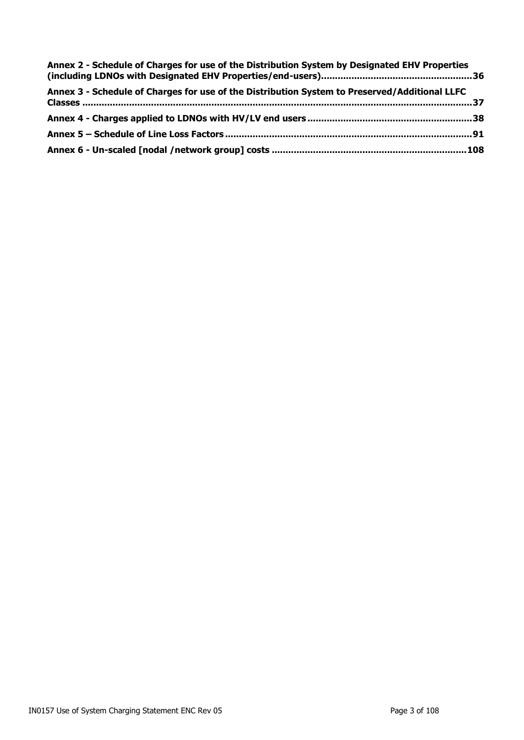**Annex 2 - Schedule of Charges for use of the Distribution System by Designated EHV Properties (including LDNOs with Designated EHV Properties/end-users)......................................................36**

**Annex 3 - Schedule of Charges for use of the Distribution System to Preserved/Additional LLFC Classes ..........................................................................................................................................37**

**Annex 4 - Charges applied to LDNOs with HV/LV end users ..........................................................38**

**Annex 5 – Schedule of Line Loss Factors .........................................................................................91**

**Annex 6 - Un-scaled [nodal /network group] costs .......................................................................108**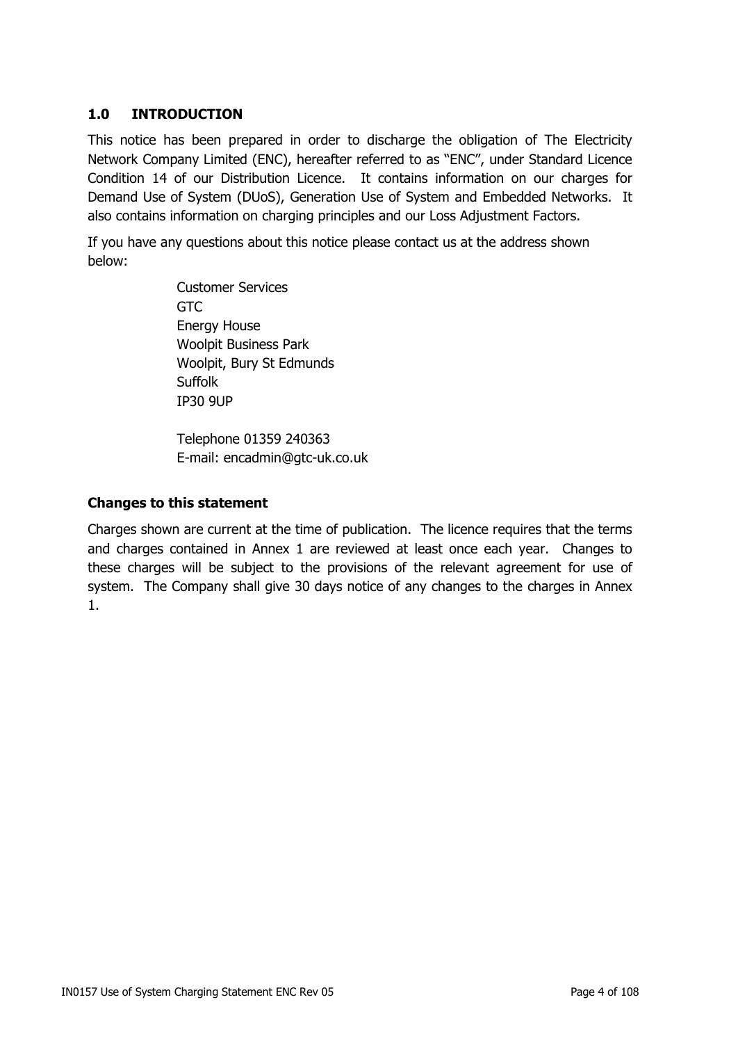## 1.0 INTRODUCTION

This notice has been prepared in order to discharge the obligation of The Electricity Network Company Limited (ENC), hereafter referred to as "ENC", under Standard Licence Condition 14 of our Distribution Licence. It contains information on our charges for Demand Use of System (DUoS), Generation Use of System and Embedded Networks. It also contains information on charging principles and our Loss Adjustment Factors.

If you have any questions about this notice please contact us at the address shown below:

Customer Services
GTC
Energy House
Woolpit Business Park
Woolpit, Bury St Edmunds
Suffolk
IP30 9UP

Telephone 01359 240363
E-mail: encadmin@gtc-uk.co.uk

**Changes to this statement**

Charges shown are current at the time of publication. The licence requires that the terms and charges contained in Annex 1 are reviewed at least once each year. Changes to these charges will be subject to the provisions of the relevant agreement for use of system. The Company shall give 30 days notice of any changes to the charges in Annex 1.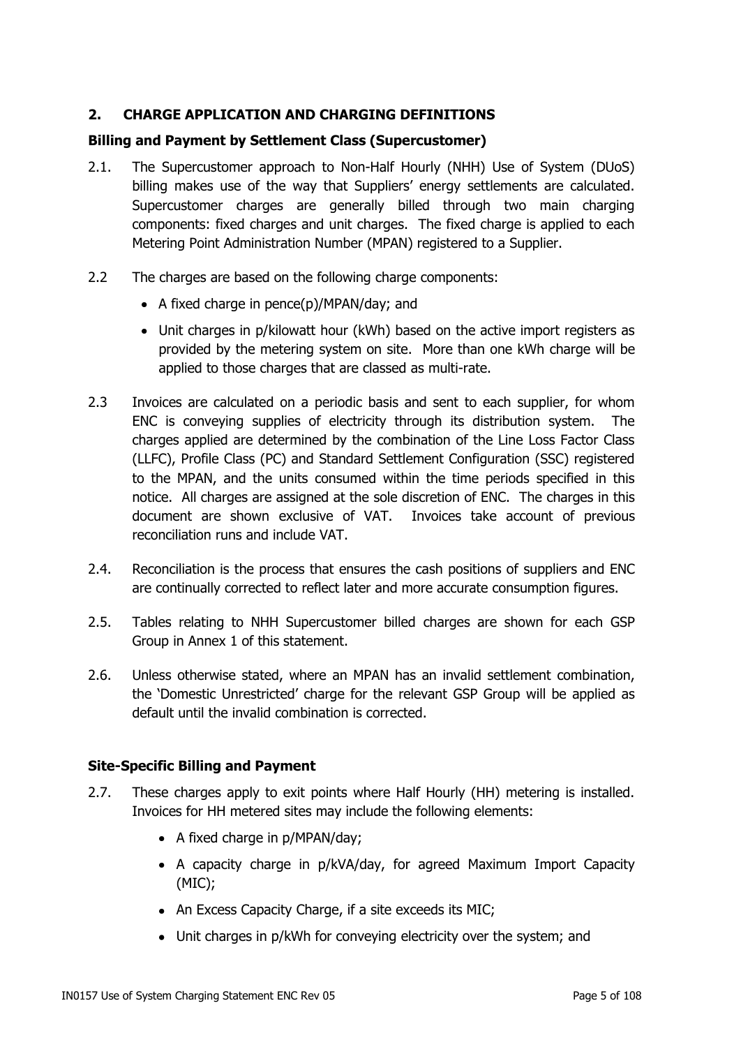## 2. CHARGE APPLICATION AND CHARGING DEFINITIONS

### Billing and Payment by Settlement Class (Supercustomer)

2.1. The Supercustomer approach to Non-Half Hourly (NHH) Use of System (DUoS) billing makes use of the way that Suppliers' energy settlements are calculated. Supercustomer charges are generally billed through two main charging components: fixed charges and unit charges. The fixed charge is applied to each Metering Point Administration Number (MPAN) registered to a Supplier.

2.2 The charges are based on the following charge components:

- A fixed charge in pence(p)/MPAN/day; and
- Unit charges in p/kilowatt hour (kWh) based on the active import registers as provided by the metering system on site. More than one kWh charge will be applied to those charges that are classed as multi-rate.

2.3 Invoices are calculated on a periodic basis and sent to each supplier, for whom ENC is conveying supplies of electricity through its distribution system. The charges applied are determined by the combination of the Line Loss Factor Class (LLFC), Profile Class (PC) and Standard Settlement Configuration (SSC) registered to the MPAN, and the units consumed within the time periods specified in this notice. All charges are assigned at the sole discretion of ENC. The charges in this document are shown exclusive of VAT. Invoices take account of previous reconciliation runs and include VAT.

2.4. Reconciliation is the process that ensures the cash positions of suppliers and ENC are continually corrected to reflect later and more accurate consumption figures.

2.5. Tables relating to NHH Supercustomer billed charges are shown for each GSP Group in Annex 1 of this statement.

2.6. Unless otherwise stated, where an MPAN has an invalid settlement combination, the 'Domestic Unrestricted' charge for the relevant GSP Group will be applied as default until the invalid combination is corrected.

### Site-Specific Billing and Payment

2.7. These charges apply to exit points where Half Hourly (HH) metering is installed. Invoices for HH metered sites may include the following elements:

- A fixed charge in p/MPAN/day;
- A capacity charge in p/kVA/day, for agreed Maximum Import Capacity (MIC);
- An Excess Capacity Charge, if a site exceeds its MIC;
- Unit charges in p/kWh for conveying electricity over the system; and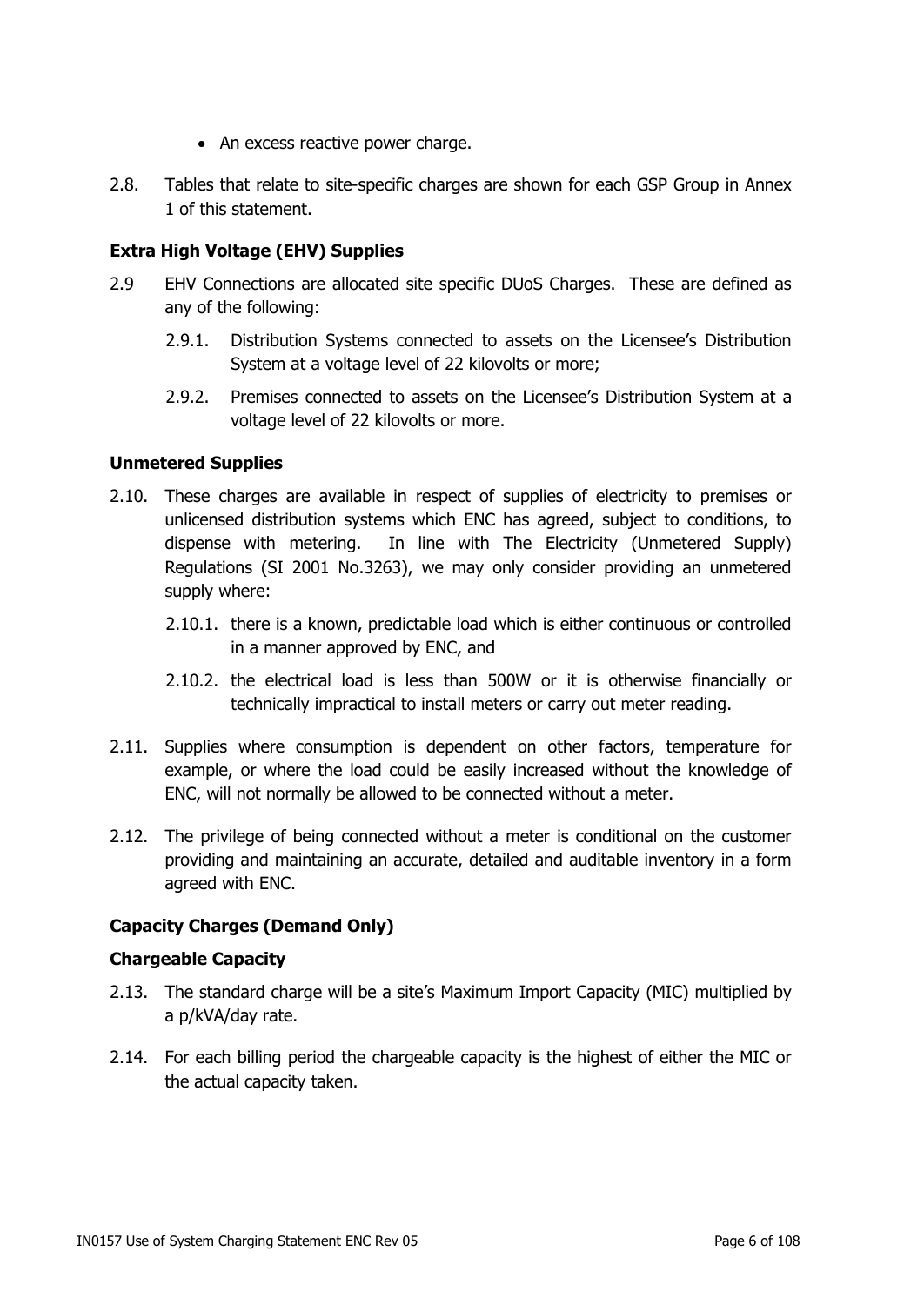- An excess reactive power charge.

2.8. Tables that relate to site-specific charges are shown for each GSP Group in Annex 1 of this statement.

**Extra High Voltage (EHV) Supplies**

2.9 EHV Connections are allocated site specific DUoS Charges. These are defined as any of the following:

2.9.1. Distribution Systems connected to assets on the Licensee's Distribution System at a voltage level of 22 kilovolts or more;

2.9.2. Premises connected to assets on the Licensee's Distribution System at a voltage level of 22 kilovolts or more.

**Unmetered Supplies**

2.10. These charges are available in respect of supplies of electricity to premises or unlicensed distribution systems which ENC has agreed, subject to conditions, to dispense with metering. In line with The Electricity (Unmetered Supply) Regulations (SI 2001 No.3263), we may only consider providing an unmetered supply where:

2.10.1. there is a known, predictable load which is either continuous or controlled in a manner approved by ENC, and

2.10.2. the electrical load is less than 500W or it is otherwise financially or technically impractical to install meters or carry out meter reading.

2.11. Supplies where consumption is dependent on other factors, temperature for example, or where the load could be easily increased without the knowledge of ENC, will not normally be allowed to be connected without a meter.

2.12. The privilege of being connected without a meter is conditional on the customer providing and maintaining an accurate, detailed and auditable inventory in a form agreed with ENC.

**Capacity Charges (Demand Only)**

**Chargeable Capacity**

2.13. The standard charge will be a site's Maximum Import Capacity (MIC) multiplied by a p/kVA/day rate.

2.14. For each billing period the chargeable capacity is the highest of either the MIC or the actual capacity taken.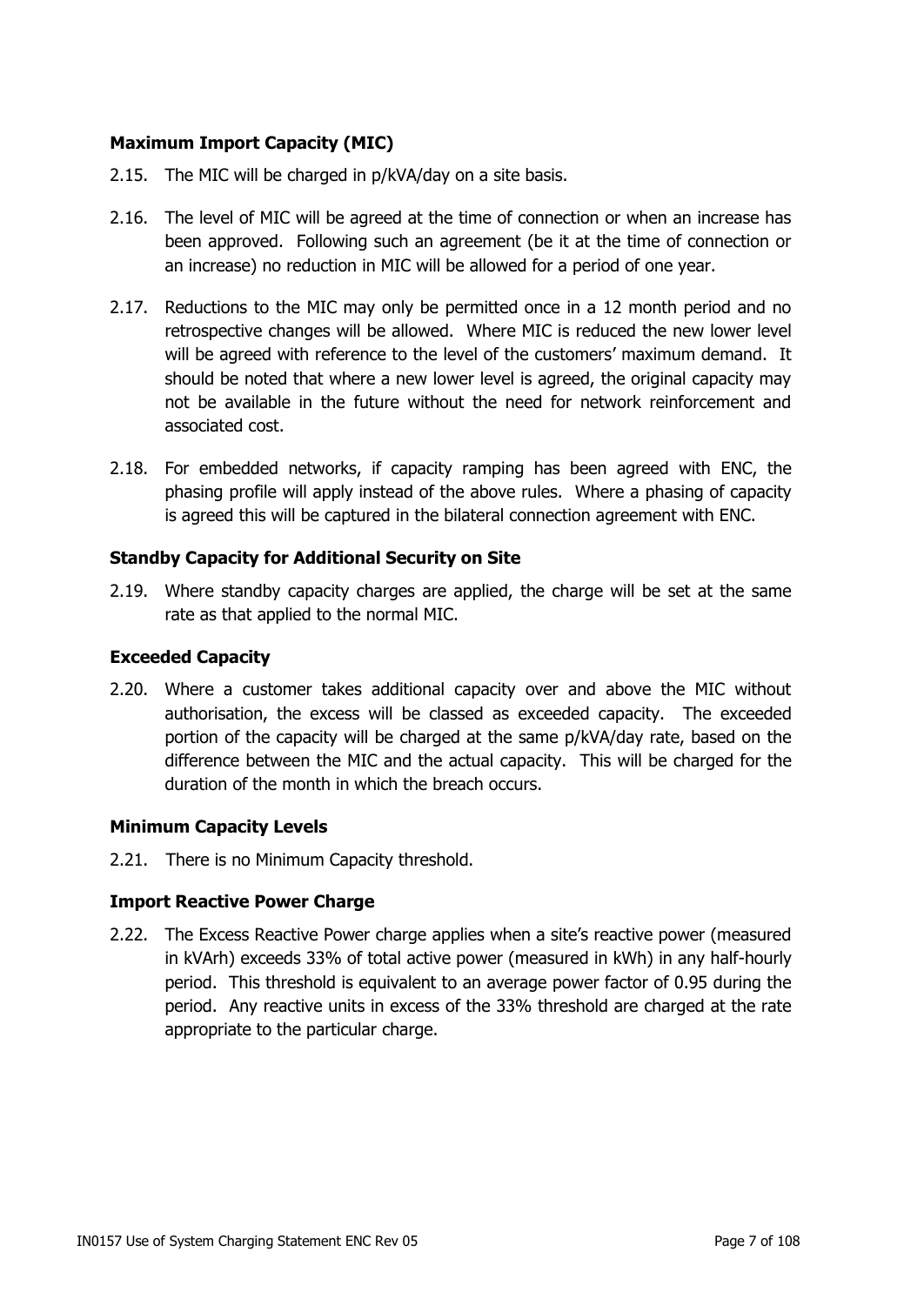### Maximum Import Capacity (MIC)

2.15. The MIC will be charged in p/kVA/day on a site basis.

2.16. The level of MIC will be agreed at the time of connection or when an increase has been approved. Following such an agreement (be it at the time of connection or an increase) no reduction in MIC will be allowed for a period of one year.

2.17. Reductions to the MIC may only be permitted once in a 12 month period and no retrospective changes will be allowed. Where MIC is reduced the new lower level will be agreed with reference to the level of the customers' maximum demand. It should be noted that where a new lower level is agreed, the original capacity may not be available in the future without the need for network reinforcement and associated cost.

2.18. For embedded networks, if capacity ramping has been agreed with ENC, the phasing profile will apply instead of the above rules. Where a phasing of capacity is agreed this will be captured in the bilateral connection agreement with ENC.

### Standby Capacity for Additional Security on Site

2.19. Where standby capacity charges are applied, the charge will be set at the same rate as that applied to the normal MIC.

### Exceeded Capacity

2.20. Where a customer takes additional capacity over and above the MIC without authorisation, the excess will be classed as exceeded capacity. The exceeded portion of the capacity will be charged at the same p/kVA/day rate, based on the difference between the MIC and the actual capacity. This will be charged for the duration of the month in which the breach occurs.

### Minimum Capacity Levels

2.21. There is no Minimum Capacity threshold.

### Import Reactive Power Charge

2.22. The Excess Reactive Power charge applies when a site's reactive power (measured in kVArh) exceeds 33% of total active power (measured in kWh) in any half-hourly period. This threshold is equivalent to an average power factor of 0.95 during the period. Any reactive units in excess of the 33% threshold are charged at the rate appropriate to the particular charge.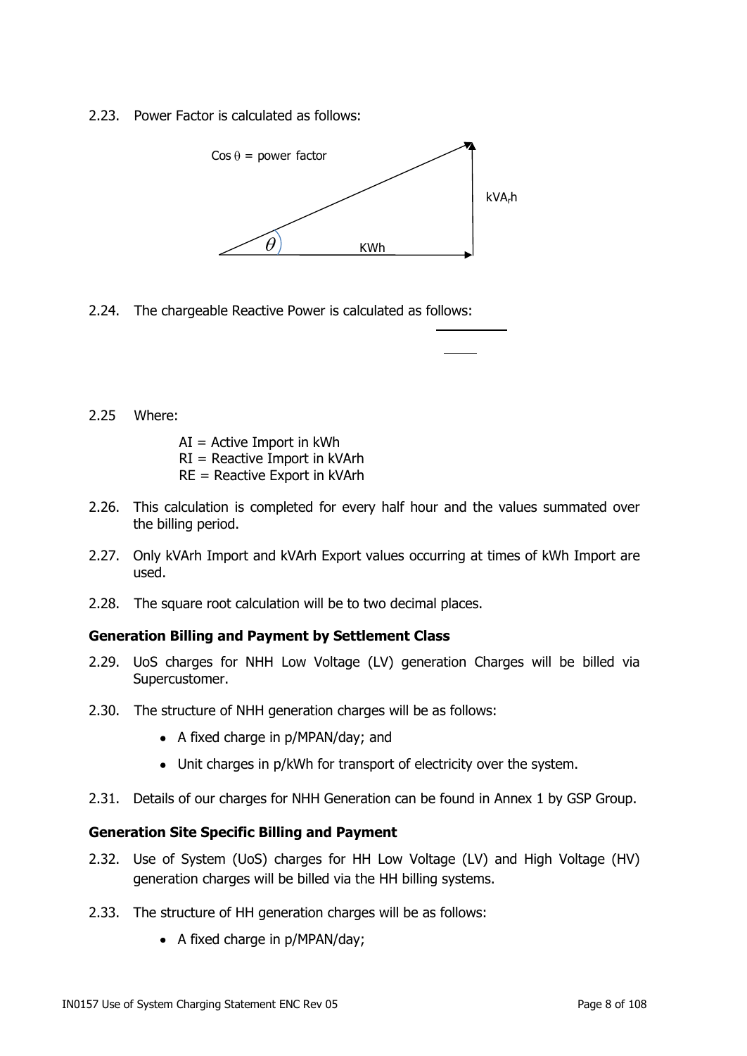2.23. Power Factor is calculated as follows:

Cos θ = power factor

kVA$_r$h

KWh

2.24. The chargeable Reactive Power is calculated as follows:

2.25 Where:

AI = Active Import in kWh
RI = Reactive Import in kVArh
RE = Reactive Export in kVArh

2.26. This calculation is completed for every half hour and the values summated over the billing period.

2.27. Only kVArh Import and kVArh Export values occurring at times of kWh Import are used.

2.28. The square root calculation will be to two decimal places.

### Generation Billing and Payment by Settlement Class

2.29. UoS charges for NHH Low Voltage (LV) generation Charges will be billed via Supercustomer.

2.30. The structure of NHH generation charges will be as follows:

- A fixed charge in p/MPAN/day; and
- Unit charges in p/kWh for transport of electricity over the system.

2.31. Details of our charges for NHH Generation can be found in Annex 1 by GSP Group.

### Generation Site Specific Billing and Payment

2.32. Use of System (UoS) charges for HH Low Voltage (LV) and High Voltage (HV) generation charges will be billed via the HH billing systems.

2.33. The structure of HH generation charges will be as follows:

- A fixed charge in p/MPAN/day;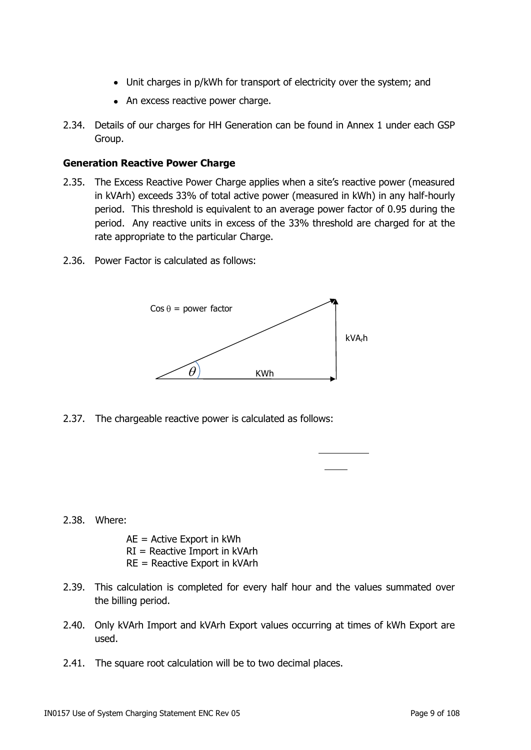- Unit charges in p/kWh for transport of electricity over the system; and
- An excess reactive power charge.

2.34. Details of our charges for HH Generation can be found in Annex 1 under each GSP Group.

**Generation Reactive Power Charge**

2.35. The Excess Reactive Power Charge applies when a site's reactive power (measured in kVArh) exceeds 33% of total active power (measured in kWh) in any half-hourly period. This threshold is equivalent to an average power factor of 0.95 during the period. Any reactive units in excess of the 33% threshold are charged for at the rate appropriate to the particular Charge.

2.36. Power Factor is calculated as follows:

Cos θ = power factor

$\theta$ KWh

$kVA_rh$

2.37. The chargeable reactive power is calculated as follows:

2.38. Where:

AE = Active Export in kWh
RI = Reactive Import in kVArh
RE = Reactive Export in kVArh

2.39. This calculation is completed for every half hour and the values summated over the billing period.

2.40. Only kVArh Import and kVArh Export values occurring at times of kWh Export are used.

2.41. The square root calculation will be to two decimal places.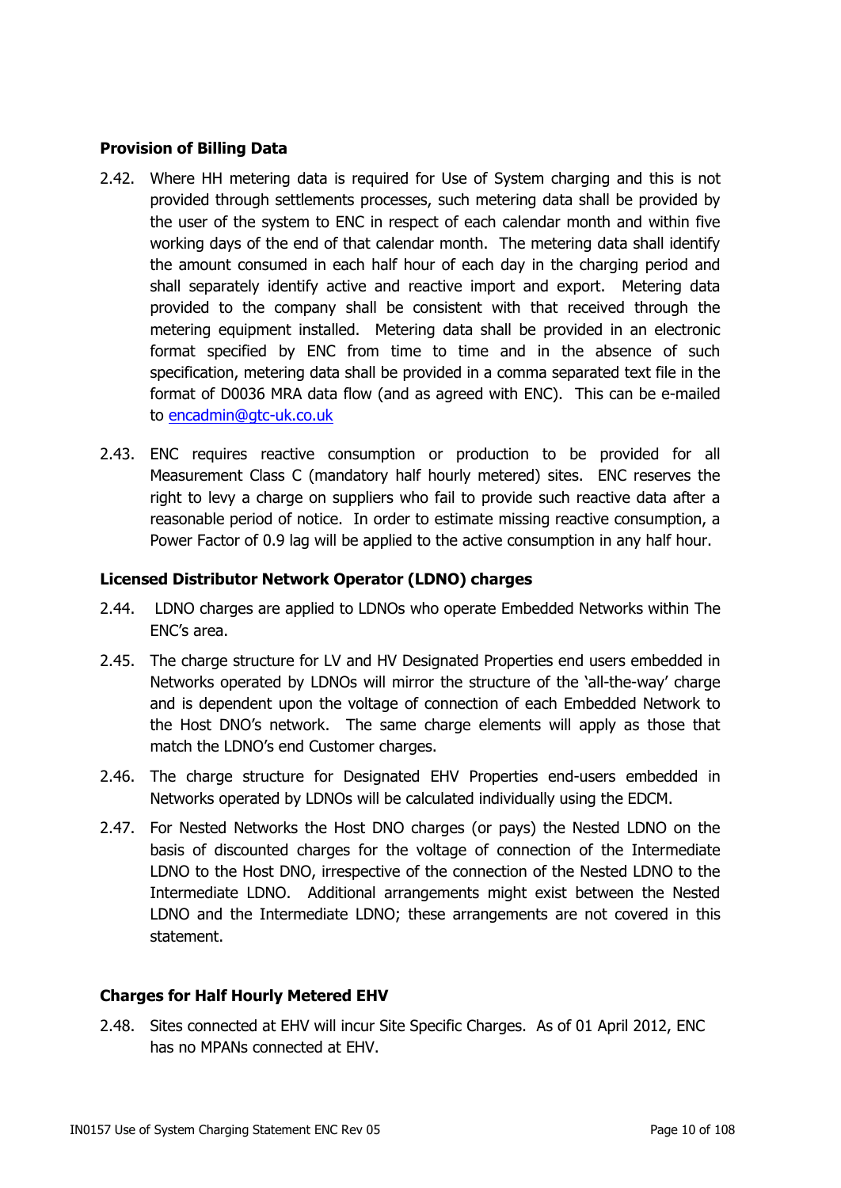**Provision of Billing Data**

2.42. Where HH metering data is required for Use of System charging and this is not provided through settlements processes, such metering data shall be provided by the user of the system to ENC in respect of each calendar month and within five working days of the end of that calendar month. The metering data shall identify the amount consumed in each half hour of each day in the charging period and shall separately identify active and reactive import and export. Metering data provided to the company shall be consistent with that received through the metering equipment installed. Metering data shall be provided in an electronic format specified by ENC from time to time and in the absence of such specification, metering data shall be provided in a comma separated text file in the format of D0036 MRA data flow (and as agreed with ENC). This can be e-mailed to encadmin@gtc-uk.co.uk

2.43. ENC requires reactive consumption or production to be provided for all Measurement Class C (mandatory half hourly metered) sites. ENC reserves the right to levy a charge on suppliers who fail to provide such reactive data after a reasonable period of notice. In order to estimate missing reactive consumption, a Power Factor of 0.9 lag will be applied to the active consumption in any half hour.

**Licensed Distributor Network Operator (LDNO) charges**

2.44. LDNO charges are applied to LDNOs who operate Embedded Networks within The ENC's area.

2.45. The charge structure for LV and HV Designated Properties end users embedded in Networks operated by LDNOs will mirror the structure of the 'all-the-way' charge and is dependent upon the voltage of connection of each Embedded Network to the Host DNO's network. The same charge elements will apply as those that match the LDNO's end Customer charges.

2.46. The charge structure for Designated EHV Properties end-users embedded in Networks operated by LDNOs will be calculated individually using the EDCM.

2.47. For Nested Networks the Host DNO charges (or pays) the Nested LDNO on the basis of discounted charges for the voltage of connection of the Intermediate LDNO to the Host DNO, irrespective of the connection of the Nested LDNO to the Intermediate LDNO. Additional arrangements might exist between the Nested LDNO and the Intermediate LDNO; these arrangements are not covered in this statement.

**Charges for Half Hourly Metered EHV**

2.48. Sites connected at EHV will incur Site Specific Charges. As of 01 April 2012, ENC has no MPANs connected at EHV.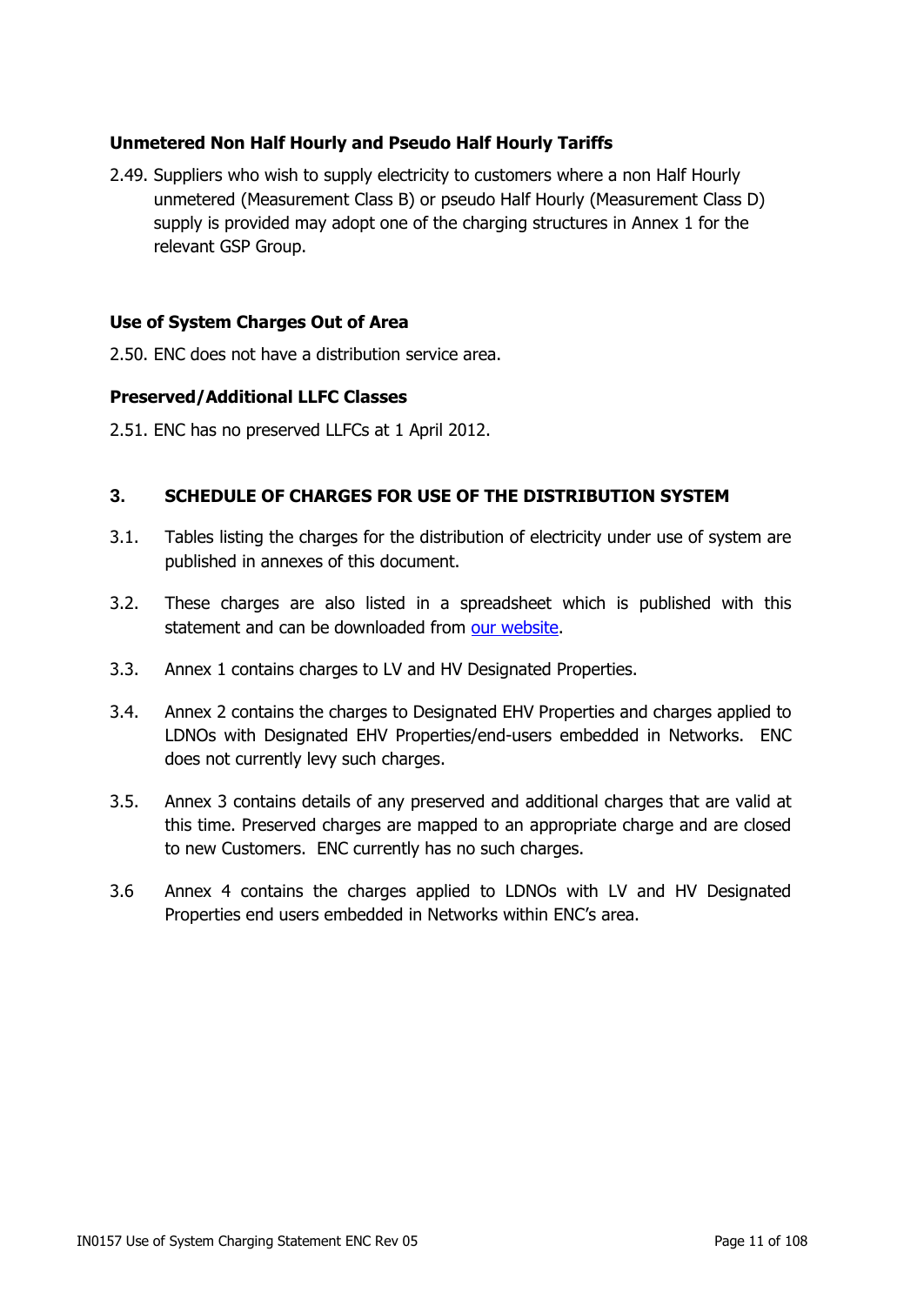### Unmetered Non Half Hourly and Pseudo Half Hourly Tariffs

2.49. Suppliers who wish to supply electricity to customers where a non Half Hourly unmetered (Measurement Class B) or pseudo Half Hourly (Measurement Class D) supply is provided may adopt one of the charging structures in Annex 1 for the relevant GSP Group.

### Use of System Charges Out of Area

2.50. ENC does not have a distribution service area.

### Preserved/Additional LLFC Classes

2.51. ENC has no preserved LLFCs at 1 April 2012.

## 3. SCHEDULE OF CHARGES FOR USE OF THE DISTRIBUTION SYSTEM

3.1. Tables listing the charges for the distribution of electricity under use of system are published in annexes of this document.

3.2. These charges are also listed in a spreadsheet which is published with this statement and can be downloaded from our website.

3.3. Annex 1 contains charges to LV and HV Designated Properties.

3.4. Annex 2 contains the charges to Designated EHV Properties and charges applied to LDNOs with Designated EHV Properties/end-users embedded in Networks. ENC does not currently levy such charges.

3.5. Annex 3 contains details of any preserved and additional charges that are valid at this time. Preserved charges are mapped to an appropriate charge and are closed to new Customers. ENC currently has no such charges.

3.6 Annex 4 contains the charges applied to LDNOs with LV and HV Designated Properties end users embedded in Networks within ENC's area.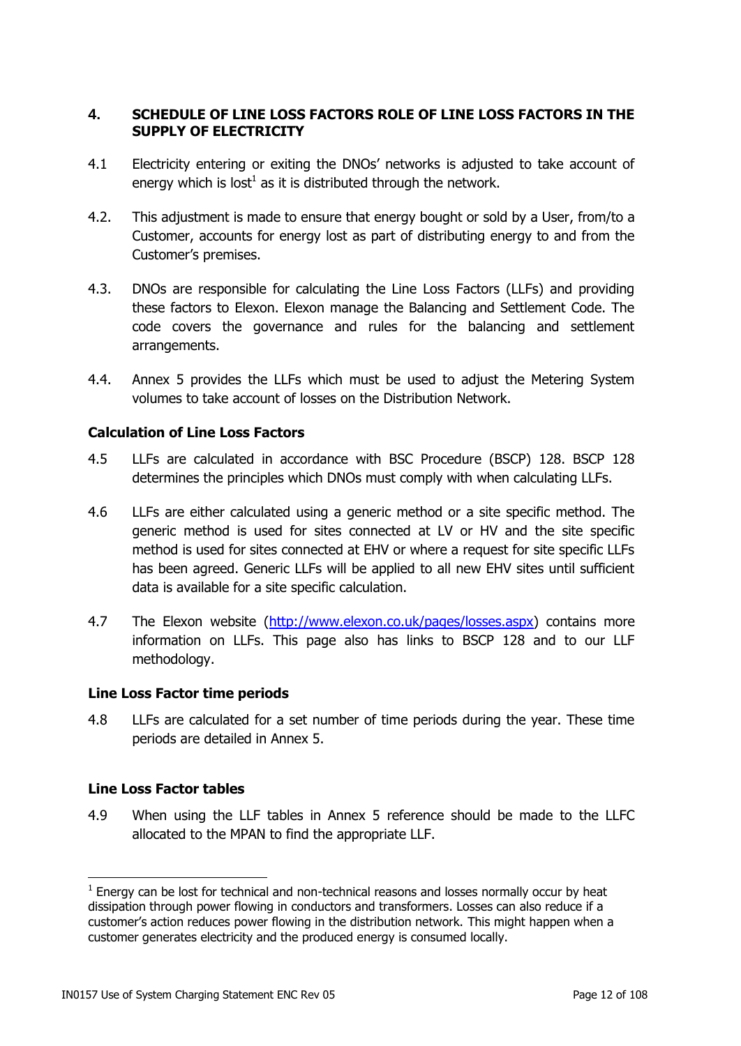## 4. SCHEDULE OF LINE LOSS FACTORS ROLE OF LINE LOSS FACTORS IN THE SUPPLY OF ELECTRICITY

4.1 Electricity entering or exiting the DNOs' networks is adjusted to take account of energy which is lost[1] as it is distributed through the network.

4.2. This adjustment is made to ensure that energy bought or sold by a User, from/to a Customer, accounts for energy lost as part of distributing energy to and from the Customer's premises.

4.3. DNOs are responsible for calculating the Line Loss Factors (LLFs) and providing these factors to Elexon. Elexon manage the Balancing and Settlement Code. The code covers the governance and rules for the balancing and settlement arrangements.

4.4. Annex 5 provides the LLFs which must be used to adjust the Metering System volumes to take account of losses on the Distribution Network.

### Calculation of Line Loss Factors

4.5 LLFs are calculated in accordance with BSC Procedure (BSCP) 128. BSCP 128 determines the principles which DNOs must comply with when calculating LLFs.

4.6 LLFs are either calculated using a generic method or a site specific method. The generic method is used for sites connected at LV or HV and the site specific method is used for sites connected at EHV or where a request for site specific LLFs has been agreed. Generic LLFs will be applied to all new EHV sites until sufficient data is available for a site specific calculation.

4.7 The Elexon website (http://www.elexon.co.uk/pages/losses.aspx) contains more information on LLFs. This page also has links to BSCP 128 and to our LLF methodology.

### Line Loss Factor time periods

4.8 LLFs are calculated for a set number of time periods during the year. These time periods are detailed in Annex 5.

### Line Loss Factor tables

4.9 When using the LLF tables in Annex 5 reference should be made to the LLFC allocated to the MPAN to find the appropriate LLF.

---

[1] Energy can be lost for technical and non-technical reasons and losses normally occur by heat dissipation through power flowing in conductors and transformers. Losses can also reduce if a customer's action reduces power flowing in the distribution network. This might happen when a customer generates electricity and the produced energy is consumed locally.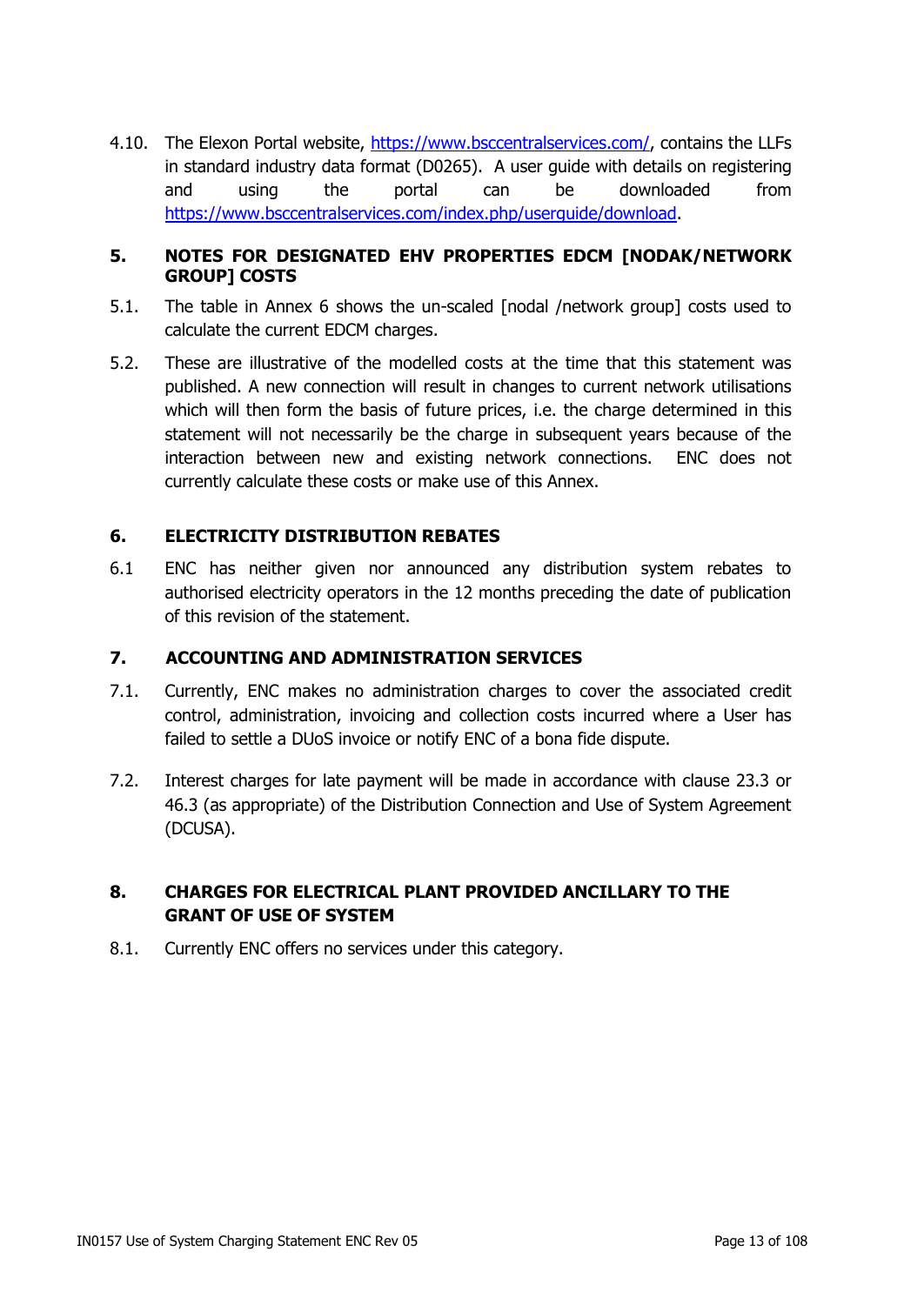4.10. The Elexon Portal website, https://www.bsccentralservices.com/, contains the LLFs in standard industry data format (D0265). A user guide with details on registering and using the portal can be downloaded from https://www.bsccentralservices.com/index.php/userguide/download.

## 5. NOTES FOR DESIGNATED EHV PROPERTIES EDCM [NODAK/NETWORK GROUP] COSTS

5.1. The table in Annex 6 shows the un-scaled [nodal /network group] costs used to calculate the current EDCM charges.

5.2. These are illustrative of the modelled costs at the time that this statement was published. A new connection will result in changes to current network utilisations which will then form the basis of future prices, i.e. the charge determined in this statement will not necessarily be the charge in subsequent years because of the interaction between new and existing network connections. ENC does not currently calculate these costs or make use of this Annex.

## 6. ELECTRICITY DISTRIBUTION REBATES

6.1 ENC has neither given nor announced any distribution system rebates to authorised electricity operators in the 12 months preceding the date of publication of this revision of the statement.

## 7. ACCOUNTING AND ADMINISTRATION SERVICES

7.1. Currently, ENC makes no administration charges to cover the associated credit control, administration, invoicing and collection costs incurred where a User has failed to settle a DUoS invoice or notify ENC of a bona fide dispute.

7.2. Interest charges for late payment will be made in accordance with clause 23.3 or 46.3 (as appropriate) of the Distribution Connection and Use of System Agreement (DCUSA).

## 8. CHARGES FOR ELECTRICAL PLANT PROVIDED ANCILLARY TO THE GRANT OF USE OF SYSTEM

8.1. Currently ENC offers no services under this category.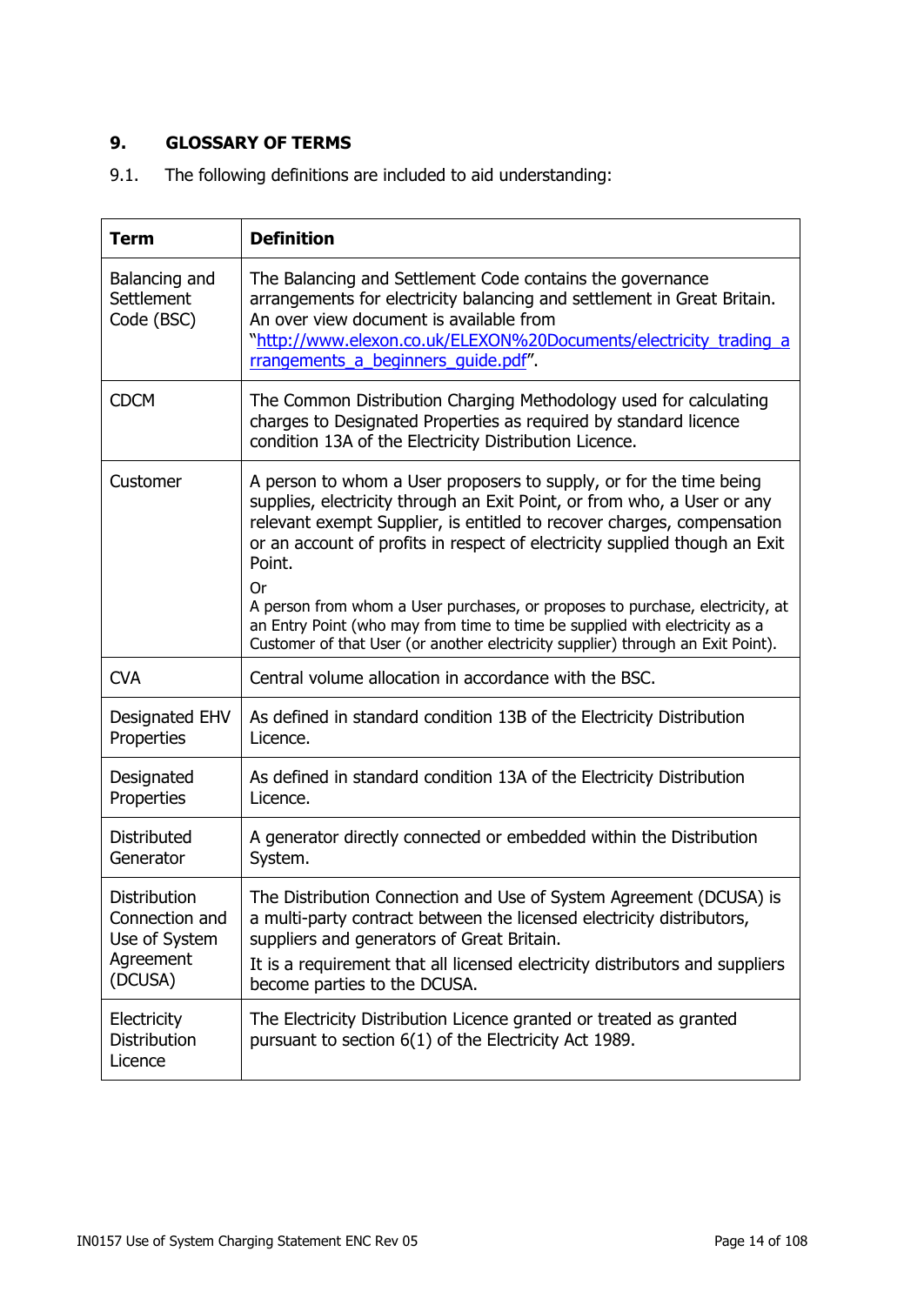## 9. GLOSSARY OF TERMS

9.1. The following definitions are included to aid understanding:

| Term | Definition |
|---|---|
| Balancing and Settlement Code (BSC) | The Balancing and Settlement Code contains the governance arrangements for electricity balancing and settlement in Great Britain. An over view document is available from "[http://www.elexon.co.uk/ELEXON%20Documents/electricity_trading_arrangements_a_beginners_guide.pdf](http://www.elexon.co.uk/ELEXON%20Documents/electricity_trading_arrangements_a_beginners_guide.pdf)". |
| CDCM | The Common Distribution Charging Methodology used for calculating charges to Designated Properties as required by standard licence condition 13A of the Electricity Distribution Licence. |
| Customer | A person to whom a User proposers to supply, or for the time being supplies, electricity through an Exit Point, or from who, a User or any relevant exempt Supplier, is entitled to recover charges, compensation or an account of profits in respect of electricity supplied though an Exit Point.<br>Or<br>A person from whom a User purchases, or proposes to purchase, electricity, at an Entry Point (who may from time to time be supplied with electricity as a Customer of that User (or another electricity supplier) through an Exit Point). |
| CVA | Central volume allocation in accordance with the BSC. |
| Designated EHV Properties | As defined in standard condition 13B of the Electricity Distribution Licence. |
| Designated Properties | As defined in standard condition 13A of the Electricity Distribution Licence. |
| Distributed Generator | A generator directly connected or embedded within the Distribution System. |
| Distribution Connection and Use of System Agreement (DCUSA) | The Distribution Connection and Use of System Agreement (DCUSA) is a multi-party contract between the licensed electricity distributors, suppliers and generators of Great Britain.<br>It is a requirement that all licensed electricity distributors and suppliers become parties to the DCUSA. |
| Electricity Distribution Licence | The Electricity Distribution Licence granted or treated as granted pursuant to section 6(1) of the Electricity Act 1989. |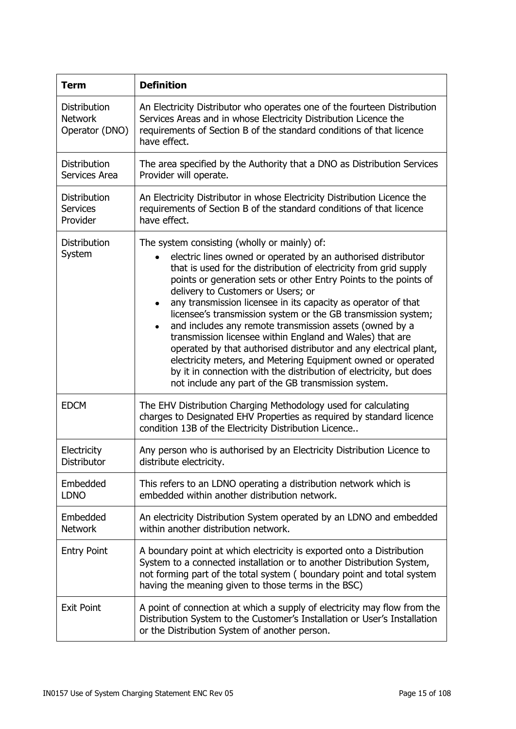| Term | Definition |
|---|---|
| Distribution Network Operator (DNO) | An Electricity Distributor who operates one of the fourteen Distribution Services Areas and in whose Electricity Distribution Licence the requirements of Section B of the standard conditions of that licence have effect. |
| Distribution Services Area | The area specified by the Authority that a DNO as Distribution Services Provider will operate. |
| Distribution Services Provider | An Electricity Distributor in whose Electricity Distribution Licence the requirements of Section B of the standard conditions of that licence have effect. |
| Distribution System | The system consisting (wholly or mainly) of:<br>• electric lines owned or operated by an authorised distributor that is used for the distribution of electricity from grid supply points or generation sets or other Entry Points to the points of delivery to Customers or Users; or<br>• any transmission licensee in its capacity as operator of that licensee's transmission system or the GB transmission system;<br>• and includes any remote transmission assets (owned by a transmission licensee within England and Wales) that are operated by that authorised distributor and any electrical plant, electricity meters, and Metering Equipment owned or operated by it in connection with the distribution of electricity, but does not include any part of the GB transmission system. |
| EDCM | The EHV Distribution Charging Methodology used for calculating charges to Designated EHV Properties as required by standard licence condition 13B of the Electricity Distribution Licence.. |
| Electricity Distributor | Any person who is authorised by an Electricity Distribution Licence to distribute electricity. |
| Embedded LDNO | This refers to an LDNO operating a distribution network which is embedded within another distribution network. |
| Embedded Network | An electricity Distribution System operated by an LDNO and embedded within another distribution network. |
| Entry Point | A boundary point at which electricity is exported onto a Distribution System to a connected installation or to another Distribution System, not forming part of the total system ( boundary point and total system having the meaning given to those terms in the BSC) |
| Exit Point | A point of connection at which a supply of electricity may flow from the Distribution System to the Customer's Installation or User's Installation or the Distribution System of another person. |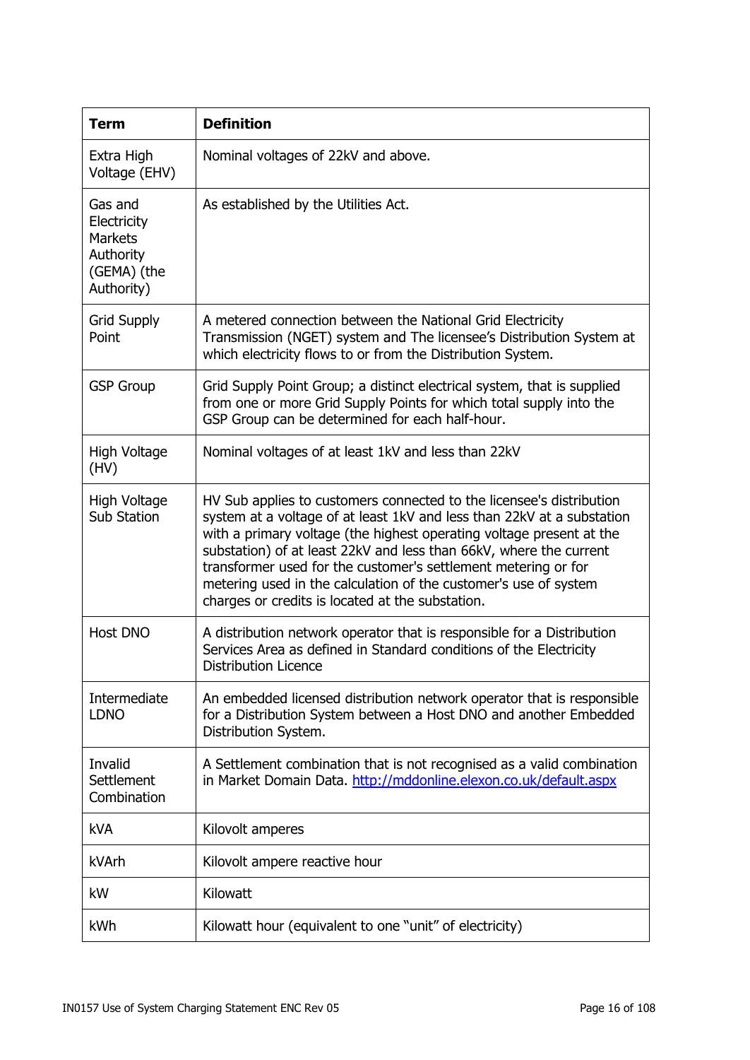| Term | Definition |
|---|---|
| Extra High Voltage (EHV) | Nominal voltages of 22kV and above. |
| Gas and Electricity Markets Authority (GEMA) (the Authority) | As established by the Utilities Act. |
| Grid Supply Point | A metered connection between the National Grid Electricity Transmission (NGET) system and The licensee's Distribution System at which electricity flows to or from the Distribution System. |
| GSP Group | Grid Supply Point Group; a distinct electrical system, that is supplied from one or more Grid Supply Points for which total supply into the GSP Group can be determined for each half-hour. |
| High Voltage (HV) | Nominal voltages of at least 1kV and less than 22kV |
| High Voltage Sub Station | HV Sub applies to customers connected to the licensee's distribution system at a voltage of at least 1kV and less than 22kV at a substation with a primary voltage (the highest operating voltage present at the substation) of at least 22kV and less than 66kV, where the current transformer used for the customer's settlement metering or for metering used in the calculation of the customer's use of system charges or credits is located at the substation. |
| Host DNO | A distribution network operator that is responsible for a Distribution Services Area as defined in Standard conditions of the Electricity Distribution Licence |
| Intermediate LDNO | An embedded licensed distribution network operator that is responsible for a Distribution System between a Host DNO and another Embedded Distribution System. |
| Invalid Settlement Combination | A Settlement combination that is not recognised as a valid combination in Market Domain Data. http://mddonline.elexon.co.uk/default.aspx |
| kVA | Kilovolt amperes |
| kVArh | Kilovolt ampere reactive hour |
| kW | Kilowatt |
| kWh | Kilowatt hour (equivalent to one "unit" of electricity) |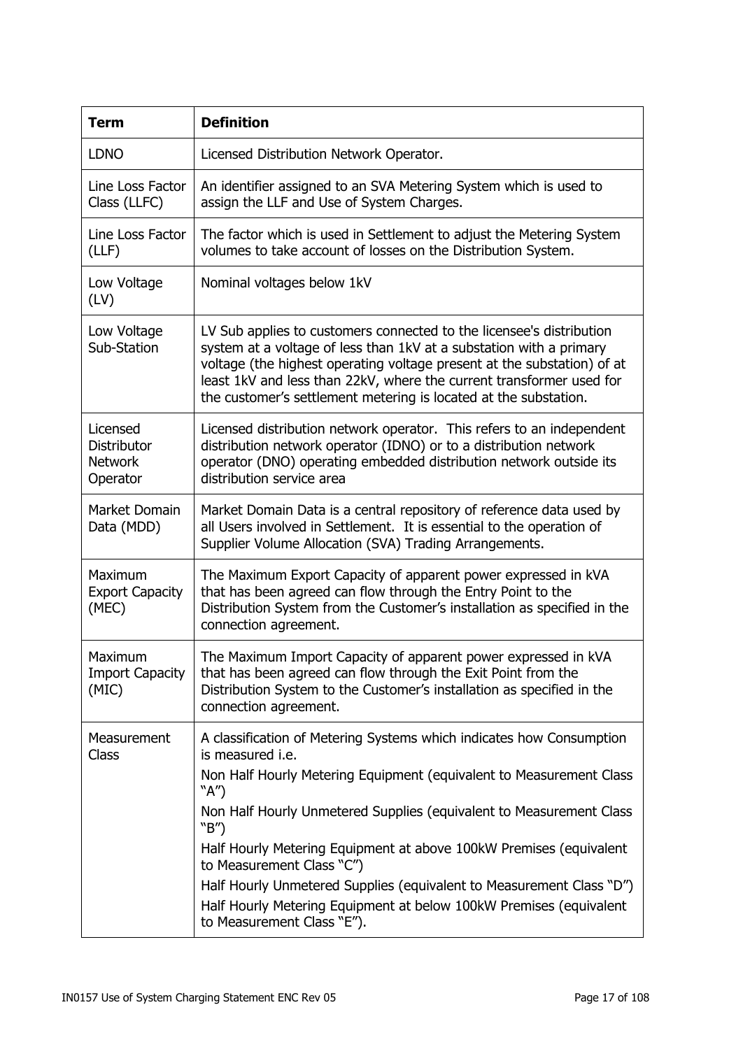| Term | Definition |
|---|---|
| LDNO | Licensed Distribution Network Operator. |
| Line Loss Factor Class (LLFC) | An identifier assigned to an SVA Metering System which is used to assign the LLF and Use of System Charges. |
| Line Loss Factor (LLF) | The factor which is used in Settlement to adjust the Metering System volumes to take account of losses on the Distribution System. |
| Low Voltage (LV) | Nominal voltages below 1kV |
| Low Voltage Sub-Station | LV Sub applies to customers connected to the licensee's distribution system at a voltage of less than 1kV at a substation with a primary voltage (the highest operating voltage present at the substation) of at least 1kV and less than 22kV, where the current transformer used for the customer's settlement metering is located at the substation. |
| Licensed Distributor Network Operator | Licensed distribution network operator. This refers to an independent distribution network operator (IDNO) or to a distribution network operator (DNO) operating embedded distribution network outside its distribution service area |
| Market Domain Data (MDD) | Market Domain Data is a central repository of reference data used by all Users involved in Settlement. It is essential to the operation of Supplier Volume Allocation (SVA) Trading Arrangements. |
| Maximum Export Capacity (MEC) | The Maximum Export Capacity of apparent power expressed in kVA that has been agreed can flow through the Entry Point to the Distribution System from the Customer's installation as specified in the connection agreement. |
| Maximum Import Capacity (MIC) | The Maximum Import Capacity of apparent power expressed in kVA that has been agreed can flow through the Exit Point from the Distribution System to the Customer's installation as specified in the connection agreement. |
| Measurement Class | A classification of Metering Systems which indicates how Consumption is measured i.e.<br>Non Half Hourly Metering Equipment (equivalent to Measurement Class "A")<br>Non Half Hourly Unmetered Supplies (equivalent to Measurement Class "B")<br>Half Hourly Metering Equipment at above 100kW Premises (equivalent to Measurement Class "C")<br>Half Hourly Unmetered Supplies (equivalent to Measurement Class "D")<br>Half Hourly Metering Equipment at below 100kW Premises (equivalent to Measurement Class "E"). |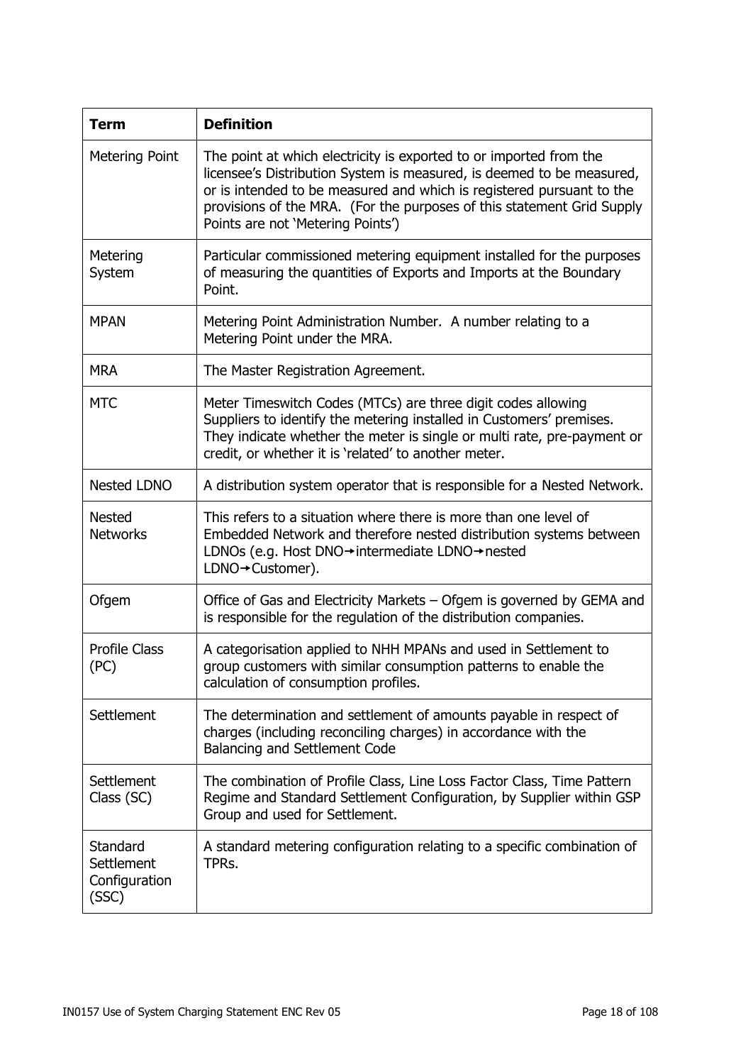| Term | Definition |
|---|---|
| Metering Point | The point at which electricity is exported to or imported from the licensee's Distribution System is measured, is deemed to be measured, or is intended to be measured and which is registered pursuant to the provisions of the MRA. (For the purposes of this statement Grid Supply Points are not 'Metering Points') |
| Metering System | Particular commissioned metering equipment installed for the purposes of measuring the quantities of Exports and Imports at the Boundary Point. |
| MPAN | Metering Point Administration Number. A number relating to a Metering Point under the MRA. |
| MRA | The Master Registration Agreement. |
| MTC | Meter Timeswitch Codes (MTCs) are three digit codes allowing Suppliers to identify the metering installed in Customers' premises. They indicate whether the meter is single or multi rate, pre-payment or credit, or whether it is 'related' to another meter. |
| Nested LDNO | A distribution system operator that is responsible for a Nested Network. |
| Nested Networks | This refers to a situation where there is more than one level of Embedded Network and therefore nested distribution systems between LDNOs (e.g. Host DNO→intermediate LDNO→nested LDNO→Customer). |
| Ofgem | Office of Gas and Electricity Markets – Ofgem is governed by GEMA and is responsible for the regulation of the distribution companies. |
| Profile Class (PC) | A categorisation applied to NHH MPANs and used in Settlement to group customers with similar consumption patterns to enable the calculation of consumption profiles. |
| Settlement | The determination and settlement of amounts payable in respect of charges (including reconciling charges) in accordance with the Balancing and Settlement Code |
| Settlement Class (SC) | The combination of Profile Class, Line Loss Factor Class, Time Pattern Regime and Standard Settlement Configuration, by Supplier within GSP Group and used for Settlement. |
| Standard Settlement Configuration (SSC) | A standard metering configuration relating to a specific combination of TPRs. |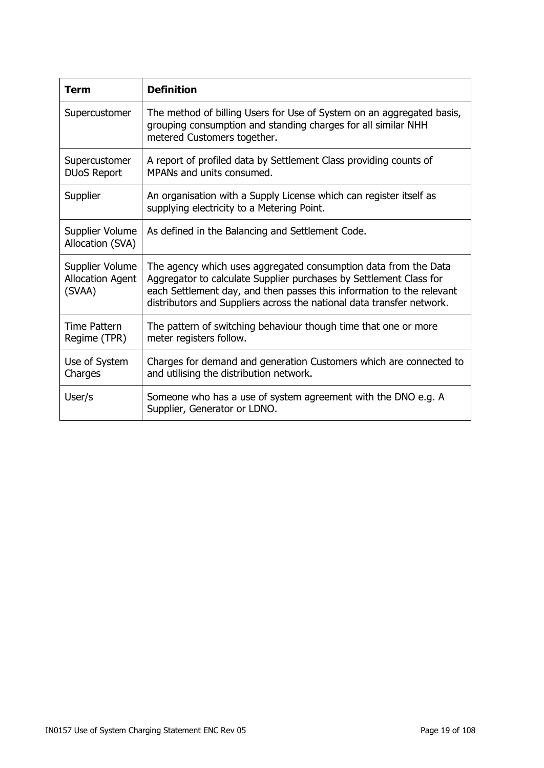| Term | Definition |
|---|---|
| Supercustomer | The method of billing Users for Use of System on an aggregated basis, grouping consumption and standing charges for all similar NHH metered Customers together. |
| Supercustomer DUoS Report | A report of profiled data by Settlement Class providing counts of MPANs and units consumed. |
| Supplier | An organisation with a Supply License which can register itself as supplying electricity to a Metering Point. |
| Supplier Volume Allocation (SVA) | As defined in the Balancing and Settlement Code. |
| Supplier Volume Allocation Agent (SVAA) | The agency which uses aggregated consumption data from the Data Aggregator to calculate Supplier purchases by Settlement Class for each Settlement day, and then passes this information to the relevant distributors and Suppliers across the national data transfer network. |
| Time Pattern Regime (TPR) | The pattern of switching behaviour though time that one or more meter registers follow. |
| Use of System Charges | Charges for demand and generation Customers which are connected to and utilising the distribution network. |
| User/s | Someone who has a use of system agreement with the DNO e.g. A Supplier, Generator or LDNO. |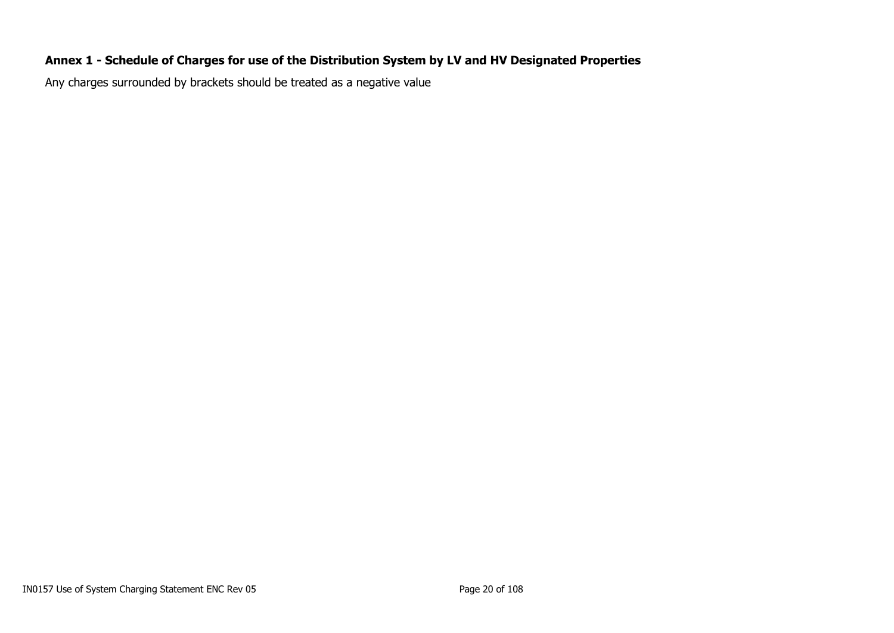**Annex 1 - Schedule of Charges for use of the Distribution System by LV and HV Designated Properties**

Any charges surrounded by brackets should be treated as a negative value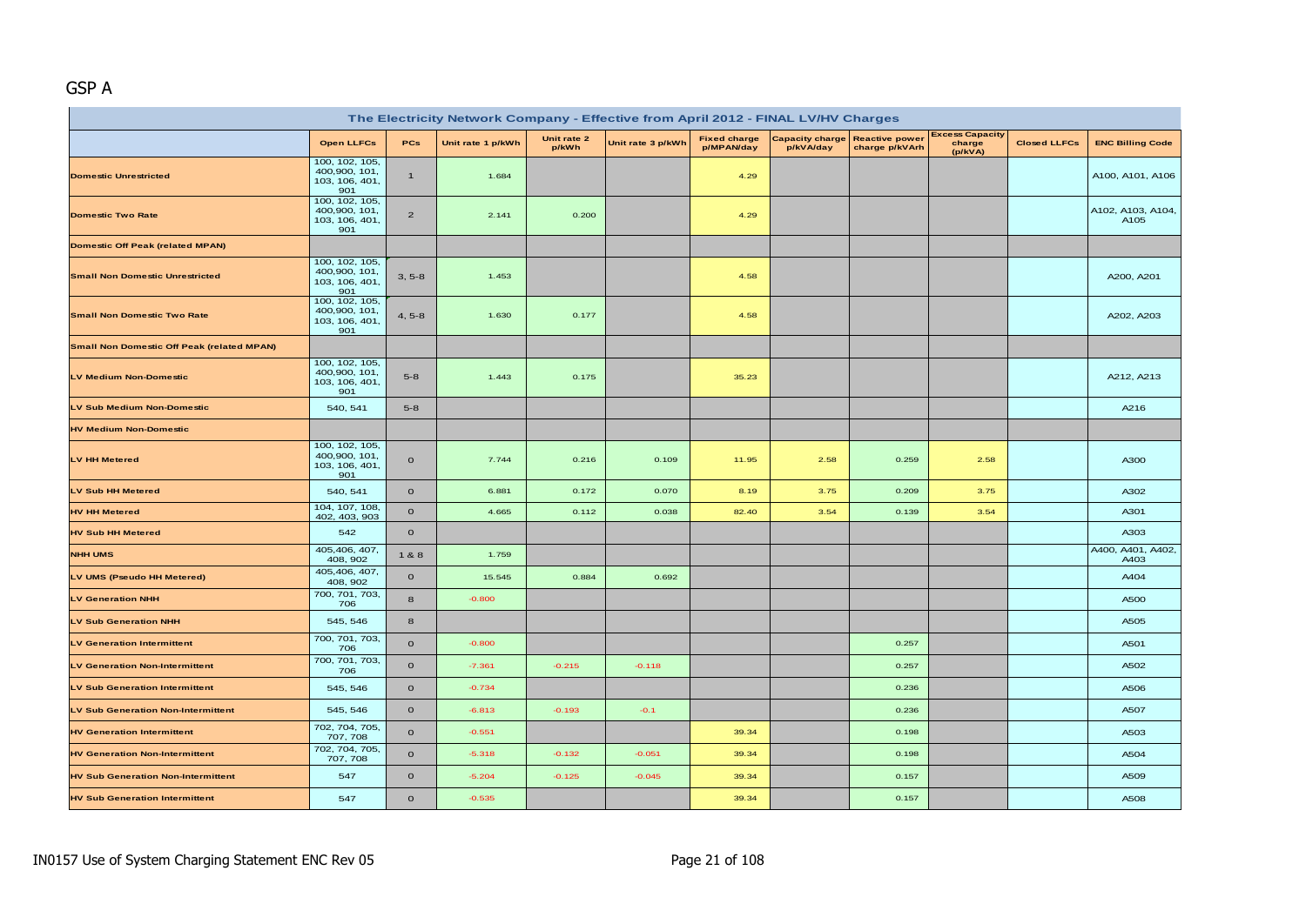## GSP A

| The Electricity Network Company - Effective from April 2012 - FINAL LV/HV Charges | | | | | | | | | | | | |
|---|---|---|---|---|---|---|---|---|---|---|---|---|
| | Open LLFCs | PCs | Unit rate 1 p/kWh | Unit rate 2 p/kWh | Unit rate 3 p/kWh | Fixed charge p/MPAN/day | Capacity charge p/kVA/day | Reactive power charge p/kVArh | Excess Capacity charge (p/kVA) | Closed LLFCs | ENC Billing Code |
| Domestic Unrestricted | 100, 102, 105, 400,900, 101, 103, 106, 401, 901 | 1 | 1.684 | | | 4.29 | | | | | A100, A101, A106 |
| Domestic Two Rate | 100, 102, 105, 400,900, 101, 103, 106, 401, 901 | 2 | 2.141 | 0.200 | | 4.29 | | | | | A102, A103, A104, A105 |
| Domestic Off Peak (related MPAN) | | | | | | | | | | | |
| Small Non Domestic Unrestricted | 100, 102, 105, 400,900, 101, 103, 106, 401, 901 | 3, 5-8 | 1.453 | | | 4.58 | | | | | A200, A201 |
| Small Non Domestic Two Rate | 100, 102, 105, 400,900, 101, 103, 106, 401, 901 | 4, 5-8 | 1.630 | 0.177 | | 4.58 | | | | | A202, A203 |
| Small Non Domestic Off Peak (related MPAN) | | | | | | | | | | | |
| LV Medium Non-Domestic | 100, 102, 105, 400,900, 101, 103, 106, 401, 901 | 5-8 | 1.443 | 0.175 | | 35.23 | | | | | A212, A213 |
| LV Sub Medium Non-Domestic | 540, 541 | 5-8 | | | | | | | | | A216 |
| HV Medium Non-Domestic | | | | | | | | | | | |
| LV HH Metered | 100, 102, 105, 400,900, 101, 103, 106, 401, 901 | 0 | 7.744 | 0.216 | 0.109 | 11.95 | 2.58 | 0.259 | 2.58 | | A300 |
| LV Sub HH Metered | 540, 541 | 0 | 6.881 | 0.172 | 0.070 | 8.19 | 3.75 | 0.209 | 3.75 | | A302 |
| HV HH Metered | 104, 107, 108, 402, 403, 903 | 0 | 4.665 | 0.112 | 0.038 | 82.40 | 3.54 | 0.139 | 3.54 | | A301 |
| HV Sub HH Metered | 542 | 0 | | | | | | | | | A303 |
| NHH UMS | 405,406, 407, 408, 902 | 1 & 8 | 1.759 | | | | | | | | A400, A401, A402, A403 |
| LV UMS (Pseudo HH Metered) | 405,406, 407, 408, 902 | 0 | 15.545 | 0.884 | 0.692 | | | | | | A404 |
| LV Generation NHH | 700, 701, 703, 706 | 8 | -0.800 | | | | | | | | A500 |
| LV Sub Generation NHH | 545, 546 | 8 | | | | | | | | | A505 |
| LV Generation Intermittent | 700, 701, 703, 706 | 0 | -0.800 | | | | | 0.257 | | | A501 |
| LV Generation Non-Intermittent | 700, 701, 703, 706 | 0 | -7.361 | -0.215 | -0.118 | | | 0.257 | | | A502 |
| LV Sub Generation Intermittent | 545, 546 | 0 | -0.734 | | | | | 0.236 | | | A506 |
| LV Sub Generation Non-Intermittent | 545, 546 | 0 | -6.813 | -0.193 | -0.1 | | | 0.236 | | | A507 |
| HV Generation Intermittent | 702, 704, 705, 707, 708 | 0 | -0.551 | | | 39.34 | | 0.198 | | | A503 |
| HV Generation Non-Intermittent | 702, 704, 705, 707, 708 | 0 | -5.318 | -0.132 | -0.051 | 39.34 | | 0.198 | | | A504 |
| HV Sub Generation Non-Intermittent | 547 | 0 | -5.204 | -0.125 | -0.045 | 39.34 | | 0.157 | | | A509 |
| HV Sub Generation Intermittent | 547 | 0 | -0.535 | | | 39.34 | | 0.157 | | | A508 |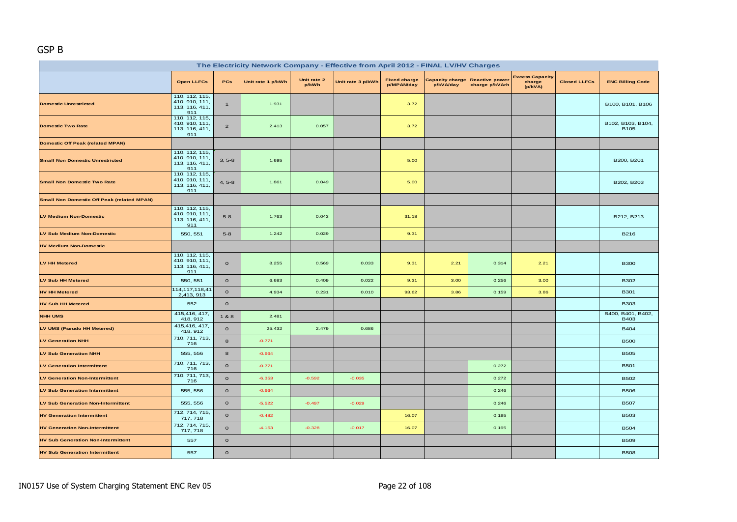## GSP B

| The Electricity Network Company - Effective from April 2012 - FINAL LV/HV Charges | | | | | | | | | | | |
|---|---|---|---|---|---|---|---|---|---|---|---|
| | Open LLFCs | PCs | Unit rate 1 p/kWh | Unit rate 2 p/kWh | Unit rate 3 p/kWh | Fixed charge p/MPAN/day | Capacity charge p/kVA/day | Reactive power charge p/kVArh | Excess Capacity charge (p/kVA) | Closed LLFCs | ENC Billing Code |
| Domestic Unrestricted | 110, 112, 115, 410, 910, 111, 113, 116, 411, 911 | 1 | 1.931 | | | 3.72 | | | | | B100, B101, B106 |
| Domestic Two Rate | 110, 112, 115, 410, 910, 111, 113, 116, 411, 911 | 2 | 2.413 | 0.057 | | 3.72 | | | | | B102, B103, B104, B105 |
| Domestic Off Peak (related MPAN) | | | | | | | | | | | |
| Small Non Domestic Unrestricted | 110, 112, 115, 410, 910, 111, 113, 116, 411, 911 | 3, 5-8 | 1.695 | | | 5.00 | | | | | B200, B201 |
| Small Non Domestic Two Rate | 110, 112, 115, 410, 910, 111, 113, 116, 411, 911 | 4, 5-8 | 1.861 | 0.049 | | 5.00 | | | | | B202, B203 |
| Small Non Domestic Off Peak (related MPAN) | | | | | | | | | | | |
| LV Medium Non-Domestic | 110, 112, 115, 410, 910, 111, 113, 116, 411, 911 | 5-8 | 1.763 | 0.043 | | 31.18 | | | | | B212, B213 |
| LV Sub Medium Non-Domestic | 550, 551 | 5-8 | 1.242 | 0.029 | | 9.31 | | | | | B216 |
| HV Medium Non-Domestic | | | | | | | | | | | |
| LV HH Metered | 110, 112, 115, 410, 910, 111, 113, 116, 411, 911 | 0 | 8.255 | 0.569 | 0.033 | 9.31 | 2.21 | 0.314 | 2.21 | | B300 |
| LV Sub HH Metered | 550, 551 | 0 | 6.683 | 0.409 | 0.022 | 9.31 | 3.00 | 0.256 | 3.00 | | B302 |
| HV HH Metered | 114,117,118,412,413, 913 | 0 | 4.934 | 0.231 | 0.010 | 93.62 | 3.86 | 0.159 | 3.86 | | B301 |
| HV Sub HH Metered | 552 | 0 | | | | | | | | | B303 |
| NHH UMS | 415,416, 417, 418, 912 | 1 & 8 | 2.481 | | | | | | | | B400, B401, B402, B403 |
| LV UMS (Pseudo HH Metered) | 415,416, 417, 418, 912 | 0 | 25.432 | 2.479 | 0.686 | | | | | | B404 |
| LV Generation NHH | 710, 711, 713, 716 | 8 | -0.771 | | | | | | | | B500 |
| LV Sub Generation NHH | 555, 556 | 8 | -0.664 | | | | | | | | B505 |
| LV Generation Intermittent | 710, 711, 713, 716 | 0 | -0.771 | | | | | 0.272 | | | B501 |
| LV Generation Non-Intermittent | 710, 711, 713, 716 | 0 | -6.353 | -0.592 | -0.035 | | | 0.272 | | | B502 |
| LV Sub Generation Intermittent | 555, 556 | 0 | -0.664 | | | | | 0.246 | | | B506 |
| LV Sub Generation Non-Intermittent | 555, 556 | 0 | -5.522 | -0.497 | -0.029 | | | 0.246 | | | B507 |
| HV Generation Intermittent | 712, 714, 715, 717, 718 | 0 | -0.482 | | | 16.07 | | 0.195 | | | B503 |
| HV Generation Non-Intermittent | 712, 714, 715, 717, 718 | 0 | -4.153 | -0.328 | -0.017 | 16.07 | | 0.195 | | | B504 |
| HV Sub Generation Non-Intermittent | 557 | 0 | | | | | | | | | B509 |
| HV Sub Generation Intermittent | 557 | 0 | | | | | | | | | B508 |

IN0157 Use of System Charging Statement ENC Rev 05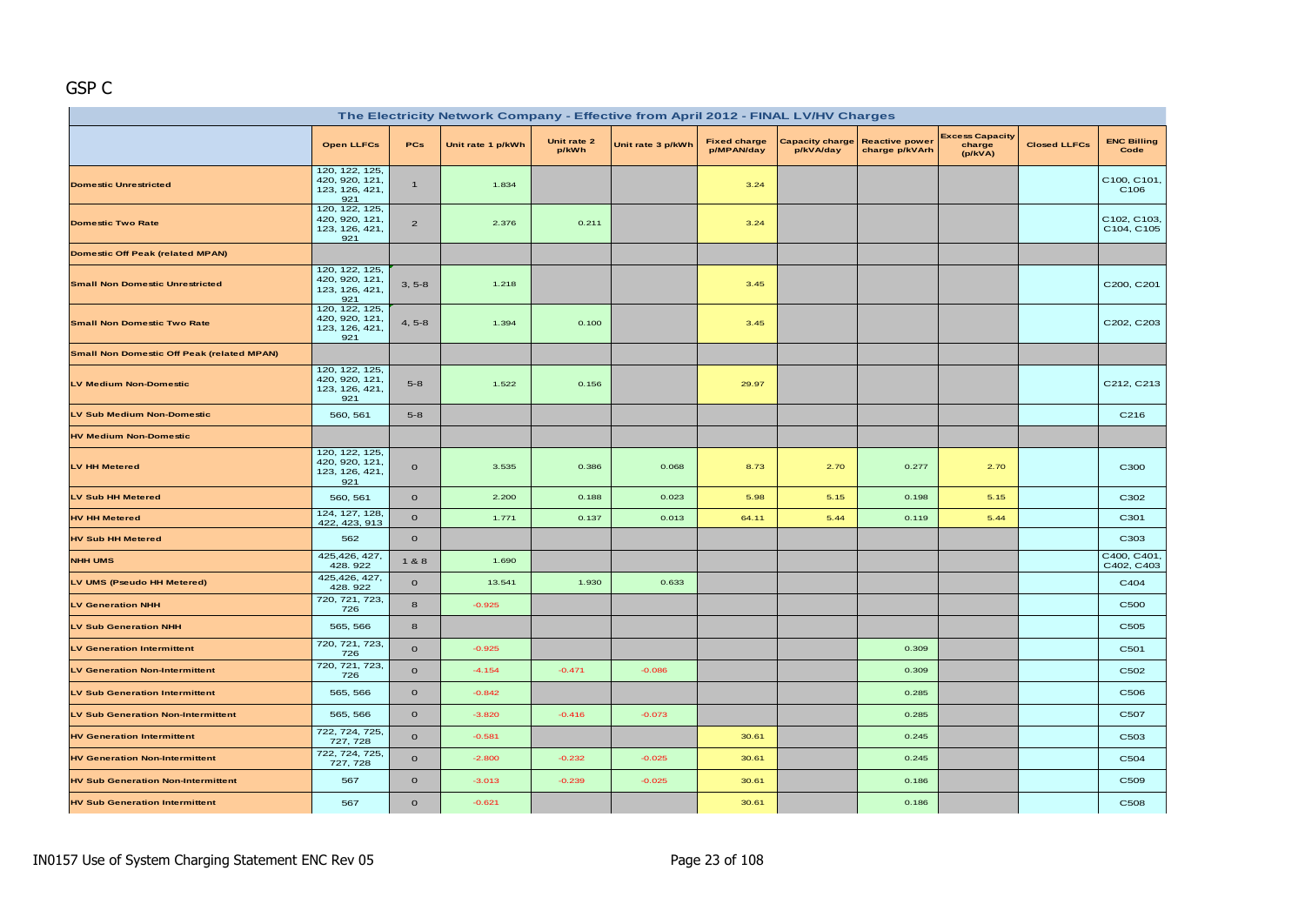# GSP C

| The Electricity Network Company - Effective from April 2012 - FINAL LV/HV Charges | | | | | | | | | | | |
|---|---|---|---|---|---|---|---|---|---|---|---|
| | Open LLFCs | PCs | Unit rate 1 p/kWh | Unit rate 2 p/kWh | Unit rate 3 p/kWh | Fixed charge p/MPAN/day | Capacity charge p/kVA/day | Reactive power charge p/kVArh | Excess Capacity charge (p/kVA) | Closed LLFCs | ENC Billing Code |
| Domestic Unrestricted | 120, 122, 125, 420, 920, 121, 123, 126, 421, 921 | 1 | 1.834 | | | 3.24 | | | | | C100, C101, C106 |
| Domestic Two Rate | 120, 122, 125, 420, 920, 121, 123, 126, 421, 921 | 2 | 2.376 | 0.211 | | 3.24 | | | | | C102, C103, C104, C105 |
| Domestic Off Peak (related MPAN) | | | | | | | | | | | |
| Small Non Domestic Unrestricted | 120, 122, 125, 420, 920, 121, 123, 126, 421, 921 | 3, 5-8 | 1.218 | | | 3.45 | | | | | C200, C201 |
| Small Non Domestic Two Rate | 120, 122, 125, 420, 920, 121, 123, 126, 421, 921 | 4, 5-8 | 1.394 | 0.100 | | 3.45 | | | | | C202, C203 |
| Small Non Domestic Off Peak (related MPAN) | | | | | | | | | | | |
| LV Medium Non-Domestic | 120, 122, 125, 420, 920, 121, 123, 126, 421, 921 | 5-8 | 1.522 | 0.156 | | 29.97 | | | | | C212, C213 |
| LV Sub Medium Non-Domestic | 560, 561 | 5-8 | | | | | | | | | C216 |
| HV Medium Non-Domestic | | | | | | | | | | | |
| LV HH Metered | 120, 122, 125, 420, 920, 121, 123, 126, 421, 921 | 0 | 3.535 | 0.386 | 0.068 | 8.73 | 2.70 | 0.277 | 2.70 | | C300 |
| LV Sub HH Metered | 560, 561 | 0 | 2.200 | 0.188 | 0.023 | 5.98 | 5.15 | 0.198 | 5.15 | | C302 |
| HV HH Metered | 124, 127, 128, 422, 423, 913 | 0 | 1.771 | 0.137 | 0.013 | 64.11 | 5.44 | 0.119 | 5.44 | | C301 |
| HV Sub HH Metered | 562 | 0 | | | | | | | | | C303 |
| NHH UMS | 425,426, 427, 428. 922 | 1 & 8 | 1.690 | | | | | | | | C400, C401, C402, C403 |
| LV UMS (Pseudo HH Metered) | 425,426, 427, 428. 922 | 0 | 13.541 | 1.930 | 0.633 | | | | | | C404 |
| LV Generation NHH | 720, 721, 723, 726 | 8 | -0.925 | | | | | | | | C500 |
| LV Sub Generation NHH | 565, 566 | 8 | | | | | | | | | C505 |
| LV Generation Intermittent | 720, 721, 723, 726 | 0 | -0.925 | | | | | 0.309 | | | C501 |
| LV Generation Non-Intermittent | 720, 721, 723, 726 | 0 | -4.154 | -0.471 | -0.086 | | | 0.309 | | | C502 |
| LV Sub Generation Intermittent | 565, 566 | 0 | -0.842 | | | | | 0.285 | | | C506 |
| LV Sub Generation Non-Intermittent | 565, 566 | 0 | -3.820 | -0.416 | -0.073 | | | 0.285 | | | C507 |
| HV Generation Intermittent | 722, 724, 725, 727, 728 | 0 | -0.581 | | | 30.61 | | 0.245 | | | C503 |
| HV Generation Non-Intermittent | 722, 724, 725, 727, 728 | 0 | -2.800 | -0.232 | -0.025 | 30.61 | | 0.245 | | | C504 |
| HV Sub Generation Non-Intermittent | 567 | 0 | -3.013 | -0.239 | -0.025 | 30.61 | | 0.186 | | | C509 |
| HV Sub Generation Intermittent | 567 | 0 | -0.621 | | | 30.61 | | 0.186 | | | C508 |

IN0157 Use of System Charging Statement ENC Rev 05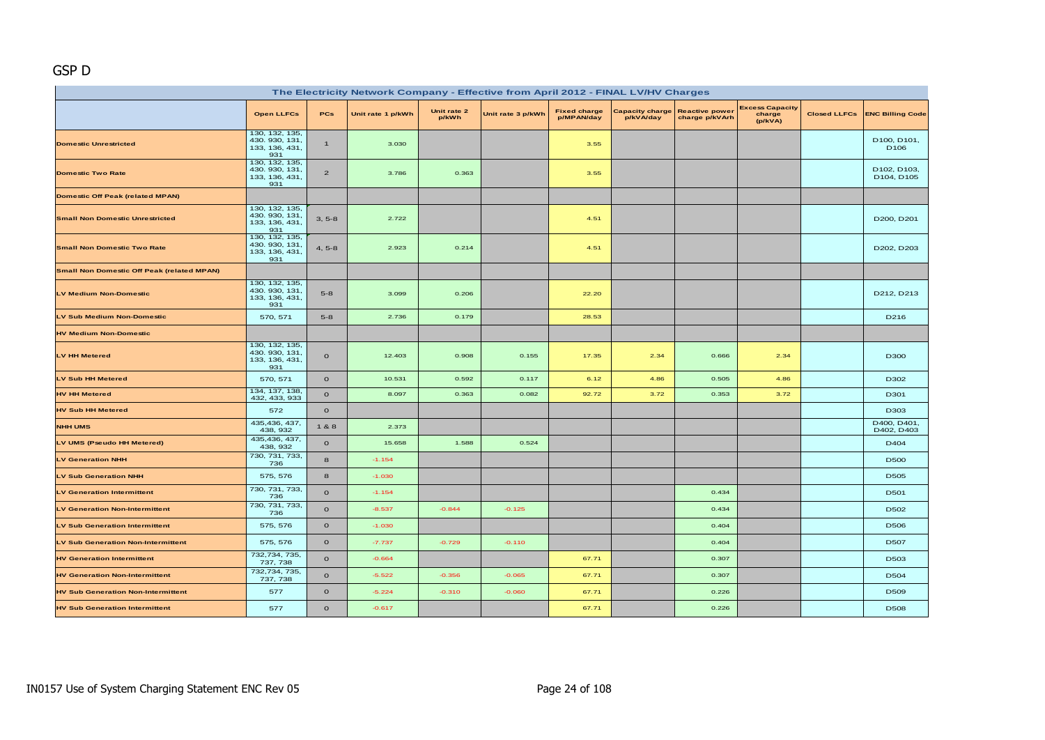GSP D

| The Electricity Network Company - Effective from April 2012 - FINAL LV/HV Charges | | | | | | | | | | | |
|---|---|---|---|---|---|---|---|---|---|---|---|
| | Open LLFCs | PCs | Unit rate 1 p/kWh | Unit rate 2 p/kWh | Unit rate 3 p/kWh | Fixed charge p/MPAN/day | Capacity charge p/kVA/day | Reactive power charge p/kVArh | Excess Capacity charge (p/kVA) | Closed LLFCs | ENC Billing Code |
| Domestic Unrestricted | 130, 132, 135, 430, 930, 131, 133, 136, 431, 931 | 1 | 3.030 | | | 3.55 | | | | | D100, D101, D106 |
| Domestic Two Rate | 130, 132, 135, 430, 930, 131, 133, 136, 431, 931 | 2 | 3.786 | 0.363 | | 3.55 | | | | | D102, D103, D104, D105 |
| Domestic Off Peak (related MPAN) | | | | | | | | | | | |
| Small Non Domestic Unrestricted | 130, 132, 135, 430, 930, 131, 133, 136, 431, 931 | 3, 5-8 | 2.722 | | | 4.51 | | | | | D200, D201 |
| Small Non Domestic Two Rate | 130, 132, 135, 430, 930, 131, 133, 136, 431, 931 | 4, 5-8 | 2.923 | 0.214 | | 4.51 | | | | | D202, D203 |
| Small Non Domestic Off Peak (related MPAN) | | | | | | | | | | | |
| LV Medium Non-Domestic | 130, 132, 135, 430, 930, 131, 133, 136, 431, 931 | 5-8 | 3.099 | 0.206 | | 22.20 | | | | | D212, D213 |
| LV Sub Medium Non-Domestic | 570, 571 | 5-8 | 2.736 | 0.179 | | 28.53 | | | | | D216 |
| HV Medium Non-Domestic | | | | | | | | | | | |
| LV HH Metered | 130, 132, 135, 430, 930, 131, 133, 136, 431, 931 | 0 | 12.403 | 0.908 | 0.155 | 17.35 | 2.34 | 0.666 | 2.34 | | D300 |
| LV Sub HH Metered | 570, 571 | 0 | 10.531 | 0.592 | 0.117 | 6.12 | 4.86 | 0.505 | 4.86 | | D302 |
| HV HH Metered | 134, 137, 138, 432, 433, 933 | 0 | 8.097 | 0.363 | 0.082 | 92.72 | 3.72 | 0.353 | 3.72 | | D301 |
| HV Sub HH Metered | 572 | 0 | | | | | | | | | D303 |
| NHH UMS | 435,436, 437, 438, 932 | 1 & 8 | 2.373 | | | | | | | | D400, D401, D402, D403 |
| LV UMS (Pseudo HH Metered) | 435,436, 437, 438, 932 | 0 | 15.658 | 1.588 | 0.524 | | | | | | D404 |
| LV Generation NHH | 730, 731, 733, 736 | 8 | -1.154 | | | | | | | | D500 |
| LV Sub Generation NHH | 575, 576 | 8 | -1.030 | | | | | | | | D505 |
| LV Generation Intermittent | 730, 731, 733, 736 | 0 | -1.154 | | | | | 0.434 | | | D501 |
| LV Generation Non-Intermittent | 730, 731, 733, 736 | 0 | -8.537 | -0.844 | -0.125 | | | 0.434 | | | D502 |
| LV Sub Generation Intermittent | 575, 576 | 0 | -1.030 | | | | | 0.404 | | | D506 |
| LV Sub Generation Non-Intermittent | 575, 576 | 0 | -7.737 | -0.729 | -0.110 | | | 0.404 | | | D507 |
| HV Generation Intermittent | 732,734, 735, 737, 738 | 0 | -0.664 | | | 67.71 | | 0.307 | | | D503 |
| HV Generation Non-Intermittent | 732,734, 735, 737, 738 | 0 | -5.522 | -0.356 | -0.065 | 67.71 | | 0.307 | | | D504 |
| HV Sub Generation Non-Intermittent | 577 | 0 | -5.224 | -0.310 | -0.060 | 67.71 | | 0.226 | | | D509 |
| HV Sub Generation Intermittent | 577 | 0 | -0.617 | | | 67.71 | | 0.226 | | | D508 |

IN0157 Use of System Charging Statement ENC Rev 05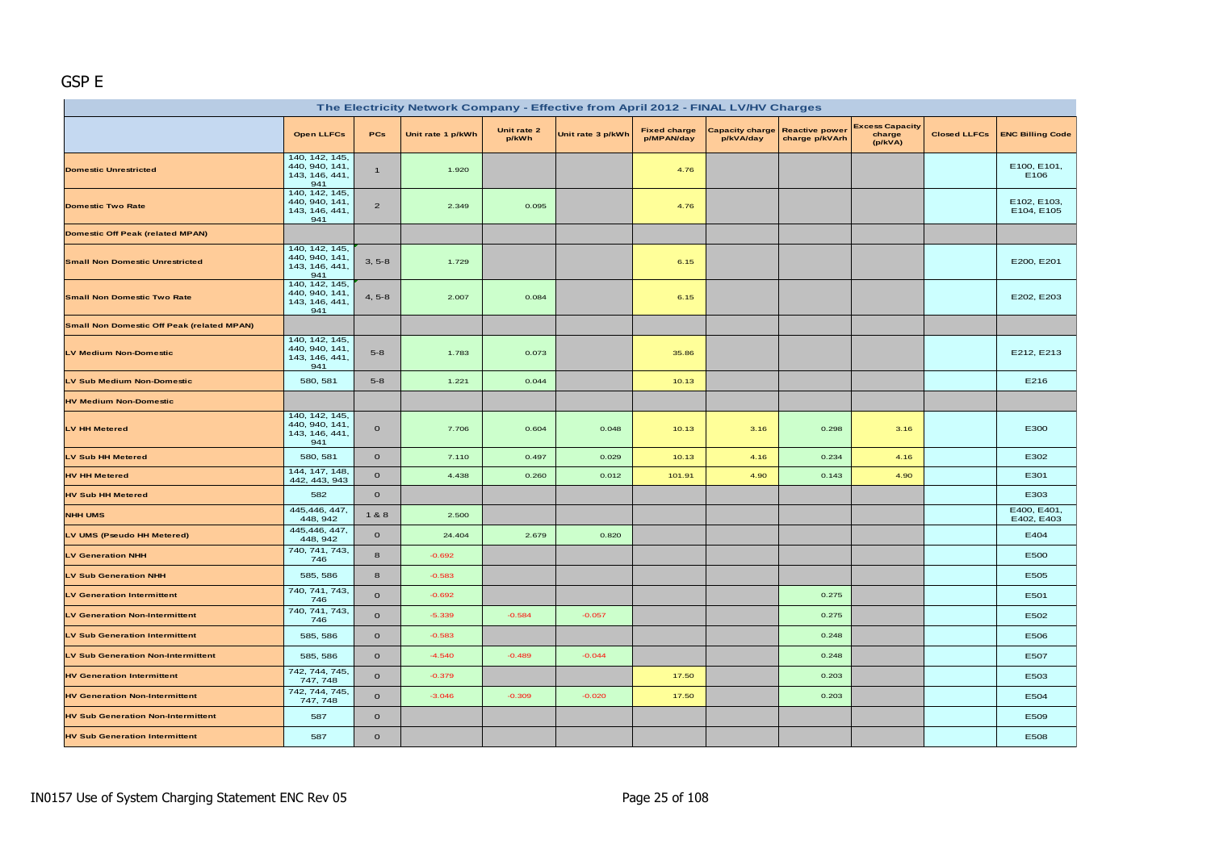GSP E

| The Electricity Network Company - Effective from April 2012 - FINAL LV/HV Charges | | | | | | | | | | | |
|---|---|---|---|---|---|---|---|---|---|---|---|
| | Open LLFCs | PCs | Unit rate 1 p/kWh | Unit rate 2 p/kWh | Unit rate 3 p/kWh | Fixed charge p/MPAN/day | Capacity charge p/kVA/day | Reactive power charge p/kVArh | Excess Capacity charge (p/kVA) | Closed LLFCs | ENC Billing Code |
| Domestic Unrestricted | 140, 142, 145, 440, 940, 141, 143, 146, 441, 941 | 1 | 1.920 | | | 4.76 | | | | | E100, E101, E106 |
| Domestic Two Rate | 140, 142, 145, 440, 940, 141, 143, 146, 441, 941 | 2 | 2.349 | 0.095 | | 4.76 | | | | | E102, E103, E104, E105 |
| Domestic Off Peak (related MPAN) | | | | | | | | | | | |
| Small Non Domestic Unrestricted | 140, 142, 145, 440, 940, 141, 143, 146, 441, 941 | 3, 5-8 | 1.729 | | | 6.15 | | | | | E200, E201 |
| Small Non Domestic Two Rate | 140, 142, 145, 440, 940, 141, 143, 146, 441, 941 | 4, 5-8 | 2.007 | 0.084 | | 6.15 | | | | | E202, E203 |
| Small Non Domestic Off Peak (related MPAN) | | | | | | | | | | | |
| LV Medium Non-Domestic | 140, 142, 145, 440, 940, 141, 143, 146, 441, 941 | 5-8 | 1.783 | 0.073 | | 35.86 | | | | | E212, E213 |
| LV Sub Medium Non-Domestic | 580, 581 | 5-8 | 1.221 | 0.044 | | 10.13 | | | | | E216 |
| HV Medium Non-Domestic | | | | | | | | | | | |
| LV HH Metered | 140, 142, 145, 440, 940, 141, 143, 146, 441, 941 | 0 | 7.706 | 0.604 | 0.048 | 10.13 | 3.16 | 0.298 | 3.16 | | E300 |
| LV Sub HH Metered | 580, 581 | 0 | 7.110 | 0.497 | 0.029 | 10.13 | 4.16 | 0.234 | 4.16 | | E302 |
| HV HH Metered | 144, 147, 148, 442, 443, 943 | 0 | 4.438 | 0.260 | 0.012 | 101.91 | 4.90 | 0.143 | 4.90 | | E301 |
| HV Sub HH Metered | 582 | 0 | | | | | | | | | E303 |
| NHH UMS | 445,446, 447, 448, 942 | 1 & 8 | 2.500 | | | | | | | | E400, E401, E402, E403 |
| LV UMS (Pseudo HH Metered) | 445,446, 447, 448, 942 | 0 | 24.404 | 2.679 | 0.820 | | | | | | E404 |
| LV Generation NHH | 740, 741, 743, 746 | 8 | -0.692 | | | | | | | | E500 |
| LV Sub Generation NHH | 585, 586 | 8 | -0.583 | | | | | | | | E505 |
| LV Generation Intermittent | 740, 741, 743, 746 | 0 | -0.692 | | | | | 0.275 | | | E501 |
| LV Generation Non-Intermittent | 740, 741, 743, 746 | 0 | -5.339 | -0.584 | -0.057 | | | 0.275 | | | E502 |
| LV Sub Generation Intermittent | 585, 586 | 0 | -0.583 | | | | | 0.248 | | | E506 |
| LV Sub Generation Non-Intermittent | 585, 586 | 0 | -4.540 | -0.489 | -0.044 | | | 0.248 | | | E507 |
| HV Generation Intermittent | 742, 744, 745, 747, 748 | 0 | -0.379 | | | 17.50 | | 0.203 | | | E503 |
| HV Generation Non-Intermittent | 742, 744, 745, 747, 748 | 0 | -3.046 | -0.309 | -0.020 | 17.50 | | 0.203 | | | E504 |
| HV Sub Generation Non-Intermittent | 587 | 0 | | | | | | | | | E509 |
| HV Sub Generation Intermittent | 587 | 0 | | | | | | | | | E508 |

IN0157 Use of System Charging Statement ENC Rev 05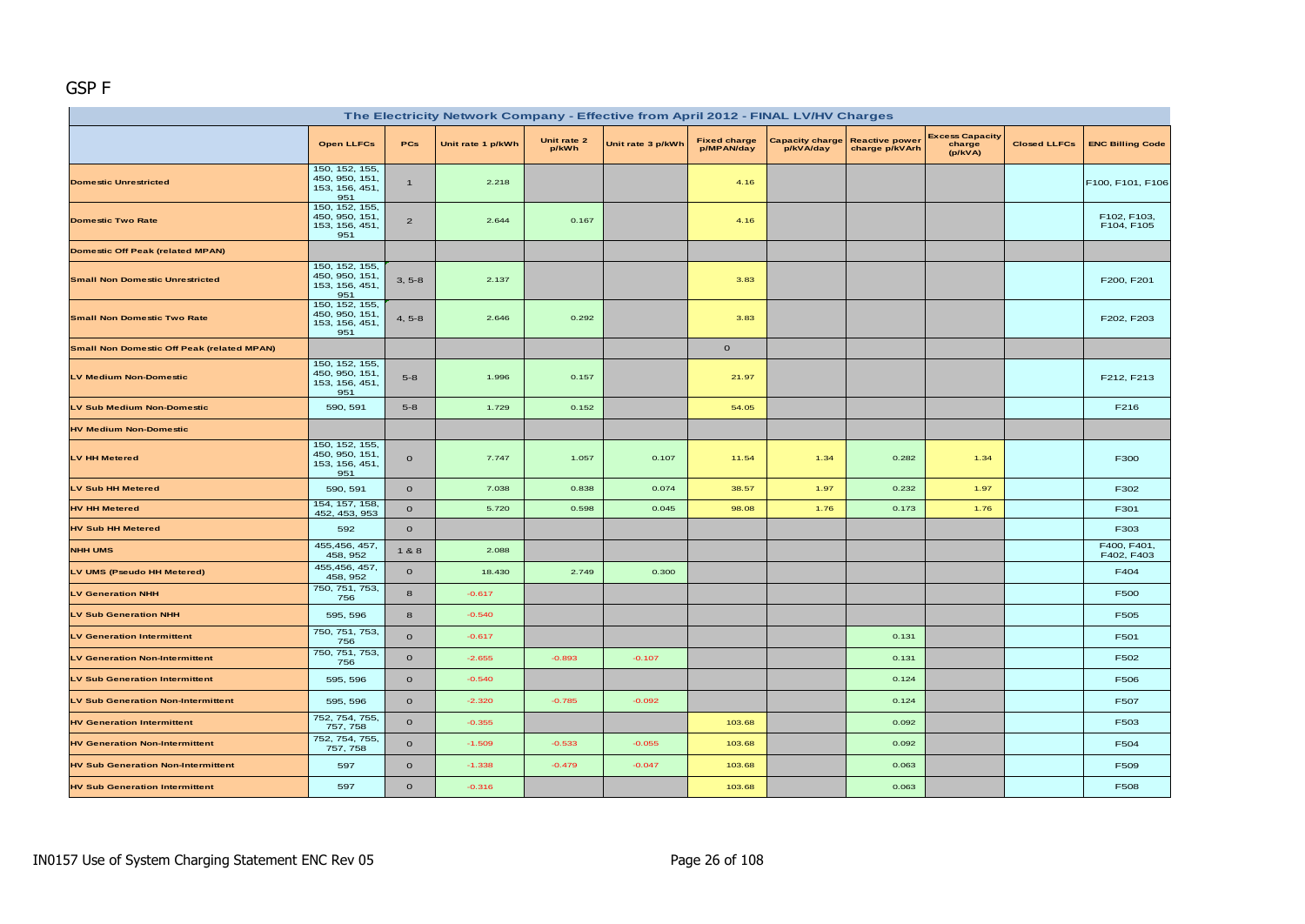GSP F

| The Electricity Network Company - Effective from April 2012 - FINAL LV/HV Charges | | | | | | | | | | | |
|---|---|---|---|---|---|---|---|---|---|---|---|
| | Open LLFCs | PCs | Unit rate 1 p/kWh | Unit rate 2 p/kWh | Unit rate 3 p/kWh | Fixed charge p/MPAN/day | Capacity charge p/kVA/day | Reactive power charge p/kVArh | Excess Capacity charge (p/kVA) | Closed LLFCs | ENC Billing Code |
| Domestic Unrestricted | 150, 152, 155, 450, 950, 151, 153, 156, 451, 951 | 1 | 2.218 | | | 4.16 | | | | | F100, F101, F106 |
| Domestic Two Rate | 150, 152, 155, 450, 950, 151, 153, 156, 451, 951 | 2 | 2.644 | 0.167 | | 4.16 | | | | | F102, F103, F104, F105 |
| Domestic Off Peak (related MPAN) | | | | | | | | | | | |
| Small Non Domestic Unrestricted | 150, 152, 155, 450, 950, 151, 153, 156, 451, 951 | 3, 5-8 | 2.137 | | | 3.83 | | | | | F200, F201 |
| Small Non Domestic Two Rate | 150, 152, 155, 450, 950, 151, 153, 156, 451, 951 | 4, 5-8 | 2.646 | 0.292 | | 3.83 | | | | | F202, F203 |
| Small Non Domestic Off Peak (related MPAN) | | | | | | 0 | | | | | |
| LV Medium Non-Domestic | 150, 152, 155, 450, 950, 151, 153, 156, 451, 951 | 5-8 | 1.996 | 0.157 | | 21.97 | | | | | F212, F213 |
| LV Sub Medium Non-Domestic | 590, 591 | 5-8 | 1.729 | 0.152 | | 54.05 | | | | | F216 |
| HV Medium Non-Domestic | | | | | | | | | | | |
| LV HH Metered | 150, 152, 155, 450, 950, 151, 153, 156, 451, 951 | 0 | 7.747 | 1.057 | 0.107 | 11.54 | 1.34 | 0.282 | 1.34 | | F300 |
| LV Sub HH Metered | 590, 591 | 0 | 7.038 | 0.838 | 0.074 | 38.57 | 1.97 | 0.232 | 1.97 | | F302 |
| HV HH Metered | 154, 157, 158, 452, 453, 953 | 0 | 5.720 | 0.598 | 0.045 | 98.08 | 1.76 | 0.173 | 1.76 | | F301 |
| HV Sub HH Metered | 592 | 0 | | | | | | | | | F303 |
| NHH UMS | 455,456, 457, 458, 952 | 1 & 8 | 2.088 | | | | | | | | F400, F401, F402, F403 |
| LV UMS (Pseudo HH Metered) | 455,456, 457, 458, 952 | 0 | 18.430 | 2.749 | 0.300 | | | | | | F404 |
| LV Generation NHH | 750, 751, 753, 756 | 8 | -0.617 | | | | | | | | F500 |
| LV Sub Generation NHH | 595, 596 | 8 | -0.540 | | | | | | | | F505 |
| LV Generation Intermittent | 750, 751, 753, 756 | 0 | -0.617 | | | | | 0.131 | | | F501 |
| LV Generation Non-Intermittent | 750, 751, 753, 756 | 0 | -2.655 | -0.893 | -0.107 | | | 0.131 | | | F502 |
| LV Sub Generation Intermittent | 595, 596 | 0 | -0.540 | | | | | 0.124 | | | F506 |
| LV Sub Generation Non-Intermittent | 595, 596 | 0 | -2.320 | -0.785 | -0.092 | | | 0.124 | | | F507 |
| HV Generation Intermittent | 752, 754, 755, 757, 758 | 0 | -0.355 | | | 103.68 | | 0.092 | | | F503 |
| HV Generation Non-Intermittent | 752, 754, 755, 757, 758 | 0 | -1.509 | -0.533 | -0.055 | 103.68 | | 0.092 | | | F504 |
| HV Sub Generation Non-Intermittent | 597 | 0 | -1.338 | -0.479 | -0.047 | 103.68 | | 0.063 | | | F509 |
| HV Sub Generation Intermittent | 597 | 0 | -0.316 | | | 103.68 | | 0.063 | | | F508 |

IN0157 Use of System Charging Statement ENC Rev 05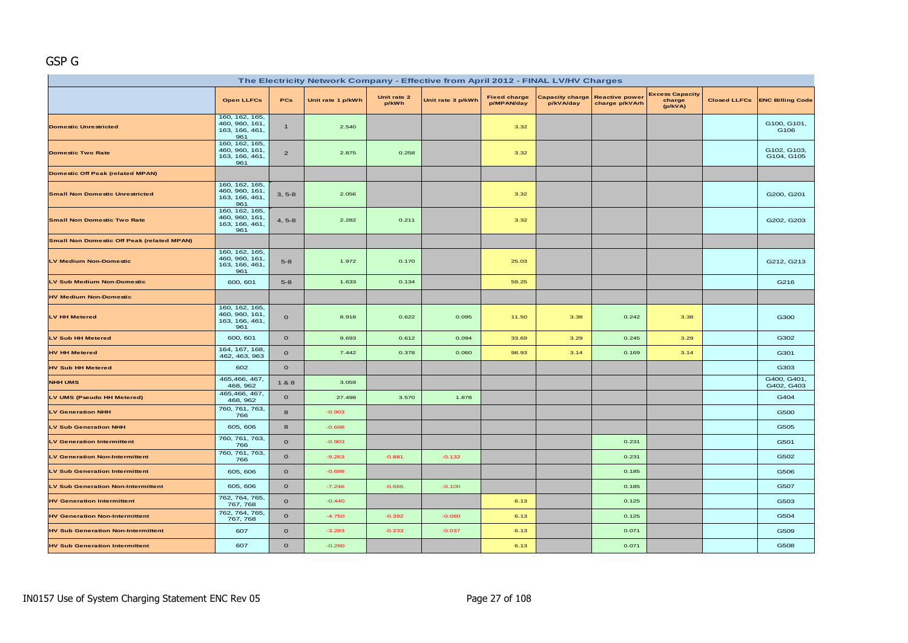## GSP G

| The Electricity Network Company - Effective from April 2012 - FINAL LV/HV Charges | | | | | | | | | | | |
|---|---|---|---|---|---|---|---|---|---|---|---|
| | Open LLFCs | PCs | Unit rate 1 p/kWh | Unit rate 2 p/kWh | Unit rate 3 p/kWh | Fixed charge p/MPAN/day | Capacity charge p/kVA/day | Reactive power charge p/kVArh | Excess Capacity charge (p/kVA) | Closed LLFCs | ENC Billing Code |
| Domestic Unrestricted | 160, 162, 165, 460, 960, 161, 163, 166, 461, 961 | 1 | 2.540 | | | 3.32 | | | | | G100, G101, G106 |
| Domestic Two Rate | 160, 162, 165, 460, 960, 161, 163, 166, 461, 961 | 2 | 2.875 | 0.258 | | 3.32 | | | | | G102, G103, G104, G105 |
| Domestic Off Peak (related MPAN) | | | | | | | | | | | |
| Small Non Domestic Unrestricted | 160, 162, 165, 460, 960, 161, 163, 166, 461, 961 | 3, 5-8 | 2.056 | | | 3.32 | | | | | G200, G201 |
| Small Non Domestic Two Rate | 160, 162, 165, 460, 960, 161, 163, 166, 461, 961 | 4, 5-8 | 2.282 | 0.211 | | 3.32 | | | | | G202, G203 |
| Small Non Domestic Off Peak (related MPAN) | | | | | | | | | | | |
| LV Medium Non-Domestic | 160, 162, 165, 460, 960, 161, 163, 166, 461, 961 | 5-8 | 1.972 | 0.170 | | 25.03 | | | | | G212, G213 |
| LV Sub Medium Non-Domestic | 600, 601 | 5-8 | 1.633 | 0.134 | | 59.25 | | | | | G216 |
| HV Medium Non-Domestic | | | | | | | | | | | |
| LV HH Metered | 160, 162, 165, 460, 960, 161, 163, 166, 461, 961 | 0 | 8.918 | 0.622 | 0.095 | 11.50 | 3.38 | 0.242 | 3.38 | | G300 |
| LV Sub HH Metered | 600, 601 | 0 | 9.693 | 0.612 | 0.094 | 33.69 | 3.29 | 0.245 | 3.29 | | G302 |
| HV HH Metered | 164, 167, 168, 462, 463, 963 | 0 | 7.442 | 0.378 | 0.060 | 98.93 | 3.14 | 0.169 | 3.14 | | G301 |
| HV Sub HH Metered | 602 | 0 | | | | | | | | | G303 |
| NHH UMS | 465,466, 467, 468, 962 | 1 & 8 | 3.059 | | | | | | | | G400, G401, G402, G403 |
| LV UMS (Pseudo HH Metered) | 465,466, 467, 468, 962 | 0 | 27.498 | 3.570 | 1.878 | | | | | | G404 |
| LV Generation NHH | 760, 761, 763, 766 | 8 | -0.903 | | | | | | | | G500 |
| LV Sub Generation NHH | 605, 606 | 8 | -0.698 | | | | | | | | G505 |
| LV Generation Intermittent | 760, 761, 763, 766 | 0 | -0.903 | | | | | 0.231 | | | G501 |
| LV Generation Non-Intermittent | 760, 761, 763, 766 | 0 | -9.263 | -0.881 | -0.132 | | | 0.231 | | | G502 |
| LV Sub Generation Intermittent | 605, 606 | 0 | -0.698 | | | | | 0.185 | | | G506 |
| LV Sub Generation Non-Intermittent | 605, 606 | 0 | -7.246 | -0.666 | -0.100 | | | 0.185 | | | G507 |
| HV Generation Intermittent | 762, 764, 765, 767, 768 | 0 | -0.440 | | | 6.13 | | 0.125 | | | G503 |
| HV Generation Non-Intermittent | 762, 764, 765, 767, 768 | 0 | -4.750 | -0.392 | -0.060 | 6.13 | | 0.125 | | | G504 |
| HV Sub Generation Non-Intermittent | 607 | 0 | -3.293 | -0.233 | -0.037 | 6.13 | | 0.071 | | | G509 |
| HV Sub Generation Intermittent | 607 | 0 | -0.290 | | | 6.13 | | 0.071 | | | G508 |

IN0157 Use of System Charging Statement ENC Rev 05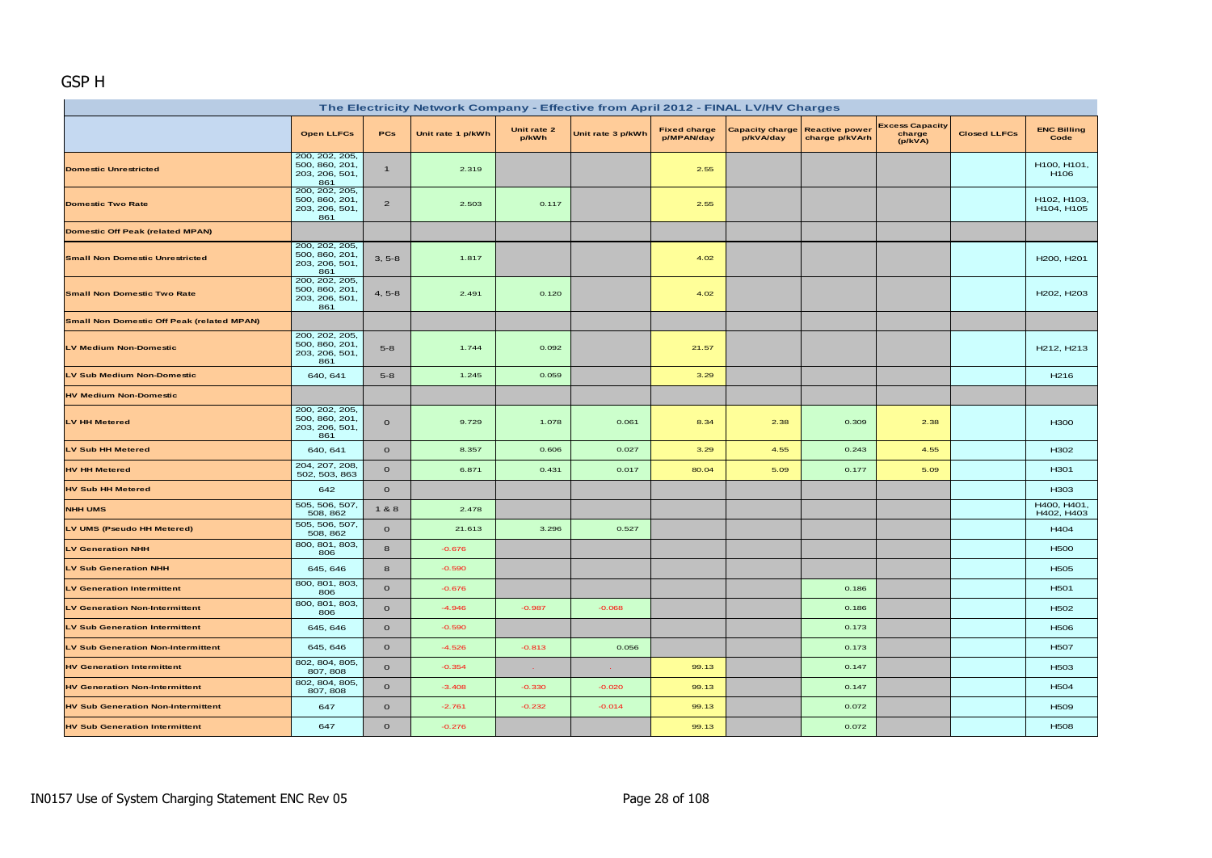GSP H

| The Electricity Network Company - Effective from April 2012 - FINAL LV/HV Charges | | | | | | | | | | | |
|---|---|---|---|---|---|---|---|---|---|---|---|
| | Open LLFCs | PCs | Unit rate 1 p/kWh | Unit rate 2 p/kWh | Unit rate 3 p/kWh | Fixed charge p/MPAN/day | Capacity charge p/kVA/day | Reactive power charge p/kVArh | Excess Capacity charge (p/kVA) | Closed LLFCs | ENC Billing Code |
| Domestic Unrestricted | 200, 202, 205, 500, 860, 201, 203, 206, 501, 861 | 1 | 2.319 | | | 2.55 | | | | | H100, H101, H106 |
| Domestic Two Rate | 200, 202, 205, 500, 860, 201, 203, 206, 501, 861 | 2 | 2.503 | 0.117 | | 2.55 | | | | | H102, H103, H104, H105 |
| Domestic Off Peak (related MPAN) | | | | | | | | | | | |
| Small Non Domestic Unrestricted | 200, 202, 205, 500, 860, 201, 203, 206, 501, 861 | 3, 5-8 | 1.817 | | | 4.02 | | | | | H200, H201 |
| Small Non Domestic Two Rate | 200, 202, 205, 500, 860, 201, 203, 206, 501, 861 | 4, 5-8 | 2.491 | 0.120 | | 4.02 | | | | | H202, H203 |
| Small Non Domestic Off Peak (related MPAN) | | | | | | | | | | | |
| LV Medium Non-Domestic | 200, 202, 205, 500, 860, 201, 203, 206, 501, 861 | 5-8 | 1.744 | 0.092 | | 21.57 | | | | | H212, H213 |
| LV Sub Medium Non-Domestic | 640, 641 | 5-8 | 1.245 | 0.059 | | 3.29 | | | | | H216 |
| HV Medium Non-Domestic | | | | | | | | | | | |
| LV HH Metered | 200, 202, 205, 500, 860, 201, 203, 206, 501, 861 | 0 | 9.729 | 1.078 | 0.061 | 8.34 | 2.38 | 0.309 | 2.38 | | H300 |
| LV Sub HH Metered | 640, 641 | 0 | 8.357 | 0.606 | 0.027 | 3.29 | 4.55 | 0.243 | 4.55 | | H302 |
| HV HH Metered | 204, 207, 208, 502, 503, 863 | 0 | 6.871 | 0.431 | 0.017 | 80.04 | 5.09 | 0.177 | 5.09 | | H301 |
| HV Sub HH Metered | 642 | 0 | | | | | | | | | H303 |
| NHH UMS | 505, 506, 507, 508, 862 | 1 & 8 | 2.478 | | | | | | | | H400, H401, H402, H403 |
| LV UMS (Pseudo HH Metered) | 505, 506, 507, 508, 862 | 0 | 21.613 | 3.296 | 0.527 | | | | | | H404 |
| LV Generation NHH | 800, 801, 803, 806 | 8 | -0.676 | | | | | | | | H500 |
| LV Sub Generation NHH | 645, 646 | 8 | -0.590 | | | | | | | | H505 |
| LV Generation Intermittent | 800, 801, 803, 806 | 0 | -0.676 | | | | | 0.186 | | | H501 |
| LV Generation Non-Intermittent | 800, 801, 803, 806 | 0 | -4.946 | -0.987 | -0.068 | | | 0.186 | | | H502 |
| LV Sub Generation Intermittent | 645, 646 | 0 | -0.590 | | | | | 0.173 | | | H506 |
| LV Sub Generation Non-Intermittent | 645, 646 | 0 | -4.526 | -0.813 | 0.056 | | | 0.173 | | | H507 |
| HV Generation Intermittent | 802, 804, 805, 807, 808 | 0 | -0.354 | - | - | 99.13 | | 0.147 | | | H503 |
| HV Generation Non-Intermittent | 802, 804, 805, 807, 808 | 0 | -3.408 | -0.330 | -0.020 | 99.13 | | 0.147 | | | H504 |
| HV Sub Generation Non-Intermittent | 647 | 0 | -2.761 | -0.232 | -0.014 | 99.13 | | 0.072 | | | H509 |
| HV Sub Generation Intermittent | 647 | 0 | -0.276 | | | 99.13 | | 0.072 | | | H508 |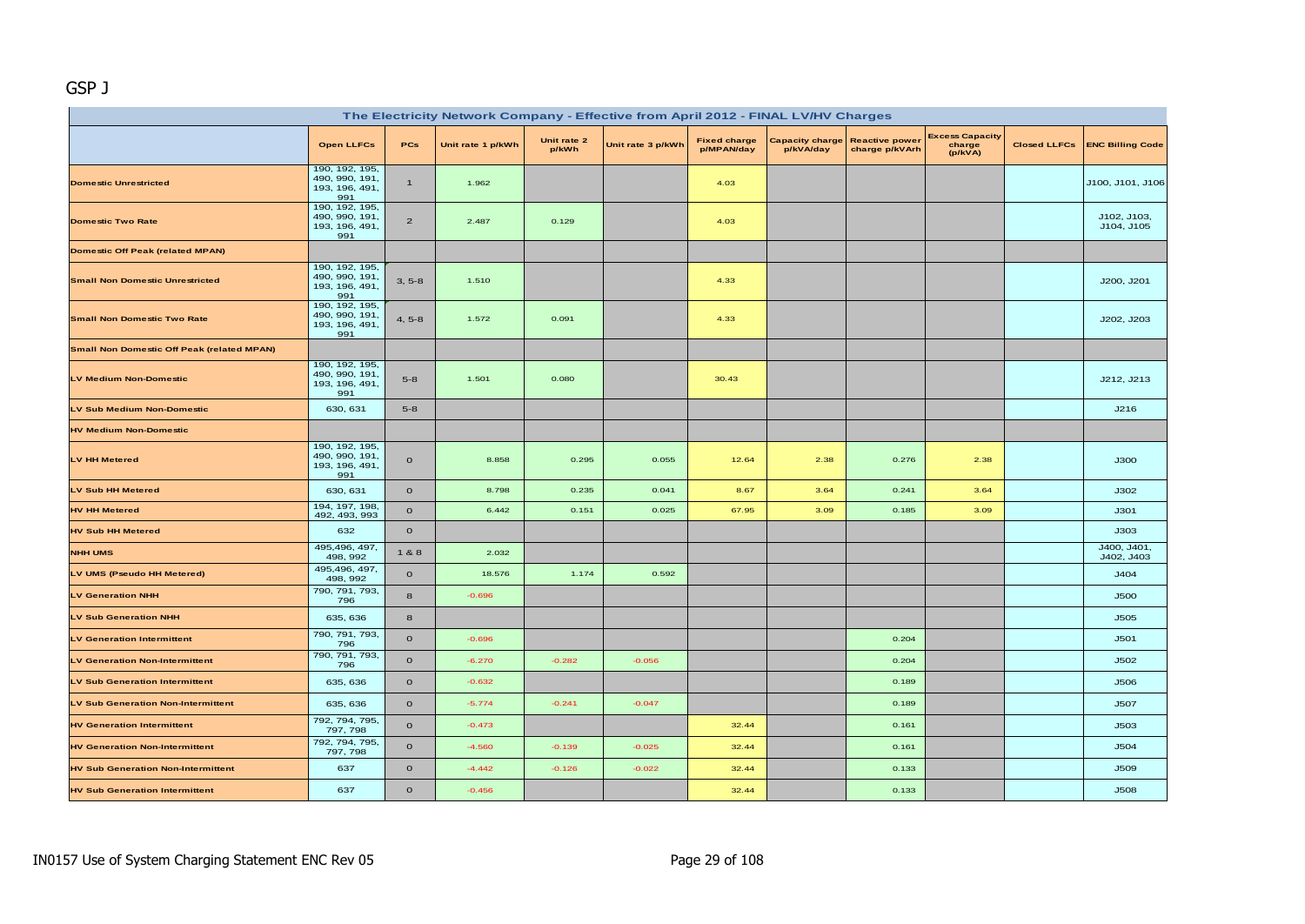GSP J

| The Electricity Network Company - Effective from April 2012 - FINAL LV/HV Charges | | | | | | | | | | | |
|---|---|---|---|---|---|---|---|---|---|---|---|
| | Open LLFCs | PCs | Unit rate 1 p/kWh | Unit rate 2 p/kWh | Unit rate 3 p/kWh | Fixed charge p/MPAN/day | Capacity charge p/kVA/day | Reactive power charge p/kVArh | Excess Capacity charge (p/kVA) | Closed LLFCs | ENC Billing Code |
| Domestic Unrestricted | 190, 192, 195, 490, 990, 191, 193, 196, 491, 991 | 1 | 1.962 | | | 4.03 | | | | | J100, J101, J106 |
| Domestic Two Rate | 190, 192, 195, 490, 990, 191, 193, 196, 491, 991 | 2 | 2.487 | 0.129 | | 4.03 | | | | | J102, J103, J104, J105 |
| Domestic Off Peak (related MPAN) | | | | | | | | | | | |
| Small Non Domestic Unrestricted | 190, 192, 195, 490, 990, 191, 193, 196, 491, 991 | 3, 5-8 | 1.510 | | | 4.33 | | | | | J200, J201 |
| Small Non Domestic Two Rate | 190, 192, 195, 490, 990, 191, 193, 196, 491, 991 | 4, 5-8 | 1.572 | 0.091 | | 4.33 | | | | | J202, J203 |
| Small Non Domestic Off Peak (related MPAN) | | | | | | | | | | | |
| LV Medium Non-Domestic | 190, 192, 195, 490, 990, 191, 193, 196, 491, 991 | 5-8 | 1.501 | 0.080 | | 30.43 | | | | | J212, J213 |
| LV Sub Medium Non-Domestic | 630, 631 | 5-8 | | | | | | | | | J216 |
| HV Medium Non-Domestic | | | | | | | | | | | |
| LV HH Metered | 190, 192, 195, 490, 990, 191, 193, 196, 491, 991 | 0 | 8.858 | 0.295 | 0.055 | 12.64 | 2.38 | 0.276 | 2.38 | | J300 |
| LV Sub HH Metered | 630, 631 | 0 | 8.798 | 0.235 | 0.041 | 8.67 | 3.64 | 0.241 | 3.64 | | J302 |
| HV HH Metered | 194, 197, 198, 492, 493, 993 | 0 | 6.442 | 0.151 | 0.025 | 67.95 | 3.09 | 0.185 | 3.09 | | J301 |
| HV Sub HH Metered | 632 | 0 | | | | | | | | | J303 |
| NHH UMS | 495,496, 497, 498, 992 | 1 & 8 | 2.032 | | | | | | | | J400, J401, J402, J403 |
| LV UMS (Pseudo HH Metered) | 495,496, 497, 498, 992 | 0 | 18.576 | 1.174 | 0.592 | | | | | | J404 |
| LV Generation NHH | 790, 791, 793, 796 | 8 | -0.696 | | | | | | | | J500 |
| LV Sub Generation NHH | 635, 636 | 8 | | | | | | | | | J505 |
| LV Generation Intermittent | 790, 791, 793, 796 | 0 | -0.696 | | | | | 0.204 | | | J501 |
| LV Generation Non-Intermittent | 790, 791, 793, 796 | 0 | -6.270 | -0.282 | -0.056 | | | 0.204 | | | J502 |
| LV Sub Generation Intermittent | 635, 636 | 0 | -0.632 | | | | | 0.189 | | | J506 |
| LV Sub Generation Non-Intermittent | 635, 636 | 0 | -5.774 | -0.241 | -0.047 | | | 0.189 | | | J507 |
| HV Generation Intermittent | 792, 794, 795, 797, 798 | 0 | -0.473 | | | 32.44 | | 0.161 | | | J503 |
| HV Generation Non-Intermittent | 792, 794, 795, 797, 798 | 0 | -4.560 | -0.139 | -0.025 | 32.44 | | 0.161 | | | J504 |
| HV Sub Generation Non-Intermittent | 637 | 0 | -4.442 | -0.126 | -0.022 | 32.44 | | 0.133 | | | J509 |
| HV Sub Generation Intermittent | 637 | 0 | -0.456 | | | 32.44 | | 0.133 | | | J508 |

IN0157 Use of System Charging Statement ENC Rev 05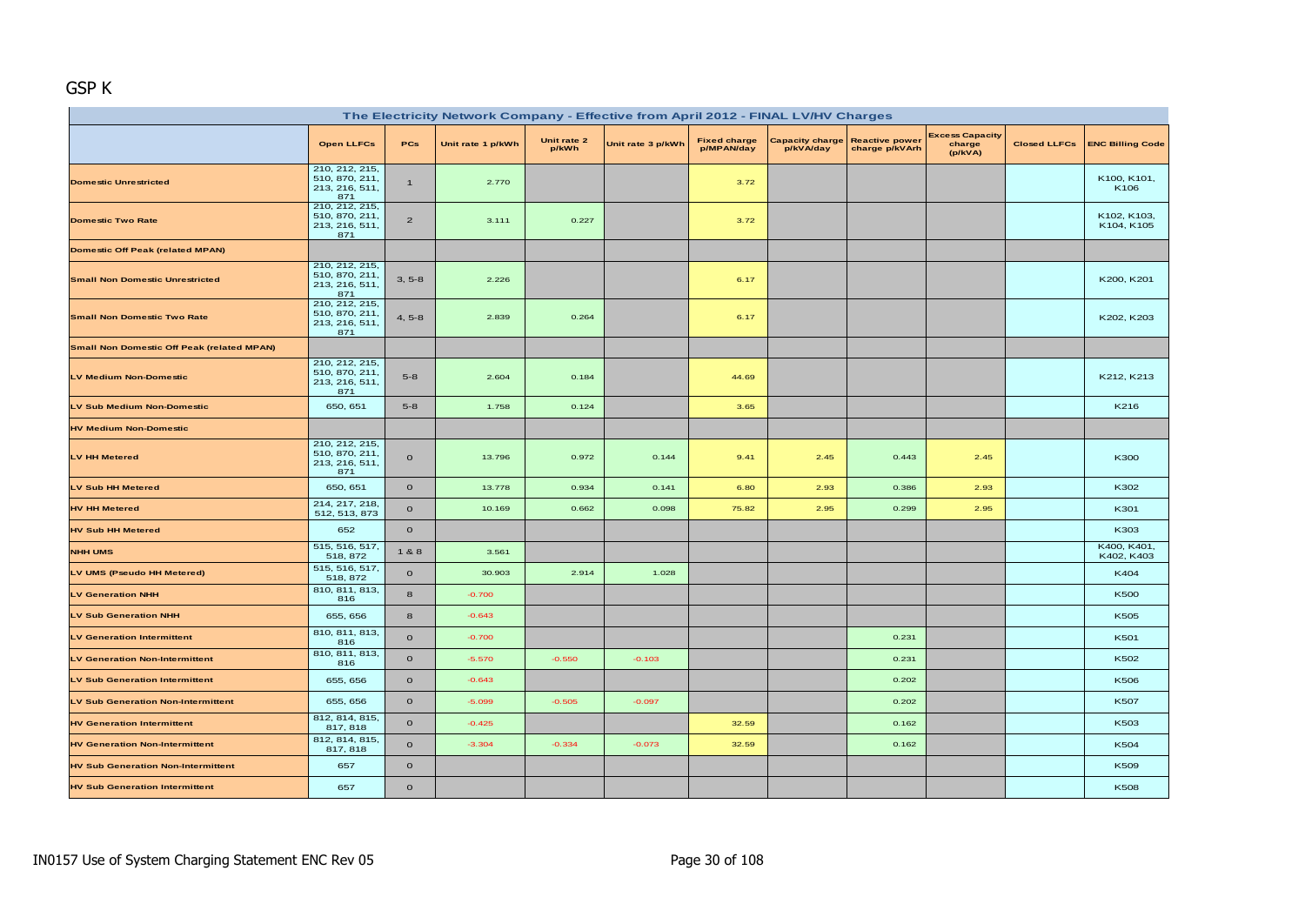## GSP K

| The Electricity Network Company - Effective from April 2012 - FINAL LV/HV Charges | | | | | | | | | | | |
|---|---|---|---|---|---|---|---|---|---|---|---|
| | Open LLFCs | PCs | Unit rate 1 p/kWh | Unit rate 2 p/kWh | Unit rate 3 p/kWh | Fixed charge p/MPAN/day | Capacity charge p/kVA/day | Reactive power charge p/kVArh | Excess Capacity charge (p/kVA) | Closed LLFCs | ENC Billing Code |
| Domestic Unrestricted | 210, 212, 215, 510, 870, 211, 213, 216, 511, 871 | 1 | 2.770 | | | 3.72 | | | | | K100, K101, K106 |
| Domestic Two Rate | 210, 212, 215, 510, 870, 211, 213, 216, 511, 871 | 2 | 3.111 | 0.227 | | 3.72 | | | | | K102, K103, K104, K105 |
| Domestic Off Peak (related MPAN) | | | | | | | | | | | |
| Small Non Domestic Unrestricted | 210, 212, 215, 510, 870, 211, 213, 216, 511, 871 | 3, 5-8 | 2.226 | | | 6.17 | | | | | K200, K201 |
| Small Non Domestic Two Rate | 210, 212, 215, 510, 870, 211, 213, 216, 511, 871 | 4, 5-8 | 2.839 | 0.264 | | 6.17 | | | | | K202, K203 |
| Small Non Domestic Off Peak (related MPAN) | | | | | | | | | | | |
| LV Medium Non-Domestic | 210, 212, 215, 510, 870, 211, 213, 216, 511, 871 | 5-8 | 2.604 | 0.184 | | 44.69 | | | | | K212, K213 |
| LV Sub Medium Non-Domestic | 650, 651 | 5-8 | 1.758 | 0.124 | | 3.65 | | | | | K216 |
| HV Medium Non-Domestic | | | | | | | | | | | |
| LV HH Metered | 210, 212, 215, 510, 870, 211, 213, 216, 511, 871 | 0 | 13.796 | 0.972 | 0.144 | 9.41 | 2.45 | 0.443 | 2.45 | | K300 |
| LV Sub HH Metered | 650, 651 | 0 | 13.778 | 0.934 | 0.141 | 6.80 | 2.93 | 0.386 | 2.93 | | K302 |
| HV HH Metered | 214, 217, 218, 512, 513, 873 | 0 | 10.169 | 0.662 | 0.098 | 75.82 | 2.95 | 0.299 | 2.95 | | K301 |
| HV Sub HH Metered | 652 | 0 | | | | | | | | | K303 |
| NHH UMS | 515, 516, 517, 518, 872 | 1 & 8 | 3.561 | | | | | | | | K400, K401, K402, K403 |
| LV UMS (Pseudo HH Metered) | 515, 516, 517, 518, 872 | 0 | 30.903 | 2.914 | 1.028 | | | | | | K404 |
| LV Generation NHH | 810, 811, 813, 816 | 8 | -0.700 | | | | | | | | K500 |
| LV Sub Generation NHH | 655, 656 | 8 | -0.643 | | | | | | | | K505 |
| LV Generation Intermittent | 810, 811, 813, 816 | 0 | -0.700 | | | | | 0.231 | | | K501 |
| LV Generation Non-Intermittent | 810, 811, 813, 816 | 0 | -5.570 | -0.550 | -0.103 | | | 0.231 | | | K502 |
| LV Sub Generation Intermittent | 655, 656 | 0 | -0.643 | | | | | 0.202 | | | K506 |
| LV Sub Generation Non-Intermittent | 655, 656 | 0 | -5.099 | -0.505 | -0.097 | | | 0.202 | | | K507 |
| HV Generation Intermittent | 812, 814, 815, 817, 818 | 0 | -0.425 | | | 32.59 | | 0.162 | | | K503 |
| HV Generation Non-Intermittent | 812, 814, 815, 817, 818 | 0 | -3.304 | -0.334 | -0.073 | 32.59 | | 0.162 | | | K504 |
| HV Sub Generation Non-Intermittent | 657 | 0 | | | | | | | | | K509 |
| HV Sub Generation Intermittent | 657 | 0 | | | | | | | | | K508 |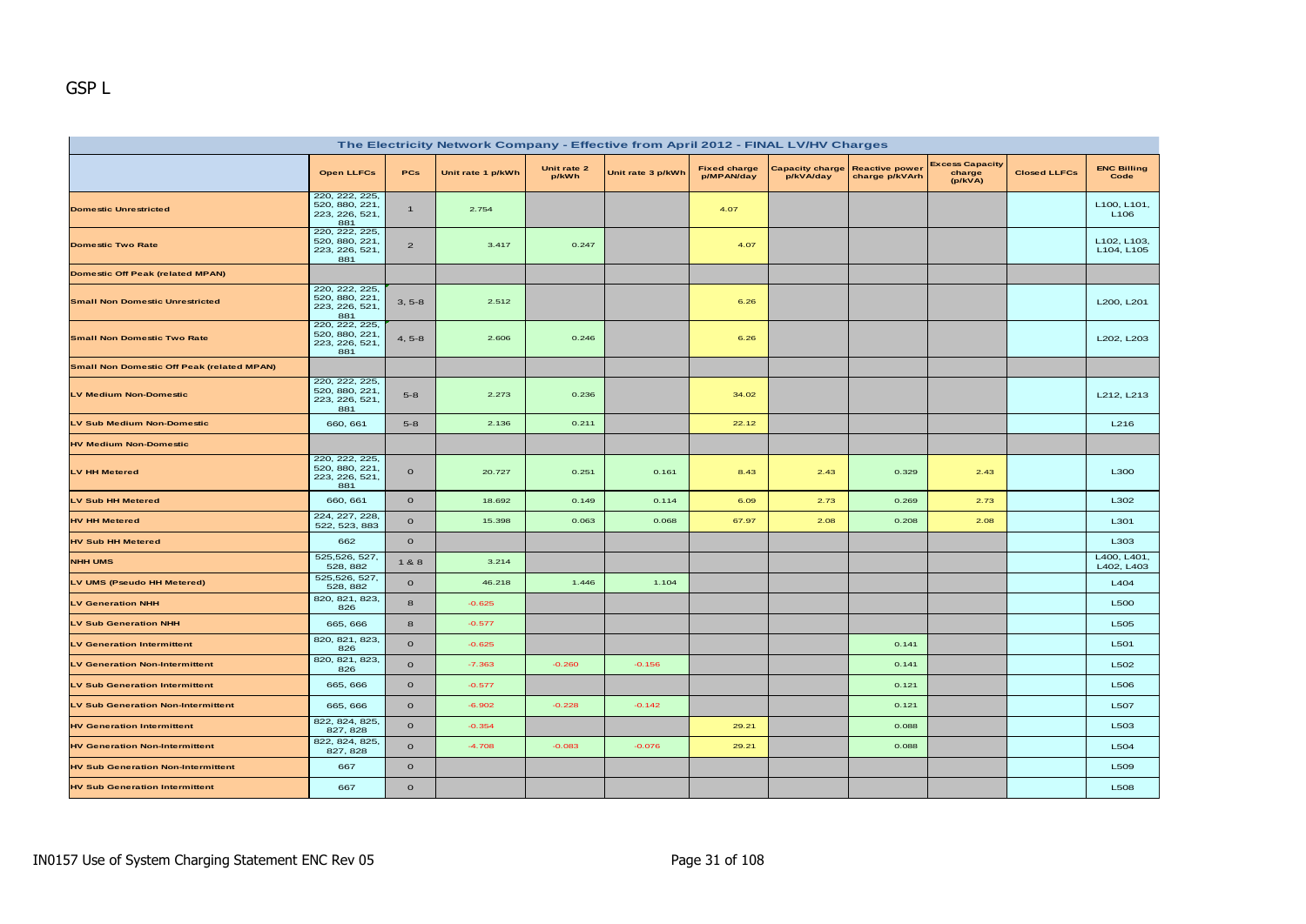GSP L

| The Electricity Network Company - Effective from April 2012 - FINAL LV/HV Charges | | | | | | | | | | | |
|---|---|---|---|---|---|---|---|---|---|---|---|
| | Open LLFCs | PCs | Unit rate 1 p/kWh | Unit rate 2 p/kWh | Unit rate 3 p/kWh | Fixed charge p/MPAN/day | Capacity charge p/kVA/day | Reactive power charge p/kVArh | Excess Capacity charge (p/kVA) | Closed LLFCs | ENC Billing Code |
| Domestic Unrestricted | 220, 222, 225, 520, 880, 221, 223, 226, 521, 881 | 1 | 2.754 | | | 4.07 | | | | | L100, L101, L106 |
| Domestic Two Rate | 220, 222, 225, 520, 880, 221, 223, 226, 521, 881 | 2 | 3.417 | 0.247 | | 4.07 | | | | | L102, L103, L104, L105 |
| Domestic Off Peak (related MPAN) | | | | | | | | | | | |
| Small Non Domestic Unrestricted | 220, 222, 225, 520, 880, 221, 223, 226, 521, 881 | 3, 5-8 | 2.512 | | | 6.26 | | | | | L200, L201 |
| Small Non Domestic Two Rate | 220, 222, 225, 520, 880, 221, 223, 226, 521, 881 | 4, 5-8 | 2.606 | 0.246 | | 6.26 | | | | | L202, L203 |
| Small Non Domestic Off Peak (related MPAN) | | | | | | | | | | | |
| LV Medium Non-Domestic | 220, 222, 225, 520, 880, 221, 223, 226, 521, 881 | 5-8 | 2.273 | 0.236 | | 34.02 | | | | | L212, L213 |
| LV Sub Medium Non-Domestic | 660, 661 | 5-8 | 2.136 | 0.211 | | 22.12 | | | | | L216 |
| HV Medium Non-Domestic | | | | | | | | | | | |
| LV HH Metered | 220, 222, 225, 520, 880, 221, 223, 226, 521, 881 | 0 | 20.727 | 0.251 | 0.161 | 8.43 | 2.43 | 0.329 | 2.43 | | L300 |
| LV Sub HH Metered | 660, 661 | 0 | 18.692 | 0.149 | 0.114 | 6.09 | 2.73 | 0.269 | 2.73 | | L302 |
| HV HH Metered | 224, 227, 228, 522, 523, 883 | 0 | 15.398 | 0.063 | 0.068 | 67.97 | 2.08 | 0.208 | 2.08 | | L301 |
| HV Sub HH Metered | 662 | 0 | | | | | | | | | L303 |
| NHH UMS | 525,526, 527, 528, 882 | 1 & 8 | 3.214 | | | | | | | | L400, L401, L402, L403 |
| LV UMS (Pseudo HH Metered) | 525,526, 527, 528, 882 | 0 | 46.218 | 1.446 | 1.104 | | | | | | L404 |
| LV Generation NHH | 820, 821, 823, 826 | 8 | -0.625 | | | | | | | | L500 |
| LV Sub Generation NHH | 665, 666 | 8 | -0.577 | | | | | | | | L505 |
| LV Generation Intermittent | 820, 821, 823, 826 | 0 | -0.625 | | | | | 0.141 | | | L501 |
| LV Generation Non-Intermittent | 820, 821, 823, 826 | 0 | -7.363 | -0.260 | -0.156 | | | 0.141 | | | L502 |
| LV Sub Generation Intermittent | 665, 666 | 0 | -0.577 | | | | | 0.121 | | | L506 |
| LV Sub Generation Non-Intermittent | 665, 666 | 0 | -6.902 | -0.228 | -0.142 | | | 0.121 | | | L507 |
| HV Generation Intermittent | 822, 824, 825, 827, 828 | 0 | -0.354 | | | 29.21 | | 0.088 | | | L503 |
| HV Generation Non-Intermittent | 822, 824, 825, 827, 828 | 0 | -4.708 | -0.083 | -0.076 | 29.21 | | 0.088 | | | L504 |
| HV Sub Generation Non-Intermittent | 667 | 0 | | | | | | | | | L509 |
| HV Sub Generation Intermittent | 667 | 0 | | | | | | | | | L508 |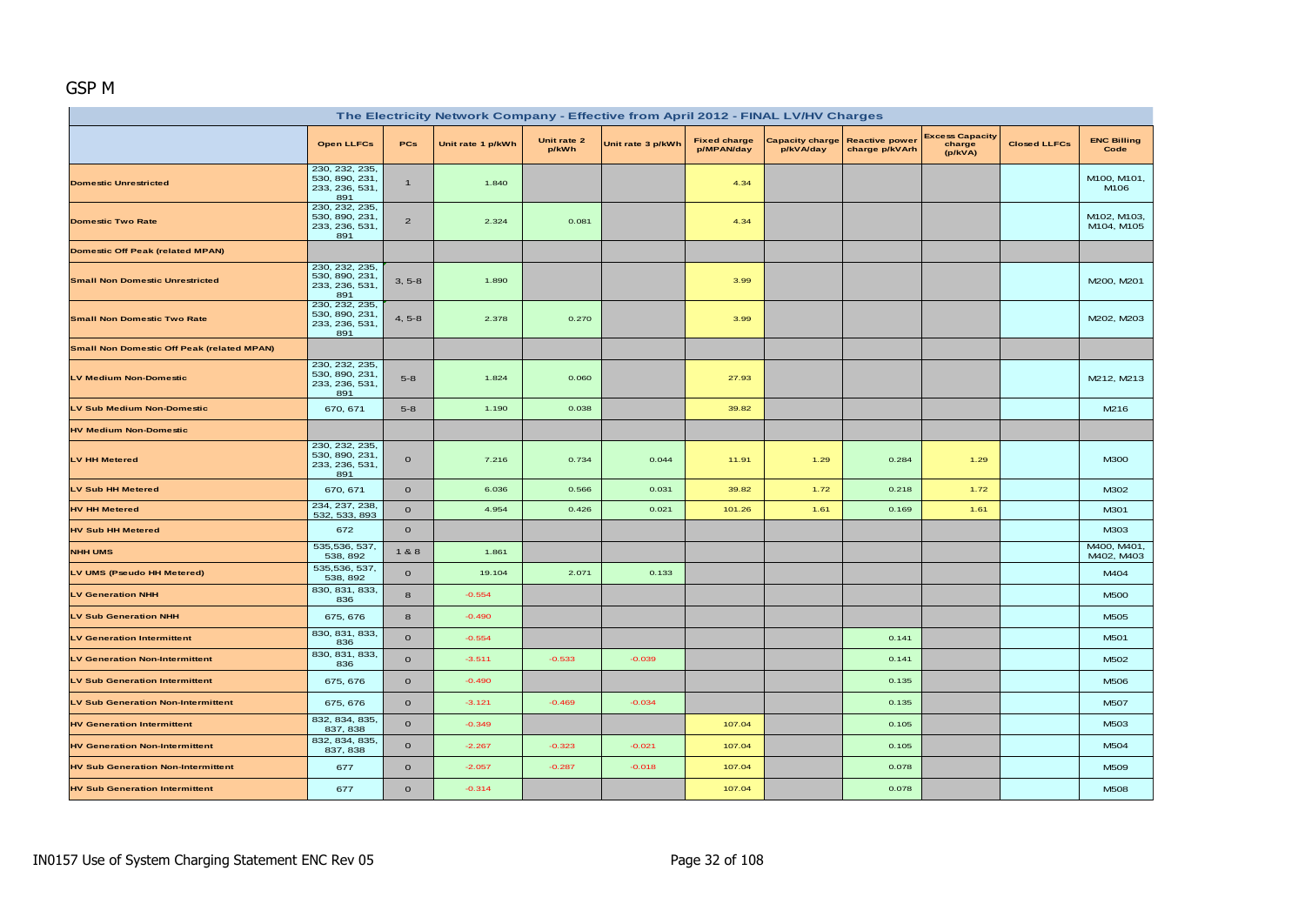## GSP M

| The Electricity Network Company - Effective from April 2012 - FINAL LV/HV Charges | | | | | | | | | | | |
|---|---|---|---|---|---|---|---|---|---|---|---|
| | Open LLFCs | PCs | Unit rate 1 p/kWh | Unit rate 2 p/kWh | Unit rate 3 p/kWh | Fixed charge p/MPAN/day | Capacity charge p/kVA/day | Reactive power charge p/kVArh | Excess Capacity charge (p/kVA) | Closed LLFCs | ENC Billing Code |
| Domestic Unrestricted | 230, 232, 235, 530, 890, 231, 233, 236, 531, 891 | 1 | 1.840 | | | 4.34 | | | | | M100, M101, M106 |
| Domestic Two Rate | 230, 232, 235, 530, 890, 231, 233, 236, 531, 891 | 2 | 2.324 | 0.081 | | 4.34 | | | | | M102, M103, M104, M105 |
| Domestic Off Peak (related MPAN) | | | | | | | | | | | |
| Small Non Domestic Unrestricted | 230, 232, 235, 530, 890, 231, 233, 236, 531, 891 | 3, 5-8 | 1.890 | | | 3.99 | | | | | M200, M201 |
| Small Non Domestic Two Rate | 230, 232, 235, 530, 890, 231, 233, 236, 531, 891 | 4, 5-8 | 2.378 | 0.270 | | 3.99 | | | | | M202, M203 |
| Small Non Domestic Off Peak (related MPAN) | | | | | | | | | | | |
| LV Medium Non-Domestic | 230, 232, 235, 530, 890, 231, 233, 236, 531, 891 | 5-8 | 1.824 | 0.060 | | 27.93 | | | | | M212, M213 |
| LV Sub Medium Non-Domestic | 670, 671 | 5-8 | 1.190 | 0.038 | | 39.82 | | | | | M216 |
| HV Medium Non-Domestic | | | | | | | | | | | |
| LV HH Metered | 230, 232, 235, 530, 890, 231, 233, 236, 531, 891 | 0 | 7.216 | 0.734 | 0.044 | 11.91 | 1.29 | 0.284 | 1.29 | | M300 |
| LV Sub HH Metered | 670, 671 | 0 | 6.036 | 0.566 | 0.031 | 39.82 | 1.72 | 0.218 | 1.72 | | M302 |
| HV HH Metered | 234, 237, 238, 532, 533, 893 | 0 | 4.954 | 0.426 | 0.021 | 101.26 | 1.61 | 0.169 | 1.61 | | M301 |
| HV Sub HH Metered | 672 | 0 | | | | | | | | | M303 |
| NHH UMS | 535,536, 537, 538, 892 | 1 & 8 | 1.861 | | | | | | | | M400, M401, M402, M403 |
| LV UMS (Pseudo HH Metered) | 535,536, 537, 538, 892 | 0 | 19.104 | 2.071 | 0.133 | | | | | | M404 |
| LV Generation NHH | 830, 831, 833, 836 | 8 | -0.554 | | | | | | | | M500 |
| LV Sub Generation NHH | 675, 676 | 8 | -0.490 | | | | | | | | M505 |
| LV Generation Intermittent | 830, 831, 833, 836 | 0 | -0.554 | | | | | 0.141 | | | M501 |
| LV Generation Non-Intermittent | 830, 831, 833, 836 | 0 | -3.511 | -0.533 | -0.039 | | | 0.141 | | | M502 |
| LV Sub Generation Intermittent | 675, 676 | 0 | -0.490 | | | | | 0.135 | | | M506 |
| LV Sub Generation Non-Intermittent | 675, 676 | 0 | -3.121 | -0.469 | -0.034 | | | 0.135 | | | M507 |
| HV Generation Intermittent | 832, 834, 835, 837, 838 | 0 | -0.349 | | | 107.04 | | 0.105 | | | M503 |
| HV Generation Non-Intermittent | 832, 834, 835, 837, 838 | 0 | -2.267 | -0.323 | -0.021 | 107.04 | | 0.105 | | | M504 |
| HV Sub Generation Non-Intermittent | 677 | 0 | -2.057 | -0.287 | -0.018 | 107.04 | | 0.078 | | | M509 |
| HV Sub Generation Intermittent | 677 | 0 | -0.314 | | | 107.04 | | 0.078 | | | M508 |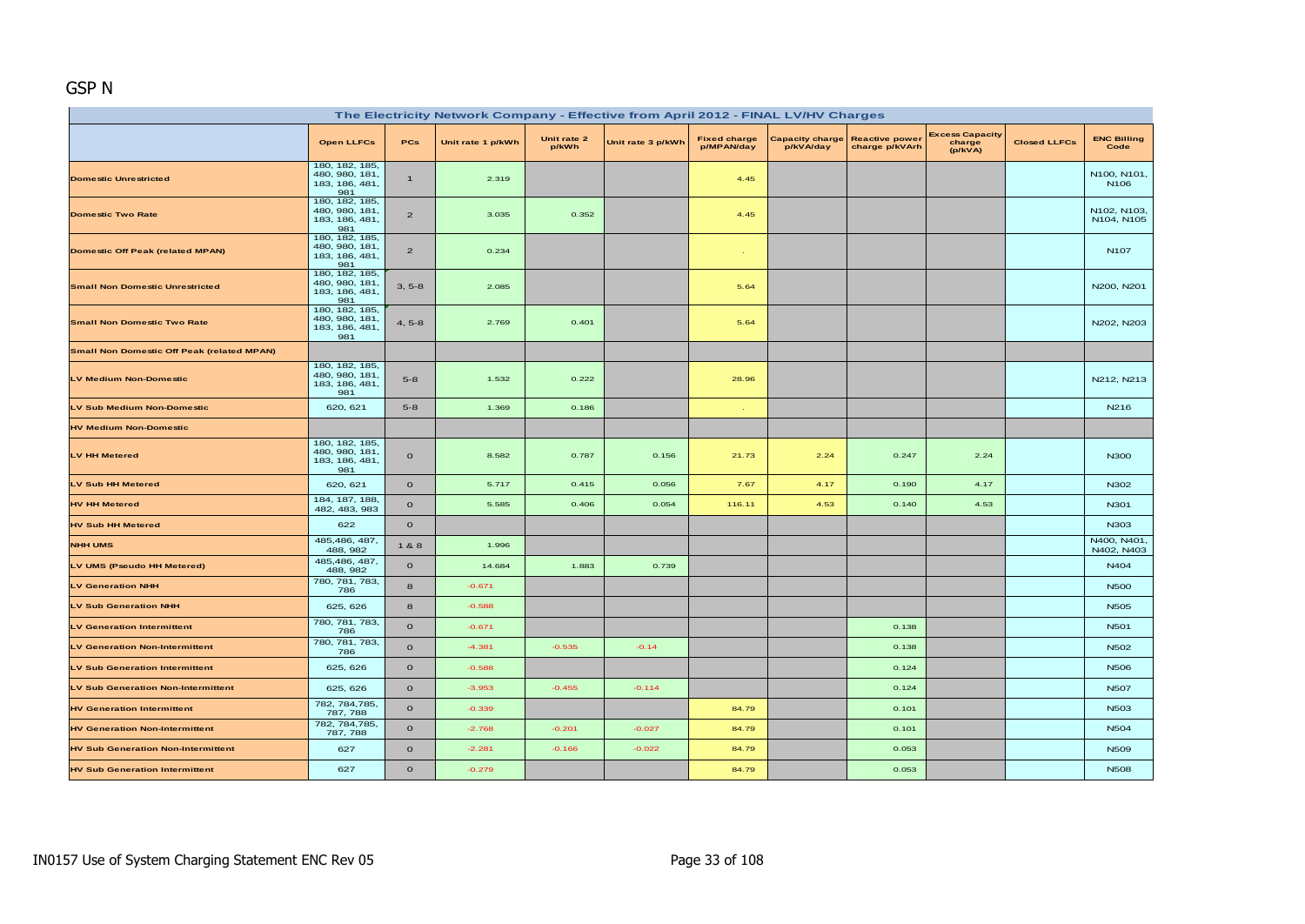## GSP N

| The Electricity Network Company - Effective from April 2012 - FINAL LV/HV Charges | | | | | | | | | | | |
|---|---|---|---|---|---|---|---|---|---|---|---|
| | Open LLFCs | PCs | Unit rate 1 p/kWh | Unit rate 2 p/kWh | Unit rate 3 p/kWh | Fixed charge p/MPAN/day | Capacity charge p/kVA/day | Reactive power charge p/kVArh | Excess Capacity charge (p/kVA) | Closed LLFCs | ENC Billing Code |
| Domestic Unrestricted | 180, 182, 185, 480, 980, 181, 183, 186, 481, 981 | 1 | 2.319 | | | 4.45 | | | | | N100, N101, N106 |
| Domestic Two Rate | 180, 182, 185, 480, 980, 181, 183, 186, 481, 981 | 2 | 3.035 | 0.352 | | 4.45 | | | | | N102, N103, N104, N105 |
| Domestic Off Peak (related MPAN) | 180, 182, 185, 480, 980, 181, 183, 186, 481, 981 | 2 | 0.234 | | | - | | | | | N107 |
| Small Non Domestic Unrestricted | 180, 182, 185, 480, 980, 181, 183, 186, 481, 981 | 3, 5-8 | 2.085 | | | 5.64 | | | | | N200, N201 |
| Small Non Domestic Two Rate | 180, 182, 185, 480, 980, 181, 183, 186, 481, 981 | 4, 5-8 | 2.769 | 0.401 | | 5.64 | | | | | N202, N203 |
| Small Non Domestic Off Peak (related MPAN) | | | | | | | | | | | |
| LV Medium Non-Domestic | 180, 182, 185, 480, 980, 181, 183, 186, 481, 981 | 5-8 | 1.532 | 0.222 | | 28.96 | | | | | N212, N213 |
| LV Sub Medium Non-Domestic | 620, 621 | 5-8 | 1.369 | 0.186 | | - | | | | | N216 |
| HV Medium Non-Domestic | | | | | | | | | | | |
| LV HH Metered | 180, 182, 185, 480, 980, 181, 183, 186, 481, 981 | 0 | 8.582 | 0.787 | 0.156 | 21.73 | 2.24 | 0.247 | 2.24 | | N300 |
| LV Sub HH Metered | 620, 621 | 0 | 5.717 | 0.415 | 0.056 | 7.67 | 4.17 | 0.190 | 4.17 | | N302 |
| HV HH Metered | 184, 187, 188, 482, 483, 983 | 0 | 5.585 | 0.406 | 0.054 | 116.11 | 4.53 | 0.140 | 4.53 | | N301 |
| HV Sub HH Metered | 622 | 0 | | | | | | | | | N303 |
| NHH UMS | 485,486, 487, 488, 982 | 1 & 8 | 1.996 | | | | | | | | N400, N401, N402, N403 |
| LV UMS (Pseudo HH Metered) | 485,486, 487, 488, 982 | 0 | 14.684 | 1.883 | 0.739 | | | | | | N404 |
| LV Generation NHH | 780, 781, 783, 786 | 8 | -0.671 | | | | | | | | N500 |
| LV Sub Generation NHH | 625, 626 | 8 | -0.588 | | | | | | | | N505 |
| LV Generation Intermittent | 780, 781, 783, 786 | 0 | -0.671 | | | | | 0.138 | | | N501 |
| LV Generation Non-Intermittent | 780, 781, 783, 786 | 0 | -4.381 | -0.535 | -0.14 | | | 0.138 | | | N502 |
| LV Sub Generation Intermittent | 625, 626 | 0 | -0.588 | | | | | 0.124 | | | N506 |
| LV Sub Generation Non-Intermittent | 625, 626 | 0 | -3.953 | -0.455 | -0.114 | | | 0.124 | | | N507 |
| HV Generation Intermittent | 782, 784,785, 787, 788 | 0 | -0.339 | | | 84.79 | | 0.101 | | | N503 |
| HV Generation Non-Intermittent | 782, 784,785, 787, 788 | 0 | -2.768 | -0.201 | -0.027 | 84.79 | | 0.101 | | | N504 |
| HV Sub Generation Non-Intermittent | 627 | 0 | -2.281 | -0.166 | -0.022 | 84.79 | | 0.053 | | | N509 |
| HV Sub Generation Intermittent | 627 | 0 | -0.279 | | | 84.79 | | 0.053 | | | N508 |

IN0157 Use of System Charging Statement ENC Rev 05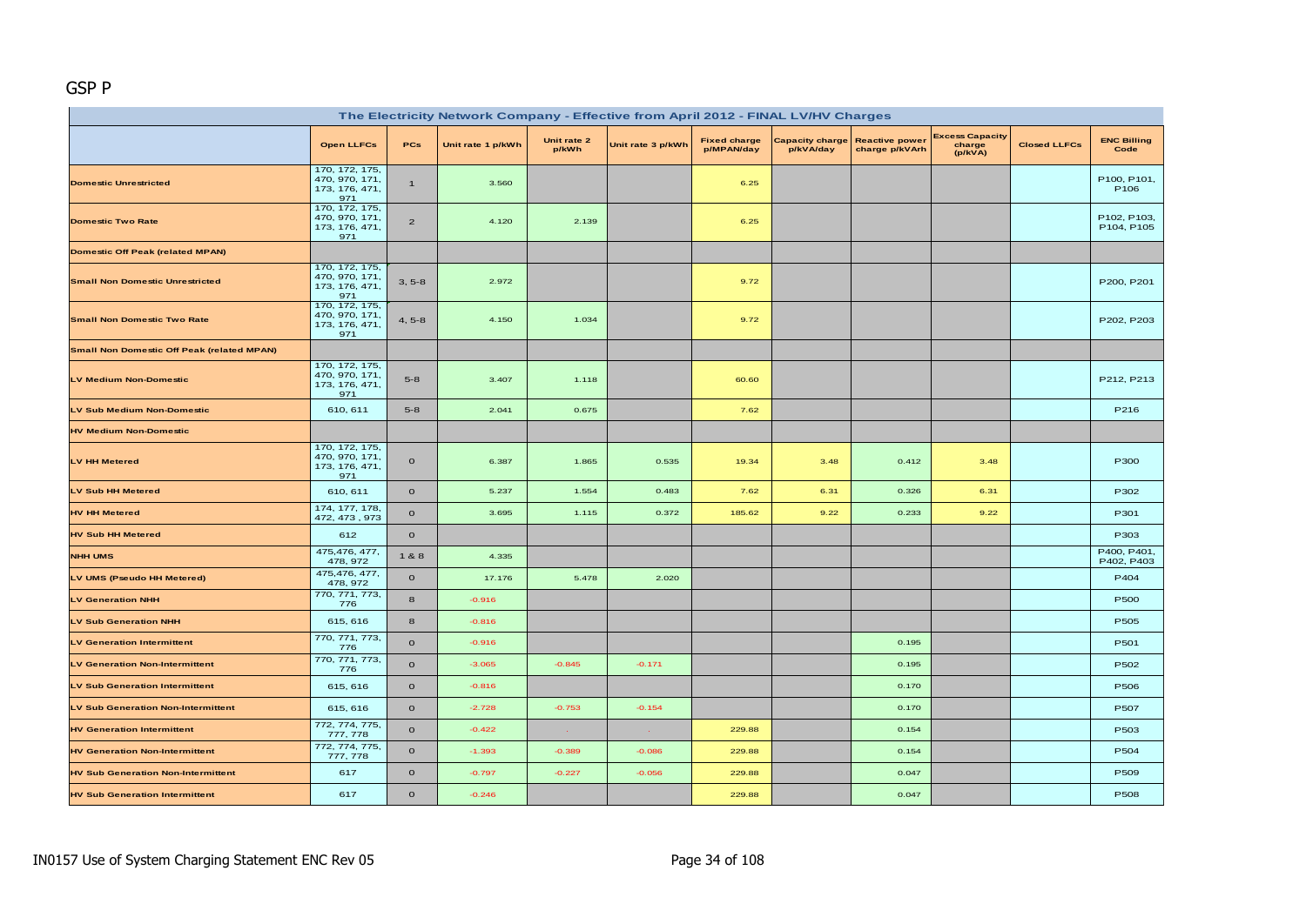GSP P

| The Electricity Network Company - Effective from April 2012 - FINAL LV/HV Charges | | | | | | | | | | | |
|---|---|---|---|---|---|---|---|---|---|---|---|
| | Open LLFCs | PCs | Unit rate 1 p/kWh | Unit rate 2 p/kWh | Unit rate 3 p/kWh | Fixed charge p/MPAN/day | Capacity charge p/kVA/day | Reactive power charge p/kVArh | Excess Capacity charge (p/kVA) | Closed LLFCs | ENC Billing Code |
| Domestic Unrestricted | 170, 172, 175, 470, 970, 171, 173, 176, 471, 971 | 1 | 3.560 | | | 6.25 | | | | | P100, P101, P106 |
| Domestic Two Rate | 170, 172, 175, 470, 970, 171, 173, 176, 471, 971 | 2 | 4.120 | 2.139 | | 6.25 | | | | | P102, P103, P104, P105 |
| Domestic Off Peak (related MPAN) | | | | | | | | | | | |
| Small Non Domestic Unrestricted | 170, 172, 175, 470, 970, 171, 173, 176, 471, 971 | 3, 5-8 | 2.972 | | | 9.72 | | | | | P200, P201 |
| Small Non Domestic Two Rate | 170, 172, 175, 470, 970, 171, 173, 176, 471, 971 | 4, 5-8 | 4.150 | 1.034 | | 9.72 | | | | | P202, P203 |
| Small Non Domestic Off Peak (related MPAN) | | | | | | | | | | | |
| LV Medium Non-Domestic | 170, 172, 175, 470, 970, 171, 173, 176, 471, 971 | 5-8 | 3.407 | 1.118 | | 60.60 | | | | | P212, P213 |
| LV Sub Medium Non-Domestic | 610, 611 | 5-8 | 2.041 | 0.675 | | 7.62 | | | | | P216 |
| HV Medium Non-Domestic | | | | | | | | | | | |
| LV HH Metered | 170, 172, 175, 470, 970, 171, 173, 176, 471, 971 | 0 | 6.387 | 1.865 | 0.535 | 19.34 | 3.48 | 0.412 | 3.48 | | P300 |
| LV Sub HH Metered | 610, 611 | 0 | 5.237 | 1.554 | 0.483 | 7.62 | 6.31 | 0.326 | 6.31 | | P302 |
| HV HH Metered | 174, 177, 178, 472, 473 , 973 | 0 | 3.695 | 1.115 | 0.372 | 185.62 | 9.22 | 0.233 | 9.22 | | P301 |
| HV Sub HH Metered | 612 | 0 | | | | | | | | | P303 |
| NHH UMS | 475,476, 477, 478, 972 | 1 & 8 | 4.335 | | | | | | | | P400, P401, P402, P403 |
| LV UMS (Pseudo HH Metered) | 475,476, 477, 478, 972 | 0 | 17.176 | 5.478 | 2.020 | | | | | | P404 |
| LV Generation NHH | 770, 771, 773, 776 | 8 | -0.916 | | | | | | | | P500 |
| LV Sub Generation NHH | 615, 616 | 8 | -0.816 | | | | | | | | P505 |
| LV Generation Intermittent | 770, 771, 773, 776 | 0 | -0.916 | | | | | 0.195 | | | P501 |
| LV Generation Non-Intermittent | 770, 771, 773, 776 | 0 | -3.065 | -0.845 | -0.171 | | | 0.195 | | | P502 |
| LV Sub Generation Intermittent | 615, 616 | 0 | -0.816 | | | | | 0.170 | | | P506 |
| LV Sub Generation Non-Intermittent | 615, 616 | 0 | -2.728 | -0.753 | -0.154 | | | 0.170 | | | P507 |
| HV Generation Intermittent | 772, 774, 775, 777, 778 | 0 | -0.422 | - | - | 229.88 | | 0.154 | | | P503 |
| HV Generation Non-Intermittent | 772, 774, 775, 777, 778 | 0 | -1.393 | -0.389 | -0.086 | 229.88 | | 0.154 | | | P504 |
| HV Sub Generation Non-Intermittent | 617 | 0 | -0.797 | -0.227 | -0.056 | 229.88 | | 0.047 | | | P509 |
| HV Sub Generation Intermittent | 617 | 0 | -0.246 | | | 229.88 | | 0.047 | | | P508 |

IN0157 Use of System Charging Statement ENC Rev 05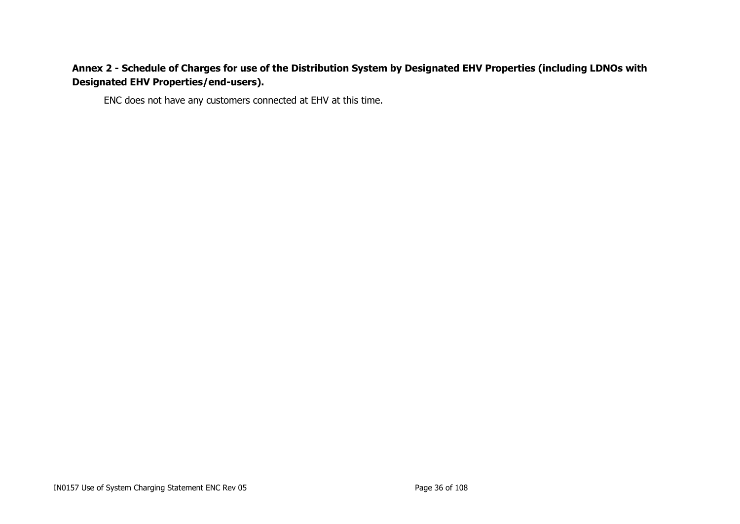## Annex 2 - Schedule of Charges for use of the Distribution System by Designated EHV Properties (including LDNOs with Designated EHV Properties/end-users).

ENC does not have any customers connected at EHV at this time.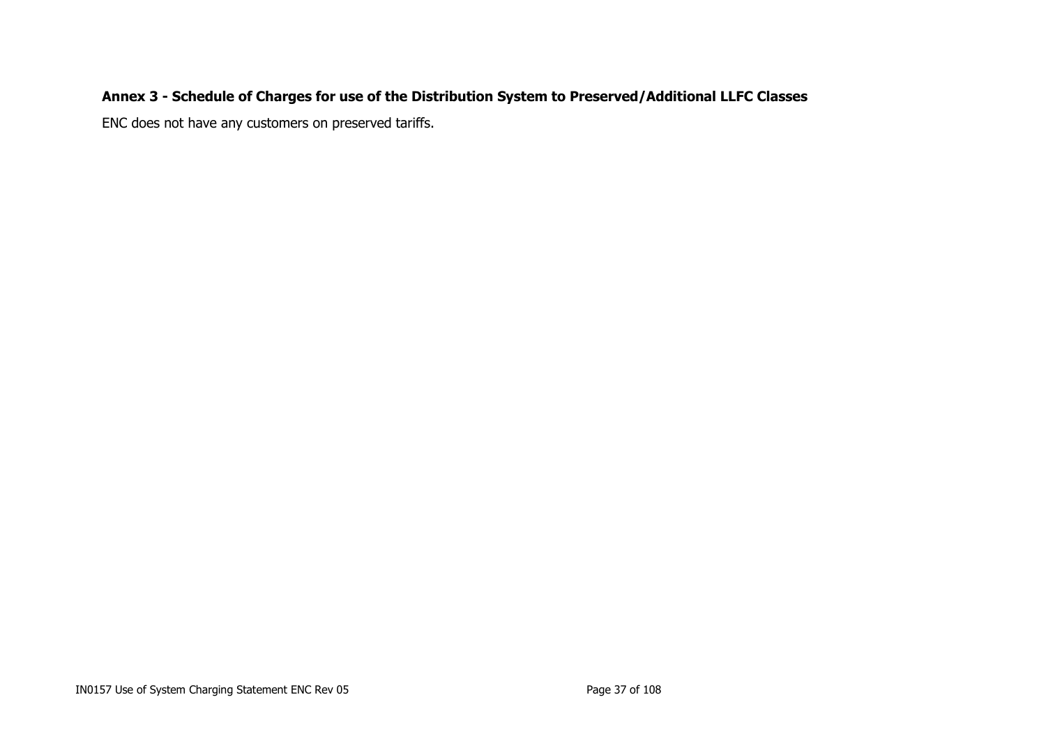## Annex 3 - Schedule of Charges for use of the Distribution System to Preserved/Additional LLFC Classes

ENC does not have any customers on preserved tariffs.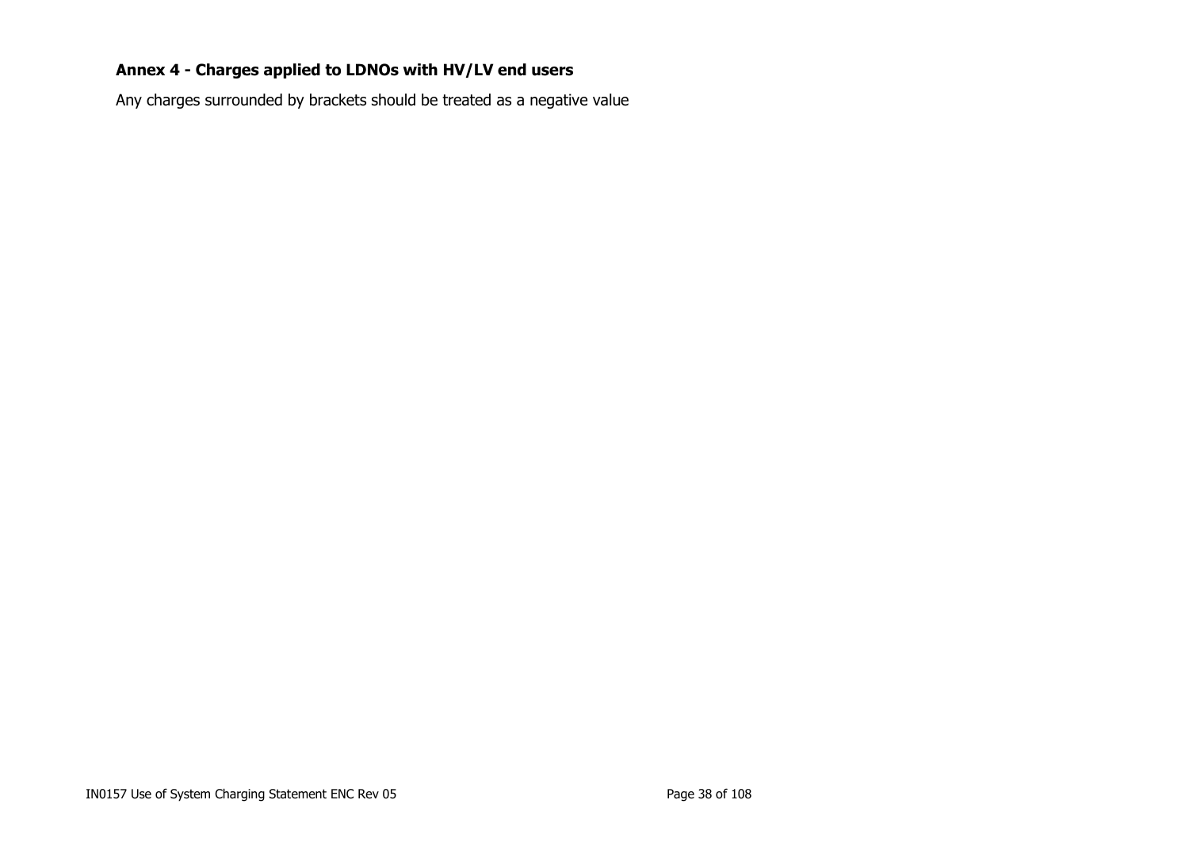**Annex 4 - Charges applied to LDNOs with HV/LV end users**

Any charges surrounded by brackets should be treated as a negative value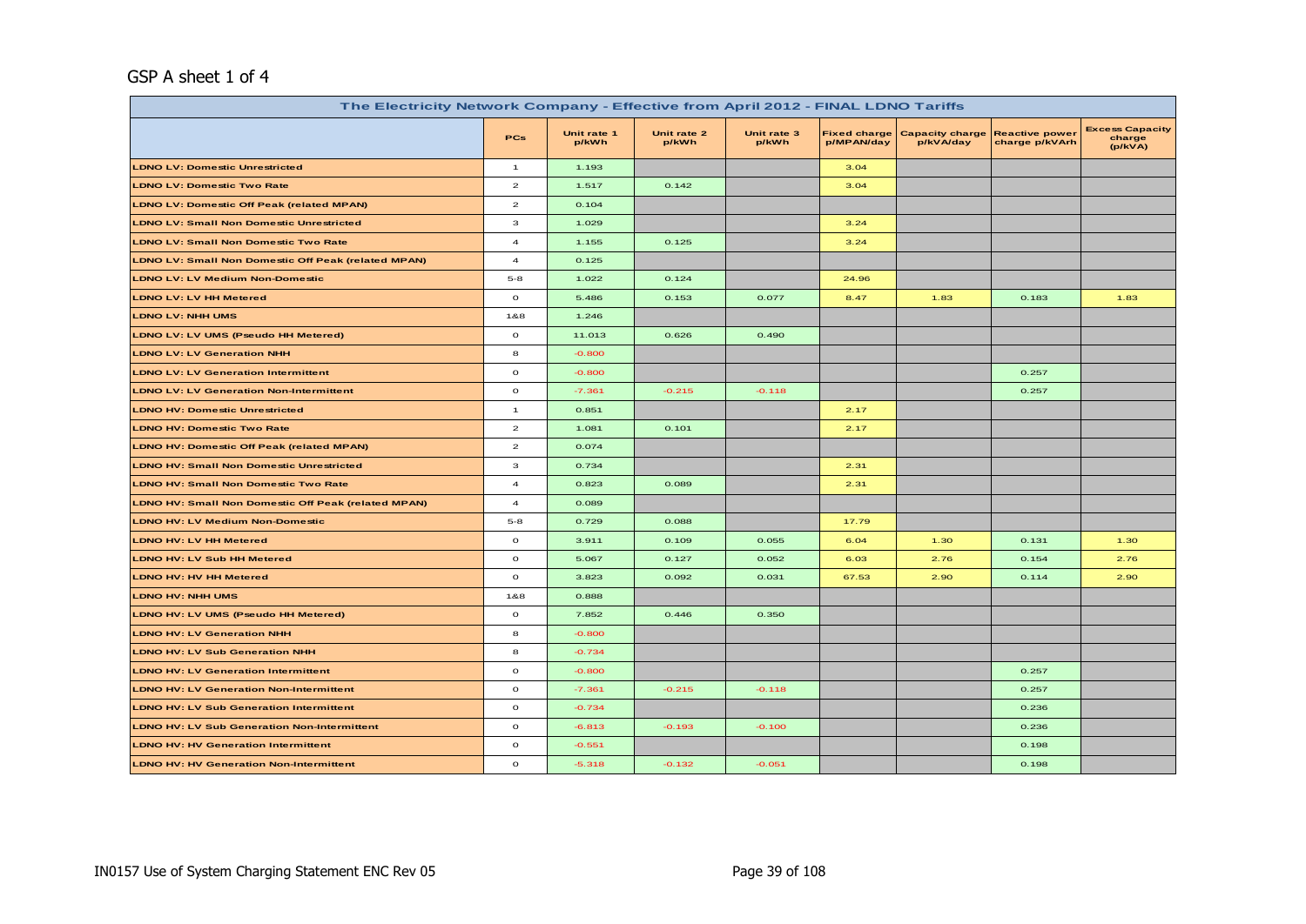GSP A sheet 1 of 4

| The Electricity Network Company - Effective from April 2012 - FINAL LDNO Tariffs | | | | | | | | |
|---|---|---|---|---|---|---|---|---|
| | PCs | Unit rate 1 p/kWh | Unit rate 2 p/kWh | Unit rate 3 p/kWh | Fixed charge p/MPAN/day | Capacity charge p/kVA/day | Reactive power charge p/kVArh | Excess Capacity charge (p/kVA) |
| LDNO LV: Domestic Unrestricted | 1 | 1.193 | | | 3.04 | | | |
| LDNO LV: Domestic Two Rate | 2 | 1.517 | 0.142 | | 3.04 | | | |
| LDNO LV: Domestic Off Peak (related MPAN) | 2 | 0.104 | | | | | | |
| LDNO LV: Small Non Domestic Unrestricted | 3 | 1.029 | | | 3.24 | | | |
| LDNO LV: Small Non Domestic Two Rate | 4 | 1.155 | 0.125 | | 3.24 | | | |
| LDNO LV: Small Non Domestic Off Peak (related MPAN) | 4 | 0.125 | | | | | | |
| LDNO LV: LV Medium Non-Domestic | 5-8 | 1.022 | 0.124 | | 24.96 | | | |
| LDNO LV: LV HH Metered | 0 | 5.486 | 0.153 | 0.077 | 8.47 | 1.83 | 0.183 | 1.83 |
| LDNO LV: NHH UMS | 1&8 | 1.246 | | | | | | |
| LDNO LV: LV UMS (Pseudo HH Metered) | 0 | 11.013 | 0.626 | 0.490 | | | | |
| LDNO LV: LV Generation NHH | 8 | -0.800 | | | | | | |
| LDNO LV: LV Generation Intermittent | 0 | -0.800 | | | | | 0.257 | |
| LDNO LV: LV Generation Non-Intermittent | 0 | -7.361 | -0.215 | -0.118 | | | 0.257 | |
| LDNO HV: Domestic Unrestricted | 1 | 0.851 | | | 2.17 | | | |
| LDNO HV: Domestic Two Rate | 2 | 1.081 | 0.101 | | 2.17 | | | |
| LDNO HV: Domestic Off Peak (related MPAN) | 2 | 0.074 | | | | | | |
| LDNO HV: Small Non Domestic Unrestricted | 3 | 0.734 | | | 2.31 | | | |
| LDNO HV: Small Non Domestic Two Rate | 4 | 0.823 | 0.089 | | 2.31 | | | |
| LDNO HV: Small Non Domestic Off Peak (related MPAN) | 4 | 0.089 | | | | | | |
| LDNO HV: LV Medium Non-Domestic | 5-8 | 0.729 | 0.088 | | 17.79 | | | |
| LDNO HV: LV HH Metered | 0 | 3.911 | 0.109 | 0.055 | 6.04 | 1.30 | 0.131 | 1.30 |
| LDNO HV: LV Sub HH Metered | 0 | 5.067 | 0.127 | 0.052 | 6.03 | 2.76 | 0.154 | 2.76 |
| LDNO HV: HV HH Metered | 0 | 3.823 | 0.092 | 0.031 | 67.53 | 2.90 | 0.114 | 2.90 |
| LDNO HV: NHH UMS | 1&8 | 0.888 | | | | | | |
| LDNO HV: LV UMS (Pseudo HH Metered) | 0 | 7.852 | 0.446 | 0.350 | | | | |
| LDNO HV: LV Generation NHH | 8 | -0.800 | | | | | | |
| LDNO HV: LV Sub Generation NHH | 8 | -0.734 | | | | | | |
| LDNO HV: LV Generation Intermittent | 0 | -0.800 | | | | | 0.257 | |
| LDNO HV: LV Generation Non-Intermittent | 0 | -7.361 | -0.215 | -0.118 | | | 0.257 | |
| LDNO HV: LV Sub Generation Intermittent | 0 | -0.734 | | | | | 0.236 | |
| LDNO HV: LV Sub Generation Non-Intermittent | 0 | -6.813 | -0.193 | -0.100 | | | 0.236 | |
| LDNO HV: HV Generation Intermittent | 0 | -0.551 | | | | | 0.198 | |
| LDNO HV: HV Generation Non-Intermittent | 0 | -5.318 | -0.132 | -0.051 | | | 0.198 | |

IN0157 Use of System Charging Statement ENC Rev 05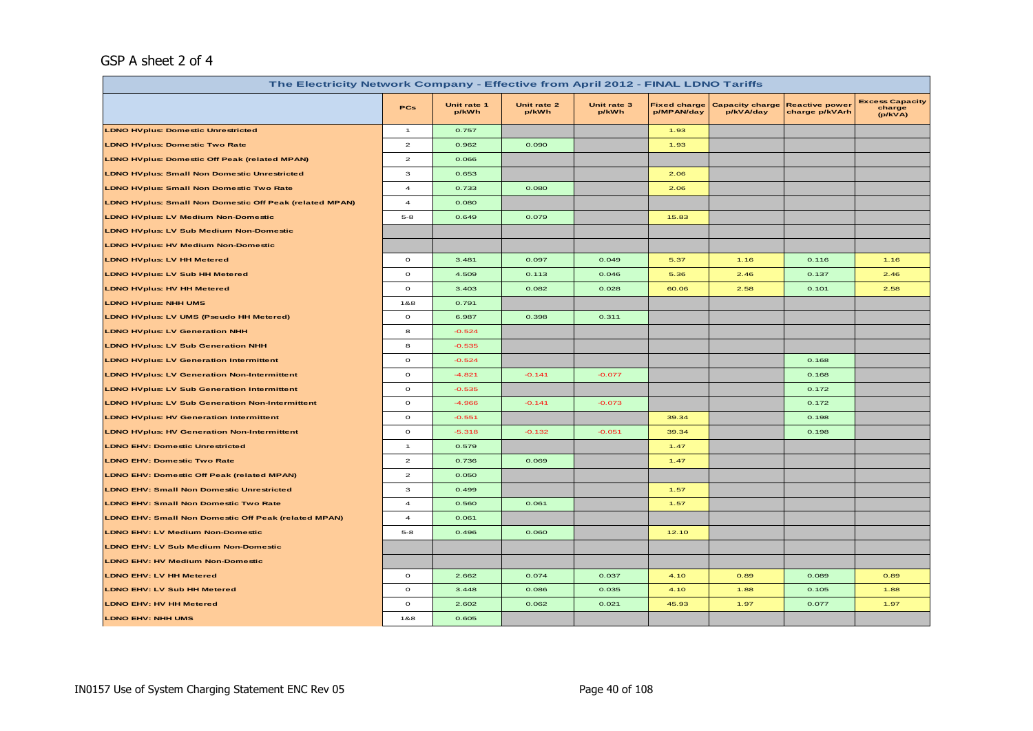GSP A sheet 2 of 4

| The Electricity Network Company - Effective from April 2012 - FINAL LDNO Tariffs | | | | | | | | |
|---|---|---|---|---|---|---|---|---|
| | PCs | Unit rate 1 p/kWh | Unit rate 2 p/kWh | Unit rate 3 p/kWh | Fixed charge p/MPAN/day | Capacity charge p/kVA/day | Reactive power charge p/kVArh | Excess Capacity charge (p/kVA) |
| LDNO HVplus: Domestic Unrestricted | 1 | 0.757 | | | 1.93 | | | |
| LDNO HVplus: Domestic Two Rate | 2 | 0.962 | 0.090 | | 1.93 | | | |
| LDNO HVplus: Domestic Off Peak (related MPAN) | 2 | 0.066 | | | | | | |
| LDNO HVplus: Small Non Domestic Unrestricted | 3 | 0.653 | | | 2.06 | | | |
| LDNO HVplus: Small Non Domestic Two Rate | 4 | 0.733 | 0.080 | | 2.06 | | | |
| LDNO HVplus: Small Non Domestic Off Peak (related MPAN) | 4 | 0.080 | | | | | | |
| LDNO HVplus: LV Medium Non-Domestic | 5-8 | 0.649 | 0.079 | | 15.83 | | | |
| LDNO HVplus: LV Sub Medium Non-Domestic | | | | | | | | |
| LDNO HVplus: HV Medium Non-Domestic | | | | | | | | |
| LDNO HVplus: LV HH Metered | 0 | 3.481 | 0.097 | 0.049 | 5.37 | 1.16 | 0.116 | 1.16 |
| LDNO HVplus: LV Sub HH Metered | 0 | 4.509 | 0.113 | 0.046 | 5.36 | 2.46 | 0.137 | 2.46 |
| LDNO HVplus: HV HH Metered | 0 | 3.403 | 0.082 | 0.028 | 60.06 | 2.58 | 0.101 | 2.58 |
| LDNO HVplus: NHH UMS | 1&8 | 0.791 | | | | | | |
| LDNO HVplus: LV UMS (Pseudo HH Metered) | 0 | 6.987 | 0.398 | 0.311 | | | | |
| LDNO HVplus: LV Generation NHH | 8 | -0.524 | | | | | | |
| LDNO HVplus: LV Sub Generation NHH | 8 | -0.535 | | | | | | |
| LDNO HVplus: LV Generation Intermittent | 0 | -0.524 | | | | | 0.168 | |
| LDNO HVplus: LV Generation Non-Intermittent | 0 | -4.821 | -0.141 | -0.077 | | | 0.168 | |
| LDNO HVplus: LV Sub Generation Intermittent | 0 | -0.535 | | | | | 0.172 | |
| LDNO HVplus: LV Sub Generation Non-Intermittent | 0 | -4.966 | -0.141 | -0.073 | | | 0.172 | |
| LDNO HVplus: HV Generation Intermittent | 0 | -0.551 | | | 39.34 | | 0.198 | |
| LDNO HVplus: HV Generation Non-Intermittent | 0 | -5.318 | -0.132 | -0.051 | 39.34 | | 0.198 | |
| LDNO EHV: Domestic Unrestricted | 1 | 0.579 | | | 1.47 | | | |
| LDNO EHV: Domestic Two Rate | 2 | 0.736 | 0.069 | | 1.47 | | | |
| LDNO EHV: Domestic Off Peak (related MPAN) | 2 | 0.050 | | | | | | |
| LDNO EHV: Small Non Domestic Unrestricted | 3 | 0.499 | | | 1.57 | | | |
| LDNO EHV: Small Non Domestic Two Rate | 4 | 0.560 | 0.061 | | 1.57 | | | |
| LDNO EHV: Small Non Domestic Off Peak (related MPAN) | 4 | 0.061 | | | | | | |
| LDNO EHV: LV Medium Non-Domestic | 5-8 | 0.496 | 0.060 | | 12.10 | | | |
| LDNO EHV: LV Sub Medium Non-Domestic | | | | | | | | |
| LDNO EHV: HV Medium Non-Domestic | | | | | | | | |
| LDNO EHV: LV HH Metered | 0 | 2.662 | 0.074 | 0.037 | 4.10 | 0.89 | 0.089 | 0.89 |
| LDNO EHV: LV Sub HH Metered | 0 | 3.448 | 0.086 | 0.035 | 4.10 | 1.88 | 0.105 | 1.88 |
| LDNO EHV: HV HH Metered | 0 | 2.602 | 0.062 | 0.021 | 45.93 | 1.97 | 0.077 | 1.97 |
| LDNO EHV: NHH UMS | 1&8 | 0.605 | | | | | | |

IN0157 Use of System Charging Statement ENC Rev 05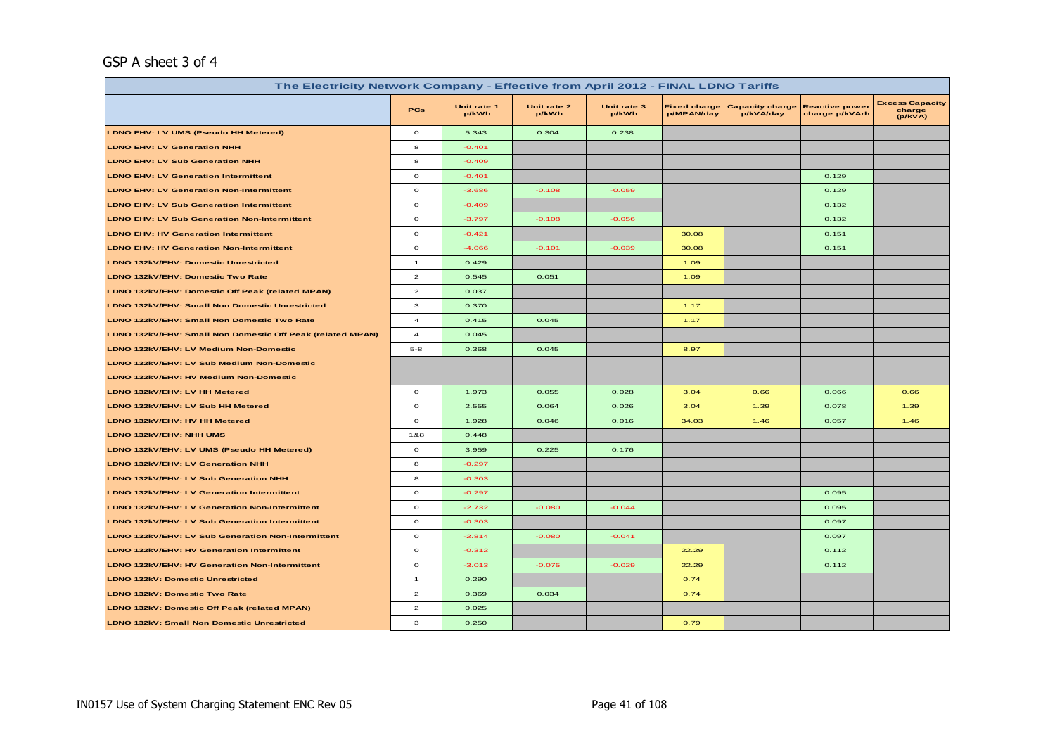GSP A sheet 3 of 4

| The Electricity Network Company - Effective from April 2012 - FINAL LDNO Tariffs | | | | | | | | |
|---|---|---|---|---|---|---|---|---|
| | PCs | Unit rate 1 p/kWh | Unit rate 2 p/kWh | Unit rate 3 p/kWh | Fixed charge p/MPAN/day | Capacity charge p/kVA/day | Reactive power charge p/kVArh | Excess Capacity charge (p/kVA) |
| LDNO EHV: LV UMS (Pseudo HH Metered) | 0 | 5.343 | 0.304 | 0.238 | | | | |
| LDNO EHV: LV Generation NHH | 8 | -0.401 | | | | | | |
| LDNO EHV: LV Sub Generation NHH | 8 | -0.409 | | | | | | |
| LDNO EHV: LV Generation Intermittent | 0 | -0.401 | | | | | 0.129 | |
| LDNO EHV: LV Generation Non-Intermittent | 0 | -3.686 | -0.108 | -0.059 | | | 0.129 | |
| LDNO EHV: LV Sub Generation Intermittent | 0 | -0.409 | | | | | 0.132 | |
| LDNO EHV: LV Sub Generation Non-Intermittent | 0 | -3.797 | -0.108 | -0.056 | | | 0.132 | |
| LDNO EHV: HV Generation Intermittent | 0 | -0.421 | | | 30.08 | | 0.151 | |
| LDNO EHV: HV Generation Non-Intermittent | 0 | -4.066 | -0.101 | -0.039 | 30.08 | | 0.151 | |
| LDNO 132kV/EHV: Domestic Unrestricted | 1 | 0.429 | | | 1.09 | | | |
| LDNO 132kV/EHV: Domestic Two Rate | 2 | 0.545 | 0.051 | | 1.09 | | | |
| LDNO 132kV/EHV: Domestic Off Peak (related MPAN) | 2 | 0.037 | | | | | | |
| LDNO 132kV/EHV: Small Non Domestic Unrestricted | 3 | 0.370 | | | 1.17 | | | |
| LDNO 132kV/EHV: Small Non Domestic Two Rate | 4 | 0.415 | 0.045 | | 1.17 | | | |
| LDNO 132kV/EHV: Small Non Domestic Off Peak (related MPAN) | 4 | 0.045 | | | | | | |
| LDNO 132kV/EHV: LV Medium Non-Domestic | 5-8 | 0.368 | 0.045 | | 8.97 | | | |
| LDNO 132kV/EHV: LV Sub Medium Non-Domestic | | | | | | | | |
| LDNO 132kV/EHV: HV Medium Non-Domestic | | | | | | | | |
| LDNO 132kV/EHV: LV HH Metered | 0 | 1.973 | 0.055 | 0.028 | 3.04 | 0.66 | 0.066 | 0.66 |
| LDNO 132kV/EHV: LV Sub HH Metered | 0 | 2.555 | 0.064 | 0.026 | 3.04 | 1.39 | 0.078 | 1.39 |
| LDNO 132kV/EHV: HV HH Metered | 0 | 1.928 | 0.046 | 0.016 | 34.03 | 1.46 | 0.057 | 1.46 |
| LDNO 132kV/EHV: NHH UMS | 1&8 | 0.448 | | | | | | |
| LDNO 132kV/EHV: LV UMS (Pseudo HH Metered) | 0 | 3.959 | 0.225 | 0.176 | | | | |
| LDNO 132kV/EHV: LV Generation NHH | 8 | -0.297 | | | | | | |
| LDNO 132kV/EHV: LV Sub Generation NHH | 8 | -0.303 | | | | | | |
| LDNO 132kV/EHV: LV Generation Intermittent | 0 | -0.297 | | | | | 0.095 | |
| LDNO 132kV/EHV: LV Generation Non-Intermittent | 0 | -2.732 | -0.080 | -0.044 | | | 0.095 | |
| LDNO 132kV/EHV: LV Sub Generation Intermittent | 0 | -0.303 | | | | | 0.097 | |
| LDNO 132kV/EHV: LV Sub Generation Non-Intermittent | 0 | -2.814 | -0.080 | -0.041 | | | 0.097 | |
| LDNO 132kV/EHV: HV Generation Intermittent | 0 | -0.312 | | | 22.29 | | 0.112 | |
| LDNO 132kV/EHV: HV Generation Non-Intermittent | 0 | -3.013 | -0.075 | -0.029 | 22.29 | | 0.112 | |
| LDNO 132kV: Domestic Unrestricted | 1 | 0.290 | | | 0.74 | | | |
| LDNO 132kV: Domestic Two Rate | 2 | 0.369 | 0.034 | | 0.74 | | | |
| LDNO 132kV: Domestic Off Peak (related MPAN) | 2 | 0.025 | | | | | | |
| LDNO 132kV: Small Non Domestic Unrestricted | 3 | 0.250 | | | 0.79 | | | |

IN0157 Use of System Charging Statement ENC Rev 05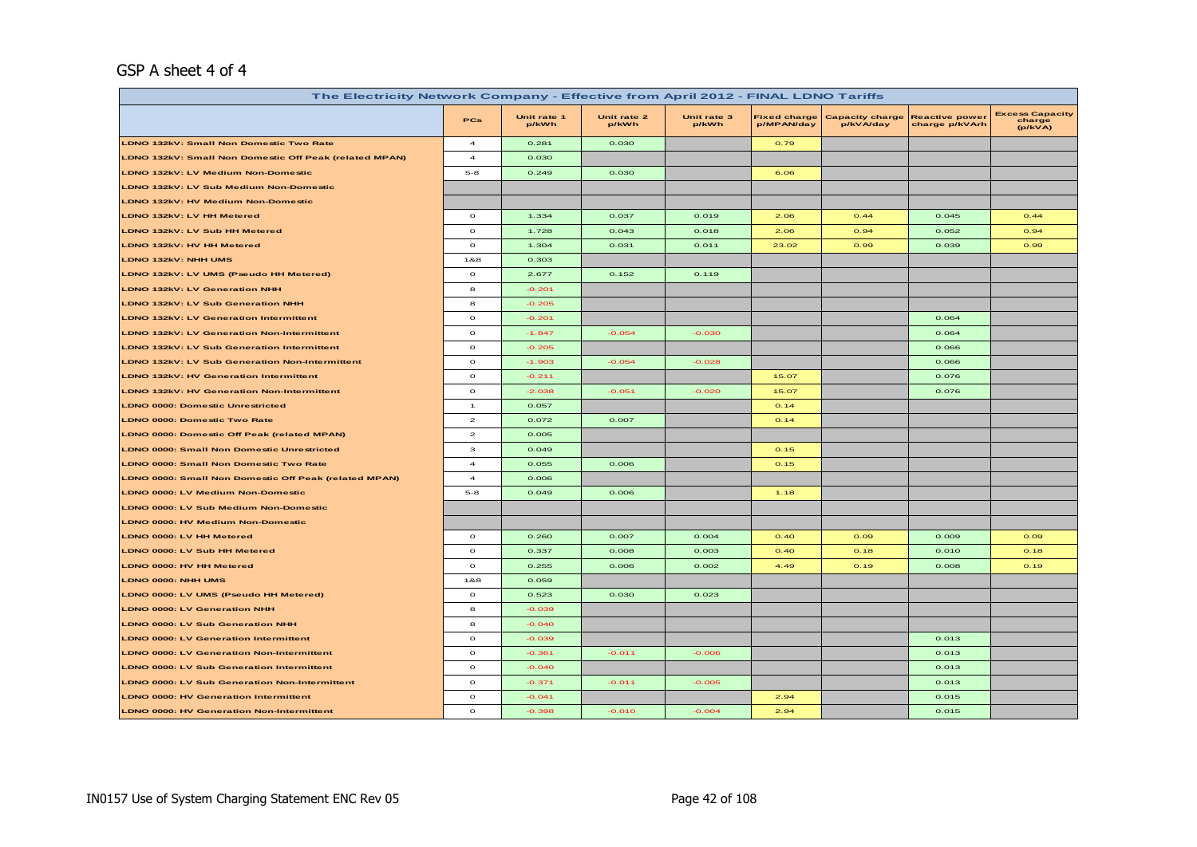GSP A sheet 4 of 4

| The Electricity Network Company - Effective from April 2012 - FINAL LDNO Tariffs | | | | | | | | |
|---|---|---|---|---|---|---|---|---|
| | PCs | Unit rate 1 p/kWh | Unit rate 2 p/kWh | Unit rate 3 p/kWh | Fixed charge p/MPAN/day | Capacity charge p/kVA/day | Reactive power charge p/kVArh | Excess Capacity charge (p/kVA) |
| LDNO 132kV: Small Non Domestic Two Rate | 4 | 0.281 | 0.030 | | 0.79 | | | |
| LDNO 132kV: Small Non Domestic Off Peak (related MPAN) | 4 | 0.030 | | | | | | |
| LDNO 132kV: LV Medium Non-Domestic | 5-8 | 0.249 | 0.030 | | 6.06 | | | |
| LDNO 132kV: LV Sub Medium Non-Domestic | | | | | | | | |
| LDNO 132kV: HV Medium Non-Domestic | | | | | | | | |
| LDNO 132kV: LV HH Metered | 0 | 1.334 | 0.037 | 0.019 | 2.06 | 0.44 | 0.045 | 0.44 |
| LDNO 132kV: LV Sub HH Metered | 0 | 1.728 | 0.043 | 0.018 | 2.06 | 0.94 | 0.052 | 0.94 |
| LDNO 132kV: HV HH Metered | 0 | 1.304 | 0.031 | 0.011 | 23.02 | 0.99 | 0.039 | 0.99 |
| LDNO 132kV: NHH UMS | 1&8 | 0.303 | | | | | | |
| LDNO 132kV: LV UMS (Pseudo HH Metered) | 0 | 2.677 | 0.152 | 0.119 | | | | |
| LDNO 132kV: LV Generation NHH | 8 | -0.201 | | | | | | |
| LDNO 132kV: LV Sub Generation NHH | 8 | -0.205 | | | | | | |
| LDNO 132kV: LV Generation Intermittent | 0 | -0.201 | | | | | 0.064 | |
| LDNO 132kV: LV Generation Non-Intermittent | 0 | -1.847 | -0.054 | -0.030 | | | 0.064 | |
| LDNO 132kV: LV Sub Generation Intermittent | 0 | -0.205 | | | | | 0.066 | |
| LDNO 132kV: LV Sub Generation Non-Intermittent | 0 | -1.903 | -0.054 | -0.028 | | | 0.066 | |
| LDNO 132kV: HV Generation Intermittent | 0 | -0.211 | | | 15.07 | | 0.076 | |
| LDNO 132kV: HV Generation Non-Intermittent | 0 | -2.038 | -0.051 | -0.020 | 15.07 | | 0.076 | |
| LDNO 0000: Domestic Unrestricted | 1 | 0.057 | | | 0.14 | | | |
| LDNO 0000: Domestic Two Rate | 2 | 0.072 | 0.007 | | 0.14 | | | |
| LDNO 0000: Domestic Off Peak (related MPAN) | 2 | 0.005 | | | | | | |
| LDNO 0000: Small Non Domestic Unrestricted | 3 | 0.049 | | | 0.15 | | | |
| LDNO 0000: Small Non Domestic Two Rate | 4 | 0.055 | 0.006 | | 0.15 | | | |
| LDNO 0000: Small Non Domestic Off Peak (related MPAN) | 4 | 0.006 | | | | | | |
| LDNO 0000: LV Medium Non-Domestic | 5-8 | 0.049 | 0.006 | | 1.18 | | | |
| LDNO 0000: LV Sub Medium Non-Domestic | | | | | | | | |
| LDNO 0000: HV Medium Non-Domestic | | | | | | | | |
| LDNO 0000: LV HH Metered | 0 | 0.260 | 0.007 | 0.004 | 0.40 | 0.09 | 0.009 | 0.09 |
| LDNO 0000: LV Sub HH Metered | 0 | 0.337 | 0.008 | 0.003 | 0.40 | 0.18 | 0.010 | 0.18 |
| LDNO 0000: HV HH Metered | 0 | 0.255 | 0.006 | 0.002 | 4.49 | 0.19 | 0.008 | 0.19 |
| LDNO 0000: NHH UMS | 1&8 | 0.059 | | | | | | |
| LDNO 0000: LV UMS (Pseudo HH Metered) | 0 | 0.523 | 0.030 | 0.023 | | | | |
| LDNO 0000: LV Generation NHH | 8 | -0.039 | | | | | | |
| LDNO 0000: LV Sub Generation NHH | 8 | -0.040 | | | | | | |
| LDNO 0000: LV Generation Intermittent | 0 | -0.039 | | | | | 0.013 | |
| LDNO 0000: LV Generation Non-Intermittent | 0 | -0.361 | -0.011 | -0.006 | | | 0.013 | |
| LDNO 0000: LV Sub Generation Intermittent | 0 | -0.040 | | | | | 0.013 | |
| LDNO 0000: LV Sub Generation Non-Intermittent | 0 | -0.371 | -0.011 | -0.005 | | | 0.013 | |
| LDNO 0000: HV Generation Intermittent | 0 | -0.041 | | | 2.94 | | 0.015 | |
| LDNO 0000: HV Generation Non-Intermittent | 0 | -0.398 | -0.010 | -0.004 | 2.94 | | 0.015 | |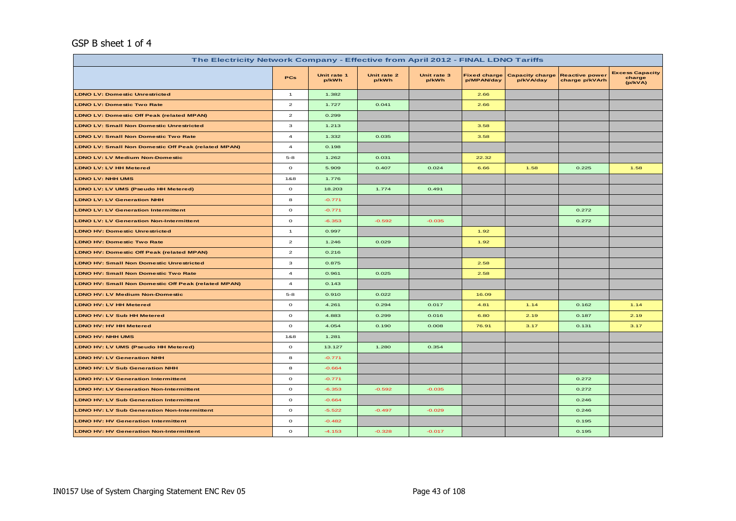GSP B sheet 1 of 4

| The Electricity Network Company - Effective from April 2012 - FINAL LDNO Tariffs | | | | | | | | |
|---|---|---|---|---|---|---|---|---|
| | PCs | Unit rate 1 p/kWh | Unit rate 2 p/kWh | Unit rate 3 p/kWh | Fixed charge p/MPAN/day | Capacity charge p/kVA/day | Reactive power charge p/kVArh | Excess Capacity charge (p/kVA) |
| LDNO LV: Domestic Unrestricted | 1 | 1.382 | | | 2.66 | | | |
| LDNO LV: Domestic Two Rate | 2 | 1.727 | 0.041 | | 2.66 | | | |
| LDNO LV: Domestic Off Peak (related MPAN) | 2 | 0.299 | | | | | | |
| LDNO LV: Small Non Domestic Unrestricted | 3 | 1.213 | | | 3.58 | | | |
| LDNO LV: Small Non Domestic Two Rate | 4 | 1.332 | 0.035 | | 3.58 | | | |
| LDNO LV: Small Non Domestic Off Peak (related MPAN) | 4 | 0.198 | | | | | | |
| LDNO LV: LV Medium Non-Domestic | 5-8 | 1.262 | 0.031 | | 22.32 | | | |
| LDNO LV: LV HH Metered | 0 | 5.909 | 0.407 | 0.024 | 6.66 | 1.58 | 0.225 | 1.58 |
| LDNO LV: NHH UMS | 1&8 | 1.776 | | | | | | |
| LDNO LV: LV UMS (Pseudo HH Metered) | 0 | 18.203 | 1.774 | 0.491 | | | | |
| LDNO LV: LV Generation NHH | 8 | -0.771 | | | | | | |
| LDNO LV: LV Generation Intermittent | 0 | -0.771 | | | | | 0.272 | |
| LDNO LV: LV Generation Non-Intermittent | 0 | -6.353 | -0.592 | -0.035 | | | 0.272 | |
| LDNO HV: Domestic Unrestricted | 1 | 0.997 | | | 1.92 | | | |
| LDNO HV: Domestic Two Rate | 2 | 1.246 | 0.029 | | 1.92 | | | |
| LDNO HV: Domestic Off Peak (related MPAN) | 2 | 0.216 | | | | | | |
| LDNO HV: Small Non Domestic Unrestricted | 3 | 0.875 | | | 2.58 | | | |
| LDNO HV: Small Non Domestic Two Rate | 4 | 0.961 | 0.025 | | 2.58 | | | |
| LDNO HV: Small Non Domestic Off Peak (related MPAN) | 4 | 0.143 | | | | | | |
| LDNO HV: LV Medium Non-Domestic | 5-8 | 0.910 | 0.022 | | 16.09 | | | |
| LDNO HV: LV HH Metered | 0 | 4.261 | 0.294 | 0.017 | 4.81 | 1.14 | 0.162 | 1.14 |
| LDNO HV: LV Sub HH Metered | 0 | 4.883 | 0.299 | 0.016 | 6.80 | 2.19 | 0.187 | 2.19 |
| LDNO HV: HV HH Metered | 0 | 4.054 | 0.190 | 0.008 | 76.91 | 3.17 | 0.131 | 3.17 |
| LDNO HV: NHH UMS | 1&8 | 1.281 | | | | | | |
| LDNO HV: LV UMS (Pseudo HH Metered) | 0 | 13.127 | 1.280 | 0.354 | | | | |
| LDNO HV: LV Generation NHH | 8 | -0.771 | | | | | | |
| LDNO HV: LV Sub Generation NHH | 8 | -0.664 | | | | | | |
| LDNO HV: LV Generation Intermittent | 0 | -0.771 | | | | | 0.272 | |
| LDNO HV: LV Generation Non-Intermittent | 0 | -6.353 | -0.592 | -0.035 | | | 0.272 | |
| LDNO HV: LV Sub Generation Intermittent | 0 | -0.664 | | | | | 0.246 | |
| LDNO HV: LV Sub Generation Non-Intermittent | 0 | -5.522 | -0.497 | -0.029 | | | 0.246 | |
| LDNO HV: HV Generation Intermittent | 0 | -0.482 | | | | | 0.195 | |
| LDNO HV: HV Generation Non-Intermittent | 0 | -4.153 | -0.328 | -0.017 | | | 0.195 | |

IN0157 Use of System Charging Statement ENC Rev 05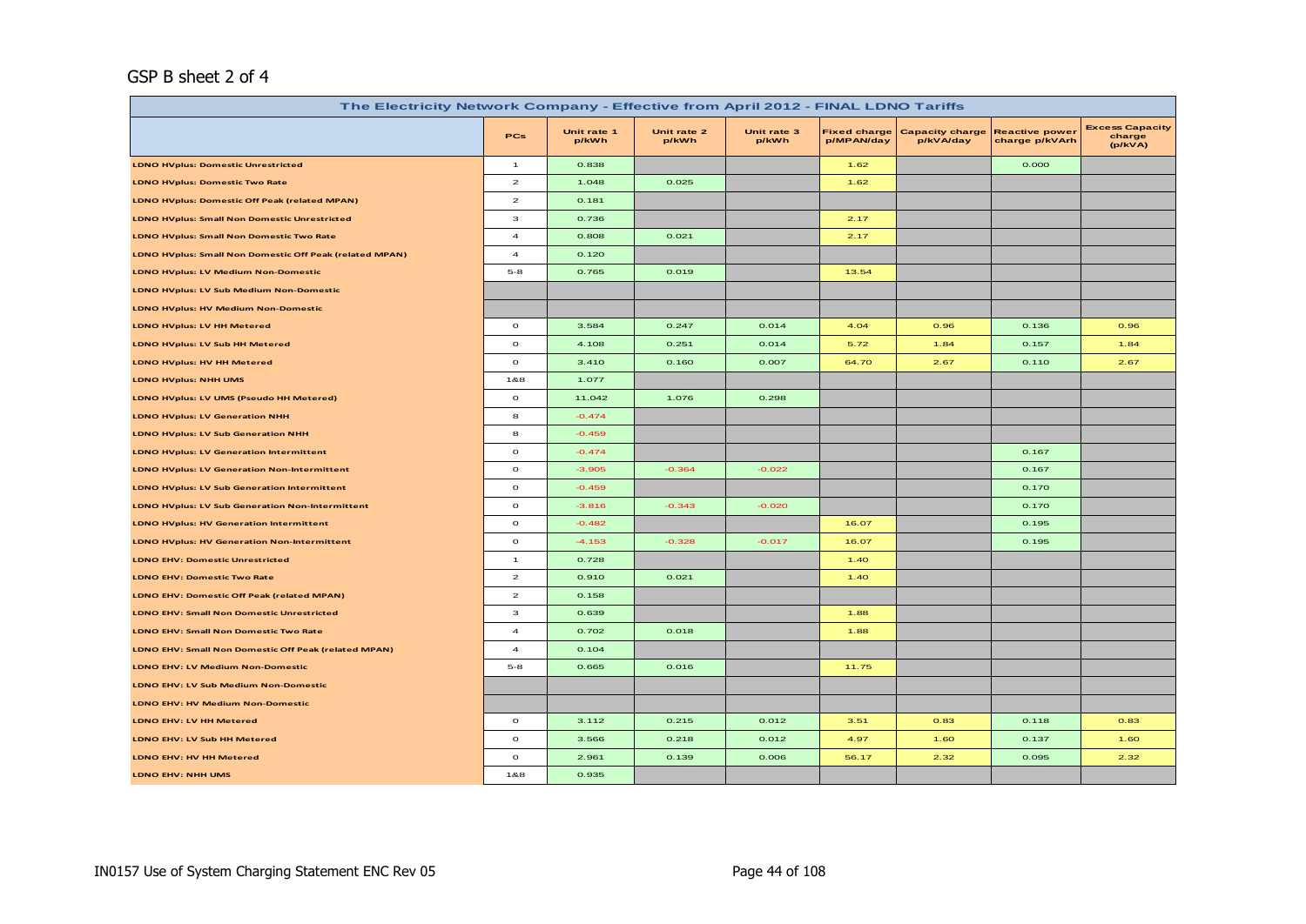## GSP B sheet 2 of 4

| The Electricity Network Company - Effective from April 2012 - FINAL LDNO Tariffs | | | | | | | | |
|---|---|---|---|---|---|---|---|---|
| | PCs | Unit rate 1 p/kWh | Unit rate 2 p/kWh | Unit rate 3 p/kWh | Fixed charge p/MPAN/day | Capacity charge p/kVA/day | Reactive power charge p/kVArh | Excess Capacity charge (p/kVA) |
| LDNO HVplus: Domestic Unrestricted | 1 | 0.838 | | | 1.62 | | 0.000 | |
| LDNO HVplus: Domestic Two Rate | 2 | 1.048 | 0.025 | | 1.62 | | | |
| LDNO HVplus: Domestic Off Peak (related MPAN) | 2 | 0.181 | | | | | | |
| LDNO HVplus: Small Non Domestic Unrestricted | 3 | 0.736 | | | 2.17 | | | |
| LDNO HVplus: Small Non Domestic Two Rate | 4 | 0.808 | 0.021 | | 2.17 | | | |
| LDNO HVplus: Small Non Domestic Off Peak (related MPAN) | 4 | 0.120 | | | | | | |
| LDNO HVplus: LV Medium Non-Domestic | 5-8 | 0.765 | 0.019 | | 13.54 | | | |
| LDNO HVplus: LV Sub Medium Non-Domestic | | | | | | | | |
| LDNO HVplus: HV Medium Non-Domestic | | | | | | | | |
| LDNO HVplus: LV HH Metered | 0 | 3.584 | 0.247 | 0.014 | 4.04 | 0.96 | 0.136 | 0.96 |
| LDNO HVplus: LV Sub HH Metered | 0 | 4.108 | 0.251 | 0.014 | 5.72 | 1.84 | 0.157 | 1.84 |
| LDNO HVplus: HV HH Metered | 0 | 3.410 | 0.160 | 0.007 | 64.70 | 2.67 | 0.110 | 2.67 |
| LDNO HVplus: NHH UMS | 1&8 | 1.077 | | | | | | |
| LDNO HVplus: LV UMS (Pseudo HH Metered) | 0 | 11.042 | 1.076 | 0.298 | | | | |
| LDNO HVplus: LV Generation NHH | 8 | -0.474 | | | | | | |
| LDNO HVplus: LV Sub Generation NHH | 8 | -0.459 | | | | | | |
| LDNO HVplus: LV Generation Intermittent | 0 | -0.474 | | | | | 0.167 | |
| LDNO HVplus: LV Generation Non-Intermittent | 0 | -3.905 | -0.364 | -0.022 | | | 0.167 | |
| LDNO HVplus: LV Sub Generation Intermittent | 0 | -0.459 | | | | | 0.170 | |
| LDNO HVplus: LV Sub Generation Non-Intermittent | 0 | -3.816 | -0.343 | -0.020 | | | 0.170 | |
| LDNO HVplus: HV Generation Intermittent | 0 | -0.482 | | | 16.07 | | 0.195 | |
| LDNO HVplus: HV Generation Non-Intermittent | 0 | -4.153 | -0.328 | -0.017 | 16.07 | | 0.195 | |
| LDNO EHV: Domestic Unrestricted | 1 | 0.728 | | | 1.40 | | | |
| LDNO EHV: Domestic Two Rate | 2 | 0.910 | 0.021 | | 1.40 | | | |
| LDNO EHV: Domestic Off Peak (related MPAN) | 2 | 0.158 | | | | | | |
| LDNO EHV: Small Non Domestic Unrestricted | 3 | 0.639 | | | 1.88 | | | |
| LDNO EHV: Small Non Domestic Two Rate | 4 | 0.702 | 0.018 | | 1.88 | | | |
| LDNO EHV: Small Non Domestic Off Peak (related MPAN) | 4 | 0.104 | | | | | | |
| LDNO EHV: LV Medium Non-Domestic | 5-8 | 0.665 | 0.016 | | 11.75 | | | |
| LDNO EHV: LV Sub Medium Non-Domestic | | | | | | | | |
| LDNO EHV: HV Medium Non-Domestic | | | | | | | | |
| LDNO EHV: LV HH Metered | 0 | 3.112 | 0.215 | 0.012 | 3.51 | 0.83 | 0.118 | 0.83 |
| LDNO EHV: LV Sub HH Metered | 0 | 3.566 | 0.218 | 0.012 | 4.97 | 1.60 | 0.137 | 1.60 |
| LDNO EHV: HV HH Metered | 0 | 2.961 | 0.139 | 0.006 | 56.17 | 2.32 | 0.095 | 2.32 |
| LDNO EHV: NHH UMS | 1&8 | 0.935 | | | | | | |

IN0157 Use of System Charging Statement ENC Rev 05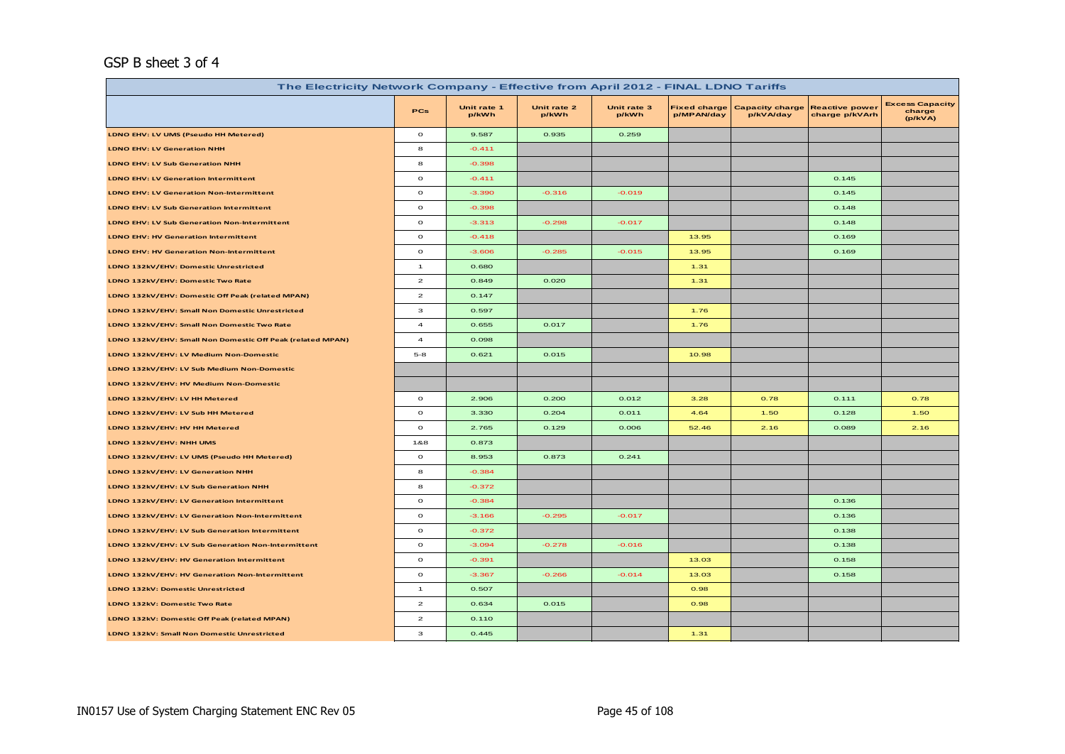GSP B sheet 3 of 4

| The Electricity Network Company - Effective from April 2012 - FINAL LDNO Tariffs | | | | | | | | |
|---|---|---|---|---|---|---|---|---|
| | PCs | Unit rate 1 p/kWh | Unit rate 2 p/kWh | Unit rate 3 p/kWh | Fixed charge p/MPAN/day | Capacity charge p/kVA/day | Reactive power charge p/kVArh | Excess Capacity charge (p/kVA) |
| LDNO EHV: LV UMS (Pseudo HH Metered) | 0 | 9.587 | 0.935 | 0.259 | | | | |
| LDNO EHV: LV Generation NHH | 8 | -0.411 | | | | | | |
| LDNO EHV: LV Sub Generation NHH | 8 | -0.398 | | | | | | |
| LDNO EHV: LV Generation Intermittent | 0 | -0.411 | | | | | 0.145 | |
| LDNO EHV: LV Generation Non-Intermittent | 0 | -3.390 | -0.316 | -0.019 | | | 0.145 | |
| LDNO EHV: LV Sub Generation Intermittent | 0 | -0.398 | | | | | 0.148 | |
| LDNO EHV: LV Sub Generation Non-Intermittent | 0 | -3.313 | -0.298 | -0.017 | | | 0.148 | |
| LDNO EHV: HV Generation Intermittent | 0 | -0.418 | | | 13.95 | | 0.169 | |
| LDNO EHV: HV Generation Non-Intermittent | 0 | -3.606 | -0.285 | -0.015 | 13.95 | | 0.169 | |
| LDNO 132kV/EHV: Domestic Unrestricted | 1 | 0.680 | | | 1.31 | | | |
| LDNO 132kV/EHV: Domestic Two Rate | 2 | 0.849 | 0.020 | | 1.31 | | | |
| LDNO 132kV/EHV: Domestic Off Peak (related MPAN) | 2 | 0.147 | | | | | | |
| LDNO 132kV/EHV: Small Non Domestic Unrestricted | 3 | 0.597 | | | 1.76 | | | |
| LDNO 132kV/EHV: Small Non Domestic Two Rate | 4 | 0.655 | 0.017 | | 1.76 | | | |
| LDNO 132kV/EHV: Small Non Domestic Off Peak (related MPAN) | 4 | 0.098 | | | | | | |
| LDNO 132kV/EHV: LV Medium Non-Domestic | 5-8 | 0.621 | 0.015 | | 10.98 | | | |
| LDNO 132kV/EHV: LV Sub Medium Non-Domestic | | | | | | | | |
| LDNO 132kV/EHV: HV Medium Non-Domestic | | | | | | | | |
| LDNO 132kV/EHV: LV HH Metered | 0 | 2.906 | 0.200 | 0.012 | 3.28 | 0.78 | 0.111 | 0.78 |
| LDNO 132kV/EHV: LV Sub HH Metered | 0 | 3.330 | 0.204 | 0.011 | 4.64 | 1.50 | 0.128 | 1.50 |
| LDNO 132kV/EHV: HV HH Metered | 0 | 2.765 | 0.129 | 0.006 | 52.46 | 2.16 | 0.089 | 2.16 |
| LDNO 132kV/EHV: NHH UMS | 1&8 | 0.873 | | | | | | |
| LDNO 132kV/EHV: LV UMS (Pseudo HH Metered) | 0 | 8.953 | 0.873 | 0.241 | | | | |
| LDNO 132kV/EHV: LV Generation NHH | 8 | -0.384 | | | | | | |
| LDNO 132kV/EHV: LV Sub Generation NHH | 8 | -0.372 | | | | | | |
| LDNO 132kV/EHV: LV Generation Intermittent | 0 | -0.384 | | | | | 0.136 | |
| LDNO 132kV/EHV: LV Generation Non-Intermittent | 0 | -3.166 | -0.295 | -0.017 | | | 0.136 | |
| LDNO 132kV/EHV: LV Sub Generation Intermittent | 0 | -0.372 | | | | | 0.138 | |
| LDNO 132kV/EHV: LV Sub Generation Non-Intermittent | 0 | -3.094 | -0.278 | -0.016 | | | 0.138 | |
| LDNO 132kV/EHV: HV Generation Intermittent | 0 | -0.391 | | | 13.03 | | 0.158 | |
| LDNO 132kV/EHV: HV Generation Non-Intermittent | 0 | -3.367 | -0.266 | -0.014 | 13.03 | | 0.158 | |
| LDNO 132kV: Domestic Unrestricted | 1 | 0.507 | | | 0.98 | | | |
| LDNO 132kV: Domestic Two Rate | 2 | 0.634 | 0.015 | | 0.98 | | | |
| LDNO 132kV: Domestic Off Peak (related MPAN) | 2 | 0.110 | | | | | | |
| LDNO 132kV: Small Non Domestic Unrestricted | 3 | 0.445 | | | 1.31 | | | |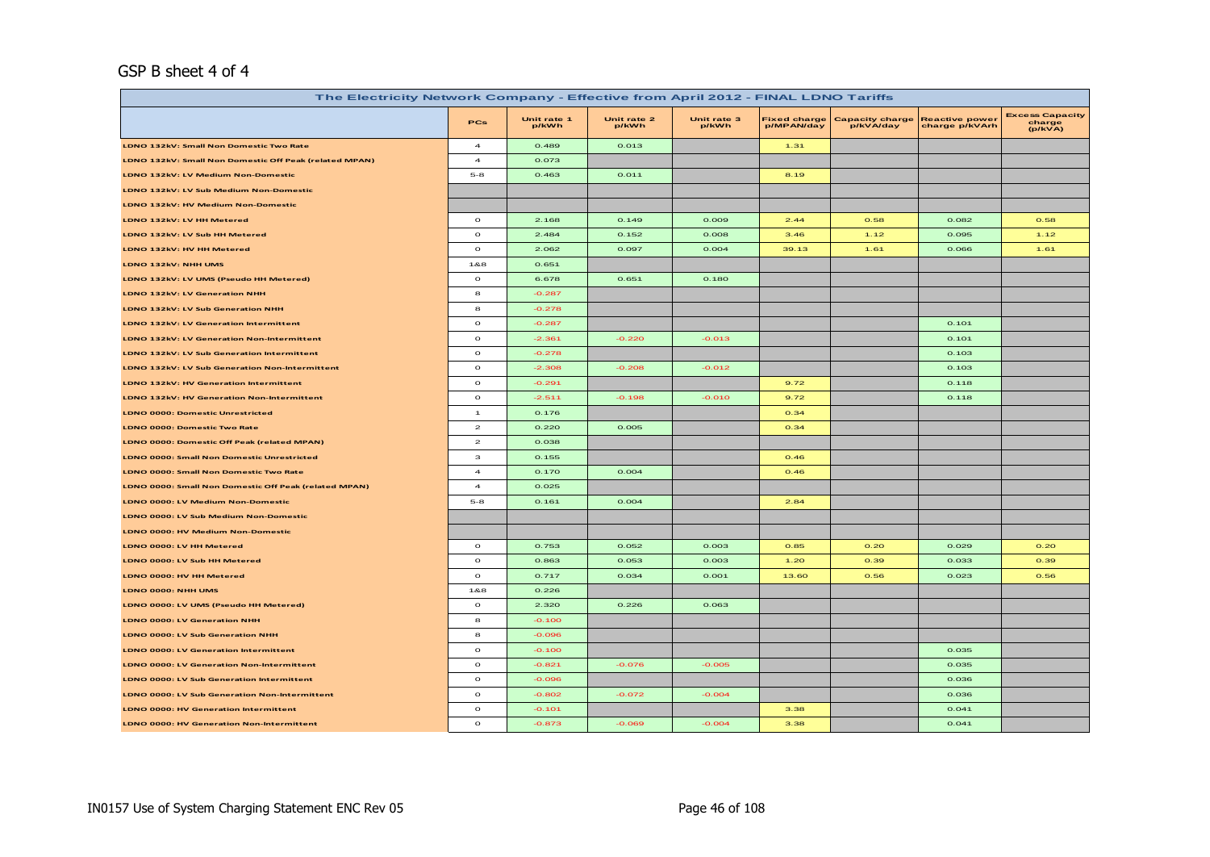GSP B sheet 4 of 4

| The Electricity Network Company - Effective from April 2012 - FINAL LDNO Tariffs | | | | | | | | |
|---|---|---|---|---|---|---|---|---|
| | PCs | Unit rate 1 p/kWh | Unit rate 2 p/kWh | Unit rate 3 p/kWh | Fixed charge p/MPAN/day | Capacity charge p/kVA/day | Reactive power charge p/kVArh | Excess Capacity charge (p/kVA) |
| LDNO 132kV: Small Non Domestic Two Rate | 4 | 0.489 | 0.013 | | 1.31 | | | |
| LDNO 132kV: Small Non Domestic Off Peak (related MPAN) | 4 | 0.073 | | | | | | |
| LDNO 132kV: LV Medium Non-Domestic | 5-8 | 0.463 | 0.011 | | 8.19 | | | |
| LDNO 132kV: LV Sub Medium Non-Domestic | | | | | | | | |
| LDNO 132kV: HV Medium Non-Domestic | | | | | | | | |
| LDNO 132kV: LV HH Metered | 0 | 2.168 | 0.149 | 0.009 | 2.44 | 0.58 | 0.082 | 0.58 |
| LDNO 132kV: LV Sub HH Metered | 0 | 2.484 | 0.152 | 0.008 | 3.46 | 1.12 | 0.095 | 1.12 |
| LDNO 132kV: HV HH Metered | 0 | 2.062 | 0.097 | 0.004 | 39.13 | 1.61 | 0.066 | 1.61 |
| LDNO 132kV: NHH UMS | 1&8 | 0.651 | | | | | | |
| LDNO 132kV: LV UMS (Pseudo HH Metered) | 0 | 6.678 | 0.651 | 0.180 | | | | |
| LDNO 132kV: LV Generation NHH | 8 | -0.287 | | | | | | |
| LDNO 132kV: LV Sub Generation NHH | 8 | -0.278 | | | | | | |
| LDNO 132kV: LV Generation Intermittent | 0 | -0.287 | | | | | 0.101 | |
| LDNO 132kV: LV Generation Non-Intermittent | 0 | -2.361 | -0.220 | -0.013 | | | 0.101 | |
| LDNO 132kV: LV Sub Generation Intermittent | 0 | -0.278 | | | | | 0.103 | |
| LDNO 132kV: LV Sub Generation Non-Intermittent | 0 | -2.308 | -0.208 | -0.012 | | | 0.103 | |
| LDNO 132kV: HV Generation Intermittent | 0 | -0.291 | | | 9.72 | | 0.118 | |
| LDNO 132kV: HV Generation Non-Intermittent | 0 | -2.511 | -0.198 | -0.010 | 9.72 | | 0.118 | |
| LDNO 0000: Domestic Unrestricted | 1 | 0.176 | | | 0.34 | | | |
| LDNO 0000: Domestic Two Rate | 2 | 0.220 | 0.005 | | 0.34 | | | |
| LDNO 0000: Domestic Off Peak (related MPAN) | 2 | 0.038 | | | | | | |
| LDNO 0000: Small Non Domestic Unrestricted | 3 | 0.155 | | | 0.46 | | | |
| LDNO 0000: Small Non Domestic Two Rate | 4 | 0.170 | 0.004 | | 0.46 | | | |
| LDNO 0000: Small Non Domestic Off Peak (related MPAN) | 4 | 0.025 | | | | | | |
| LDNO 0000: LV Medium Non-Domestic | 5-8 | 0.161 | 0.004 | | 2.84 | | | |
| LDNO 0000: LV Sub Medium Non-Domestic | | | | | | | | |
| LDNO 0000: HV Medium Non-Domestic | | | | | | | | |
| LDNO 0000: LV HH Metered | 0 | 0.753 | 0.052 | 0.003 | 0.85 | 0.20 | 0.029 | 0.20 |
| LDNO 0000: LV Sub HH Metered | 0 | 0.863 | 0.053 | 0.003 | 1.20 | 0.39 | 0.033 | 0.39 |
| LDNO 0000: HV HH Metered | 0 | 0.717 | 0.034 | 0.001 | 13.60 | 0.56 | 0.023 | 0.56 |
| LDNO 0000: NHH UMS | 1&8 | 0.226 | | | | | | |
| LDNO 0000: LV UMS (Pseudo HH Metered) | 0 | 2.320 | 0.226 | 0.063 | | | | |
| LDNO 0000: LV Generation NHH | 8 | -0.100 | | | | | | |
| LDNO 0000: LV Sub Generation NHH | 8 | -0.096 | | | | | | |
| LDNO 0000: LV Generation Intermittent | 0 | -0.100 | | | | | 0.035 | |
| LDNO 0000: LV Generation Non-Intermittent | 0 | -0.821 | -0.076 | -0.005 | | | 0.035 | |
| LDNO 0000: LV Sub Generation Intermittent | 0 | -0.096 | | | | | 0.036 | |
| LDNO 0000: LV Sub Generation Non-Intermittent | 0 | -0.802 | -0.072 | -0.004 | | | 0.036 | |
| LDNO 0000: HV Generation Intermittent | 0 | -0.101 | | | 3.38 | | 0.041 | |
| LDNO 0000: HV Generation Non-Intermittent | 0 | -0.873 | -0.069 | -0.004 | 3.38 | | 0.041 | |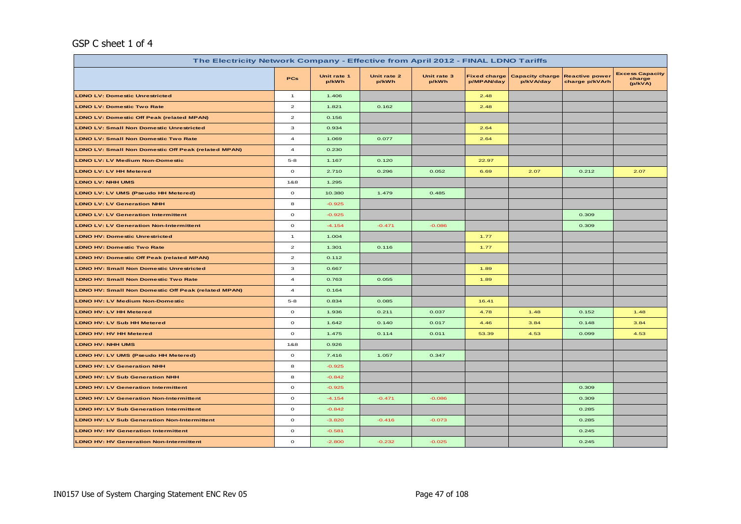GSP C sheet 1 of 4

| The Electricity Network Company - Effective from April 2012 - FINAL LDNO Tariffs | | | | | | | | |
|---|---|---|---|---|---|---|---|---|
| | PCs | Unit rate 1 p/kWh | Unit rate 2 p/kWh | Unit rate 3 p/kWh | Fixed charge p/MPAN/day | Capacity charge p/kVA/day | Reactive power charge p/kVArh | Excess Capacity charge (p/kVA) |
| LDNO LV: Domestic Unrestricted | 1 | 1.406 | | | 2.48 | | | |
| LDNO LV: Domestic Two Rate | 2 | 1.821 | 0.162 | | 2.48 | | | |
| LDNO LV: Domestic Off Peak (related MPAN) | 2 | 0.156 | | | | | | |
| LDNO LV: Small Non Domestic Unrestricted | 3 | 0.934 | | | 2.64 | | | |
| LDNO LV: Small Non Domestic Two Rate | 4 | 1.069 | 0.077 | | 2.64 | | | |
| LDNO LV: Small Non Domestic Off Peak (related MPAN) | 4 | 0.230 | | | | | | |
| LDNO LV: LV Medium Non-Domestic | 5-8 | 1.167 | 0.120 | | 22.97 | | | |
| LDNO LV: LV HH Metered | 0 | 2.710 | 0.296 | 0.052 | 6.69 | 2.07 | 0.212 | 2.07 |
| LDNO LV: NHH UMS | 1&8 | 1.295 | | | | | | |
| LDNO LV: LV UMS (Pseudo HH Metered) | 0 | 10.380 | 1.479 | 0.485 | | | | |
| LDNO LV: LV Generation NHH | 8 | -0.925 | | | | | | |
| LDNO LV: LV Generation Intermittent | 0 | -0.925 | | | | | 0.309 | |
| LDNO LV: LV Generation Non-Intermittent | 0 | -4.154 | -0.471 | -0.086 | | | 0.309 | |
| LDNO HV: Domestic Unrestricted | 1 | 1.004 | | | 1.77 | | | |
| LDNO HV: Domestic Two Rate | 2 | 1.301 | 0.116 | | 1.77 | | | |
| LDNO HV: Domestic Off Peak (related MPAN) | 2 | 0.112 | | | | | | |
| LDNO HV: Small Non Domestic Unrestricted | 3 | 0.667 | | | 1.89 | | | |
| LDNO HV: Small Non Domestic Two Rate | 4 | 0.763 | 0.055 | | 1.89 | | | |
| LDNO HV: Small Non Domestic Off Peak (related MPAN) | 4 | 0.164 | | | | | | |
| LDNO HV: LV Medium Non-Domestic | 5-8 | 0.834 | 0.085 | | 16.41 | | | |
| LDNO HV: LV HH Metered | 0 | 1.936 | 0.211 | 0.037 | 4.78 | 1.48 | 0.152 | 1.48 |
| LDNO HV: LV Sub HH Metered | 0 | 1.642 | 0.140 | 0.017 | 4.46 | 3.84 | 0.148 | 3.84 |
| LDNO HV: HV HH Metered | 0 | 1.475 | 0.114 | 0.011 | 53.39 | 4.53 | 0.099 | 4.53 |
| LDNO HV: NHH UMS | 1&8 | 0.926 | | | | | | |
| LDNO HV: LV UMS (Pseudo HH Metered) | 0 | 7.416 | 1.057 | 0.347 | | | | |
| LDNO HV: LV Generation NHH | 8 | -0.925 | | | | | | |
| LDNO HV: LV Sub Generation NHH | 8 | -0.842 | | | | | | |
| LDNO HV: LV Generation Intermittent | 0 | -0.925 | | | | | 0.309 | |
| LDNO HV: LV Generation Non-Intermittent | 0 | -4.154 | -0.471 | -0.086 | | | 0.309 | |
| LDNO HV: LV Sub Generation Intermittent | 0 | -0.842 | | | | | 0.285 | |
| LDNO HV: LV Sub Generation Non-Intermittent | 0 | -3.820 | -0.416 | -0.073 | | | 0.285 | |
| LDNO HV: HV Generation Intermittent | 0 | -0.581 | | | | | 0.245 | |
| LDNO HV: HV Generation Non-Intermittent | 0 | -2.800 | -0.232 | -0.025 | | | 0.245 | |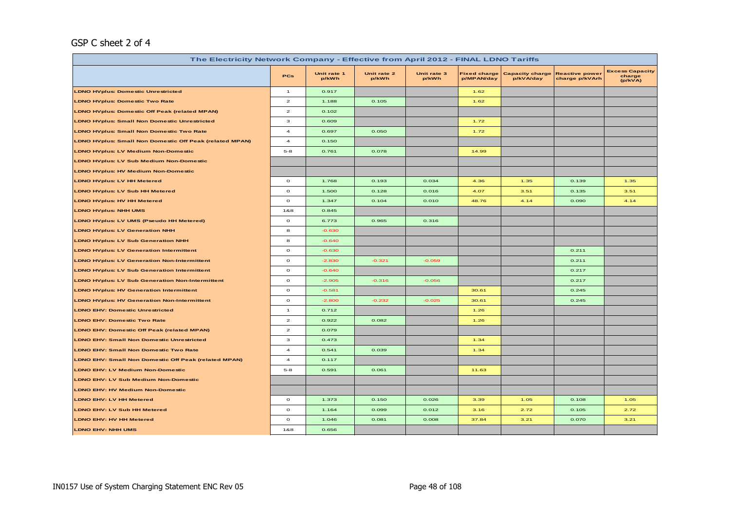GSP C sheet 2 of 4

| The Electricity Network Company - Effective from April 2012 - FINAL LDNO Tariffs | | | | | | | | |
|---|---|---|---|---|---|---|---|---|
| | PCs | Unit rate 1 p/kWh | Unit rate 2 p/kWh | Unit rate 3 p/kWh | Fixed charge p/MPAN/day | Capacity charge p/kVA/day | Reactive power charge p/kVArh | Excess Capacity charge (p/kVA) |
| LDNO HVplus: Domestic Unrestricted | 1 | 0.917 | | | 1.62 | | | |
| LDNO HVplus: Domestic Two Rate | 2 | 1.188 | 0.105 | | 1.62 | | | |
| LDNO HVplus: Domestic Off Peak (related MPAN) | 2 | 0.102 | | | | | | |
| LDNO HVplus: Small Non Domestic Unrestricted | 3 | 0.609 | | | 1.72 | | | |
| LDNO HVplus: Small Non Domestic Two Rate | 4 | 0.697 | 0.050 | | 1.72 | | | |
| LDNO HVplus: Small Non Domestic Off Peak (related MPAN) | 4 | 0.150 | | | | | | |
| LDNO HVplus: LV Medium Non-Domestic | 5-8 | 0.761 | 0.078 | | 14.99 | | | |
| LDNO HVplus: LV Sub Medium Non-Domestic | | | | | | | | |
| LDNO HVplus: HV Medium Non-Domestic | | | | | | | | |
| LDNO HVplus: LV HH Metered | 0 | 1.768 | 0.193 | 0.034 | 4.36 | 1.35 | 0.139 | 1.35 |
| LDNO HVplus: LV Sub HH Metered | 0 | 1.500 | 0.128 | 0.016 | 4.07 | 3.51 | 0.135 | 3.51 |
| LDNO HVplus: HV HH Metered | 0 | 1.347 | 0.104 | 0.010 | 48.76 | 4.14 | 0.090 | 4.14 |
| LDNO HVplus: NHH UMS | 1&8 | 0.845 | | | | | | |
| LDNO HVplus: LV UMS (Pseudo HH Metered) | 0 | 6.773 | 0.965 | 0.316 | | | | |
| LDNO HVplus: LV Generation NHH | 8 | -0.630 | | | | | | |
| LDNO HVplus: LV Sub Generation NHH | 8 | -0.640 | | | | | | |
| LDNO HVplus: LV Generation Intermittent | 0 | -0.630 | | | | | 0.211 | |
| LDNO HVplus: LV Generation Non-Intermittent | 0 | -2.830 | -0.321 | -0.059 | | | 0.211 | |
| LDNO HVplus: LV Sub Generation Intermittent | 0 | -0.640 | | | | | 0.217 | |
| LDNO HVplus: LV Sub Generation Non-Intermittent | 0 | -2.905 | -0.316 | -0.056 | | | 0.217 | |
| LDNO HVplus: HV Generation Intermittent | 0 | -0.581 | | | 30.61 | | 0.245 | |
| LDNO HVplus: HV Generation Non-Intermittent | 0 | -2.800 | -0.232 | -0.025 | 30.61 | | 0.245 | |
| LDNO EHV: Domestic Unrestricted | 1 | 0.712 | | | 1.26 | | | |
| LDNO EHV: Domestic Two Rate | 2 | 0.922 | 0.082 | | 1.26 | | | |
| LDNO EHV: Domestic Off Peak (related MPAN) | 2 | 0.079 | | | | | | |
| LDNO EHV: Small Non Domestic Unrestricted | 3 | 0.473 | | | 1.34 | | | |
| LDNO EHV: Small Non Domestic Two Rate | 4 | 0.541 | 0.039 | | 1.34 | | | |
| LDNO EHV: Small Non Domestic Off Peak (related MPAN) | 4 | 0.117 | | | | | | |
| LDNO EHV: LV Medium Non-Domestic | 5-8 | 0.591 | 0.061 | | 11.63 | | | |
| LDNO EHV: LV Sub Medium Non-Domestic | | | | | | | | |
| LDNO EHV: HV Medium Non-Domestic | | | | | | | | |
| LDNO EHV: LV HH Metered | 0 | 1.373 | 0.150 | 0.026 | 3.39 | 1.05 | 0.108 | 1.05 |
| LDNO EHV: LV Sub HH Metered | 0 | 1.164 | 0.099 | 0.012 | 3.16 | 2.72 | 0.105 | 2.72 |
| LDNO EHV: HV HH Metered | 0 | 1.046 | 0.081 | 0.008 | 37.84 | 3.21 | 0.070 | 3.21 |
| LDNO EHV: NHH UMS | 1&8 | 0.656 | | | | | | |

IN0157 Use of System Charging Statement ENC Rev 05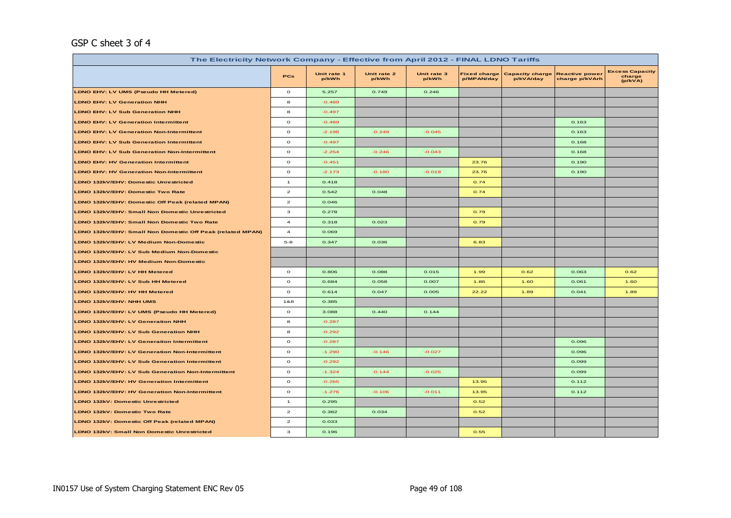GSP C sheet 3 of 4

| The Electricity Network Company - Effective from April 2012 - FINAL LDNO Tariffs | | | | | | | | |
|---|---|---|---|---|---|---|---|---|
| | PCs | Unit rate 1 p/kWh | Unit rate 2 p/kWh | Unit rate 3 p/kWh | Fixed charge p/MPAN/day | Capacity charge p/kVA/day | Reactive power charge p/kVArh | Excess Capacity charge (p/kVA) |
| LDNO EHV: LV UMS (Pseudo HH Metered) | 0 | 5.257 | 0.749 | 0.246 | | | | |
| LDNO EHV: LV Generation NHH | 8 | -0.489 | | | | | | |
| LDNO EHV: LV Sub Generation NHH | 8 | -0.497 | | | | | | |
| LDNO EHV: LV Generation Intermittent | 0 | -0.489 | | | | | 0.163 | |
| LDNO EHV: LV Generation Non-Intermittent | 0 | -2.196 | -0.249 | -0.045 | | | 0.163 | |
| LDNO EHV: LV Sub Generation Intermittent | 0 | -0.497 | | | | | 0.168 | |
| LDNO EHV: LV Sub Generation Non-Intermittent | 0 | -2.254 | -0.246 | -0.043 | | | 0.168 | |
| LDNO EHV: HV Generation Intermittent | 0 | -0.451 | | | 23.76 | | 0.190 | |
| LDNO EHV: HV Generation Non-Intermittent | 0 | -2.173 | -0.180 | -0.019 | 23.76 | | 0.190 | |
| LDNO 132kV/EHV: Domestic Unrestricted | 1 | 0.418 | | | 0.74 | | | |
| LDNO 132kV/EHV: Domestic Two Rate | 2 | 0.542 | 0.048 | | 0.74 | | | |
| LDNO 132kV/EHV: Domestic Off Peak (related MPAN) | 2 | 0.046 | | | | | | |
| LDNO 132kV/EHV: Small Non Domestic Unrestricted | 3 | 0.278 | | | 0.79 | | | |
| LDNO 132kV/EHV: Small Non Domestic Two Rate | 4 | 0.318 | 0.023 | | 0.79 | | | |
| LDNO 132kV/EHV: Small Non Domestic Off Peak (related MPAN) | 4 | 0.069 | | | | | | |
| LDNO 132kV/EHV: LV Medium Non-Domestic | 5-8 | 0.347 | 0.036 | | 6.83 | | | |
| LDNO 132kV/EHV: LV Sub Medium Non-Domestic | | | | | | | | |
| LDNO 132kV/EHV: HV Medium Non-Domestic | | | | | | | | |
| LDNO 132kV/EHV: LV HH Metered | 0 | 0.806 | 0.088 | 0.015 | 1.99 | 0.62 | 0.063 | 0.62 |
| LDNO 132kV/EHV: LV Sub HH Metered | 0 | 0.684 | 0.058 | 0.007 | 1.86 | 1.60 | 0.061 | 1.60 |
| LDNO 132kV/EHV: HV HH Metered | 0 | 0.614 | 0.047 | 0.005 | 22.22 | 1.89 | 0.041 | 1.89 |
| LDNO 132kV/EHV: NHH UMS | 1&8 | 0.385 | | | | | | |
| LDNO 132kV/EHV: LV UMS (Pseudo HH Metered) | 0 | 3.088 | 0.440 | 0.144 | | | | |
| LDNO 132kV/EHV: LV Generation NHH | 8 | -0.287 | | | | | | |
| LDNO 132kV/EHV: LV Sub Generation NHH | 8 | -0.292 | | | | | | |
| LDNO 132kV/EHV: LV Generation Intermittent | 0 | -0.287 | | | | | 0.096 | |
| LDNO 132kV/EHV: LV Generation Non-Intermittent | 0 | -1.290 | -0.146 | -0.027 | | | 0.096 | |
| LDNO 132kV/EHV: LV Sub Generation Intermittent | 0 | -0.292 | | | | | 0.099 | |
| LDNO 132kV/EHV: LV Sub Generation Non-Intermittent | 0 | -1.324 | -0.144 | -0.025 | | | 0.099 | |
| LDNO 132kV/EHV: HV Generation Intermittent | 0 | -0.265 | | | 13.95 | | 0.112 | |
| LDNO 132kV/EHV: HV Generation Non-Intermittent | 0 | -1.276 | -0.106 | -0.011 | 13.95 | | 0.112 | |
| LDNO 132kV: Domestic Unrestricted | 1 | 0.295 | | | 0.52 | | | |
| LDNO 132kV: Domestic Two Rate | 2 | 0.382 | 0.034 | | 0.52 | | | |
| LDNO 132kV: Domestic Off Peak (related MPAN) | 2 | 0.033 | | | | | | |
| LDNO 132kV: Small Non Domestic Unrestricted | 3 | 0.196 | | | 0.55 | | | |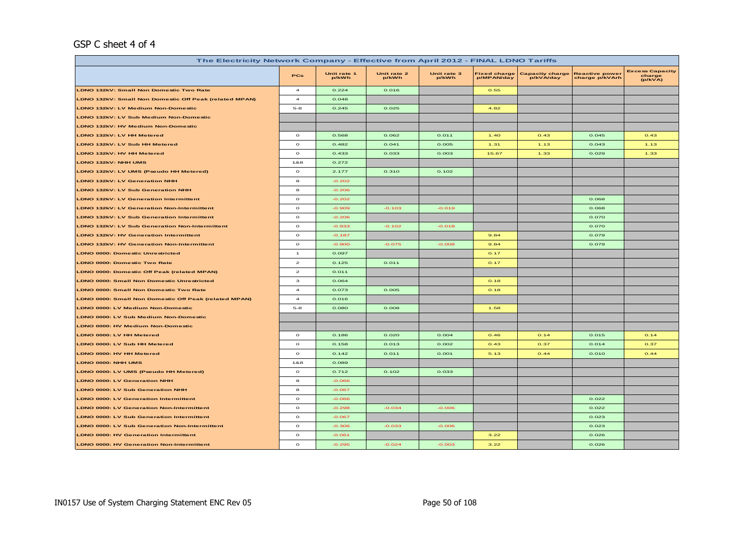GSP C sheet 4 of 4

| The Electricity Network Company - Effective from April 2012 - FINAL LDNO Tariffs | | | | | | | | |
|---|---|---|---|---|---|---|---|---|
| | PCs | Unit rate 1 p/kWh | Unit rate 2 p/kWh | Unit rate 3 p/kWh | Fixed charge p/MPAN/day | Capacity charge p/kVA/day | Reactive power charge p/kVArh | Excess Capacity charge (p/kVA) |
| LDNO 132kV: Small Non Domestic Two Rate | 4 | 0.224 | 0.016 | | 0.55 | | | |
| LDNO 132kV: Small Non Domestic Off Peak (related MPAN) | 4 | 0.048 | | | | | | |
| LDNO 132kV: LV Medium Non-Domestic | 5-8 | 0.245 | 0.025 | | 4.82 | | | |
| LDNO 132kV: LV Sub Medium Non-Domestic | | | | | | | | |
| LDNO 132kV: HV Medium Non-Domestic | | | | | | | | |
| LDNO 132kV: LV HH Metered | 0 | 0.568 | 0.062 | 0.011 | 1.40 | 0.43 | 0.045 | 0.43 |
| LDNO 132kV: LV Sub HH Metered | 0 | 0.482 | 0.041 | 0.005 | 1.31 | 1.13 | 0.043 | 1.13 |
| LDNO 132kV: HV HH Metered | 0 | 0.433 | 0.033 | 0.003 | 15.67 | 1.33 | 0.029 | 1.33 |
| LDNO 132kV: NHH UMS | 1&8 | 0.272 | | | | | | |
| LDNO 132kV: LV UMS (Pseudo HH Metered) | 0 | 2.177 | 0.310 | 0.102 | | | | |
| LDNO 132kV: LV Generation NHH | 8 | -0.202 | | | | | | |
| LDNO 132kV: LV Sub Generation NHH | 8 | -0.206 | | | | | | |
| LDNO 132kV: LV Generation Intermittent | 0 | -0.202 | | | | | 0.068 | |
| LDNO 132kV: LV Generation Non-Intermittent | 0 | -0.909 | -0.103 | -0.019 | | | 0.068 | |
| LDNO 132kV: LV Sub Generation Intermittent | 0 | -0.206 | | | | | 0.070 | |
| LDNO 132kV: LV Sub Generation Non-Intermittent | 0 | -0.933 | -0.102 | -0.018 | | | 0.070 | |
| LDNO 132kV: HV Generation Intermittent | 0 | -0.187 | | | 9.84 | | 0.079 | |
| LDNO 132kV: HV Generation Non-Intermittent | 0 | -0.900 | -0.075 | -0.008 | 9.84 | | 0.079 | |
| LDNO 0000: Domestic Unrestricted | 1 | 0.097 | | | 0.17 | | | |
| LDNO 0000: Domestic Two Rate | 2 | 0.125 | 0.011 | | 0.17 | | | |
| LDNO 0000: Domestic Off Peak (related MPAN) | 2 | 0.011 | | | | | | |
| LDNO 0000: Small Non Domestic Unrestricted | 3 | 0.064 | | | 0.18 | | | |
| LDNO 0000: Small Non Domestic Two Rate | 4 | 0.073 | 0.005 | | 0.18 | | | |
| LDNO 0000: Small Non Domestic Off Peak (related MPAN) | 4 | 0.016 | | | | | | |
| LDNO 0000: LV Medium Non-Domestic | 5-8 | 0.080 | 0.008 | | 1.58 | | | |
| LDNO 0000: LV Sub Medium Non-Domestic | | | | | | | | |
| LDNO 0000: HV Medium Non-Domestic | | | | | | | | |
| LDNO 0000: LV HH Metered | 0 | 0.186 | 0.020 | 0.004 | 0.46 | 0.14 | 0.015 | 0.14 |
| LDNO 0000: LV Sub HH Metered | 0 | 0.158 | 0.013 | 0.002 | 0.43 | 0.37 | 0.014 | 0.37 |
| LDNO 0000: HV HH Metered | 0 | 0.142 | 0.011 | 0.001 | 5.13 | 0.44 | 0.010 | 0.44 |
| LDNO 0000: NHH UMS | 1&8 | 0.089 | | | | | | |
| LDNO 0000: LV UMS (Pseudo HH Metered) | 0 | 0.712 | 0.102 | 0.033 | | | | |
| LDNO 0000: LV Generation NHH | 8 | -0.066 | | | | | | |
| LDNO 0000: LV Sub Generation NHH | 8 | -0.067 | | | | | | |
| LDNO 0000: LV Generation Intermittent | 0 | -0.066 | | | | | 0.022 | |
| LDNO 0000: LV Generation Non-Intermittent | 0 | -0.298 | -0.034 | -0.006 | | | 0.022 | |
| LDNO 0000: LV Sub Generation Intermittent | 0 | -0.067 | | | | | 0.023 | |
| LDNO 0000: LV Sub Generation Non-Intermittent | 0 | -0.306 | -0.033 | -0.006 | | | 0.023 | |
| LDNO 0000: HV Generation Intermittent | 0 | -0.061 | | | 3.22 | | 0.026 | |
| LDNO 0000: HV Generation Non-Intermittent | 0 | -0.295 | -0.024 | -0.003 | 3.22 | | 0.026 | |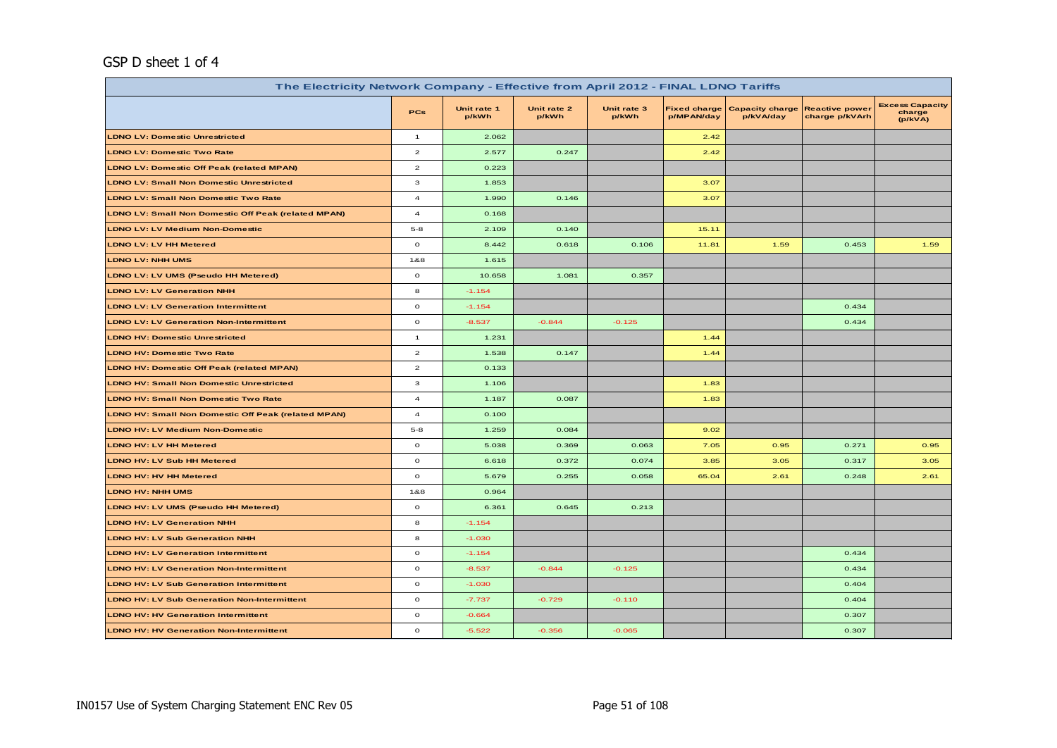GSP D sheet 1 of 4

| The Electricity Network Company - Effective from April 2012 - FINAL LDNO Tariffs | | | | | | | | |
|---|---|---|---|---|---|---|---|---|
| | PCs | Unit rate 1 p/kWh | Unit rate 2 p/kWh | Unit rate 3 p/kWh | Fixed charge p/MPAN/day | Capacity charge p/kVA/day | Reactive power charge p/kVArh | Excess Capacity charge (p/kVA) |
| LDNO LV: Domestic Unrestricted | 1 | 2.062 | | | 2.42 | | | |
| LDNO LV: Domestic Two Rate | 2 | 2.577 | 0.247 | | 2.42 | | | |
| LDNO LV: Domestic Off Peak (related MPAN) | 2 | 0.223 | | | | | | |
| LDNO LV: Small Non Domestic Unrestricted | 3 | 1.853 | | | 3.07 | | | |
| LDNO LV: Small Non Domestic Two Rate | 4 | 1.990 | 0.146 | | 3.07 | | | |
| LDNO LV: Small Non Domestic Off Peak (related MPAN) | 4 | 0.168 | | | | | | |
| LDNO LV: LV Medium Non-Domestic | 5-8 | 2.109 | 0.140 | | 15.11 | | | |
| LDNO LV: LV HH Metered | 0 | 8.442 | 0.618 | 0.106 | 11.81 | 1.59 | 0.453 | 1.59 |
| LDNO LV: NHH UMS | 1&8 | 1.615 | | | | | | |
| LDNO LV: LV UMS (Pseudo HH Metered) | 0 | 10.658 | 1.081 | 0.357 | | | | |
| LDNO LV: LV Generation NHH | 8 | -1.154 | | | | | | |
| LDNO LV: LV Generation Intermittent | 0 | -1.154 | | | | | 0.434 | |
| LDNO LV: LV Generation Non-Intermittent | 0 | -8.537 | -0.844 | -0.125 | | | 0.434 | |
| LDNO HV: Domestic Unrestricted | 1 | 1.231 | | | 1.44 | | | |
| LDNO HV: Domestic Two Rate | 2 | 1.538 | 0.147 | | 1.44 | | | |
| LDNO HV: Domestic Off Peak (related MPAN) | 2 | 0.133 | | | | | | |
| LDNO HV: Small Non Domestic Unrestricted | 3 | 1.106 | | | 1.83 | | | |
| LDNO HV: Small Non Domestic Two Rate | 4 | 1.187 | 0.087 | | 1.83 | | | |
| LDNO HV: Small Non Domestic Off Peak (related MPAN) | 4 | 0.100 | | | | | | |
| LDNO HV: LV Medium Non-Domestic | 5-8 | 1.259 | 0.084 | | 9.02 | | | |
| LDNO HV: LV HH Metered | 0 | 5.038 | 0.369 | 0.063 | 7.05 | 0.95 | 0.271 | 0.95 |
| LDNO HV: LV Sub HH Metered | 0 | 6.618 | 0.372 | 0.074 | 3.85 | 3.05 | 0.317 | 3.05 |
| LDNO HV: HV HH Metered | 0 | 5.679 | 0.255 | 0.058 | 65.04 | 2.61 | 0.248 | 2.61 |
| LDNO HV: NHH UMS | 1&8 | 0.964 | | | | | | |
| LDNO HV: LV UMS (Pseudo HH Metered) | 0 | 6.361 | 0.645 | 0.213 | | | | |
| LDNO HV: LV Generation NHH | 8 | -1.154 | | | | | | |
| LDNO HV: LV Sub Generation NHH | 8 | -1.030 | | | | | | |
| LDNO HV: LV Generation Intermittent | 0 | -1.154 | | | | | 0.434 | |
| LDNO HV: LV Generation Non-Intermittent | 0 | -8.537 | -0.844 | -0.125 | | | 0.434 | |
| LDNO HV: LV Sub Generation Intermittent | 0 | -1.030 | | | | | 0.404 | |
| LDNO HV: LV Sub Generation Non-Intermittent | 0 | -7.737 | -0.729 | -0.110 | | | 0.404 | |
| LDNO HV: HV Generation Intermittent | 0 | -0.664 | | | | | 0.307 | |
| LDNO HV: HV Generation Non-Intermittent | 0 | -5.522 | -0.356 | -0.065 | | | 0.307 | |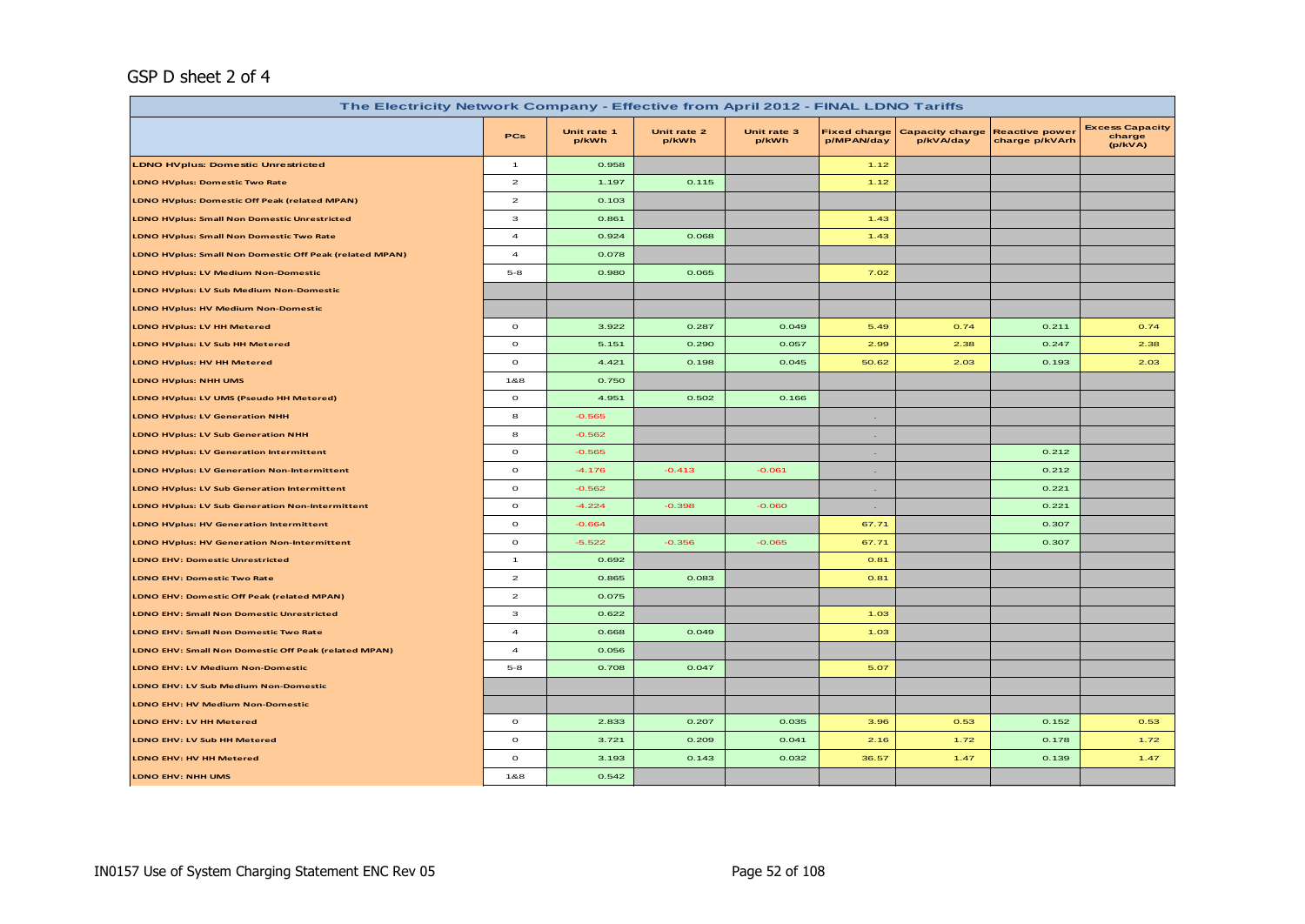GSP D sheet 2 of 4

| The Electricity Network Company - Effective from April 2012 - FINAL LDNO Tariffs | | | | | | | | |
|---|---|---|---|---|---|---|---|---|
| | PCs | Unit rate 1 p/kWh | Unit rate 2 p/kWh | Unit rate 3 p/kWh | Fixed charge p/MPAN/day | Capacity charge p/kVA/day | Reactive power charge p/kVArh | Excess Capacity charge (p/kVA) |
| LDNO HVplus: Domestic Unrestricted | 1 | 0.958 | | | 1.12 | | | |
| LDNO HVplus: Domestic Two Rate | 2 | 1.197 | 0.115 | | 1.12 | | | |
| LDNO HVplus: Domestic Off Peak (related MPAN) | 2 | 0.103 | | | | | | |
| LDNO HVplus: Small Non Domestic Unrestricted | 3 | 0.861 | | | 1.43 | | | |
| LDNO HVplus: Small Non Domestic Two Rate | 4 | 0.924 | 0.068 | | 1.43 | | | |
| LDNO HVplus: Small Non Domestic Off Peak (related MPAN) | 4 | 0.078 | | | | | | |
| LDNO HVplus: LV Medium Non-Domestic | 5-8 | 0.980 | 0.065 | | 7.02 | | | |
| LDNO HVplus: LV Sub Medium Non-Domestic | | | | | | | | |
| LDNO HVplus: HV Medium Non-Domestic | | | | | | | | |
| LDNO HVplus: LV HH Metered | 0 | 3.922 | 0.287 | 0.049 | 5.49 | 0.74 | 0.211 | 0.74 |
| LDNO HVplus: LV Sub HH Metered | 0 | 5.151 | 0.290 | 0.057 | 2.99 | 2.38 | 0.247 | 2.38 |
| LDNO HVplus: HV HH Metered | 0 | 4.421 | 0.198 | 0.045 | 50.62 | 2.03 | 0.193 | 2.03 |
| LDNO HVplus: NHH UMS | 1&8 | 0.750 | | | | | | |
| LDNO HVplus: LV UMS (Pseudo HH Metered) | 0 | 4.951 | 0.502 | 0.166 | | | | |
| LDNO HVplus: LV Generation NHH | 8 | -0.565 | | | - | | | |
| LDNO HVplus: LV Sub Generation NHH | 8 | -0.562 | | | - | | | |
| LDNO HVplus: LV Generation Intermittent | 0 | -0.565 | | | - | | 0.212 | |
| LDNO HVplus: LV Generation Non-Intermittent | 0 | -4.176 | -0.413 | -0.061 | - | | 0.212 | |
| LDNO HVplus: LV Sub Generation Intermittent | 0 | -0.562 | | | - | | 0.221 | |
| LDNO HVplus: LV Sub Generation Non-Intermittent | 0 | -4.224 | -0.398 | -0.060 | - | | 0.221 | |
| LDNO HVplus: HV Generation Intermittent | 0 | -0.664 | | | 67.71 | | 0.307 | |
| LDNO HVplus: HV Generation Non-Intermittent | 0 | -5.522 | -0.356 | -0.065 | 67.71 | | 0.307 | |
| LDNO EHV: Domestic Unrestricted | 1 | 0.692 | | | 0.81 | | | |
| LDNO EHV: Domestic Two Rate | 2 | 0.865 | 0.083 | | 0.81 | | | |
| LDNO EHV: Domestic Off Peak (related MPAN) | 2 | 0.075 | | | | | | |
| LDNO EHV: Small Non Domestic Unrestricted | 3 | 0.622 | | | 1.03 | | | |
| LDNO EHV: Small Non Domestic Two Rate | 4 | 0.668 | 0.049 | | 1.03 | | | |
| LDNO EHV: Small Non Domestic Off Peak (related MPAN) | 4 | 0.056 | | | | | | |
| LDNO EHV: LV Medium Non-Domestic | 5-8 | 0.708 | 0.047 | | 5.07 | | | |
| LDNO EHV: LV Sub Medium Non-Domestic | | | | | | | | |
| LDNO EHV: HV Medium Non-Domestic | | | | | | | | |
| LDNO EHV: LV HH Metered | 0 | 2.833 | 0.207 | 0.035 | 3.96 | 0.53 | 0.152 | 0.53 |
| LDNO EHV: LV Sub HH Metered | 0 | 3.721 | 0.209 | 0.041 | 2.16 | 1.72 | 0.178 | 1.72 |
| LDNO EHV: HV HH Metered | 0 | 3.193 | 0.143 | 0.032 | 36.57 | 1.47 | 0.139 | 1.47 |
| LDNO EHV: NHH UMS | 1&8 | 0.542 | | | | | | |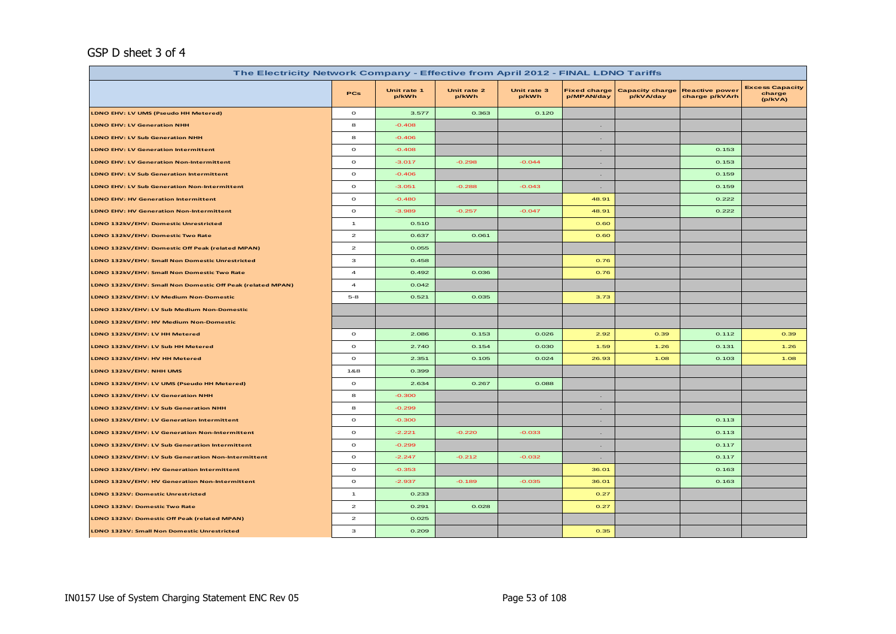GSP D sheet 3 of 4

| The Electricity Network Company - Effective from April 2012 - FINAL LDNO Tariffs | | | | | | | | |
|---|---|---|---|---|---|---|---|---|
| | PCs | Unit rate 1 p/kWh | Unit rate 2 p/kWh | Unit rate 3 p/kWh | Fixed charge p/MPAN/day | Capacity charge p/kVA/day | Reactive power charge p/kVArh | Excess Capacity charge (p/kVA) |
| LDNO EHV: LV UMS (Pseudo HH Metered) | 0 | 3.577 | 0.363 | 0.120 | | | | |
| LDNO EHV: LV Generation NHH | 8 | -0.408 | | | - | | | |
| LDNO EHV: LV Sub Generation NHH | 8 | -0.406 | | | - | | | |
| LDNO EHV: LV Generation Intermittent | 0 | -0.408 | | | - | | 0.153 | |
| LDNO EHV: LV Generation Non-Intermittent | 0 | -3.017 | -0.298 | -0.044 | - | | 0.153 | |
| LDNO EHV: LV Sub Generation Intermittent | 0 | -0.406 | | | - | | 0.159 | |
| LDNO EHV: LV Sub Generation Non-Intermittent | 0 | -3.051 | -0.288 | -0.043 | - | | 0.159 | |
| LDNO EHV: HV Generation Intermittent | 0 | -0.480 | | | 48.91 | | 0.222 | |
| LDNO EHV: HV Generation Non-Intermittent | 0 | -3.989 | -0.257 | -0.047 | 48.91 | | 0.222 | |
| LDNO 132kV/EHV: Domestic Unrestricted | 1 | 0.510 | | | 0.60 | | | |
| LDNO 132kV/EHV: Domestic Two Rate | 2 | 0.637 | 0.061 | | 0.60 | | | |
| LDNO 132kV/EHV: Domestic Off Peak (related MPAN) | 2 | 0.055 | | | | | | |
| LDNO 132kV/EHV: Small Non Domestic Unrestricted | 3 | 0.458 | | | 0.76 | | | |
| LDNO 132kV/EHV: Small Non Domestic Two Rate | 4 | 0.492 | 0.036 | | 0.76 | | | |
| LDNO 132kV/EHV: Small Non Domestic Off Peak (related MPAN) | 4 | 0.042 | | | | | | |
| LDNO 132kV/EHV: LV Medium Non-Domestic | 5-8 | 0.521 | 0.035 | | 3.73 | | | |
| LDNO 132kV/EHV: LV Sub Medium Non-Domestic | | | | | | | | |
| LDNO 132kV/EHV: HV Medium Non-Domestic | | | | | | | | |
| LDNO 132kV/EHV: LV HH Metered | 0 | 2.086 | 0.153 | 0.026 | 2.92 | 0.39 | 0.112 | 0.39 |
| LDNO 132kV/EHV: LV Sub HH Metered | 0 | 2.740 | 0.154 | 0.030 | 1.59 | 1.26 | 0.131 | 1.26 |
| LDNO 132kV/EHV: HV HH Metered | 0 | 2.351 | 0.105 | 0.024 | 26.93 | 1.08 | 0.103 | 1.08 |
| LDNO 132kV/EHV: NHH UMS | 1&8 | 0.399 | | | | | | |
| LDNO 132kV/EHV: LV UMS (Pseudo HH Metered) | 0 | 2.634 | 0.267 | 0.088 | | | | |
| LDNO 132kV/EHV: LV Generation NHH | 8 | -0.300 | | | - | | | |
| LDNO 132kV/EHV: LV Sub Generation NHH | 8 | -0.299 | | | - | | | |
| LDNO 132kV/EHV: LV Generation Intermittent | 0 | -0.300 | | | - | | 0.113 | |
| LDNO 132kV/EHV: LV Generation Non-Intermittent | 0 | -2.221 | -0.220 | -0.033 | - | | 0.113 | |
| LDNO 132kV/EHV: LV Sub Generation Intermittent | 0 | -0.299 | | | - | | 0.117 | |
| LDNO 132kV/EHV: LV Sub Generation Non-Intermittent | 0 | -2.247 | -0.212 | -0.032 | - | | 0.117 | |
| LDNO 132kV/EHV: HV Generation Intermittent | 0 | -0.353 | | | 36.01 | | 0.163 | |
| LDNO 132kV/EHV: HV Generation Non-Intermittent | 0 | -2.937 | -0.189 | -0.035 | 36.01 | | 0.163 | |
| LDNO 132kV: Domestic Unrestricted | 1 | 0.233 | | | 0.27 | | | |
| LDNO 132kV: Domestic Two Rate | 2 | 0.291 | 0.028 | | 0.27 | | | |
| LDNO 132kV: Domestic Off Peak (related MPAN) | 2 | 0.025 | | | | | | |
| LDNO 132kV: Small Non Domestic Unrestricted | 3 | 0.209 | | | 0.35 | | | |

IN0157 Use of System Charging Statement ENC Rev 05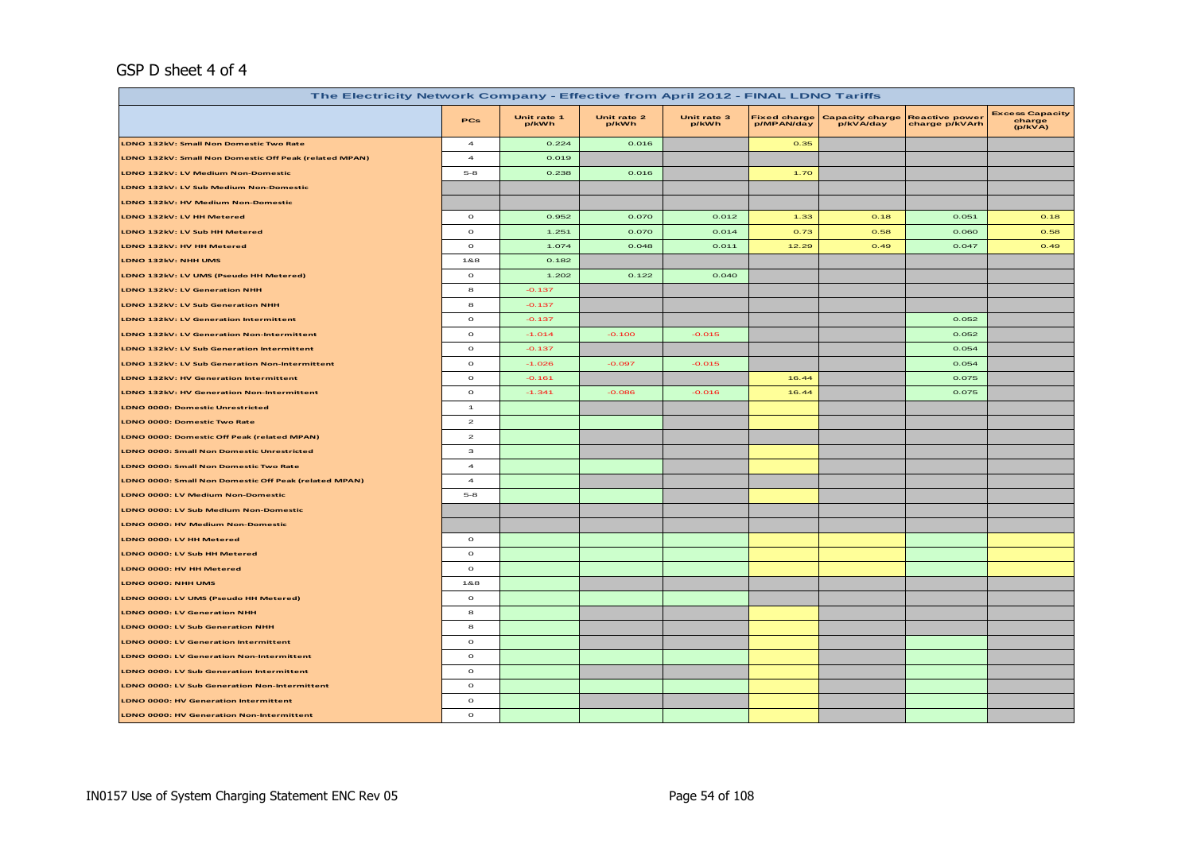GSP D sheet 4 of 4

| The Electricity Network Company - Effective from April 2012 - FINAL LDNO Tariffs | | | | | | | | |
|---|---|---|---|---|---|---|---|---|
| | PCs | Unit rate 1 p/kWh | Unit rate 2 p/kWh | Unit rate 3 p/kWh | Fixed charge p/MPAN/day | Capacity charge p/kVA/day | Reactive power charge p/kVArh | Excess Capacity charge (p/kVA) |
| LDNO 132kV: Small Non Domestic Two Rate | 4 | 0.224 | 0.016 | | 0.35 | | | |
| LDNO 132kV: Small Non Domestic Off Peak (related MPAN) | 4 | 0.019 | | | | | | |
| LDNO 132kV: LV Medium Non-Domestic | 5-8 | 0.238 | 0.016 | | 1.70 | | | |
| LDNO 132kV: LV Sub Medium Non-Domestic | | | | | | | | |
| LDNO 132kV: HV Medium Non-Domestic | | | | | | | | |
| LDNO 132kV: LV HH Metered | 0 | 0.952 | 0.070 | 0.012 | 1.33 | 0.18 | 0.051 | 0.18 |
| LDNO 132kV: LV Sub HH Metered | 0 | 1.251 | 0.070 | 0.014 | 0.73 | 0.58 | 0.060 | 0.58 |
| LDNO 132kV: HV HH Metered | 0 | 1.074 | 0.048 | 0.011 | 12.29 | 0.49 | 0.047 | 0.49 |
| LDNO 132kV: NHH UMS | 1&8 | 0.182 | | | | | | |
| LDNO 132kV: LV UMS (Pseudo HH Metered) | 0 | 1.202 | 0.122 | 0.040 | | | | |
| LDNO 132kV: LV Generation NHH | 8 | -0.137 | | | | | | |
| LDNO 132kV: LV Sub Generation NHH | 8 | -0.137 | | | | | | |
| LDNO 132kV: LV Generation Intermittent | 0 | -0.137 | | | | | 0.052 | |
| LDNO 132kV: LV Generation Non-Intermittent | 0 | -1.014 | -0.100 | -0.015 | | | 0.052 | |
| LDNO 132kV: LV Sub Generation Intermittent | 0 | -0.137 | | | | | 0.054 | |
| LDNO 132kV: LV Sub Generation Non-Intermittent | 0 | -1.026 | -0.097 | -0.015 | | | 0.054 | |
| LDNO 132kV: HV Generation Intermittent | 0 | -0.161 | | | 16.44 | | 0.075 | |
| LDNO 132kV: HV Generation Non-Intermittent | 0 | -1.341 | -0.086 | -0.016 | 16.44 | | 0.075 | |
| LDNO 0000: Domestic Unrestricted | 1 | | | | | | | |
| LDNO 0000: Domestic Two Rate | 2 | | | | | | | |
| LDNO 0000: Domestic Off Peak (related MPAN) | 2 | | | | | | | |
| LDNO 0000: Small Non Domestic Unrestricted | 3 | | | | | | | |
| LDNO 0000: Small Non Domestic Two Rate | 4 | | | | | | | |
| LDNO 0000: Small Non Domestic Off Peak (related MPAN) | 4 | | | | | | | |
| LDNO 0000: LV Medium Non-Domestic | 5-8 | | | | | | | |
| LDNO 0000: LV Sub Medium Non-Domestic | | | | | | | | |
| LDNO 0000: HV Medium Non-Domestic | | | | | | | | |
| LDNO 0000: LV HH Metered | 0 | | | | | | | |
| LDNO 0000: LV Sub HH Metered | 0 | | | | | | | |
| LDNO 0000: HV HH Metered | 0 | | | | | | | |
| LDNO 0000: NHH UMS | 1&8 | | | | | | | |
| LDNO 0000: LV UMS (Pseudo HH Metered) | 0 | | | | | | | |
| LDNO 0000: LV Generation NHH | 8 | | | | | | | |
| LDNO 0000: LV Sub Generation NHH | 8 | | | | | | | |
| LDNO 0000: LV Generation Intermittent | 0 | | | | | | | |
| LDNO 0000: LV Generation Non-Intermittent | 0 | | | | | | | |
| LDNO 0000: LV Sub Generation Intermittent | 0 | | | | | | | |
| LDNO 0000: LV Sub Generation Non-Intermittent | 0 | | | | | | | |
| LDNO 0000: HV Generation Intermittent | 0 | | | | | | | |
| LDNO 0000: HV Generation Non-Intermittent | 0 | | | | | | | |

IN0157 Use of System Charging Statement ENC Rev 05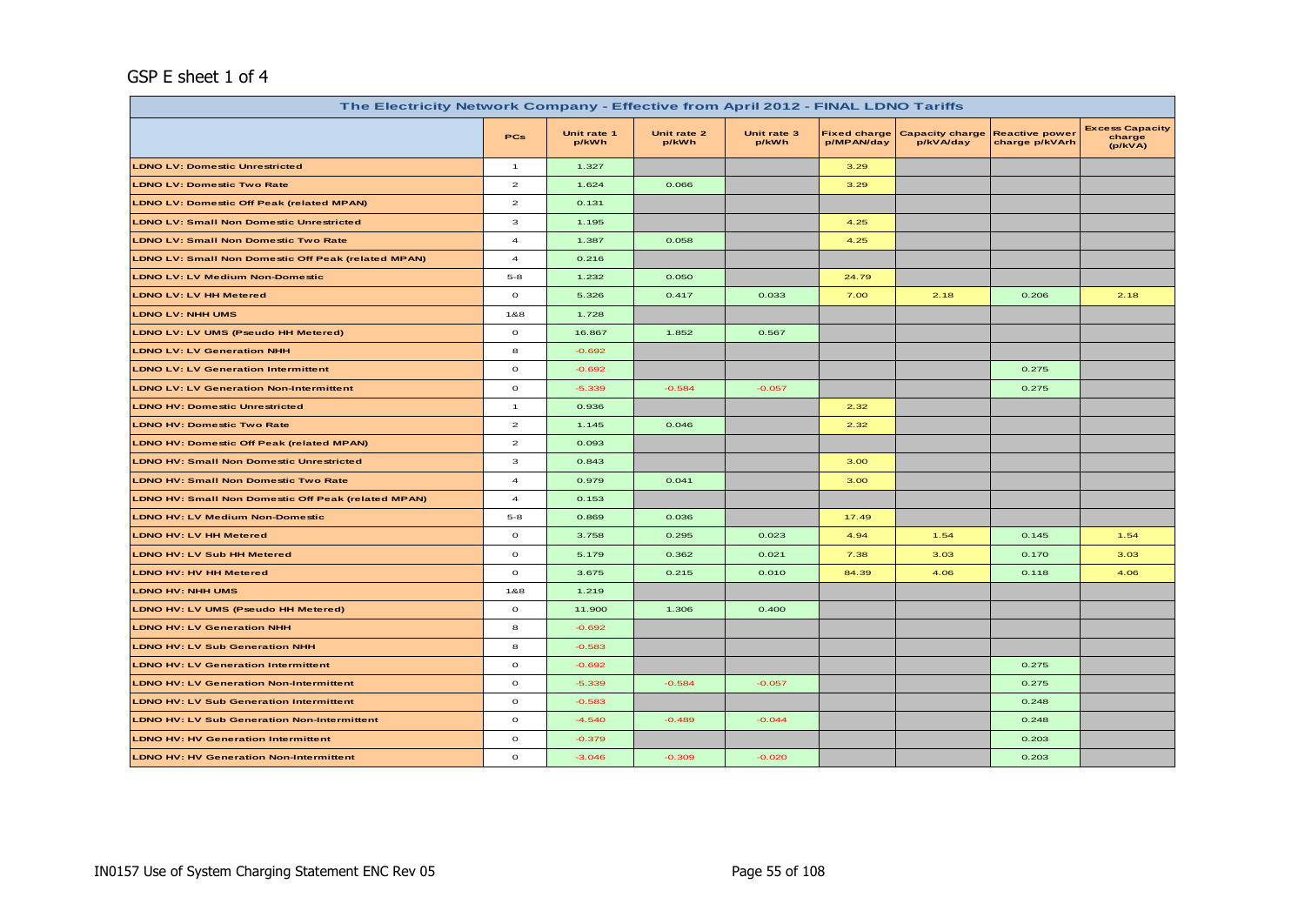GSP E sheet 1 of 4

| The Electricity Network Company - Effective from April 2012 - FINAL LDNO Tariffs | | | | | | | | |
|---|---|---|---|---|---|---|---|---|
| | PCs | Unit rate 1 p/kWh | Unit rate 2 p/kWh | Unit rate 3 p/kWh | Fixed charge p/MPAN/day | Capacity charge p/kVA/day | Reactive power charge p/kVArh | Excess Capacity charge (p/kVA) |
| LDNO LV: Domestic Unrestricted | 1 | 1.327 | | | 3.29 | | | |
| LDNO LV: Domestic Two Rate | 2 | 1.624 | 0.066 | | 3.29 | | | |
| LDNO LV: Domestic Off Peak (related MPAN) | 2 | 0.131 | | | | | | |
| LDNO LV: Small Non Domestic Unrestricted | 3 | 1.195 | | | 4.25 | | | |
| LDNO LV: Small Non Domestic Two Rate | 4 | 1.387 | 0.058 | | 4.25 | | | |
| LDNO LV: Small Non Domestic Off Peak (related MPAN) | 4 | 0.216 | | | | | | |
| LDNO LV: LV Medium Non-Domestic | 5-8 | 1.232 | 0.050 | | 24.79 | | | |
| LDNO LV: LV HH Metered | 0 | 5.326 | 0.417 | 0.033 | 7.00 | 2.18 | 0.206 | 2.18 |
| LDNO LV: NHH UMS | 1&8 | 1.728 | | | | | | |
| LDNO LV: LV UMS (Pseudo HH Metered) | 0 | 16.867 | 1.852 | 0.567 | | | | |
| LDNO LV: LV Generation NHH | 8 | -0.692 | | | | | | |
| LDNO LV: LV Generation Intermittent | 0 | -0.692 | | | | | 0.275 | |
| LDNO LV: LV Generation Non-Intermittent | 0 | -5.339 | -0.584 | -0.057 | | | 0.275 | |
| LDNO HV: Domestic Unrestricted | 1 | 0.936 | | | 2.32 | | | |
| LDNO HV: Domestic Two Rate | 2 | 1.145 | 0.046 | | 2.32 | | | |
| LDNO HV: Domestic Off Peak (related MPAN) | 2 | 0.093 | | | | | | |
| LDNO HV: Small Non Domestic Unrestricted | 3 | 0.843 | | | 3.00 | | | |
| LDNO HV: Small Non Domestic Two Rate | 4 | 0.979 | 0.041 | | 3.00 | | | |
| LDNO HV: Small Non Domestic Off Peak (related MPAN) | 4 | 0.153 | | | | | | |
| LDNO HV: LV Medium Non-Domestic | 5-8 | 0.869 | 0.036 | | 17.49 | | | |
| LDNO HV: LV HH Metered | 0 | 3.758 | 0.295 | 0.023 | 4.94 | 1.54 | 0.145 | 1.54 |
| LDNO HV: LV Sub HH Metered | 0 | 5.179 | 0.362 | 0.021 | 7.38 | 3.03 | 0.170 | 3.03 |
| LDNO HV: HV HH Metered | 0 | 3.675 | 0.215 | 0.010 | 84.39 | 4.06 | 0.118 | 4.06 |
| LDNO HV: NHH UMS | 1&8 | 1.219 | | | | | | |
| LDNO HV: LV UMS (Pseudo HH Metered) | 0 | 11.900 | 1.306 | 0.400 | | | | |
| LDNO HV: LV Generation NHH | 8 | -0.692 | | | | | | |
| LDNO HV: LV Sub Generation NHH | 8 | -0.583 | | | | | | |
| LDNO HV: LV Generation Intermittent | 0 | -0.692 | | | | | 0.275 | |
| LDNO HV: LV Generation Non-Intermittent | 0 | -5.339 | -0.584 | -0.057 | | | 0.275 | |
| LDNO HV: LV Sub Generation Intermittent | 0 | -0.583 | | | | | 0.248 | |
| LDNO HV: LV Sub Generation Non-Intermittent | 0 | -4.540 | -0.489 | -0.044 | | | 0.248 | |
| LDNO HV: HV Generation Intermittent | 0 | -0.379 | | | | | 0.203 | |
| LDNO HV: HV Generation Non-Intermittent | 0 | -3.046 | -0.309 | -0.020 | | | 0.203 | |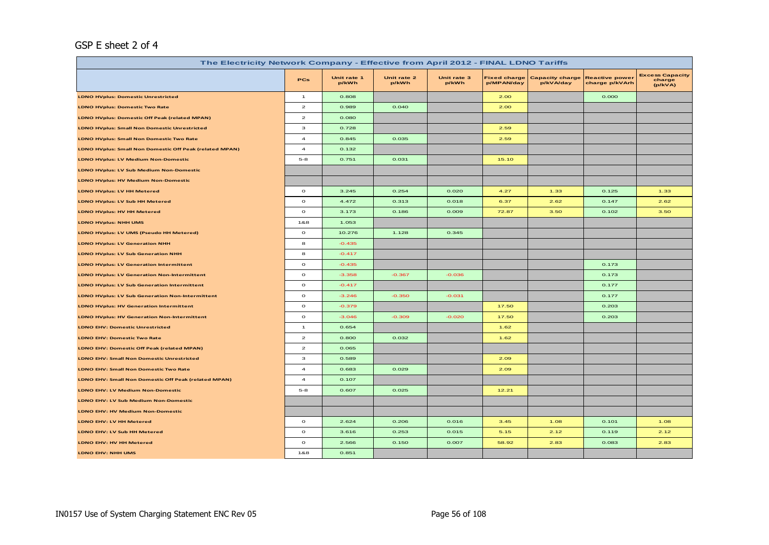GSP E sheet 2 of 4

| The Electricity Network Company - Effective from April 2012 - FINAL LDNO Tariffs | | | | | | | | |
|---|---|---|---|---|---|---|---|---|
| | PCs | Unit rate 1 p/kWh | Unit rate 2 p/kWh | Unit rate 3 p/kWh | Fixed charge p/MPAN/day | Capacity charge p/kVA/day | Reactive power charge p/kVArh | Excess Capacity charge (p/kVA) |
| LDNO HVplus: Domestic Unrestricted | 1 | 0.808 | | | 2.00 | | 0.000 | |
| LDNO HVplus: Domestic Two Rate | 2 | 0.989 | 0.040 | | 2.00 | | | |
| LDNO HVplus: Domestic Off Peak (related MPAN) | 2 | 0.080 | | | | | | |
| LDNO HVplus: Small Non Domestic Unrestricted | 3 | 0.728 | | | 2.59 | | | |
| LDNO HVplus: Small Non Domestic Two Rate | 4 | 0.845 | 0.035 | | 2.59 | | | |
| LDNO HVplus: Small Non Domestic Off Peak (related MPAN) | 4 | 0.132 | | | | | | |
| LDNO HVplus: LV Medium Non-Domestic | 5-8 | 0.751 | 0.031 | | 15.10 | | | |
| LDNO HVplus: LV Sub Medium Non-Domestic | | | | | | | | |
| LDNO HVplus: HV Medium Non-Domestic | | | | | | | | |
| LDNO HVplus: LV HH Metered | 0 | 3.245 | 0.254 | 0.020 | 4.27 | 1.33 | 0.125 | 1.33 |
| LDNO HVplus: LV Sub HH Metered | 0 | 4.472 | 0.313 | 0.018 | 6.37 | 2.62 | 0.147 | 2.62 |
| LDNO HVplus: HV HH Metered | 0 | 3.173 | 0.186 | 0.009 | 72.87 | 3.50 | 0.102 | 3.50 |
| LDNO HVplus: NHH UMS | 1&8 | 1.053 | | | | | | |
| LDNO HVplus: LV UMS (Pseudo HH Metered) | 0 | 10.276 | 1.128 | 0.345 | | | | |
| LDNO HVplus: LV Generation NHH | 8 | -0.435 | | | | | | |
| LDNO HVplus: LV Sub Generation NHH | 8 | -0.417 | | | | | | |
| LDNO HVplus: LV Generation Intermittent | 0 | -0.435 | | | | | 0.173 | |
| LDNO HVplus: LV Generation Non-Intermittent | 0 | -3.358 | -0.367 | -0.036 | | | 0.173 | |
| LDNO HVplus: LV Sub Generation Intermittent | 0 | -0.417 | | | | | 0.177 | |
| LDNO HVplus: LV Sub Generation Non-Intermittent | 0 | -3.246 | -0.350 | -0.031 | | | 0.177 | |
| LDNO HVplus: HV Generation Intermittent | 0 | -0.379 | | | 17.50 | | 0.203 | |
| LDNO HVplus: HV Generation Non-Intermittent | 0 | -3.046 | -0.309 | -0.020 | 17.50 | | 0.203 | |
| LDNO EHV: Domestic Unrestricted | 1 | 0.654 | | | 1.62 | | | |
| LDNO EHV: Domestic Two Rate | 2 | 0.800 | 0.032 | | 1.62 | | | |
| LDNO EHV: Domestic Off Peak (related MPAN) | 2 | 0.065 | | | | | | |
| LDNO EHV: Small Non Domestic Unrestricted | 3 | 0.589 | | | 2.09 | | | |
| LDNO EHV: Small Non Domestic Two Rate | 4 | 0.683 | 0.029 | | 2.09 | | | |
| LDNO EHV: Small Non Domestic Off Peak (related MPAN) | 4 | 0.107 | | | | | | |
| LDNO EHV: LV Medium Non-Domestic | 5-8 | 0.607 | 0.025 | | 12.21 | | | |
| LDNO EHV: LV Sub Medium Non-Domestic | | | | | | | | |
| LDNO EHV: HV Medium Non-Domestic | | | | | | | | |
| LDNO EHV: LV HH Metered | 0 | 2.624 | 0.206 | 0.016 | 3.45 | 1.08 | 0.101 | 1.08 |
| LDNO EHV: LV Sub HH Metered | 0 | 3.616 | 0.253 | 0.015 | 5.15 | 2.12 | 0.119 | 2.12 |
| LDNO EHV: HV HH Metered | 0 | 2.566 | 0.150 | 0.007 | 58.92 | 2.83 | 0.083 | 2.83 |
| LDNO EHV: NHH UMS | 1&8 | 0.851 | | | | | | |

IN0157 Use of System Charging Statement ENC Rev 05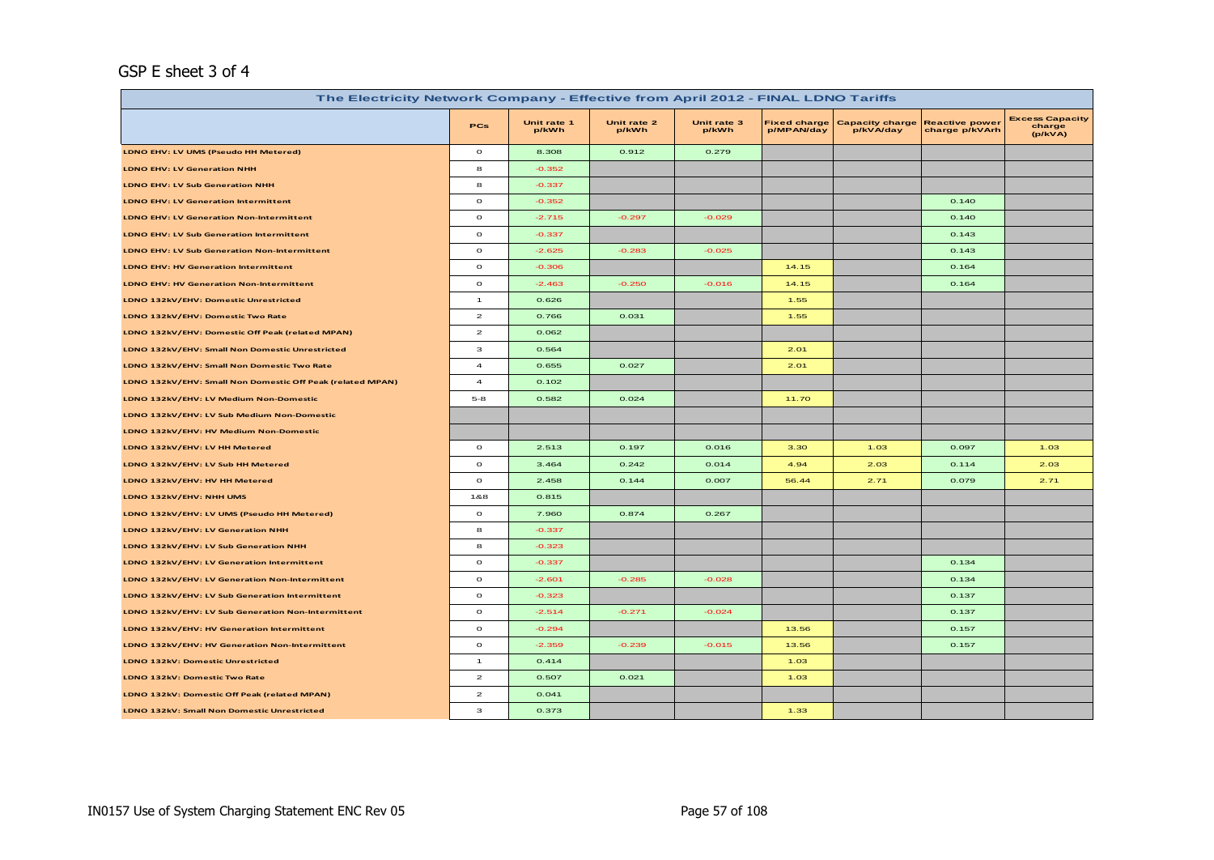GSP E sheet 3 of 4

| The Electricity Network Company - Effective from April 2012 - FINAL LDNO Tariffs | | | | | | | | |
|---|---|---|---|---|---|---|---|---|
| | PCs | Unit rate 1 p/kWh | Unit rate 2 p/kWh | Unit rate 3 p/kWh | Fixed charge p/MPAN/day | Capacity charge p/kVA/day | Reactive power charge p/kVArh | Excess Capacity charge (p/kVA) |
| LDNO EHV: LV UMS (Pseudo HH Metered) | 0 | 8.308 | 0.912 | 0.279 | | | | |
| LDNO EHV: LV Generation NHH | 8 | -0.352 | | | | | | |
| LDNO EHV: LV Sub Generation NHH | 8 | -0.337 | | | | | | |
| LDNO EHV: LV Generation Intermittent | 0 | -0.352 | | | | | 0.140 | |
| LDNO EHV: LV Generation Non-Intermittent | 0 | -2.715 | -0.297 | -0.029 | | | 0.140 | |
| LDNO EHV: LV Sub Generation Intermittent | 0 | -0.337 | | | | | 0.143 | |
| LDNO EHV: LV Sub Generation Non-Intermittent | 0 | -2.625 | -0.283 | -0.025 | | | 0.143 | |
| LDNO EHV: HV Generation Intermittent | 0 | -0.306 | | | 14.15 | | 0.164 | |
| LDNO EHV: HV Generation Non-Intermittent | 0 | -2.463 | -0.250 | -0.016 | 14.15 | | 0.164 | |
| LDNO 132kV/EHV: Domestic Unrestricted | 1 | 0.626 | | | 1.55 | | | |
| LDNO 132kV/EHV: Domestic Two Rate | 2 | 0.766 | 0.031 | | 1.55 | | | |
| LDNO 132kV/EHV: Domestic Off Peak (related MPAN) | 2 | 0.062 | | | | | | |
| LDNO 132kV/EHV: Small Non Domestic Unrestricted | 3 | 0.564 | | | 2.01 | | | |
| LDNO 132kV/EHV: Small Non Domestic Two Rate | 4 | 0.655 | 0.027 | | 2.01 | | | |
| LDNO 132kV/EHV: Small Non Domestic Off Peak (related MPAN) | 4 | 0.102 | | | | | | |
| LDNO 132kV/EHV: LV Medium Non-Domestic | 5-8 | 0.582 | 0.024 | | 11.70 | | | |
| LDNO 132kV/EHV: LV Sub Medium Non-Domestic | | | | | | | | |
| LDNO 132kV/EHV: HV Medium Non-Domestic | | | | | | | | |
| LDNO 132kV/EHV: LV HH Metered | 0 | 2.513 | 0.197 | 0.016 | 3.30 | 1.03 | 0.097 | 1.03 |
| LDNO 132kV/EHV: LV Sub HH Metered | 0 | 3.464 | 0.242 | 0.014 | 4.94 | 2.03 | 0.114 | 2.03 |
| LDNO 132kV/EHV: HV HH Metered | 0 | 2.458 | 0.144 | 0.007 | 56.44 | 2.71 | 0.079 | 2.71 |
| LDNO 132kV/EHV: NHH UMS | 1&8 | 0.815 | | | | | | |
| LDNO 132kV/EHV: LV UMS (Pseudo HH Metered) | 0 | 7.960 | 0.874 | 0.267 | | | | |
| LDNO 132kV/EHV: LV Generation NHH | 8 | -0.337 | | | | | | |
| LDNO 132kV/EHV: LV Sub Generation NHH | 8 | -0.323 | | | | | | |
| LDNO 132kV/EHV: LV Generation Intermittent | 0 | -0.337 | | | | | 0.134 | |
| LDNO 132kV/EHV: LV Generation Non-Intermittent | 0 | -2.601 | -0.285 | -0.028 | | | 0.134 | |
| LDNO 132kV/EHV: LV Sub Generation Intermittent | 0 | -0.323 | | | | | 0.137 | |
| LDNO 132kV/EHV: LV Sub Generation Non-Intermittent | 0 | -2.514 | -0.271 | -0.024 | | | 0.137 | |
| LDNO 132kV/EHV: HV Generation Intermittent | 0 | -0.294 | | | 13.56 | | 0.157 | |
| LDNO 132kV/EHV: HV Generation Non-Intermittent | 0 | -2.359 | -0.239 | -0.015 | 13.56 | | 0.157 | |
| LDNO 132kV: Domestic Unrestricted | 1 | 0.414 | | | 1.03 | | | |
| LDNO 132kV: Domestic Two Rate | 2 | 0.507 | 0.021 | | 1.03 | | | |
| LDNO 132kV: Domestic Off Peak (related MPAN) | 2 | 0.041 | | | | | | |
| LDNO 132kV: Small Non Domestic Unrestricted | 3 | 0.373 | | | 1.33 | | | |

IN0157 Use of System Charging Statement ENC Rev 05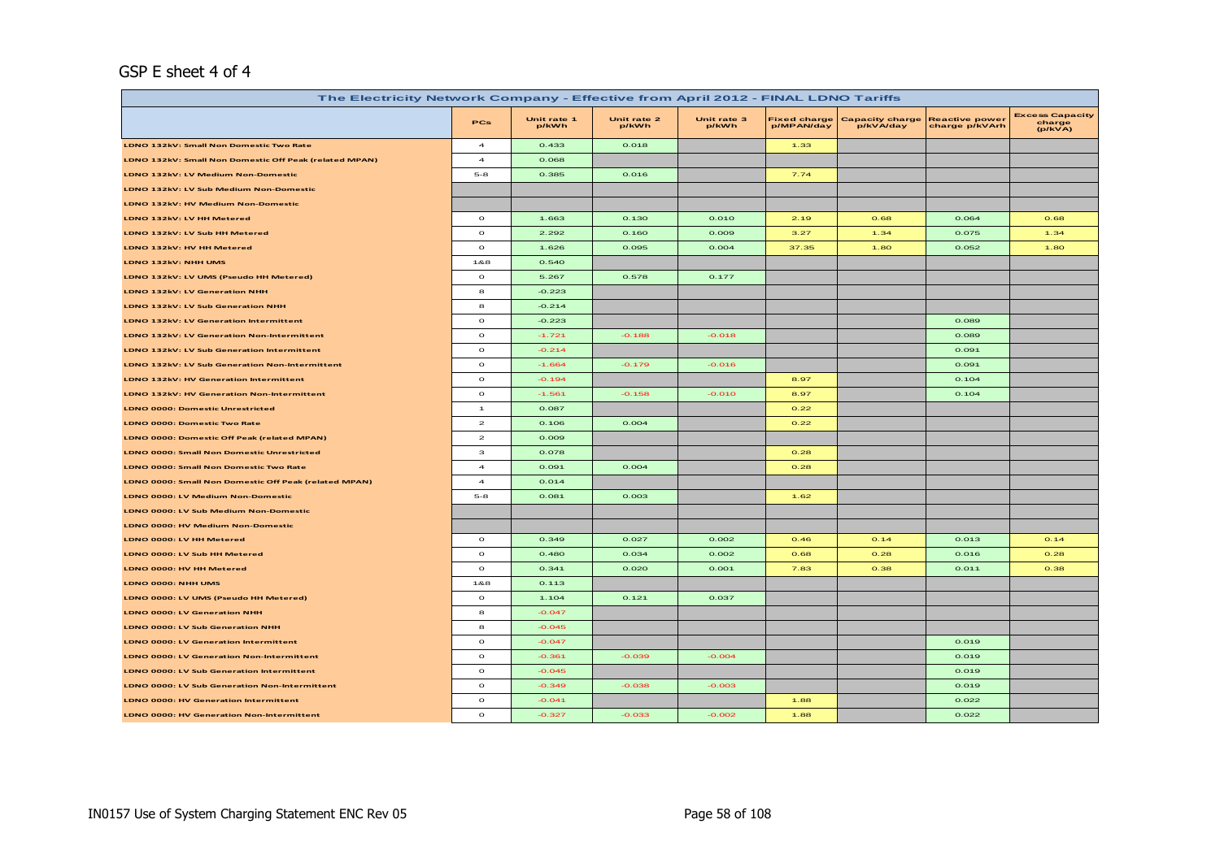GSP E sheet 4 of 4

| The Electricity Network Company - Effective from April 2012 - FINAL LDNO Tariffs | | | | | | | | |
|---|---|---|---|---|---|---|---|---|
| | PCs | Unit rate 1 p/kWh | Unit rate 2 p/kWh | Unit rate 3 p/kWh | Fixed charge p/MPAN/day | Capacity charge p/kVA/day | Reactive power charge p/kVArh | Excess Capacity charge (p/kVA) |
| LDNO 132kV: Small Non Domestic Two Rate | 4 | 0.433 | 0.018 | | 1.33 | | | |
| LDNO 132kV: Small Non Domestic Off Peak (related MPAN) | 4 | 0.068 | | | | | | |
| LDNO 132kV: LV Medium Non-Domestic | 5-8 | 0.385 | 0.016 | | 7.74 | | | |
| LDNO 132kV: LV Sub Medium Non-Domestic | | | | | | | | |
| LDNO 132kV: HV Medium Non-Domestic | | | | | | | | |
| LDNO 132kV: LV HH Metered | 0 | 1.663 | 0.130 | 0.010 | 2.19 | 0.68 | 0.064 | 0.68 |
| LDNO 132kV: LV Sub HH Metered | 0 | 2.292 | 0.160 | 0.009 | 3.27 | 1.34 | 0.075 | 1.34 |
| LDNO 132kV: HV HH Metered | 0 | 1.626 | 0.095 | 0.004 | 37.35 | 1.80 | 0.052 | 1.80 |
| LDNO 132kV: NHH UMS | 1&8 | 0.540 | | | | | | |
| LDNO 132kV: LV UMS (Pseudo HH Metered) | 0 | 5.267 | 0.578 | 0.177 | | | | |
| LDNO 132kV: LV Generation NHH | 8 | -0.223 | | | | | | |
| LDNO 132kV: LV Sub Generation NHH | 8 | -0.214 | | | | | | |
| LDNO 132kV: LV Generation Intermittent | 0 | -0.223 | | | | | 0.089 | |
| LDNO 132kV: LV Generation Non-Intermittent | 0 | -1.721 | -0.188 | -0.018 | | | 0.089 | |
| LDNO 132kV: LV Sub Generation Intermittent | 0 | -0.214 | | | | | 0.091 | |
| LDNO 132kV: LV Sub Generation Non-Intermittent | 0 | -1.664 | -0.179 | -0.016 | | | 0.091 | |
| LDNO 132kV: HV Generation Intermittent | 0 | -0.194 | | | 8.97 | | 0.104 | |
| LDNO 132kV: HV Generation Non-Intermittent | 0 | -1.561 | -0.158 | -0.010 | 8.97 | | 0.104 | |
| LDNO 0000: Domestic Unrestricted | 1 | 0.087 | | | 0.22 | | | |
| LDNO 0000: Domestic Two Rate | 2 | 0.106 | 0.004 | | 0.22 | | | |
| LDNO 0000: Domestic Off Peak (related MPAN) | 2 | 0.009 | | | | | | |
| LDNO 0000: Small Non Domestic Unrestricted | 3 | 0.078 | | | 0.28 | | | |
| LDNO 0000: Small Non Domestic Two Rate | 4 | 0.091 | 0.004 | | 0.28 | | | |
| LDNO 0000: Small Non Domestic Off Peak (related MPAN) | 4 | 0.014 | | | | | | |
| LDNO 0000: LV Medium Non-Domestic | 5-8 | 0.081 | 0.003 | | 1.62 | | | |
| LDNO 0000: LV Sub Medium Non-Domestic | | | | | | | | |
| LDNO 0000: HV Medium Non-Domestic | | | | | | | | |
| LDNO 0000: LV HH Metered | 0 | 0.349 | 0.027 | 0.002 | 0.46 | 0.14 | 0.013 | 0.14 |
| LDNO 0000: LV Sub HH Metered | 0 | 0.480 | 0.034 | 0.002 | 0.68 | 0.28 | 0.016 | 0.28 |
| LDNO 0000: HV HH Metered | 0 | 0.341 | 0.020 | 0.001 | 7.83 | 0.38 | 0.011 | 0.38 |
| LDNO 0000: NHH UMS | 1&8 | 0.113 | | | | | | |
| LDNO 0000: LV UMS (Pseudo HH Metered) | 0 | 1.104 | 0.121 | 0.037 | | | | |
| LDNO 0000: LV Generation NHH | 8 | -0.047 | | | | | | |
| LDNO 0000: LV Sub Generation NHH | 8 | -0.045 | | | | | | |
| LDNO 0000: LV Generation Intermittent | 0 | -0.047 | | | | | 0.019 | |
| LDNO 0000: LV Generation Non-Intermittent | 0 | -0.361 | -0.039 | -0.004 | | | 0.019 | |
| LDNO 0000: LV Sub Generation Intermittent | 0 | -0.045 | | | | | 0.019 | |
| LDNO 0000: LV Sub Generation Non-Intermittent | 0 | -0.349 | -0.038 | -0.003 | | | 0.019 | |
| LDNO 0000: HV Generation Intermittent | 0 | -0.041 | | | 1.88 | | 0.022 | |
| LDNO 0000: HV Generation Non-Intermittent | 0 | -0.327 | -0.033 | -0.002 | 1.88 | | 0.022 | |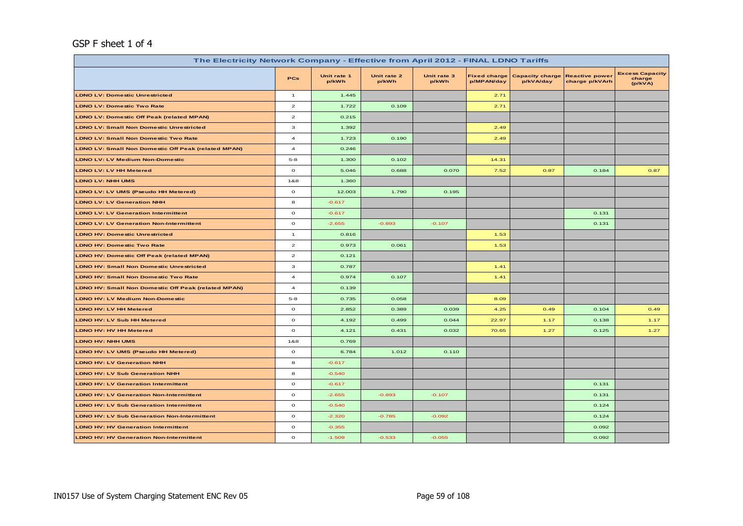GSP F sheet 1 of 4

| The Electricity Network Company - Effective from April 2012 - FINAL LDNO Tariffs | | | | | | | | |
|---|---|---|---|---|---|---|---|---|
| | PCs | Unit rate 1 p/kWh | Unit rate 2 p/kWh | Unit rate 3 p/kWh | Fixed charge p/MPAN/day | Capacity charge p/kVA/day | Reactive power charge p/kVArh | Excess Capacity charge (p/kVA) |
| LDNO LV: Domestic Unrestricted | 1 | 1.445 | | | 2.71 | | | |
| LDNO LV: Domestic Two Rate | 2 | 1.722 | 0.109 | | 2.71 | | | |
| LDNO LV: Domestic Off Peak (related MPAN) | 2 | 0.215 | | | | | | |
| LDNO LV: Small Non Domestic Unrestricted | 3 | 1.392 | | | 2.49 | | | |
| LDNO LV: Small Non Domestic Two Rate | 4 | 1.723 | 0.190 | | 2.49 | | | |
| LDNO LV: Small Non Domestic Off Peak (related MPAN) | 4 | 0.246 | | | | | | |
| LDNO LV: LV Medium Non-Domestic | 5-8 | 1.300 | 0.102 | | 14.31 | | | |
| LDNO LV: LV HH Metered | 0 | 5.046 | 0.688 | 0.070 | 7.52 | 0.87 | 0.184 | 0.87 |
| LDNO LV: NHH UMS | 1&8 | 1.360 | | | | | | |
| LDNO LV: LV UMS (Pseudo HH Metered) | 0 | 12.003 | 1.790 | 0.195 | | | | |
| LDNO LV: LV Generation NHH | 8 | -0.617 | | | | | | |
| LDNO LV: LV Generation Intermittent | 0 | -0.617 | | | | | 0.131 | |
| LDNO LV: LV Generation Non-Intermittent | 0 | -2.655 | -0.893 | -0.107 | | | 0.131 | |
| LDNO HV: Domestic Unrestricted | 1 | 0.816 | | | 1.53 | | | |
| LDNO HV: Domestic Two Rate | 2 | 0.973 | 0.061 | | 1.53 | | | |
| LDNO HV: Domestic Off Peak (related MPAN) | 2 | 0.121 | | | | | | |
| LDNO HV: Small Non Domestic Unrestricted | 3 | 0.787 | | | 1.41 | | | |
| LDNO HV: Small Non Domestic Two Rate | 4 | 0.974 | 0.107 | | 1.41 | | | |
| LDNO HV: Small Non Domestic Off Peak (related MPAN) | 4 | 0.139 | | | | | | |
| LDNO HV: LV Medium Non-Domestic | 5-8 | 0.735 | 0.058 | | 8.09 | | | |
| LDNO HV: LV HH Metered | 0 | 2.852 | 0.389 | 0.039 | 4.25 | 0.49 | 0.104 | 0.49 |
| LDNO HV: LV Sub HH Metered | 0 | 4.192 | 0.499 | 0.044 | 22.97 | 1.17 | 0.138 | 1.17 |
| LDNO HV: HV HH Metered | 0 | 4.121 | 0.431 | 0.032 | 70.65 | 1.27 | 0.125 | 1.27 |
| LDNO HV: NHH UMS | 1&8 | 0.769 | | | | | | |
| LDNO HV: LV UMS (Pseudo HH Metered) | 0 | 6.784 | 1.012 | 0.110 | | | | |
| LDNO HV: LV Generation NHH | 8 | -0.617 | | | | | | |
| LDNO HV: LV Sub Generation NHH | 8 | -0.540 | | | | | | |
| LDNO HV: LV Generation Intermittent | 0 | -0.617 | | | | | 0.131 | |
| LDNO HV: LV Generation Non-Intermittent | 0 | -2.655 | -0.893 | -0.107 | | | 0.131 | |
| LDNO HV: LV Sub Generation Intermittent | 0 | -0.540 | | | | | 0.124 | |
| LDNO HV: LV Sub Generation Non-Intermittent | 0 | -2.320 | -0.785 | -0.092 | | | 0.124 | |
| LDNO HV: HV Generation Intermittent | 0 | -0.355 | | | | | 0.092 | |
| LDNO HV: HV Generation Non-Intermittent | 0 | -1.509 | -0.533 | -0.055 | | | 0.092 | |

IN0157 Use of System Charging Statement ENC Rev 05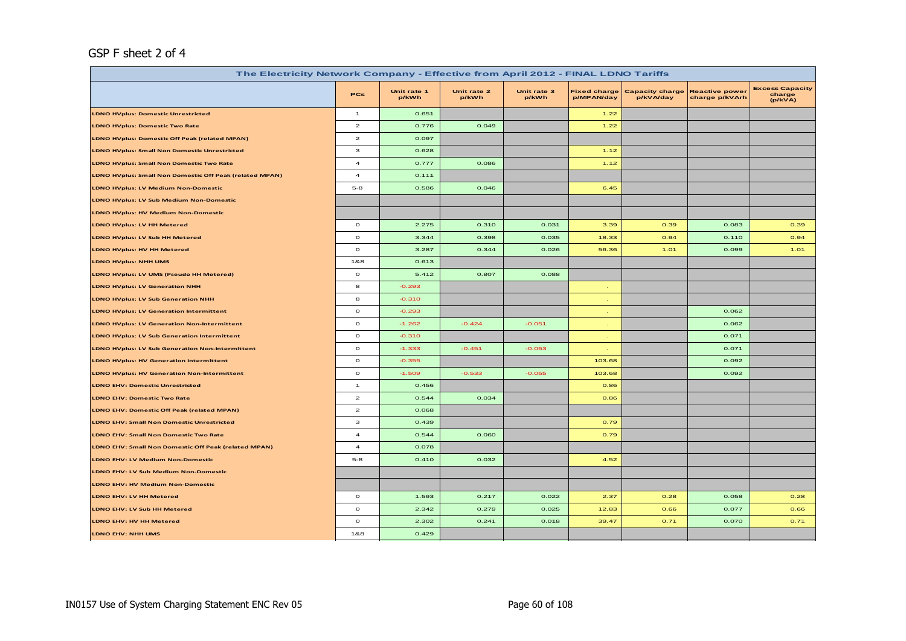GSP F sheet 2 of 4

| The Electricity Network Company - Effective from April 2012 - FINAL LDNO Tariffs | | | | | | | | |
|---|---|---|---|---|---|---|---|---|
| | PCs | Unit rate 1 p/kWh | Unit rate 2 p/kWh | Unit rate 3 p/kWh | Fixed charge p/MPAN/day | Capacity charge p/kVA/day | Reactive power charge p/kVArh | Excess Capacity charge (p/kVA) |
| LDNO HVplus: Domestic Unrestricted | 1 | 0.651 | | | 1.22 | | | |
| LDNO HVplus: Domestic Two Rate | 2 | 0.776 | 0.049 | | 1.22 | | | |
| LDNO HVplus: Domestic Off Peak (related MPAN) | 2 | 0.097 | | | | | | |
| LDNO HVplus: Small Non Domestic Unrestricted | 3 | 0.628 | | | 1.12 | | | |
| LDNO HVplus: Small Non Domestic Two Rate | 4 | 0.777 | 0.086 | | 1.12 | | | |
| LDNO HVplus: Small Non Domestic Off Peak (related MPAN) | 4 | 0.111 | | | | | | |
| LDNO HVplus: LV Medium Non-Domestic | 5-8 | 0.586 | 0.046 | | 6.45 | | | |
| LDNO HVplus: LV Sub Medium Non-Domestic | | | | | | | | |
| LDNO HVplus: HV Medium Non-Domestic | | | | | | | | |
| LDNO HVplus: LV HH Metered | 0 | 2.275 | 0.310 | 0.031 | 3.39 | 0.39 | 0.083 | 0.39 |
| LDNO HVplus: LV Sub HH Metered | 0 | 3.344 | 0.398 | 0.035 | 18.33 | 0.94 | 0.110 | 0.94 |
| LDNO HVplus: HV HH Metered | 0 | 3.287 | 0.344 | 0.026 | 56.36 | 1.01 | 0.099 | 1.01 |
| LDNO HVplus: NHH UMS | 1&8 | 0.613 | | | | | | |
| LDNO HVplus: LV UMS (Pseudo HH Metered) | 0 | 5.412 | 0.807 | 0.088 | | | | |
| LDNO HVplus: LV Generation NHH | 8 | -0.293 | | | - | | | |
| LDNO HVplus: LV Sub Generation NHH | 8 | -0.310 | | | - | | | |
| LDNO HVplus: LV Generation Intermittent | 0 | -0.293 | | | - | | 0.062 | |
| LDNO HVplus: LV Generation Non-Intermittent | 0 | -1.262 | -0.424 | -0.051 | - | | 0.062 | |
| LDNO HVplus: LV Sub Generation Intermittent | 0 | -0.310 | | | - | | 0.071 | |
| LDNO HVplus: LV Sub Generation Non-Intermittent | 0 | -1.333 | -0.451 | -0.053 | - | | 0.071 | |
| LDNO HVplus: HV Generation Intermittent | 0 | -0.355 | | | 103.68 | | 0.092 | |
| LDNO HVplus: HV Generation Non-Intermittent | 0 | -1.509 | -0.533 | -0.055 | 103.68 | | 0.092 | |
| LDNO EHV: Domestic Unrestricted | 1 | 0.456 | | | 0.86 | | | |
| LDNO EHV: Domestic Two Rate | 2 | 0.544 | 0.034 | | 0.86 | | | |
| LDNO EHV: Domestic Off Peak (related MPAN) | 2 | 0.068 | | | | | | |
| LDNO EHV: Small Non Domestic Unrestricted | 3 | 0.439 | | | 0.79 | | | |
| LDNO EHV: Small Non Domestic Two Rate | 4 | 0.544 | 0.060 | | 0.79 | | | |
| LDNO EHV: Small Non Domestic Off Peak (related MPAN) | 4 | 0.078 | | | | | | |
| LDNO EHV: LV Medium Non-Domestic | 5-8 | 0.410 | 0.032 | | 4.52 | | | |
| LDNO EHV: LV Sub Medium Non-Domestic | | | | | | | | |
| LDNO EHV: HV Medium Non-Domestic | | | | | | | | |
| LDNO EHV: LV HH Metered | 0 | 1.593 | 0.217 | 0.022 | 2.37 | 0.28 | 0.058 | 0.28 |
| LDNO EHV: LV Sub HH Metered | 0 | 2.342 | 0.279 | 0.025 | 12.83 | 0.66 | 0.077 | 0.66 |
| LDNO EHV: HV HH Metered | 0 | 2.302 | 0.241 | 0.018 | 39.47 | 0.71 | 0.070 | 0.71 |
| LDNO EHV: NHH UMS | 1&8 | 0.429 | | | | | | |

IN0157 Use of System Charging Statement ENC Rev 05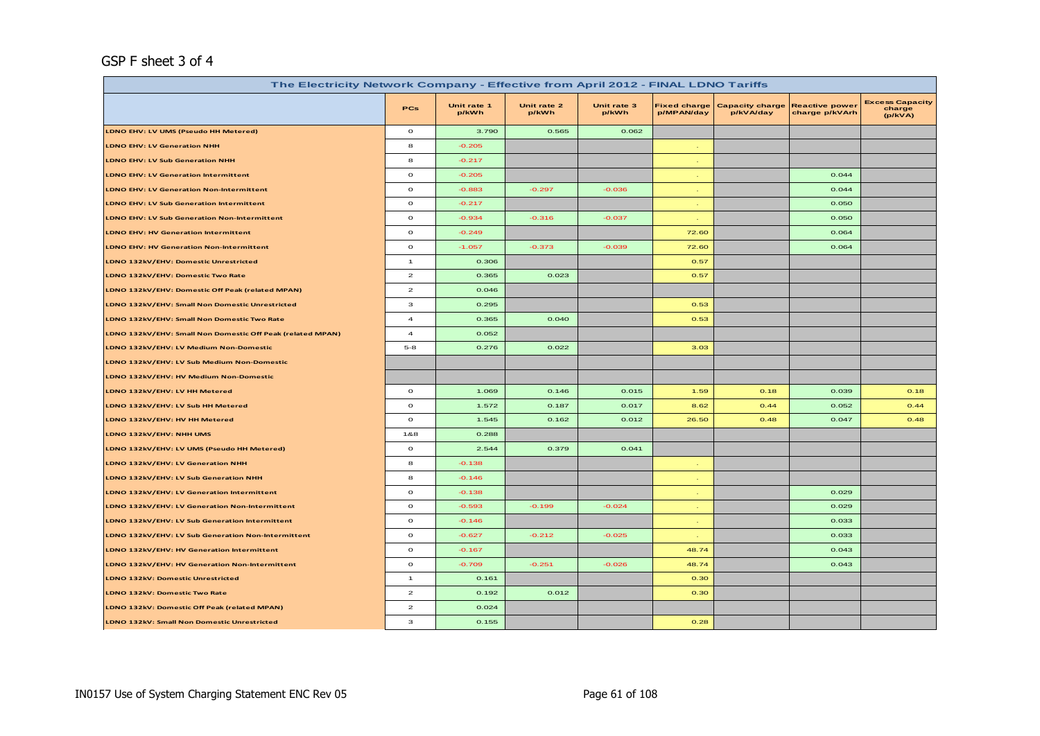GSP F sheet 3 of 4

| The Electricity Network Company - Effective from April 2012 - FINAL LDNO Tariffs | | | | | | | | |
|---|---|---|---|---|---|---|---|---|
| | PCs | Unit rate 1 p/kWh | Unit rate 2 p/kWh | Unit rate 3 p/kWh | Fixed charge p/MPAN/day | Capacity charge p/kVA/day | Reactive power charge p/kVArh | Excess Capacity charge (p/kVA) |
| LDNO EHV: LV UMS (Pseudo HH Metered) | 0 | 3.790 | 0.565 | 0.062 | | | | |
| LDNO EHV: LV Generation NHH | 8 | -0.205 | | | - | | | |
| LDNO EHV: LV Sub Generation NHH | 8 | -0.217 | | | - | | | |
| LDNO EHV: LV Generation Intermittent | 0 | -0.205 | | | - | | 0.044 | |
| LDNO EHV: LV Generation Non-Intermittent | 0 | -0.883 | -0.297 | -0.036 | - | | 0.044 | |
| LDNO EHV: LV Sub Generation Intermittent | 0 | -0.217 | | | - | | 0.050 | |
| LDNO EHV: LV Sub Generation Non-Intermittent | 0 | -0.934 | -0.316 | -0.037 | - | | 0.050 | |
| LDNO EHV: HV Generation Intermittent | 0 | -0.249 | | | 72.60 | | 0.064 | |
| LDNO EHV: HV Generation Non-Intermittent | 0 | -1.057 | -0.373 | -0.039 | 72.60 | | 0.064 | |
| LDNO 132kV/EHV: Domestic Unrestricted | 1 | 0.306 | | | 0.57 | | | |
| LDNO 132kV/EHV: Domestic Two Rate | 2 | 0.365 | 0.023 | | 0.57 | | | |
| LDNO 132kV/EHV: Domestic Off Peak (related MPAN) | 2 | 0.046 | | | | | | |
| LDNO 132kV/EHV: Small Non Domestic Unrestricted | 3 | 0.295 | | | 0.53 | | | |
| LDNO 132kV/EHV: Small Non Domestic Two Rate | 4 | 0.365 | 0.040 | | 0.53 | | | |
| LDNO 132kV/EHV: Small Non Domestic Off Peak (related MPAN) | 4 | 0.052 | | | | | | |
| LDNO 132kV/EHV: LV Medium Non-Domestic | 5-8 | 0.276 | 0.022 | | 3.03 | | | |
| LDNO 132kV/EHV: LV Sub Medium Non-Domestic | | | | | | | | |
| LDNO 132kV/EHV: HV Medium Non-Domestic | | | | | | | | |
| LDNO 132kV/EHV: LV HH Metered | 0 | 1.069 | 0.146 | 0.015 | 1.59 | 0.18 | 0.039 | 0.18 |
| LDNO 132kV/EHV: LV Sub HH Metered | 0 | 1.572 | 0.187 | 0.017 | 8.62 | 0.44 | 0.052 | 0.44 |
| LDNO 132kV/EHV: HV HH Metered | 0 | 1.545 | 0.162 | 0.012 | 26.50 | 0.48 | 0.047 | 0.48 |
| LDNO 132kV/EHV: NHH UMS | 1&8 | 0.288 | | | | | | |
| LDNO 132kV/EHV: LV UMS (Pseudo HH Metered) | 0 | 2.544 | 0.379 | 0.041 | | | | |
| LDNO 132kV/EHV: LV Generation NHH | 8 | -0.138 | | | - | | | |
| LDNO 132kV/EHV: LV Sub Generation NHH | 8 | -0.146 | | | - | | | |
| LDNO 132kV/EHV: LV Generation Intermittent | 0 | -0.138 | | | - | | 0.029 | |
| LDNO 132kV/EHV: LV Generation Non-Intermittent | 0 | -0.593 | -0.199 | -0.024 | - | | 0.029 | |
| LDNO 132kV/EHV: LV Sub Generation Intermittent | 0 | -0.146 | | | - | | 0.033 | |
| LDNO 132kV/EHV: LV Sub Generation Non-Intermittent | 0 | -0.627 | -0.212 | -0.025 | - | | 0.033 | |
| LDNO 132kV/EHV: HV Generation Intermittent | 0 | -0.167 | | | 48.74 | | 0.043 | |
| LDNO 132kV/EHV: HV Generation Non-Intermittent | 0 | -0.709 | -0.251 | -0.026 | 48.74 | | 0.043 | |
| LDNO 132kV: Domestic Unrestricted | 1 | 0.161 | | | 0.30 | | | |
| LDNO 132kV: Domestic Two Rate | 2 | 0.192 | 0.012 | | 0.30 | | | |
| LDNO 132kV: Domestic Off Peak (related MPAN) | 2 | 0.024 | | | | | | |
| LDNO 132kV: Small Non Domestic Unrestricted | 3 | 0.155 | | | 0.28 | | | |

IN0157 Use of System Charging Statement ENC Rev 05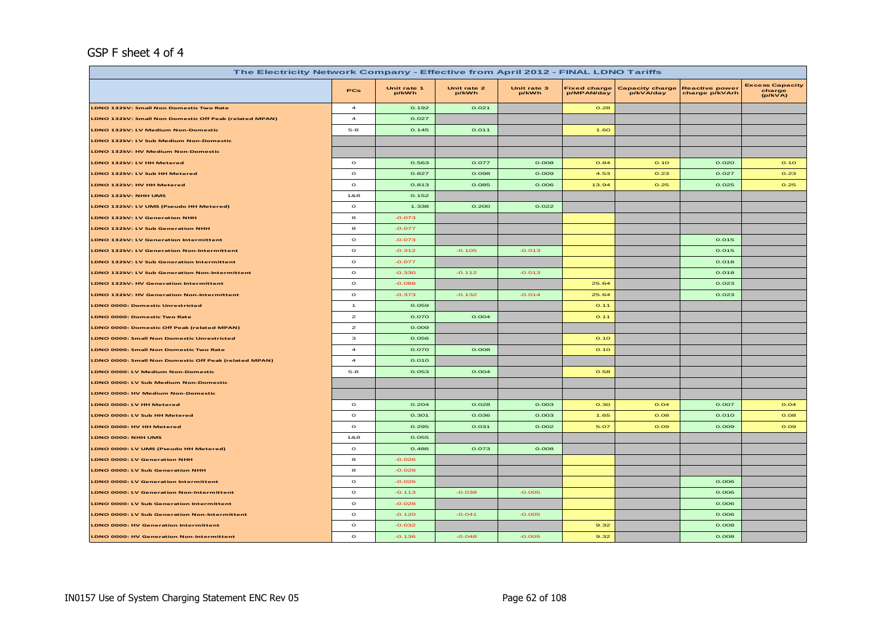GSP F sheet 4 of 4

| The Electricity Network Company - Effective from April 2012 - FINAL LDNO Tariffs | | | | | | | | |
|---|---|---|---|---|---|---|---|---|
| | PCs | Unit rate 1 p/kWh | Unit rate 2 p/kWh | Unit rate 3 p/kWh | Fixed charge p/MPAN/day | Capacity charge p/kVA/day | Reactive power charge p/kVArh | Excess Capacity charge (p/kVA) |
| LDNO 132kV: Small Non Domestic Two Rate | 4 | 0.192 | 0.021 | | 0.28 | | | |
| LDNO 132kV: Small Non Domestic Off Peak (related MPAN) | 4 | 0.027 | | | | | | |
| LDNO 132kV: LV Medium Non-Domestic | 5-8 | 0.145 | 0.011 | | 1.60 | | | |
| LDNO 132kV: LV Sub Medium Non-Domestic | | | | | | | | |
| LDNO 132kV: HV Medium Non-Domestic | | | | | | | | |
| LDNO 132kV: LV HH Metered | 0 | 0.563 | 0.077 | 0.008 | 0.84 | 0.10 | 0.020 | 0.10 |
| LDNO 132kV: LV Sub HH Metered | 0 | 0.827 | 0.098 | 0.009 | 4.53 | 0.23 | 0.027 | 0.23 |
| LDNO 132kV: HV HH Metered | 0 | 0.813 | 0.085 | 0.006 | 13.94 | 0.25 | 0.025 | 0.25 |
| LDNO 132kV: NHH UMS | 1&8 | 0.152 | | | | | | |
| LDNO 132kV: LV UMS (Pseudo HH Metered) | 0 | 1.338 | 0.200 | 0.022 | | | | |
| LDNO 132kV: LV Generation NHH | 8 | -0.073 | | | | | | |
| LDNO 132kV: LV Sub Generation NHH | 8 | -0.077 | | | | | | |
| LDNO 132kV: LV Generation Intermittent | 0 | -0.073 | | | | | 0.015 | |
| LDNO 132kV: LV Generation Non-Intermittent | 0 | -0.312 | -0.105 | -0.013 | | | 0.015 | |
| LDNO 132kV: LV Sub Generation Intermittent | 0 | -0.077 | | | | | 0.018 | |
| LDNO 132kV: LV Sub Generation Non-Intermittent | 0 | -0.330 | -0.112 | -0.013 | | | 0.018 | |
| LDNO 132kV: HV Generation Intermittent | 0 | -0.088 | | | 25.64 | | 0.023 | |
| LDNO 132kV: HV Generation Non-Intermittent | 0 | -0.373 | -0.132 | -0.014 | 25.64 | | 0.023 | |
| LDNO 0000: Domestic Unrestricted | 1 | 0.059 | | | 0.11 | | | |
| LDNO 0000: Domestic Two Rate | 2 | 0.070 | 0.004 | | 0.11 | | | |
| LDNO 0000: Domestic Off Peak (related MPAN) | 2 | 0.009 | | | | | | |
| LDNO 0000: Small Non Domestic Unrestricted | 3 | 0.056 | | | 0.10 | | | |
| LDNO 0000: Small Non Domestic Two Rate | 4 | 0.070 | 0.008 | | 0.10 | | | |
| LDNO 0000: Small Non Domestic Off Peak (related MPAN) | 4 | 0.010 | | | | | | |
| LDNO 0000: LV Medium Non-Domestic | 5-8 | 0.053 | 0.004 | | 0.58 | | | |
| LDNO 0000: LV Sub Medium Non-Domestic | | | | | | | | |
| LDNO 0000: HV Medium Non-Domestic | | | | | | | | |
| LDNO 0000: LV HH Metered | 0 | 0.204 | 0.028 | 0.003 | 0.30 | 0.04 | 0.007 | 0.04 |
| LDNO 0000: LV Sub HH Metered | 0 | 0.301 | 0.036 | 0.003 | 1.65 | 0.08 | 0.010 | 0.08 |
| LDNO 0000: HV HH Metered | 0 | 0.295 | 0.031 | 0.002 | 5.07 | 0.09 | 0.009 | 0.09 |
| LDNO 0000: NHH UMS | 1&8 | 0.055 | | | | | | |
| LDNO 0000: LV UMS (Pseudo HH Metered) | 0 | 0.486 | 0.073 | 0.008 | | | | |
| LDNO 0000: LV Generation NHH | 8 | -0.026 | | | | | | |
| LDNO 0000: LV Sub Generation NHH | 8 | -0.028 | | | | | | |
| LDNO 0000: LV Generation Intermittent | 0 | -0.026 | | | | | 0.006 | |
| LDNO 0000: LV Generation Non-Intermittent | 0 | -0.113 | -0.038 | -0.005 | | | 0.006 | |
| LDNO 0000: LV Sub Generation Intermittent | 0 | -0.028 | | | | | 0.006 | |
| LDNO 0000: LV Sub Generation Non-Intermittent | 0 | -0.120 | -0.041 | -0.005 | | | 0.006 | |
| LDNO 0000: HV Generation Intermittent | 0 | -0.032 | | | 9.32 | | 0.008 | |
| LDNO 0000: HV Generation Non-Intermittent | 0 | -0.136 | -0.048 | -0.005 | 9.32 | | 0.008 | |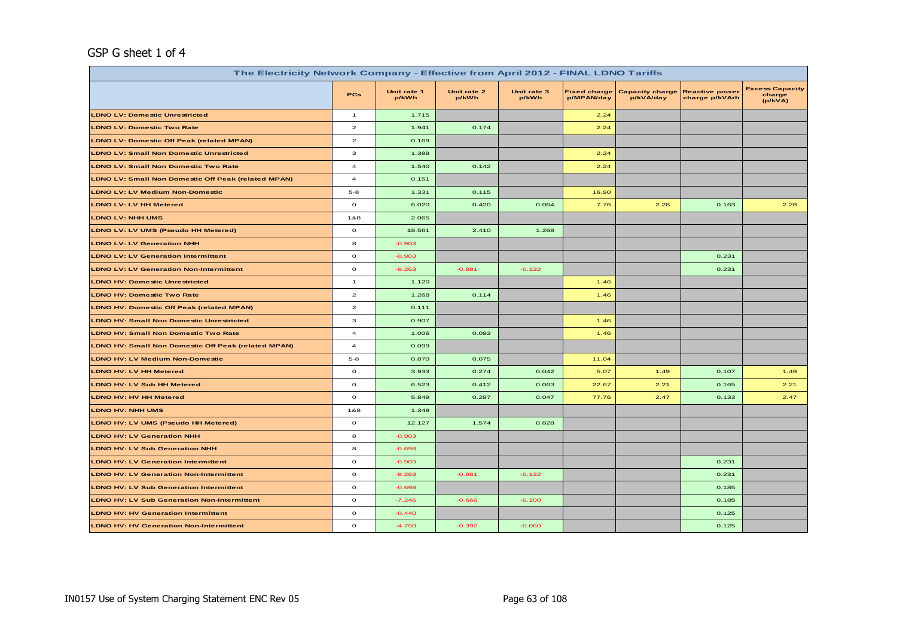GSP G sheet 1 of 4

| The Electricity Network Company - Effective from April 2012 - FINAL LDNO Tariffs | | | | | | | | |
|---|---|---|---|---|---|---|---|---|
| | PCs | Unit rate 1 p/kWh | Unit rate 2 p/kWh | Unit rate 3 p/kWh | Fixed charge p/MPAN/day | Capacity charge p/kVA/day | Reactive power charge p/kVArh | Excess Capacity charge (p/kVA) |
| LDNO LV: Domestic Unrestricted | 1 | 1.715 | | | 2.24 | | | |
| LDNO LV: Domestic Two Rate | 2 | 1.941 | 0.174 | | 2.24 | | | |
| LDNO LV: Domestic Off Peak (related MPAN) | 2 | 0.169 | | | | | | |
| LDNO LV: Small Non Domestic Unrestricted | 3 | 1.388 | | | 2.24 | | | |
| LDNO LV: Small Non Domestic Two Rate | 4 | 1.540 | 0.142 | | 2.24 | | | |
| LDNO LV: Small Non Domestic Off Peak (related MPAN) | 4 | 0.151 | | | | | | |
| LDNO LV: LV Medium Non-Domestic | 5-8 | 1.331 | 0.115 | | 16.90 | | | |
| LDNO LV: LV HH Metered | 0 | 6.020 | 0.420 | 0.064 | 7.76 | 2.28 | 0.163 | 2.28 |
| LDNO LV: NHH UMS | 1&8 | 2.065 | | | | | | |
| LDNO LV: LV UMS (Pseudo HH Metered) | 0 | 18.561 | 2.410 | 1.268 | | | | |
| LDNO LV: LV Generation NHH | 8 | -0.903 | | | | | | |
| LDNO LV: LV Generation Intermittent | 0 | -0.903 | | | | | 0.231 | |
| LDNO LV: LV Generation Non-Intermittent | 0 | -9.263 | -0.881 | -0.132 | | | 0.231 | |
| LDNO HV: Domestic Unrestricted | 1 | 1.120 | | | 1.46 | | | |
| LDNO HV: Domestic Two Rate | 2 | 1.268 | 0.114 | | 1.46 | | | |
| LDNO HV: Domestic Off Peak (related MPAN) | 2 | 0.111 | | | | | | |
| LDNO HV: Small Non Domestic Unrestricted | 3 | 0.907 | | | 1.46 | | | |
| LDNO HV: Small Non Domestic Two Rate | 4 | 1.006 | 0.093 | | 1.46 | | | |
| LDNO HV: Small Non Domestic Off Peak (related MPAN) | 4 | 0.099 | | | | | | |
| LDNO HV: LV Medium Non-Domestic | 5-8 | 0.870 | 0.075 | | 11.04 | | | |
| LDNO HV: LV HH Metered | 0 | 3.933 | 0.274 | 0.042 | 5.07 | 1.49 | 0.107 | 1.49 |
| LDNO HV: LV Sub HH Metered | 0 | 6.523 | 0.412 | 0.063 | 22.67 | 2.21 | 0.165 | 2.21 |
| LDNO HV: HV HH Metered | 0 | 5.849 | 0.297 | 0.047 | 77.76 | 2.47 | 0.133 | 2.47 |
| LDNO HV: NHH UMS | 1&8 | 1.349 | | | | | | |
| LDNO HV: LV UMS (Pseudo HH Metered) | 0 | 12.127 | 1.574 | 0.828 | | | | |
| LDNO HV: LV Generation NHH | 8 | -0.903 | | | | | | |
| LDNO HV: LV Sub Generation NHH | 8 | -0.698 | | | | | | |
| LDNO HV: LV Generation Intermittent | 0 | -0.903 | | | | | 0.231 | |
| LDNO HV: LV Generation Non-Intermittent | 0 | -9.263 | -0.881 | -0.132 | | | 0.231 | |
| LDNO HV: LV Sub Generation Intermittent | 0 | -0.698 | | | | | 0.185 | |
| LDNO HV: LV Sub Generation Non-Intermittent | 0 | -7.246 | -0.666 | -0.100 | | | 0.185 | |
| LDNO HV: HV Generation Intermittent | 0 | -0.440 | | | | | 0.125 | |
| LDNO HV: HV Generation Non-Intermittent | 0 | -4.750 | -0.392 | -0.060 | | | 0.125 | |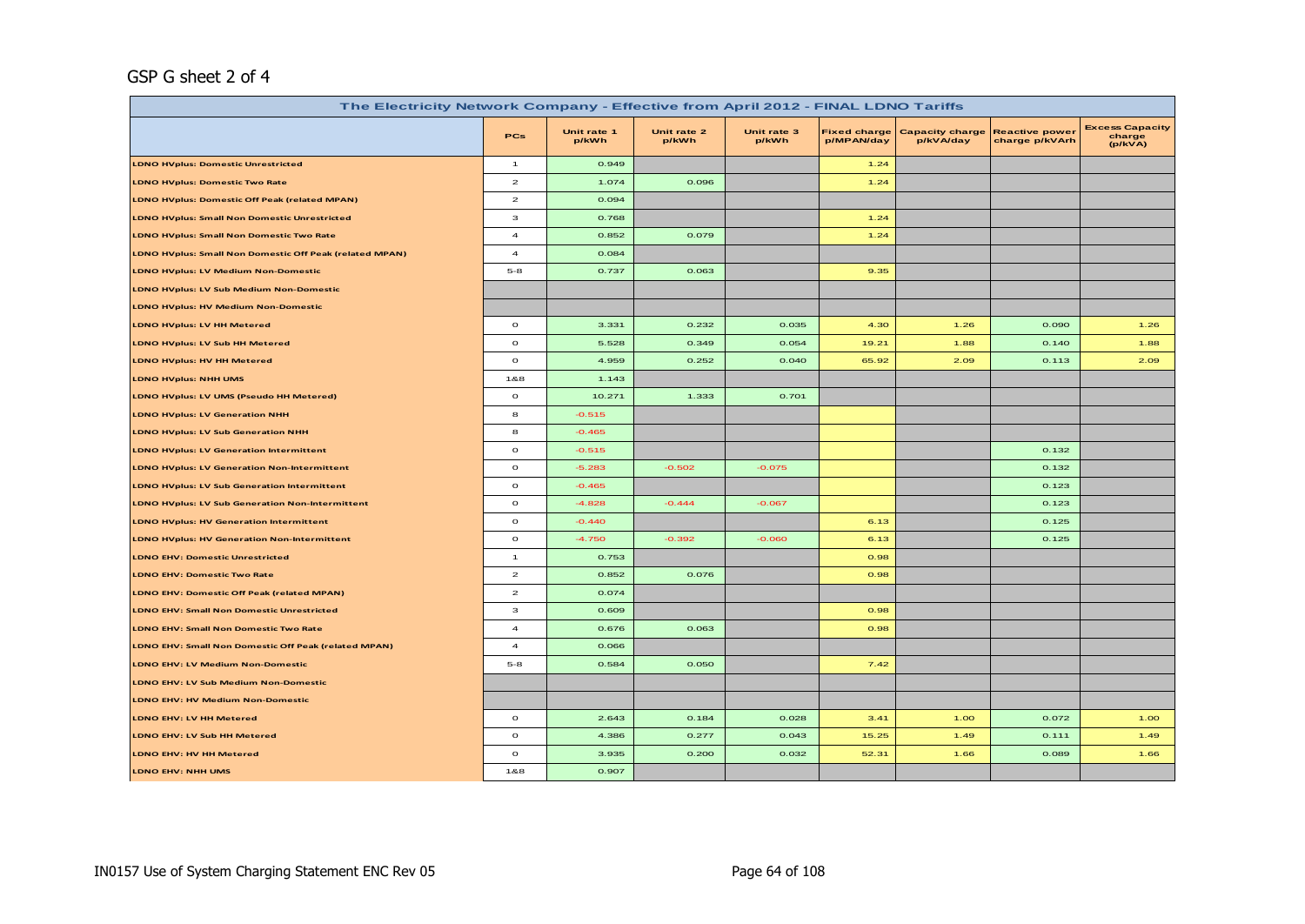GSP G sheet 2 of 4

| The Electricity Network Company - Effective from April 2012 - FINAL LDNO Tariffs | | | | | | | | |
|---|---|---|---|---|---|---|---|---|
| | PCs | Unit rate 1 p/kWh | Unit rate 2 p/kWh | Unit rate 3 p/kWh | Fixed charge p/MPAN/day | Capacity charge p/kVA/day | Reactive power charge p/kVArh | Excess Capacity charge (p/kVA) |
| LDNO HVplus: Domestic Unrestricted | 1 | 0.949 | | | 1.24 | | | |
| LDNO HVplus: Domestic Two Rate | 2 | 1.074 | 0.096 | | 1.24 | | | |
| LDNO HVplus: Domestic Off Peak (related MPAN) | 2 | 0.094 | | | | | | |
| LDNO HVplus: Small Non Domestic Unrestricted | 3 | 0.768 | | | 1.24 | | | |
| LDNO HVplus: Small Non Domestic Two Rate | 4 | 0.852 | 0.079 | | 1.24 | | | |
| LDNO HVplus: Small Non Domestic Off Peak (related MPAN) | 4 | 0.084 | | | | | | |
| LDNO HVplus: LV Medium Non-Domestic | 5-8 | 0.737 | 0.063 | | 9.35 | | | |
| LDNO HVplus: LV Sub Medium Non-Domestic | | | | | | | | |
| LDNO HVplus: HV Medium Non-Domestic | | | | | | | | |
| LDNO HVplus: LV HH Metered | 0 | 3.331 | 0.232 | 0.035 | 4.30 | 1.26 | 0.090 | 1.26 |
| LDNO HVplus: LV Sub HH Metered | 0 | 5.528 | 0.349 | 0.054 | 19.21 | 1.88 | 0.140 | 1.88 |
| LDNO HVplus: HV HH Metered | 0 | 4.959 | 0.252 | 0.040 | 65.92 | 2.09 | 0.113 | 2.09 |
| LDNO HVplus: NHH UMS | 1&8 | 1.143 | | | | | | |
| LDNO HVplus: LV UMS (Pseudo HH Metered) | 0 | 10.271 | 1.333 | 0.701 | | | | |
| LDNO HVplus: LV Generation NHH | 8 | -0.515 | | | | | | |
| LDNO HVplus: LV Sub Generation NHH | 8 | -0.465 | | | | | | |
| LDNO HVplus: LV Generation Intermittent | 0 | -0.515 | | | | | 0.132 | |
| LDNO HVplus: LV Generation Non-Intermittent | 0 | -5.283 | -0.502 | -0.075 | | | 0.132 | |
| LDNO HVplus: LV Sub Generation Intermittent | 0 | -0.465 | | | | | 0.123 | |
| LDNO HVplus: LV Sub Generation Non-Intermittent | 0 | -4.828 | -0.444 | -0.067 | | | 0.123 | |
| LDNO HVplus: HV Generation Intermittent | 0 | -0.440 | | | 6.13 | | 0.125 | |
| LDNO HVplus: HV Generation Non-Intermittent | 0 | -4.750 | -0.392 | -0.060 | 6.13 | | 0.125 | |
| LDNO EHV: Domestic Unrestricted | 1 | 0.753 | | | 0.98 | | | |
| LDNO EHV: Domestic Two Rate | 2 | 0.852 | 0.076 | | 0.98 | | | |
| LDNO EHV: Domestic Off Peak (related MPAN) | 2 | 0.074 | | | | | | |
| LDNO EHV: Small Non Domestic Unrestricted | 3 | 0.609 | | | 0.98 | | | |
| LDNO EHV: Small Non Domestic Two Rate | 4 | 0.676 | 0.063 | | 0.98 | | | |
| LDNO EHV: Small Non Domestic Off Peak (related MPAN) | 4 | 0.066 | | | | | | |
| LDNO EHV: LV Medium Non-Domestic | 5-8 | 0.584 | 0.050 | | 7.42 | | | |
| LDNO EHV: LV Sub Medium Non-Domestic | | | | | | | | |
| LDNO EHV: HV Medium Non-Domestic | | | | | | | | |
| LDNO EHV: LV HH Metered | 0 | 2.643 | 0.184 | 0.028 | 3.41 | 1.00 | 0.072 | 1.00 |
| LDNO EHV: LV Sub HH Metered | 0 | 4.386 | 0.277 | 0.043 | 15.25 | 1.49 | 0.111 | 1.49 |
| LDNO EHV: HV HH Metered | 0 | 3.935 | 0.200 | 0.032 | 52.31 | 1.66 | 0.089 | 1.66 |
| LDNO EHV: NHH UMS | 1&8 | 0.907 | | | | | | |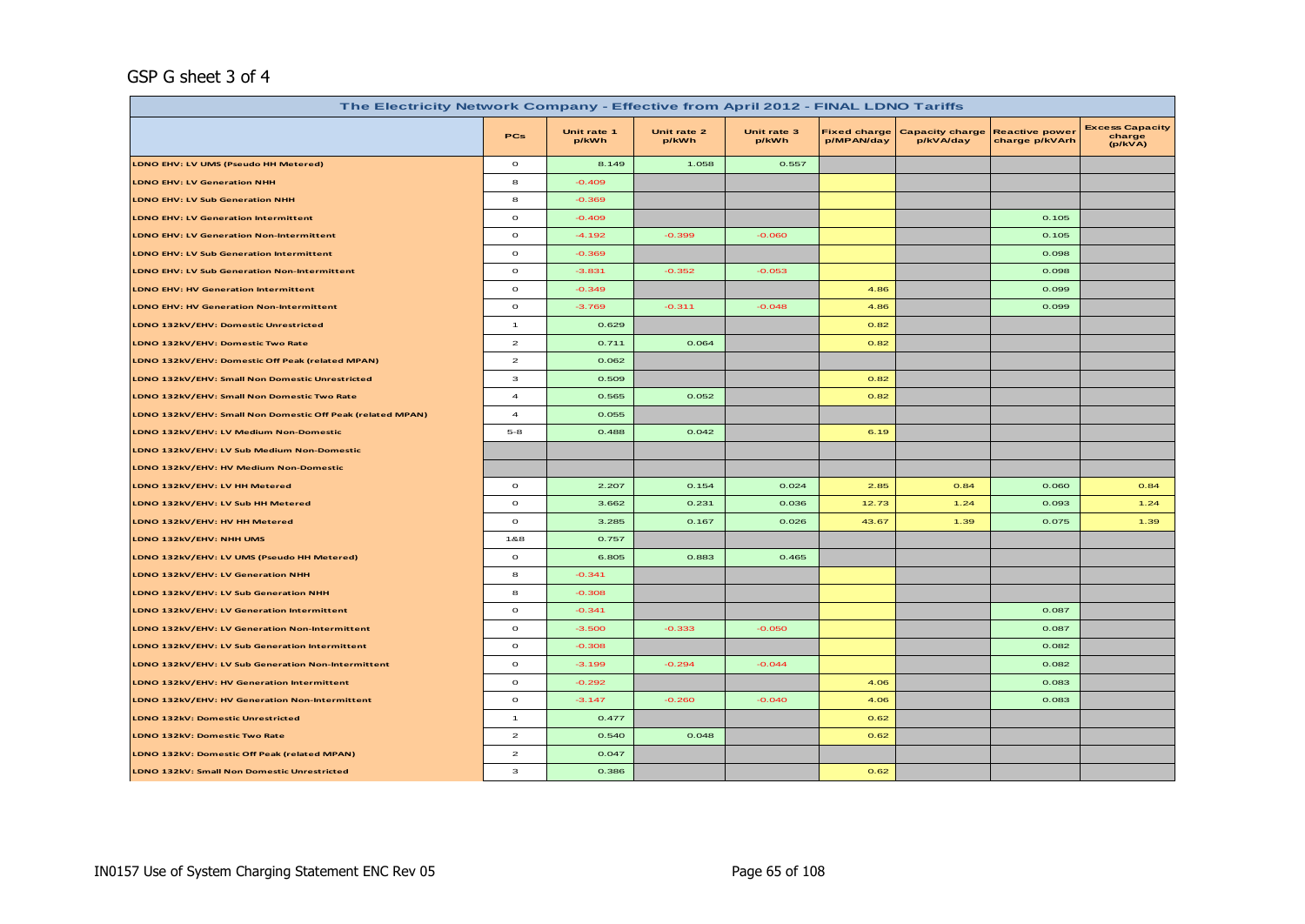## GSP G sheet 3 of 4

| The Electricity Network Company - Effective from April 2012 - FINAL LDNO Tariffs | | | | | | | | |
|---|---|---|---|---|---|---|---|---|
| | PCs | Unit rate 1 p/kWh | Unit rate 2 p/kWh | Unit rate 3 p/kWh | Fixed charge p/MPAN/day | Capacity charge p/kVA/day | Reactive power charge p/kVArh | Excess Capacity charge (p/kVA) |
| LDNO EHV: LV UMS (Pseudo HH Metered) | 0 | 8.149 | 1.058 | 0.557 | | | | |
| LDNO EHV: LV Generation NHH | 8 | -0.409 | | | | | | |
| LDNO EHV: LV Sub Generation NHH | 8 | -0.369 | | | | | | |
| LDNO EHV: LV Generation Intermittent | 0 | -0.409 | | | | | 0.105 | |
| LDNO EHV: LV Generation Non-Intermittent | 0 | -4.192 | -0.399 | -0.060 | | | 0.105 | |
| LDNO EHV: LV Sub Generation Intermittent | 0 | -0.369 | | | | | 0.098 | |
| LDNO EHV: LV Sub Generation Non-Intermittent | 0 | -3.831 | -0.352 | -0.053 | | | 0.098 | |
| LDNO EHV: HV Generation Intermittent | 0 | -0.349 | | | 4.86 | | 0.099 | |
| LDNO EHV: HV Generation Non-Intermittent | 0 | -3.769 | -0.311 | -0.048 | 4.86 | | 0.099 | |
| LDNO 132kV/EHV: Domestic Unrestricted | 1 | 0.629 | | | 0.82 | | | |
| LDNO 132kV/EHV: Domestic Two Rate | 2 | 0.711 | 0.064 | | 0.82 | | | |
| LDNO 132kV/EHV: Domestic Off Peak (related MPAN) | 2 | 0.062 | | | | | | |
| LDNO 132kV/EHV: Small Non Domestic Unrestricted | 3 | 0.509 | | | 0.82 | | | |
| LDNO 132kV/EHV: Small Non Domestic Two Rate | 4 | 0.565 | 0.052 | | 0.82 | | | |
| LDNO 132kV/EHV: Small Non Domestic Off Peak (related MPAN) | 4 | 0.055 | | | | | | |
| LDNO 132kV/EHV: LV Medium Non-Domestic | 5-8 | 0.488 | 0.042 | | 6.19 | | | |
| LDNO 132kV/EHV: LV Sub Medium Non-Domestic | | | | | | | | |
| LDNO 132kV/EHV: HV Medium Non-Domestic | | | | | | | | |
| LDNO 132kV/EHV: LV HH Metered | 0 | 2.207 | 0.154 | 0.024 | 2.85 | 0.84 | 0.060 | 0.84 |
| LDNO 132kV/EHV: LV Sub HH Metered | 0 | 3.662 | 0.231 | 0.036 | 12.73 | 1.24 | 0.093 | 1.24 |
| LDNO 132kV/EHV: HV HH Metered | 0 | 3.285 | 0.167 | 0.026 | 43.67 | 1.39 | 0.075 | 1.39 |
| LDNO 132kV/EHV: NHH UMS | 1&8 | 0.757 | | | | | | |
| LDNO 132kV/EHV: LV UMS (Pseudo HH Metered) | 0 | 6.805 | 0.883 | 0.465 | | | | |
| LDNO 132kV/EHV: LV Generation NHH | 8 | -0.341 | | | | | | |
| LDNO 132kV/EHV: LV Sub Generation NHH | 8 | -0.308 | | | | | | |
| LDNO 132kV/EHV: LV Generation Intermittent | 0 | -0.341 | | | | | 0.087 | |
| LDNO 132kV/EHV: LV Generation Non-Intermittent | 0 | -3.500 | -0.333 | -0.050 | | | 0.087 | |
| LDNO 132kV/EHV: LV Sub Generation Intermittent | 0 | -0.308 | | | | | 0.082 | |
| LDNO 132kV/EHV: LV Sub Generation Non-Intermittent | 0 | -3.199 | -0.294 | -0.044 | | | 0.082 | |
| LDNO 132kV/EHV: HV Generation Intermittent | 0 | -0.292 | | | 4.06 | | 0.083 | |
| LDNO 132kV/EHV: HV Generation Non-Intermittent | 0 | -3.147 | -0.260 | -0.040 | 4.06 | | 0.083 | |
| LDNO 132kV: Domestic Unrestricted | 1 | 0.477 | | | 0.62 | | | |
| LDNO 132kV: Domestic Two Rate | 2 | 0.540 | 0.048 | | 0.62 | | | |
| LDNO 132kV: Domestic Off Peak (related MPAN) | 2 | 0.047 | | | | | | |
| LDNO 132kV: Small Non Domestic Unrestricted | 3 | 0.386 | | | 0.62 | | | |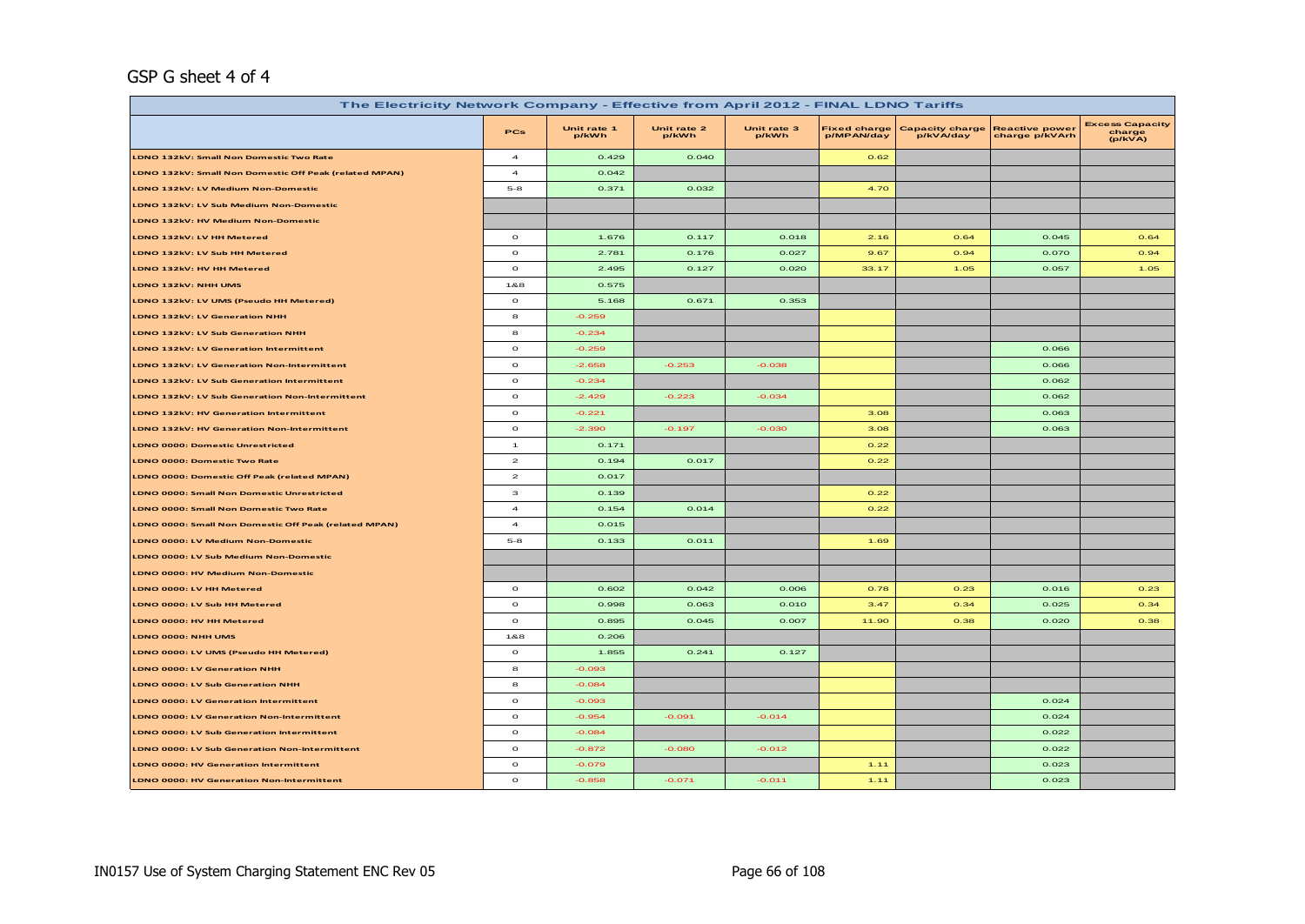GSP G sheet 4 of 4

| The Electricity Network Company - Effective from April 2012 - FINAL LDNO Tariffs | | | | | | | | |
|---|---|---|---|---|---|---|---|---|
| | PCs | Unit rate 1 p/kWh | Unit rate 2 p/kWh | Unit rate 3 p/kWh | Fixed charge p/MPAN/day | Capacity charge p/kVA/day | Reactive power charge p/kVArh | Excess Capacity charge (p/kVA) |
| LDNO 132kV: Small Non Domestic Two Rate | 4 | 0.429 | 0.040 | | 0.62 | | | |
| LDNO 132kV: Small Non Domestic Off Peak (related MPAN) | 4 | 0.042 | | | | | | |
| LDNO 132kV: LV Medium Non-Domestic | 5-8 | 0.371 | 0.032 | | 4.70 | | | |
| LDNO 132kV: LV Sub Medium Non-Domestic | | | | | | | | |
| LDNO 132kV: HV Medium Non-Domestic | | | | | | | | |
| LDNO 132kV: LV HH Metered | 0 | 1.676 | 0.117 | 0.018 | 2.16 | 0.64 | 0.045 | 0.64 |
| LDNO 132kV: LV Sub HH Metered | 0 | 2.781 | 0.176 | 0.027 | 9.67 | 0.94 | 0.070 | 0.94 |
| LDNO 132kV: HV HH Metered | 0 | 2.495 | 0.127 | 0.020 | 33.17 | 1.05 | 0.057 | 1.05 |
| LDNO 132kV: NHH UMS | 1&8 | 0.575 | | | | | | |
| LDNO 132kV: LV UMS (Pseudo HH Metered) | 0 | 5.168 | 0.671 | 0.353 | | | | |
| LDNO 132kV: LV Generation NHH | 8 | -0.259 | | | | | | |
| LDNO 132kV: LV Sub Generation NHH | 8 | -0.234 | | | | | | |
| LDNO 132kV: LV Generation Intermittent | 0 | -0.259 | | | | | 0.066 | |
| LDNO 132kV: LV Generation Non-Intermittent | 0 | -2.658 | -0.253 | -0.038 | | | 0.066 | |
| LDNO 132kV: LV Sub Generation Intermittent | 0 | -0.234 | | | | | 0.062 | |
| LDNO 132kV: LV Sub Generation Non-Intermittent | 0 | -2.429 | -0.223 | -0.034 | | | 0.062 | |
| LDNO 132kV: HV Generation Intermittent | 0 | -0.221 | | | 3.08 | | 0.063 | |
| LDNO 132kV: HV Generation Non-Intermittent | 0 | -2.390 | -0.197 | -0.030 | 3.08 | | 0.063 | |
| LDNO 0000: Domestic Unrestricted | 1 | 0.171 | | | 0.22 | | | |
| LDNO 0000: Domestic Two Rate | 2 | 0.194 | 0.017 | | 0.22 | | | |
| LDNO 0000: Domestic Off Peak (related MPAN) | 2 | 0.017 | | | | | | |
| LDNO 0000: Small Non Domestic Unrestricted | 3 | 0.139 | | | 0.22 | | | |
| LDNO 0000: Small Non Domestic Two Rate | 4 | 0.154 | 0.014 | | 0.22 | | | |
| LDNO 0000: Small Non Domestic Off Peak (related MPAN) | 4 | 0.015 | | | | | | |
| LDNO 0000: LV Medium Non-Domestic | 5-8 | 0.133 | 0.011 | | 1.69 | | | |
| LDNO 0000: LV Sub Medium Non-Domestic | | | | | | | | |
| LDNO 0000: HV Medium Non-Domestic | | | | | | | | |
| LDNO 0000: LV HH Metered | 0 | 0.602 | 0.042 | 0.006 | 0.78 | 0.23 | 0.016 | 0.23 |
| LDNO 0000: LV Sub HH Metered | 0 | 0.998 | 0.063 | 0.010 | 3.47 | 0.34 | 0.025 | 0.34 |
| LDNO 0000: HV HH Metered | 0 | 0.895 | 0.045 | 0.007 | 11.90 | 0.38 | 0.020 | 0.38 |
| LDNO 0000: NHH UMS | 1&8 | 0.206 | | | | | | |
| LDNO 0000: LV UMS (Pseudo HH Metered) | 0 | 1.855 | 0.241 | 0.127 | | | | |
| LDNO 0000: LV Generation NHH | 8 | -0.093 | | | | | | |
| LDNO 0000: LV Sub Generation NHH | 8 | -0.084 | | | | | | |
| LDNO 0000: LV Generation Intermittent | 0 | -0.093 | | | | | 0.024 | |
| LDNO 0000: LV Generation Non-Intermittent | 0 | -0.954 | -0.091 | -0.014 | | | 0.024 | |
| LDNO 0000: LV Sub Generation Intermittent | 0 | -0.084 | | | | | 0.022 | |
| LDNO 0000: LV Sub Generation Non-Intermittent | 0 | -0.872 | -0.080 | -0.012 | | | 0.022 | |
| LDNO 0000: HV Generation Intermittent | 0 | -0.079 | | | 1.11 | | 0.023 | |
| LDNO 0000: HV Generation Non-Intermittent | 0 | -0.858 | -0.071 | -0.011 | 1.11 | | 0.023 | |

IN0157 Use of System Charging Statement ENC Rev 05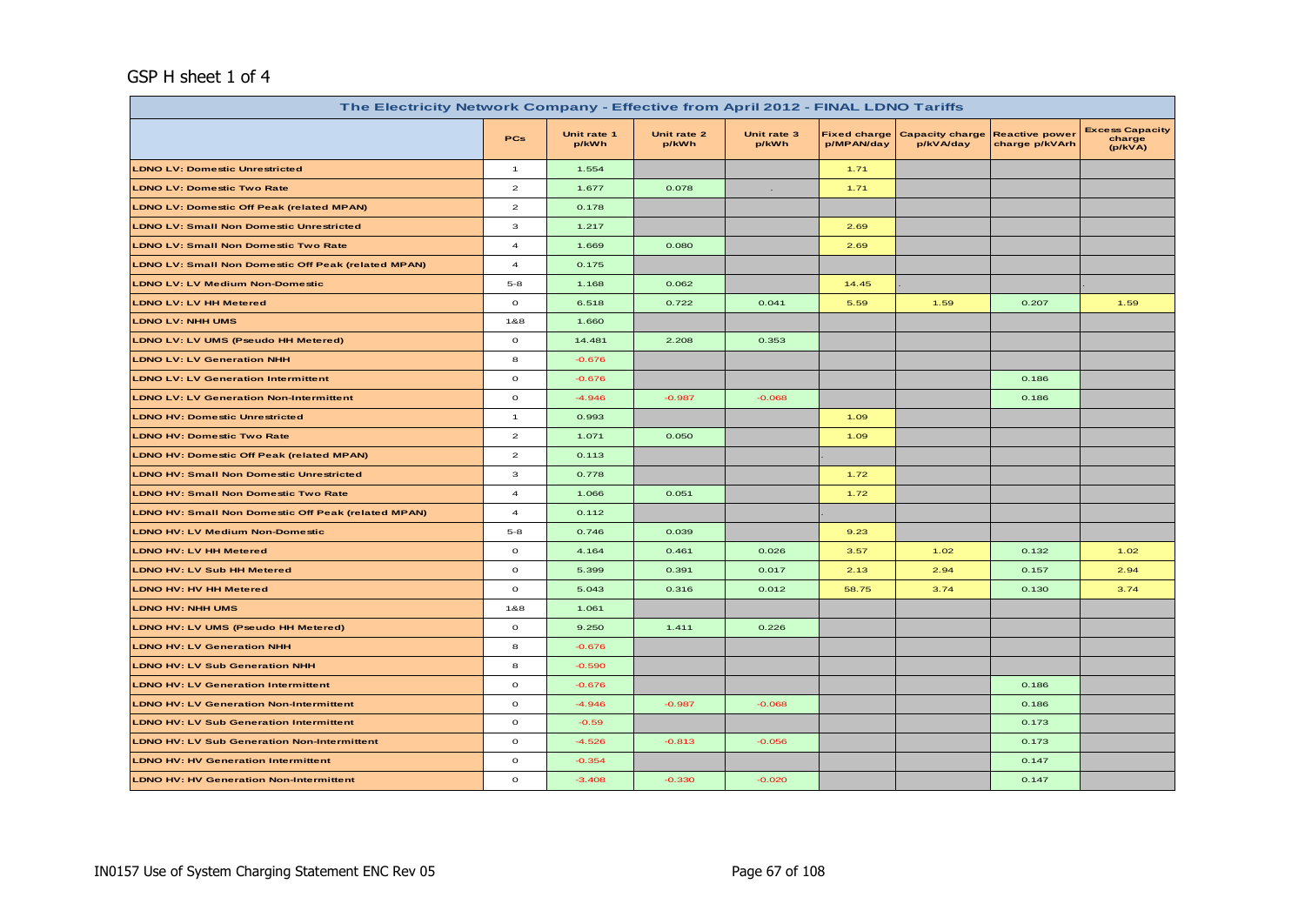GSP H sheet 1 of 4

| The Electricity Network Company - Effective from April 2012 - FINAL LDNO Tariffs | | | | | | | | |
|---|---|---|---|---|---|---|---|---|
| | PCs | Unit rate 1 p/kWh | Unit rate 2 p/kWh | Unit rate 3 p/kWh | Fixed charge p/MPAN/day | Capacity charge p/kVA/day | Reactive power charge p/kVArh | Excess Capacity charge (p/kVA) |
| LDNO LV: Domestic Unrestricted | 1 | 1.554 | | | 1.71 | | | |
| LDNO LV: Domestic Two Rate | 2 | 1.677 | 0.078 | . | 1.71 | | | |
| LDNO LV: Domestic Off Peak (related MPAN) | 2 | 0.178 | | | | | | |
| LDNO LV: Small Non Domestic Unrestricted | 3 | 1.217 | | | 2.69 | | | |
| LDNO LV: Small Non Domestic Two Rate | 4 | 1.669 | 0.080 | | 2.69 | | | |
| LDNO LV: Small Non Domestic Off Peak (related MPAN) | 4 | 0.175 | | | | | | |
| LDNO LV: LV Medium Non-Domestic | 5-8 | 1.168 | 0.062 | | 14.45 | . | | . |
| LDNO LV: LV HH Metered | 0 | 6.518 | 0.722 | 0.041 | 5.59 | 1.59 | 0.207 | 1.59 |
| LDNO LV: NHH UMS | 1&8 | 1.660 | | | | | | |
| LDNO LV: LV UMS (Pseudo HH Metered) | 0 | 14.481 | 2.208 | 0.353 | | | | |
| LDNO LV: LV Generation NHH | 8 | -0.676 | | | | | | |
| LDNO LV: LV Generation Intermittent | 0 | -0.676 | | | | | 0.186 | |
| LDNO LV: LV Generation Non-Intermittent | 0 | -4.946 | -0.987 | -0.068 | | | 0.186 | |
| LDNO HV: Domestic Unrestricted | 1 | 0.993 | | | 1.09 | | | |
| LDNO HV: Domestic Two Rate | 2 | 1.071 | 0.050 | | 1.09 | | | |
| LDNO HV: Domestic Off Peak (related MPAN) | 2 | 0.113 | | | . | | | |
| LDNO HV: Small Non Domestic Unrestricted | 3 | 0.778 | | | 1.72 | | | |
| LDNO HV: Small Non Domestic Two Rate | 4 | 1.066 | 0.051 | | 1.72 | | | |
| LDNO HV: Small Non Domestic Off Peak (related MPAN) | 4 | 0.112 | | | . | | | |
| LDNO HV: LV Medium Non-Domestic | 5-8 | 0.746 | 0.039 | | 9.23 | | | |
| LDNO HV: LV HH Metered | 0 | 4.164 | 0.461 | 0.026 | 3.57 | 1.02 | 0.132 | 1.02 |
| LDNO HV: LV Sub HH Metered | 0 | 5.399 | 0.391 | 0.017 | 2.13 | 2.94 | 0.157 | 2.94 |
| LDNO HV: HV HH Metered | 0 | 5.043 | 0.316 | 0.012 | 58.75 | 3.74 | 0.130 | 3.74 |
| LDNO HV: NHH UMS | 1&8 | 1.061 | | | | | | |
| LDNO HV: LV UMS (Pseudo HH Metered) | 0 | 9.250 | 1.411 | 0.226 | | | | |
| LDNO HV: LV Generation NHH | 8 | -0.676 | | | | | | |
| LDNO HV: LV Sub Generation NHH | 8 | -0.590 | | | | | | |
| LDNO HV: LV Generation Intermittent | 0 | -0.676 | | | | | 0.186 | |
| LDNO HV: LV Generation Non-Intermittent | 0 | -4.946 | -0.987 | -0.068 | | | 0.186 | |
| LDNO HV: LV Sub Generation Intermittent | 0 | -0.59 | | | | | 0.173 | |
| LDNO HV: LV Sub Generation Non-Intermittent | 0 | -4.526 | -0.813 | -0.056 | | | 0.173 | |
| LDNO HV: HV Generation Intermittent | 0 | -0.354 | | | | | 0.147 | |
| LDNO HV: HV Generation Non-Intermittent | 0 | -3.408 | -0.330 | -0.020 | | | 0.147 | |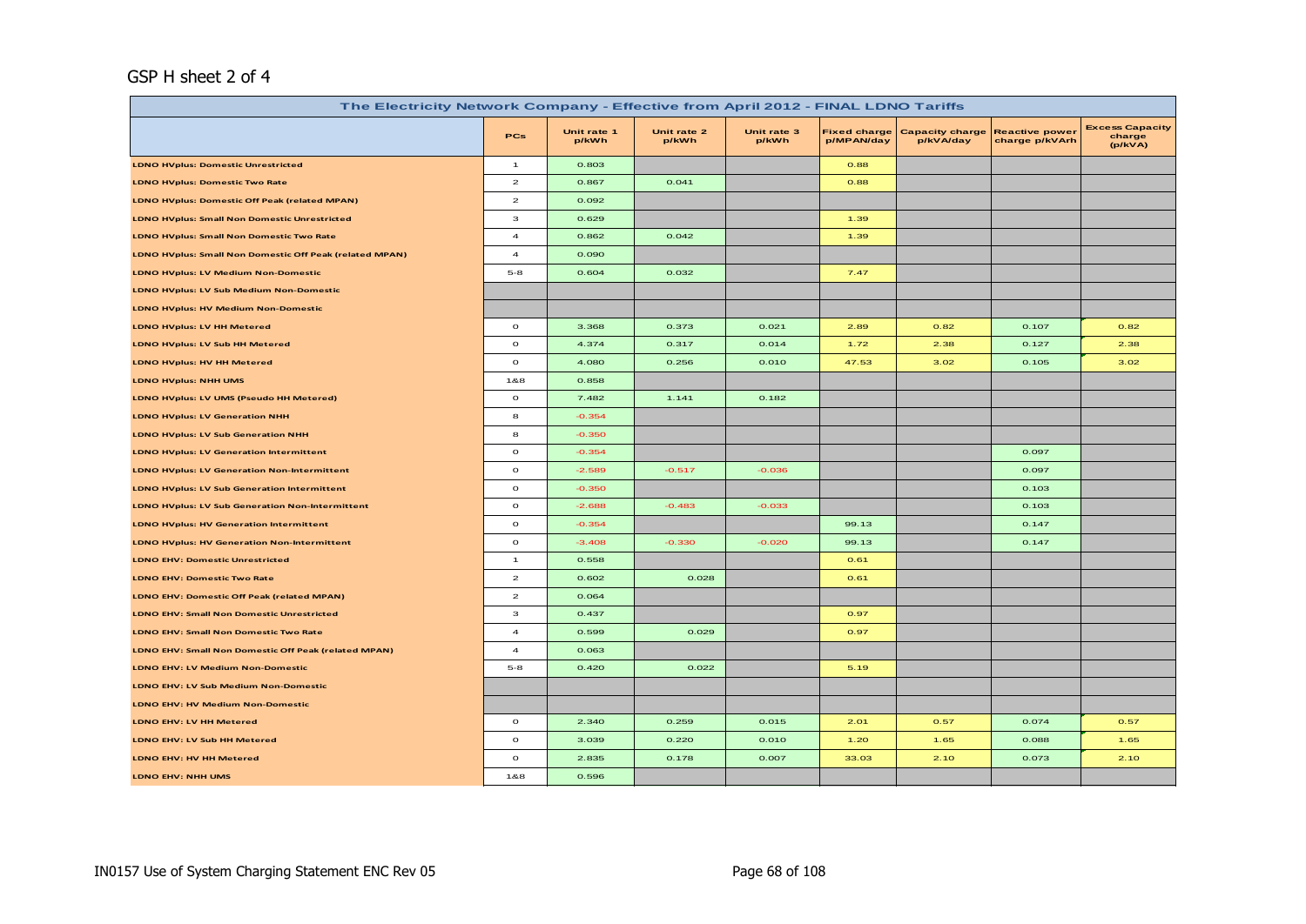GSP H sheet 2 of 4

| The Electricity Network Company - Effective from April 2012 - FINAL LDNO Tariffs | | | | | | | | |
|---|---|---|---|---|---|---|---|---|
| | PCs | Unit rate 1 p/kWh | Unit rate 2 p/kWh | Unit rate 3 p/kWh | Fixed charge p/MPAN/day | Capacity charge p/kVA/day | Reactive power charge p/kVArh | Excess Capacity charge (p/kVA) |
| LDNO HVplus: Domestic Unrestricted | 1 | 0.803 | | | 0.88 | | | |
| LDNO HVplus: Domestic Two Rate | 2 | 0.867 | 0.041 | | 0.88 | | | |
| LDNO HVplus: Domestic Off Peak (related MPAN) | 2 | 0.092 | | | | | | |
| LDNO HVplus: Small Non Domestic Unrestricted | 3 | 0.629 | | | 1.39 | | | |
| LDNO HVplus: Small Non Domestic Two Rate | 4 | 0.862 | 0.042 | | 1.39 | | | |
| LDNO HVplus: Small Non Domestic Off Peak (related MPAN) | 4 | 0.090 | | | | | | |
| LDNO HVplus: LV Medium Non-Domestic | 5-8 | 0.604 | 0.032 | | 7.47 | | | |
| LDNO HVplus: LV Sub Medium Non-Domestic | | | | | | | | |
| LDNO HVplus: HV Medium Non-Domestic | | | | | | | | |
| LDNO HVplus: LV HH Metered | 0 | 3.368 | 0.373 | 0.021 | 2.89 | 0.82 | 0.107 | 0.82 |
| LDNO HVplus: LV Sub HH Metered | 0 | 4.374 | 0.317 | 0.014 | 1.72 | 2.38 | 0.127 | 2.38 |
| LDNO HVplus: HV HH Metered | 0 | 4.080 | 0.256 | 0.010 | 47.53 | 3.02 | 0.105 | 3.02 |
| LDNO HVplus: NHH UMS | 1&8 | 0.858 | | | | | | |
| LDNO HVplus: LV UMS (Pseudo HH Metered) | 0 | 7.482 | 1.141 | 0.182 | | | | |
| LDNO HVplus: LV Generation NHH | 8 | -0.354 | | | | | | |
| LDNO HVplus: LV Sub Generation NHH | 8 | -0.350 | | | | | | |
| LDNO HVplus: LV Generation Intermittent | 0 | -0.354 | | | | | 0.097 | |
| LDNO HVplus: LV Generation Non-Intermittent | 0 | -2.589 | -0.517 | -0.036 | | | 0.097 | |
| LDNO HVplus: LV Sub Generation Intermittent | 0 | -0.350 | | | | | 0.103 | |
| LDNO HVplus: LV Sub Generation Non-Intermittent | 0 | -2.688 | -0.483 | -0.033 | | | 0.103 | |
| LDNO HVplus: HV Generation Intermittent | 0 | -0.354 | | | 99.13 | | 0.147 | |
| LDNO HVplus: HV Generation Non-Intermittent | 0 | -3.408 | -0.330 | -0.020 | 99.13 | | 0.147 | |
| LDNO EHV: Domestic Unrestricted | 1 | 0.558 | | | 0.61 | | | |
| LDNO EHV: Domestic Two Rate | 2 | 0.602 | 0.028 | | 0.61 | | | |
| LDNO EHV: Domestic Off Peak (related MPAN) | 2 | 0.064 | | | | | | |
| LDNO EHV: Small Non Domestic Unrestricted | 3 | 0.437 | | | 0.97 | | | |
| LDNO EHV: Small Non Domestic Two Rate | 4 | 0.599 | 0.029 | | 0.97 | | | |
| LDNO EHV: Small Non Domestic Off Peak (related MPAN) | 4 | 0.063 | | | | | | |
| LDNO EHV: LV Medium Non-Domestic | 5-8 | 0.420 | 0.022 | | 5.19 | | | |
| LDNO EHV: LV Sub Medium Non-Domestic | | | | | | | | |
| LDNO EHV: HV Medium Non-Domestic | | | | | | | | |
| LDNO EHV: LV HH Metered | 0 | 2.340 | 0.259 | 0.015 | 2.01 | 0.57 | 0.074 | 0.57 |
| LDNO EHV: LV Sub HH Metered | 0 | 3.039 | 0.220 | 0.010 | 1.20 | 1.65 | 0.088 | 1.65 |
| LDNO EHV: HV HH Metered | 0 | 2.835 | 0.178 | 0.007 | 33.03 | 2.10 | 0.073 | 2.10 |
| LDNO EHV: NHH UMS | 1&8 | 0.596 | | | | | | |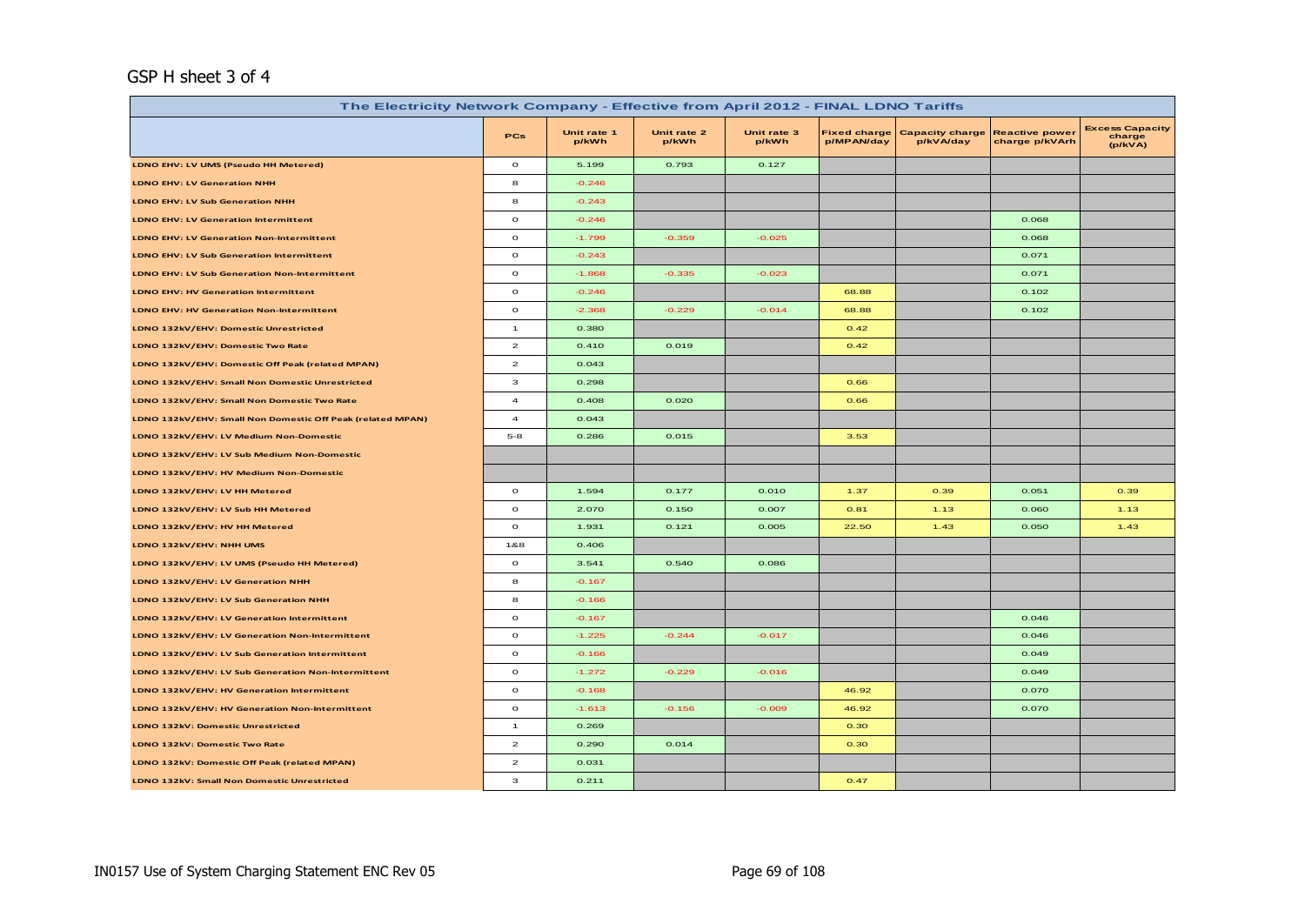## GSP H sheet 3 of 4

| The Electricity Network Company - Effective from April 2012 - FINAL LDNO Tariffs | | | | | | | | |
|---|---|---|---|---|---|---|---|---|
| | PCs | Unit rate 1 p/kWh | Unit rate 2 p/kWh | Unit rate 3 p/kWh | Fixed charge p/MPAN/day | Capacity charge p/kVA/day | Reactive power charge p/kVArh | Excess Capacity charge (p/kVA) |
| LDNO EHV: LV UMS (Pseudo HH Metered) | 0 | 5.199 | 0.793 | 0.127 | | | | |
| LDNO EHV: LV Generation NHH | 8 | -0.246 | | | | | | |
| LDNO EHV: LV Sub Generation NHH | 8 | -0.243 | | | | | | |
| LDNO EHV: LV Generation Intermittent | 0 | -0.246 | | | | | 0.068 | |
| LDNO EHV: LV Generation Non-Intermittent | 0 | -1.799 | -0.359 | -0.025 | | | 0.068 | |
| LDNO EHV: LV Sub Generation Intermittent | 0 | -0.243 | | | | | 0.071 | |
| LDNO EHV: LV Sub Generation Non-Intermittent | 0 | -1.868 | -0.335 | -0.023 | | | 0.071 | |
| LDNO EHV: HV Generation Intermittent | 0 | -0.246 | | | 68.88 | | 0.102 | |
| LDNO EHV: HV Generation Non-Intermittent | 0 | -2.368 | -0.229 | -0.014 | 68.88 | | 0.102 | |
| LDNO 132kV/EHV: Domestic Unrestricted | 1 | 0.380 | | | 0.42 | | | |
| LDNO 132kV/EHV: Domestic Two Rate | 2 | 0.410 | 0.019 | | 0.42 | | | |
| LDNO 132kV/EHV: Domestic Off Peak (related MPAN) | 2 | 0.043 | | | | | | |
| LDNO 132kV/EHV: Small Non Domestic Unrestricted | 3 | 0.298 | | | 0.66 | | | |
| LDNO 132kV/EHV: Small Non Domestic Two Rate | 4 | 0.408 | 0.020 | | 0.66 | | | |
| LDNO 132kV/EHV: Small Non Domestic Off Peak (related MPAN) | 4 | 0.043 | | | | | | |
| LDNO 132kV/EHV: LV Medium Non-Domestic | 5-8 | 0.286 | 0.015 | | 3.53 | | | |
| LDNO 132kV/EHV: LV Sub Medium Non-Domestic | | | | | | | | |
| LDNO 132kV/EHV: HV Medium Non-Domestic | | | | | | | | |
| LDNO 132kV/EHV: LV HH Metered | 0 | 1.594 | 0.177 | 0.010 | 1.37 | 0.39 | 0.051 | 0.39 |
| LDNO 132kV/EHV: LV Sub HH Metered | 0 | 2.070 | 0.150 | 0.007 | 0.81 | 1.13 | 0.060 | 1.13 |
| LDNO 132kV/EHV: HV HH Metered | 0 | 1.931 | 0.121 | 0.005 | 22.50 | 1.43 | 0.050 | 1.43 |
| LDNO 132kV/EHV: NHH UMS | 1&8 | 0.406 | | | | | | |
| LDNO 132kV/EHV: LV UMS (Pseudo HH Metered) | 0 | 3.541 | 0.540 | 0.086 | | | | |
| LDNO 132kV/EHV: LV Generation NHH | 8 | -0.167 | | | | | | |
| LDNO 132kV/EHV: LV Sub Generation NHH | 8 | -0.166 | | | | | | |
| LDNO 132kV/EHV: LV Generation Intermittent | 0 | -0.167 | | | | | 0.046 | |
| LDNO 132kV/EHV: LV Generation Non-Intermittent | 0 | -1.225 | -0.244 | -0.017 | | | 0.046 | |
| LDNO 132kV/EHV: LV Sub Generation Intermittent | 0 | -0.166 | | | | | 0.049 | |
| LDNO 132kV/EHV: LV Sub Generation Non-Intermittent | 0 | -1.272 | -0.229 | -0.016 | | | 0.049 | |
| LDNO 132kV/EHV: HV Generation Intermittent | 0 | -0.168 | | | 46.92 | | 0.070 | |
| LDNO 132kV/EHV: HV Generation Non-Intermittent | 0 | -1.613 | -0.156 | -0.009 | 46.92 | | 0.070 | |
| LDNO 132kV: Domestic Unrestricted | 1 | 0.269 | | | 0.30 | | | |
| LDNO 132kV: Domestic Two Rate | 2 | 0.290 | 0.014 | | 0.30 | | | |
| LDNO 132kV: Domestic Off Peak (related MPAN) | 2 | 0.031 | | | | | | |
| LDNO 132kV: Small Non Domestic Unrestricted | 3 | 0.211 | | | 0.47 | | | |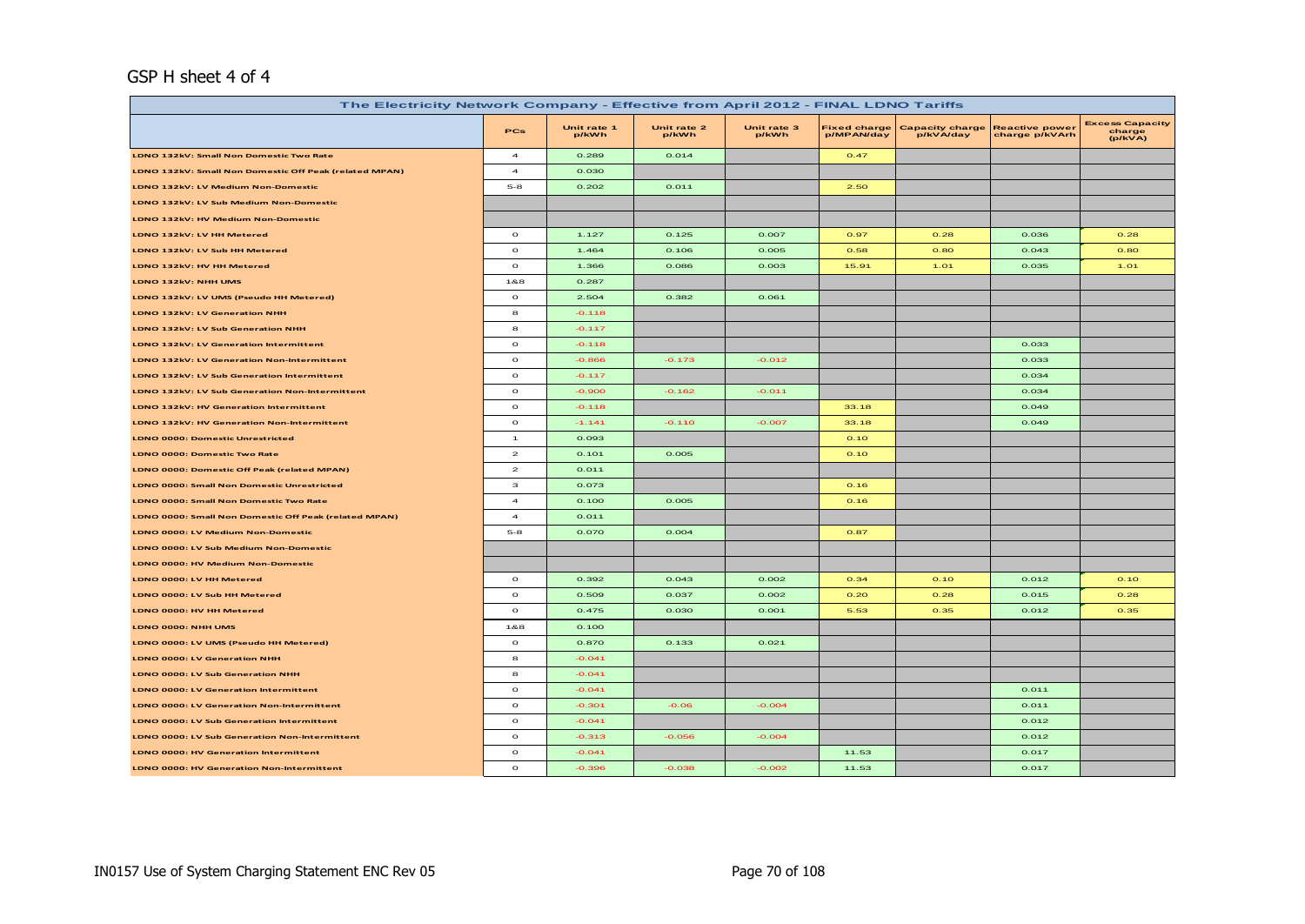GSP H sheet 4 of 4

| The Electricity Network Company - Effective from April 2012 - FINAL LDNO Tariffs | | | | | | | | |
|---|---|---|---|---|---|---|---|---|
| | PCs | Unit rate 1 p/kWh | Unit rate 2 p/kWh | Unit rate 3 p/kWh | Fixed charge p/MPAN/day | Capacity charge p/kVA/day | Reactive power charge p/kVArh | Excess Capacity charge (p/kVA) |
| LDNO 132kV: Small Non Domestic Two Rate | 4 | 0.289 | 0.014 | | 0.47 | | | |
| LDNO 132kV: Small Non Domestic Off Peak (related MPAN) | 4 | 0.030 | | | | | | |
| LDNO 132kV: LV Medium Non-Domestic | 5-8 | 0.202 | 0.011 | | 2.50 | | | |
| LDNO 132kV: LV Sub Medium Non-Domestic | | | | | | | | |
| LDNO 132kV: HV Medium Non-Domestic | | | | | | | | |
| LDNO 132kV: LV HH Metered | 0 | 1.127 | 0.125 | 0.007 | 0.97 | 0.28 | 0.036 | 0.28 |
| LDNO 132kV: LV Sub HH Metered | 0 | 1.464 | 0.106 | 0.005 | 0.58 | 0.80 | 0.043 | 0.80 |
| LDNO 132kV: HV HH Metered | 0 | 1.366 | 0.086 | 0.003 | 15.91 | 1.01 | 0.035 | 1.01 |
| LDNO 132kV: NHH UMS | 1&8 | 0.287 | | | | | | |
| LDNO 132kV: LV UMS (Pseudo HH Metered) | 0 | 2.504 | 0.382 | 0.061 | | | | |
| LDNO 132kV: LV Generation NHH | 8 | -0.118 | | | | | | |
| LDNO 132kV: LV Sub Generation NHH | 8 | -0.117 | | | | | | |
| LDNO 132kV: LV Generation Intermittent | 0 | -0.118 | | | | | 0.033 | |
| LDNO 132kV: LV Generation Non-Intermittent | 0 | -0.866 | -0.173 | -0.012 | | | 0.033 | |
| LDNO 132kV: LV Sub Generation Intermittent | 0 | -0.117 | | | | | 0.034 | |
| LDNO 132kV: LV Sub Generation Non-Intermittent | 0 | -0.900 | -0.162 | -0.011 | | | 0.034 | |
| LDNO 132kV: HV Generation Intermittent | 0 | -0.118 | | | 33.18 | | 0.049 | |
| LDNO 132kV: HV Generation Non-Intermittent | 0 | -1.141 | -0.110 | -0.007 | 33.18 | | 0.049 | |
| LDNO 0000: Domestic Unrestricted | 1 | 0.093 | | | 0.10 | | | |
| LDNO 0000: Domestic Two Rate | 2 | 0.101 | 0.005 | | 0.10 | | | |
| LDNO 0000: Domestic Off Peak (related MPAN) | 2 | 0.011 | | | | | | |
| LDNO 0000: Small Non Domestic Unrestricted | 3 | 0.073 | | | 0.16 | | | |
| LDNO 0000: Small Non Domestic Two Rate | 4 | 0.100 | 0.005 | | 0.16 | | | |
| LDNO 0000: Small Non Domestic Off Peak (related MPAN) | 4 | 0.011 | | | | | | |
| LDNO 0000: LV Medium Non-Domestic | 5-8 | 0.070 | 0.004 | | 0.87 | | | |
| LDNO 0000: LV Sub Medium Non-Domestic | | | | | | | | |
| LDNO 0000: HV Medium Non-Domestic | | | | | | | | |
| LDNO 0000: LV HH Metered | 0 | 0.392 | 0.043 | 0.002 | 0.34 | 0.10 | 0.012 | 0.10 |
| LDNO 0000: LV Sub HH Metered | 0 | 0.509 | 0.037 | 0.002 | 0.20 | 0.28 | 0.015 | 0.28 |
| LDNO 0000: HV HH Metered | 0 | 0.475 | 0.030 | 0.001 | 5.53 | 0.35 | 0.012 | 0.35 |
| LDNO 0000: NHH UMS | 1&8 | 0.100 | | | | | | |
| LDNO 0000: LV UMS (Pseudo HH Metered) | 0 | 0.870 | 0.133 | 0.021 | | | | |
| LDNO 0000: LV Generation NHH | 8 | -0.041 | | | | | | |
| LDNO 0000: LV Sub Generation NHH | 8 | -0.041 | | | | | | |
| LDNO 0000: LV Generation Intermittent | 0 | -0.041 | | | | | 0.011 | |
| LDNO 0000: LV Generation Non-Intermittent | 0 | -0.301 | -0.06 | -0.004 | | | 0.011 | |
| LDNO 0000: LV Sub Generation Intermittent | 0 | -0.041 | | | | | 0.012 | |
| LDNO 0000: LV Sub Generation Non-Intermittent | 0 | -0.313 | -0.056 | -0.004 | | | 0.012 | |
| LDNO 0000: HV Generation Intermittent | 0 | -0.041 | | | 11.53 | | 0.017 | |
| LDNO 0000: HV Generation Non-Intermittent | 0 | -0.396 | -0.038 | -0.002 | 11.53 | | 0.017 | |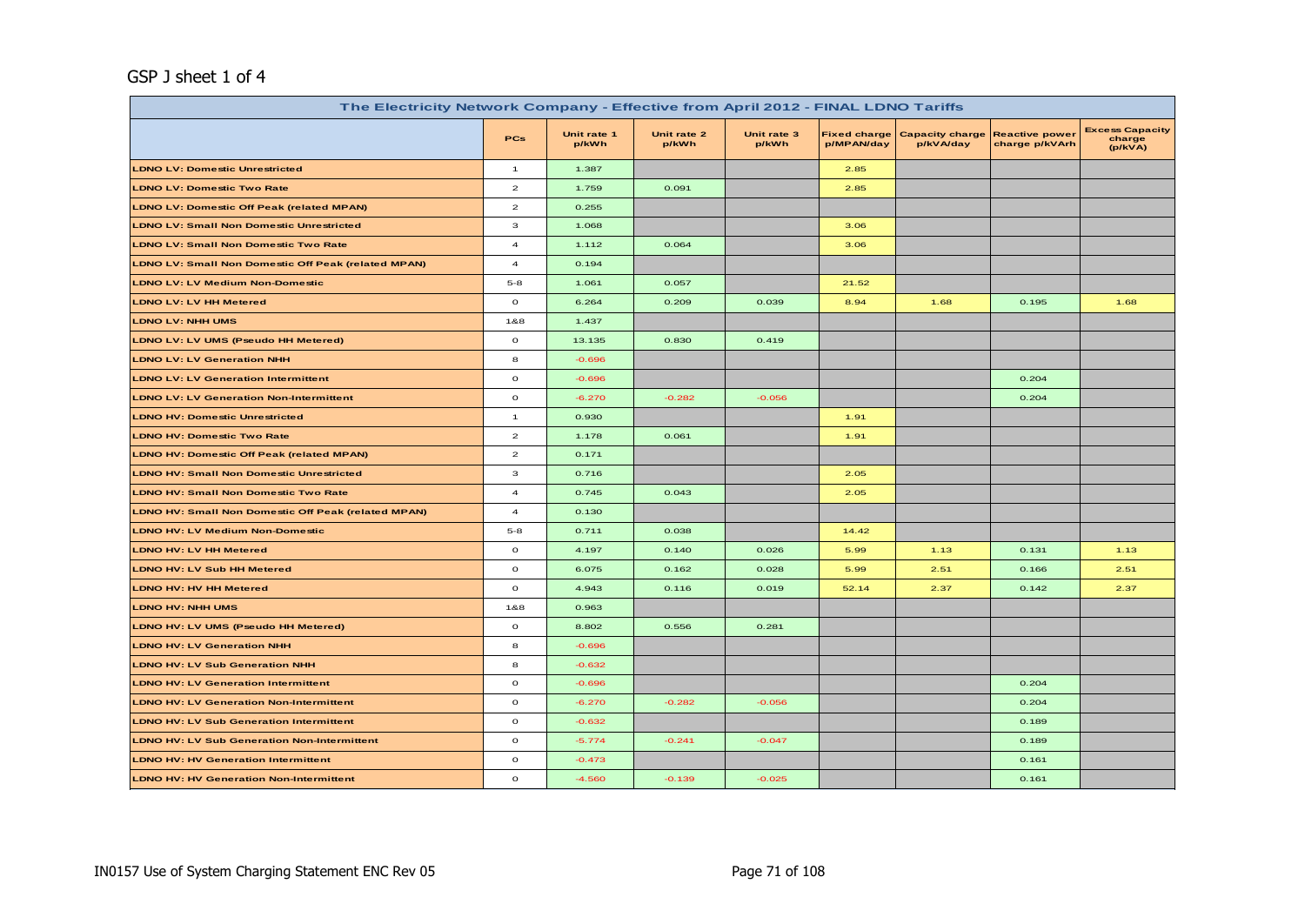GSP J sheet 1 of 4

| The Electricity Network Company - Effective from April 2012 - FINAL LDNO Tariffs | | | | | | | | |
|---|---|---|---|---|---|---|---|---|
| | PCs | Unit rate 1 p/kWh | Unit rate 2 p/kWh | Unit rate 3 p/kWh | Fixed charge p/MPAN/day | Capacity charge p/kVA/day | Reactive power charge p/kVArh | Excess Capacity charge (p/kVA) |
| LDNO LV: Domestic Unrestricted | 1 | 1.387 | | | 2.85 | | | |
| LDNO LV: Domestic Two Rate | 2 | 1.759 | 0.091 | | 2.85 | | | |
| LDNO LV: Domestic Off Peak (related MPAN) | 2 | 0.255 | | | | | | |
| LDNO LV: Small Non Domestic Unrestricted | 3 | 1.068 | | | 3.06 | | | |
| LDNO LV: Small Non Domestic Two Rate | 4 | 1.112 | 0.064 | | 3.06 | | | |
| LDNO LV: Small Non Domestic Off Peak (related MPAN) | 4 | 0.194 | | | | | | |
| LDNO LV: LV Medium Non-Domestic | 5-8 | 1.061 | 0.057 | | 21.52 | | | |
| LDNO LV: LV HH Metered | 0 | 6.264 | 0.209 | 0.039 | 8.94 | 1.68 | 0.195 | 1.68 |
| LDNO LV: NHH UMS | 1&8 | 1.437 | | | | | | |
| LDNO LV: LV UMS (Pseudo HH Metered) | 0 | 13.135 | 0.830 | 0.419 | | | | |
| LDNO LV: LV Generation NHH | 8 | -0.696 | | | | | | |
| LDNO LV: LV Generation Intermittent | 0 | -0.696 | | | | | 0.204 | |
| LDNO LV: LV Generation Non-Intermittent | 0 | -6.270 | -0.282 | -0.056 | | | 0.204 | |
| LDNO HV: Domestic Unrestricted | 1 | 0.930 | | | 1.91 | | | |
| LDNO HV: Domestic Two Rate | 2 | 1.178 | 0.061 | | 1.91 | | | |
| LDNO HV: Domestic Off Peak (related MPAN) | 2 | 0.171 | | | | | | |
| LDNO HV: Small Non Domestic Unrestricted | 3 | 0.716 | | | 2.05 | | | |
| LDNO HV: Small Non Domestic Two Rate | 4 | 0.745 | 0.043 | | 2.05 | | | |
| LDNO HV: Small Non Domestic Off Peak (related MPAN) | 4 | 0.130 | | | | | | |
| LDNO HV: LV Medium Non-Domestic | 5-8 | 0.711 | 0.038 | | 14.42 | | | |
| LDNO HV: LV HH Metered | 0 | 4.197 | 0.140 | 0.026 | 5.99 | 1.13 | 0.131 | 1.13 |
| LDNO HV: LV Sub HH Metered | 0 | 6.075 | 0.162 | 0.028 | 5.99 | 2.51 | 0.166 | 2.51 |
| LDNO HV: HV HH Metered | 0 | 4.943 | 0.116 | 0.019 | 52.14 | 2.37 | 0.142 | 2.37 |
| LDNO HV: NHH UMS | 1&8 | 0.963 | | | | | | |
| LDNO HV: LV UMS (Pseudo HH Metered) | 0 | 8.802 | 0.556 | 0.281 | | | | |
| LDNO HV: LV Generation NHH | 8 | -0.696 | | | | | | |
| LDNO HV: LV Sub Generation NHH | 8 | -0.632 | | | | | | |
| LDNO HV: LV Generation Intermittent | 0 | -0.696 | | | | | 0.204 | |
| LDNO HV: LV Generation Non-Intermittent | 0 | -6.270 | -0.282 | -0.056 | | | 0.204 | |
| LDNO HV: LV Sub Generation Intermittent | 0 | -0.632 | | | | | 0.189 | |
| LDNO HV: LV Sub Generation Non-Intermittent | 0 | -5.774 | -0.241 | -0.047 | | | 0.189 | |
| LDNO HV: HV Generation Intermittent | 0 | -0.473 | | | | | 0.161 | |
| LDNO HV: HV Generation Non-Intermittent | 0 | -4.560 | -0.139 | -0.025 | | | 0.161 | |

IN0157 Use of System Charging Statement ENC Rev 05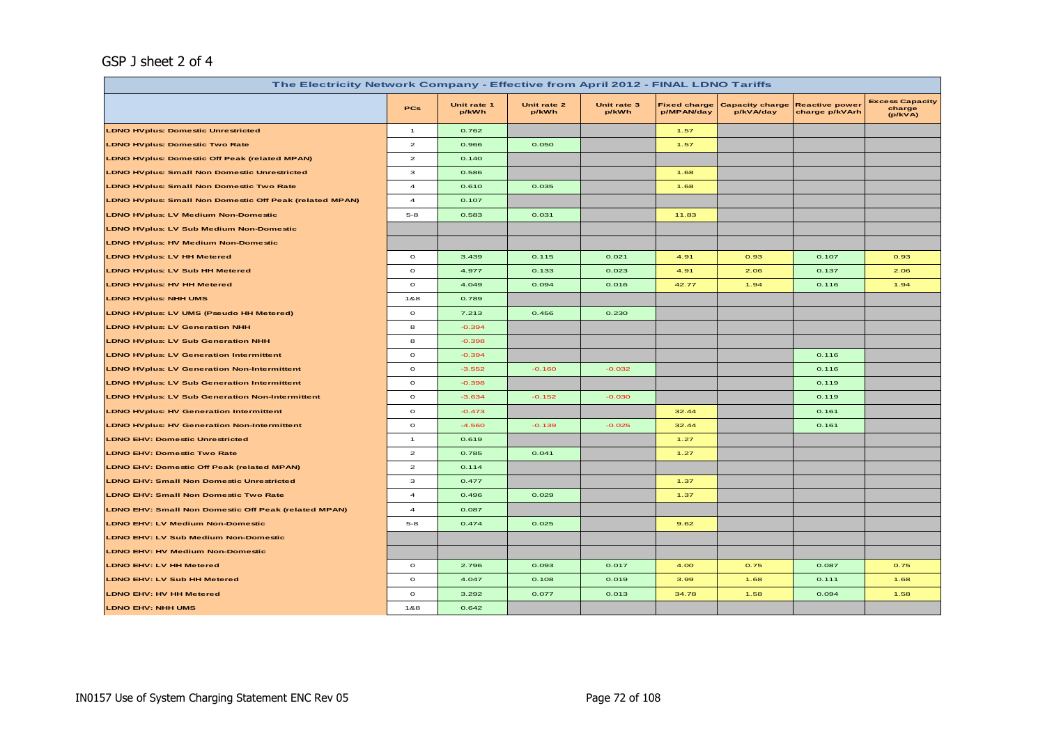GSP J sheet 2 of 4

| The Electricity Network Company - Effective from April 2012 - FINAL LDNO Tariffs | | | | | | | | |
|---|---|---|---|---|---|---|---|---|
| | PCs | Unit rate 1 p/kWh | Unit rate 2 p/kWh | Unit rate 3 p/kWh | Fixed charge p/MPAN/day | Capacity charge p/kVA/day | Reactive power charge p/kVArh | Excess Capacity charge (p/kVA) |
| LDNO HVplus: Domestic Unrestricted | 1 | 0.762 | | | 1.57 | | | |
| LDNO HVplus: Domestic Two Rate | 2 | 0.966 | 0.050 | | 1.57 | | | |
| LDNO HVplus: Domestic Off Peak (related MPAN) | 2 | 0.140 | | | | | | |
| LDNO HVplus: Small Non Domestic Unrestricted | 3 | 0.586 | | | 1.68 | | | |
| LDNO HVplus: Small Non Domestic Two Rate | 4 | 0.610 | 0.035 | | 1.68 | | | |
| LDNO HVplus: Small Non Domestic Off Peak (related MPAN) | 4 | 0.107 | | | | | | |
| LDNO HVplus: LV Medium Non-Domestic | 5-8 | 0.583 | 0.031 | | 11.83 | | | |
| LDNO HVplus: LV Sub Medium Non-Domestic | | | | | | | | |
| LDNO HVplus: HV Medium Non-Domestic | | | | | | | | |
| LDNO HVplus: LV HH Metered | 0 | 3.439 | 0.115 | 0.021 | 4.91 | 0.93 | 0.107 | 0.93 |
| LDNO HVplus: LV Sub HH Metered | 0 | 4.977 | 0.133 | 0.023 | 4.91 | 2.06 | 0.137 | 2.06 |
| LDNO HVplus: HV HH Metered | 0 | 4.049 | 0.094 | 0.016 | 42.77 | 1.94 | 0.116 | 1.94 |
| LDNO HVplus: NHH UMS | 1&8 | 0.789 | | | | | | |
| LDNO HVplus: LV UMS (Pseudo HH Metered) | 0 | 7.213 | 0.456 | 0.230 | | | | |
| LDNO HVplus: LV Generation NHH | 8 | -0.394 | | | | | | |
| LDNO HVplus: LV Sub Generation NHH | 8 | -0.398 | | | | | | |
| LDNO HVplus: LV Generation Intermittent | 0 | -0.394 | | | | | 0.116 | |
| LDNO HVplus: LV Generation Non-Intermittent | 0 | -3.552 | -0.160 | -0.032 | | | 0.116 | |
| LDNO HVplus: LV Sub Generation Intermittent | 0 | -0.398 | | | | | 0.119 | |
| LDNO HVplus: LV Sub Generation Non-Intermittent | 0 | -3.634 | -0.152 | -0.030 | | | 0.119 | |
| LDNO HVplus: HV Generation Intermittent | 0 | -0.473 | | | 32.44 | | 0.161 | |
| LDNO HVplus: HV Generation Non-Intermittent | 0 | -4.560 | -0.139 | -0.025 | 32.44 | | 0.161 | |
| LDNO EHV: Domestic Unrestricted | 1 | 0.619 | | | 1.27 | | | |
| LDNO EHV: Domestic Two Rate | 2 | 0.785 | 0.041 | | 1.27 | | | |
| LDNO EHV: Domestic Off Peak (related MPAN) | 2 | 0.114 | | | | | | |
| LDNO EHV: Small Non Domestic Unrestricted | 3 | 0.477 | | | 1.37 | | | |
| LDNO EHV: Small Non Domestic Two Rate | 4 | 0.496 | 0.029 | | 1.37 | | | |
| LDNO EHV: Small Non Domestic Off Peak (related MPAN) | 4 | 0.087 | | | | | | |
| LDNO EHV: LV Medium Non-Domestic | 5-8 | 0.474 | 0.025 | | 9.62 | | | |
| LDNO EHV: LV Sub Medium Non-Domestic | | | | | | | | |
| LDNO EHV: HV Medium Non-Domestic | | | | | | | | |
| LDNO EHV: LV HH Metered | 0 | 2.796 | 0.093 | 0.017 | 4.00 | 0.75 | 0.087 | 0.75 |
| LDNO EHV: LV Sub HH Metered | 0 | 4.047 | 0.108 | 0.019 | 3.99 | 1.68 | 0.111 | 1.68 |
| LDNO EHV: HV HH Metered | 0 | 3.292 | 0.077 | 0.013 | 34.78 | 1.58 | 0.094 | 1.58 |
| LDNO EHV: NHH UMS | 1&8 | 0.642 | | | | | | |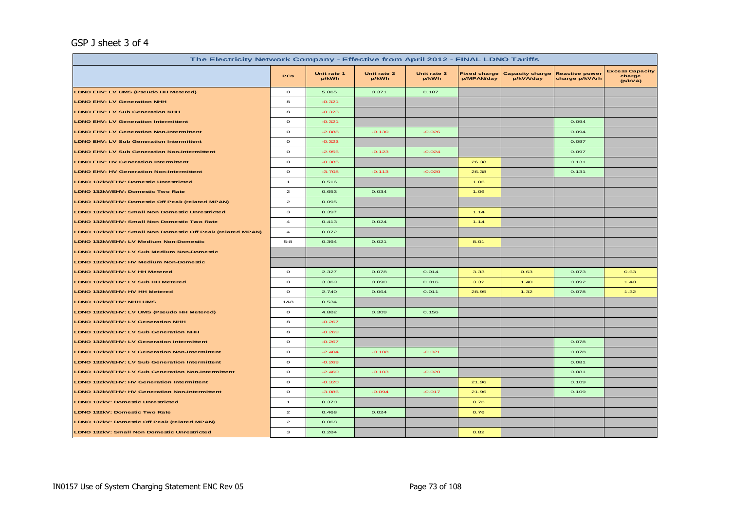GSP J sheet 3 of 4

| The Electricity Network Company - Effective from April 2012 - FINAL LDNO Tariffs | | | | | | | | |
|---|---|---|---|---|---|---|---|---|
| | PCs | Unit rate 1 p/kWh | Unit rate 2 p/kWh | Unit rate 3 p/kWh | Fixed charge p/MPAN/day | Capacity charge p/kVA/day | Reactive power charge p/kVArh | Excess Capacity charge (p/kVA) |
| LDNO EHV: LV UMS (Pseudo HH Metered) | 0 | 5.865 | 0.371 | 0.187 | | | | |
| LDNO EHV: LV Generation NHH | 8 | -0.321 | | | | | | |
| LDNO EHV: LV Sub Generation NHH | 8 | -0.323 | | | | | | |
| LDNO EHV: LV Generation Intermittent | 0 | -0.321 | | | | | 0.094 | |
| LDNO EHV: LV Generation Non-Intermittent | 0 | -2.888 | -0.130 | -0.026 | | | 0.094 | |
| LDNO EHV: LV Sub Generation Intermittent | 0 | -0.323 | | | | | 0.097 | |
| LDNO EHV: LV Sub Generation Non-Intermittent | 0 | -2.955 | -0.123 | -0.024 | | | 0.097 | |
| LDNO EHV: HV Generation Intermittent | 0 | -0.385 | | | 26.38 | | 0.131 | |
| LDNO EHV: HV Generation Non-Intermittent | 0 | -3.708 | -0.113 | -0.020 | 26.38 | | 0.131 | |
| LDNO 132kV/EHV: Domestic Unrestricted | 1 | 0.516 | | | 1.06 | | | |
| LDNO 132kV/EHV: Domestic Two Rate | 2 | 0.653 | 0.034 | | 1.06 | | | |
| LDNO 132kV/EHV: Domestic Off Peak (related MPAN) | 2 | 0.095 | | | | | | |
| LDNO 132kV/EHV: Small Non Domestic Unrestricted | 3 | 0.397 | | | 1.14 | | | |
| LDNO 132kV/EHV: Small Non Domestic Two Rate | 4 | 0.413 | 0.024 | | 1.14 | | | |
| LDNO 132kV/EHV: Small Non Domestic Off Peak (related MPAN) | 4 | 0.072 | | | | | | |
| LDNO 132kV/EHV: LV Medium Non-Domestic | 5-8 | 0.394 | 0.021 | | 8.01 | | | |
| LDNO 132kV/EHV: LV Sub Medium Non-Domestic | | | | | | | | |
| LDNO 132kV/EHV: HV Medium Non-Domestic | | | | | | | | |
| LDNO 132kV/EHV: LV HH Metered | 0 | 2.327 | 0.078 | 0.014 | 3.33 | 0.63 | 0.073 | 0.63 |
| LDNO 132kV/EHV: LV Sub HH Metered | 0 | 3.369 | 0.090 | 0.016 | 3.32 | 1.40 | 0.092 | 1.40 |
| LDNO 132kV/EHV: HV HH Metered | 0 | 2.740 | 0.064 | 0.011 | 28.95 | 1.32 | 0.078 | 1.32 |
| LDNO 132kV/EHV: NHH UMS | 1&8 | 0.534 | | | | | | |
| LDNO 132kV/EHV: LV UMS (Pseudo HH Metered) | 0 | 4.882 | 0.309 | 0.156 | | | | |
| LDNO 132kV/EHV: LV Generation NHH | 8 | -0.267 | | | | | | |
| LDNO 132kV/EHV: LV Sub Generation NHH | 8 | -0.269 | | | | | | |
| LDNO 132kV/EHV: LV Generation Intermittent | 0 | -0.267 | | | | | 0.078 | |
| LDNO 132kV/EHV: LV Generation Non-Intermittent | 0 | -2.404 | -0.108 | -0.021 | | | 0.078 | |
| LDNO 132kV/EHV: LV Sub Generation Intermittent | 0 | -0.269 | | | | | 0.081 | |
| LDNO 132kV/EHV: LV Sub Generation Non-Intermittent | 0 | -2.460 | -0.103 | -0.020 | | | 0.081 | |
| LDNO 132kV/EHV: HV Generation Intermittent | 0 | -0.320 | | | 21.96 | | 0.109 | |
| LDNO 132kV/EHV: HV Generation Non-Intermittent | 0 | -3.086 | -0.094 | -0.017 | 21.96 | | 0.109 | |
| LDNO 132kV: Domestic Unrestricted | 1 | 0.370 | | | 0.76 | | | |
| LDNO 132kV: Domestic Two Rate | 2 | 0.468 | 0.024 | | 0.76 | | | |
| LDNO 132kV: Domestic Off Peak (related MPAN) | 2 | 0.068 | | | | | | |
| LDNO 132kV: Small Non Domestic Unrestricted | 3 | 0.284 | | | 0.82 | | | |

IN0157 Use of System Charging Statement ENC Rev 05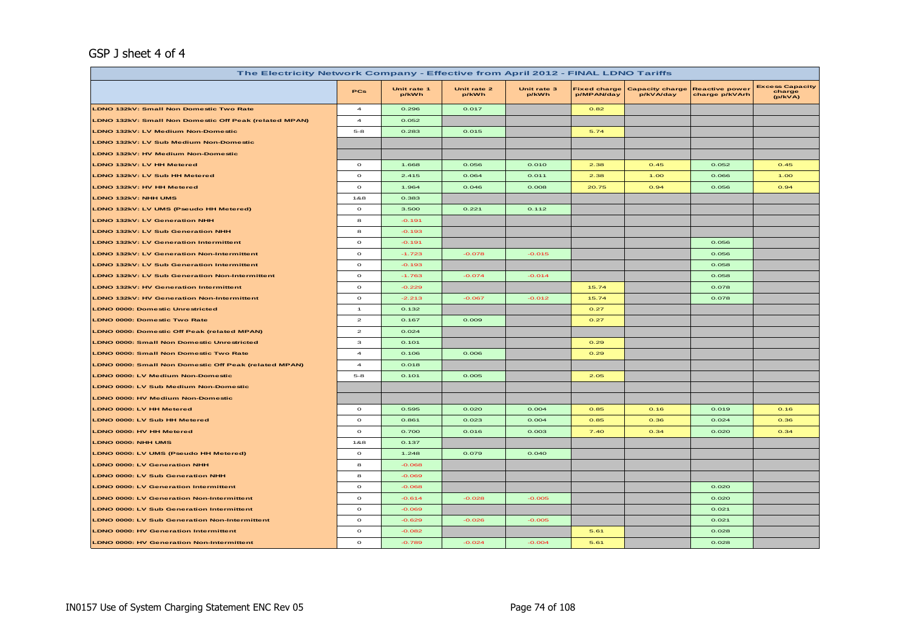GSP J sheet 4 of 4

| The Electricity Network Company - Effective from April 2012 - FINAL LDNO Tariffs | | | | | | | | |
|---|---|---|---|---|---|---|---|---|
| | PCs | Unit rate 1 p/kWh | Unit rate 2 p/kWh | Unit rate 3 p/kWh | Fixed charge p/MPAN/day | Capacity charge p/kVA/day | Reactive power charge p/kVArh | Excess Capacity charge (p/kVA) |
| LDNO 132kV: Small Non Domestic Two Rate | 4 | 0.296 | 0.017 | | 0.82 | | | |
| LDNO 132kV: Small Non Domestic Off Peak (related MPAN) | 4 | 0.052 | | | | | | |
| LDNO 132kV: LV Medium Non-Domestic | 5-8 | 0.283 | 0.015 | | 5.74 | | | |
| LDNO 132kV: LV Sub Medium Non-Domestic | | | | | | | | |
| LDNO 132kV: HV Medium Non-Domestic | | | | | | | | |
| LDNO 132kV: LV HH Metered | 0 | 1.668 | 0.056 | 0.010 | 2.38 | 0.45 | 0.052 | 0.45 |
| LDNO 132kV: LV Sub HH Metered | 0 | 2.415 | 0.064 | 0.011 | 2.38 | 1.00 | 0.066 | 1.00 |
| LDNO 132kV: HV HH Metered | 0 | 1.964 | 0.046 | 0.008 | 20.75 | 0.94 | 0.056 | 0.94 |
| LDNO 132kV: NHH UMS | 1&8 | 0.383 | | | | | | |
| LDNO 132kV: LV UMS (Pseudo HH Metered) | 0 | 3.500 | 0.221 | 0.112 | | | | |
| LDNO 132kV: LV Generation NHH | 8 | -0.191 | | | | | | |
| LDNO 132kV: LV Sub Generation NHH | 8 | -0.193 | | | | | | |
| LDNO 132kV: LV Generation Intermittent | 0 | -0.191 | | | | | 0.056 | |
| LDNO 132kV: LV Generation Non-Intermittent | 0 | -1.723 | -0.078 | -0.015 | | | 0.056 | |
| LDNO 132kV: LV Sub Generation Intermittent | 0 | -0.193 | | | | | 0.058 | |
| LDNO 132kV: LV Sub Generation Non-Intermittent | 0 | -1.763 | -0.074 | -0.014 | | | 0.058 | |
| LDNO 132kV: HV Generation Intermittent | 0 | -0.229 | | | 15.74 | | 0.078 | |
| LDNO 132kV: HV Generation Non-Intermittent | 0 | -2.213 | -0.067 | -0.012 | 15.74 | | 0.078 | |
| LDNO 0000: Domestic Unrestricted | 1 | 0.132 | | | 0.27 | | | |
| LDNO 0000: Domestic Two Rate | 2 | 0.167 | 0.009 | | 0.27 | | | |
| LDNO 0000: Domestic Off Peak (related MPAN) | 2 | 0.024 | | | | | | |
| LDNO 0000: Small Non Domestic Unrestricted | 3 | 0.101 | | | 0.29 | | | |
| LDNO 0000: Small Non Domestic Two Rate | 4 | 0.106 | 0.006 | | 0.29 | | | |
| LDNO 0000: Small Non Domestic Off Peak (related MPAN) | 4 | 0.018 | | | | | | |
| LDNO 0000: LV Medium Non-Domestic | 5-8 | 0.101 | 0.005 | | 2.05 | | | |
| LDNO 0000: LV Sub Medium Non-Domestic | | | | | | | | |
| LDNO 0000: HV Medium Non-Domestic | | | | | | | | |
| LDNO 0000: LV HH Metered | 0 | 0.595 | 0.020 | 0.004 | 0.85 | 0.16 | 0.019 | 0.16 |
| LDNO 0000: LV Sub HH Metered | 0 | 0.861 | 0.023 | 0.004 | 0.85 | 0.36 | 0.024 | 0.36 |
| LDNO 0000: HV HH Metered | 0 | 0.700 | 0.016 | 0.003 | 7.40 | 0.34 | 0.020 | 0.34 |
| LDNO 0000: NHH UMS | 1&8 | 0.137 | | | | | | |
| LDNO 0000: LV UMS (Pseudo HH Metered) | 0 | 1.248 | 0.079 | 0.040 | | | | |
| LDNO 0000: LV Generation NHH | 8 | -0.068 | | | | | | |
| LDNO 0000: LV Sub Generation NHH | 8 | -0.069 | | | | | | |
| LDNO 0000: LV Generation Intermittent | 0 | -0.068 | | | | | 0.020 | |
| LDNO 0000: LV Generation Non-Intermittent | 0 | -0.614 | -0.028 | -0.005 | | | 0.020 | |
| LDNO 0000: LV Sub Generation Intermittent | 0 | -0.069 | | | | | 0.021 | |
| LDNO 0000: LV Sub Generation Non-Intermittent | 0 | -0.629 | -0.026 | -0.005 | | | 0.021 | |
| LDNO 0000: HV Generation Intermittent | 0 | -0.082 | | | 5.61 | | 0.028 | |
| LDNO 0000: HV Generation Non-Intermittent | 0 | -0.789 | -0.024 | -0.004 | 5.61 | | 0.028 | |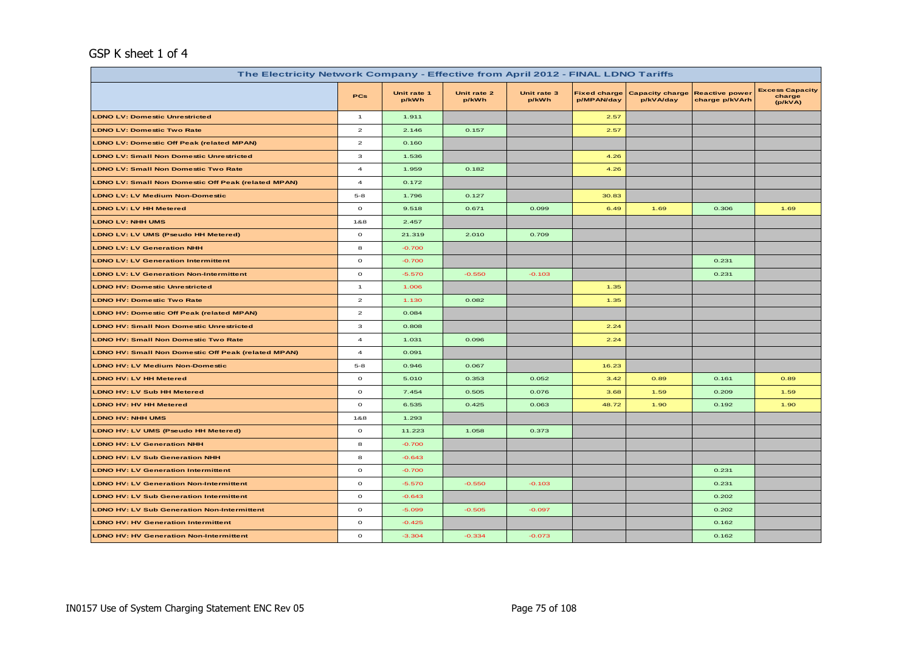GSP K sheet 1 of 4

| The Electricity Network Company - Effective from April 2012 - FINAL LDNO Tariffs | | | | | | | | |
|---|---|---|---|---|---|---|---|---|
| | PCs | Unit rate 1 p/kWh | Unit rate 2 p/kWh | Unit rate 3 p/kWh | Fixed charge p/MPAN/day | Capacity charge p/kVA/day | Reactive power charge p/kVArh | Excess Capacity charge (p/kVA) |
| LDNO LV: Domestic Unrestricted | 1 | 1.911 | | | 2.57 | | | |
| LDNO LV: Domestic Two Rate | 2 | 2.146 | 0.157 | | 2.57 | | | |
| LDNO LV: Domestic Off Peak (related MPAN) | 2 | 0.160 | | | | | | |
| LDNO LV: Small Non Domestic Unrestricted | 3 | 1.536 | | | 4.26 | | | |
| LDNO LV: Small Non Domestic Two Rate | 4 | 1.959 | 0.182 | | 4.26 | | | |
| LDNO LV: Small Non Domestic Off Peak (related MPAN) | 4 | 0.172 | | | | | | |
| LDNO LV: LV Medium Non-Domestic | 5-8 | 1.796 | 0.127 | | 30.83 | | | |
| LDNO LV: LV HH Metered | 0 | 9.518 | 0.671 | 0.099 | 6.49 | 1.69 | 0.306 | 1.69 |
| LDNO LV: NHH UMS | 1&8 | 2.457 | | | | | | |
| LDNO LV: LV UMS (Pseudo HH Metered) | 0 | 21.319 | 2.010 | 0.709 | | | | |
| LDNO LV: LV Generation NHH | 8 | -0.700 | | | | | | |
| LDNO LV: LV Generation Intermittent | 0 | -0.700 | | | | | 0.231 | |
| LDNO LV: LV Generation Non-Intermittent | 0 | -5.570 | -0.550 | -0.103 | | | 0.231 | |
| LDNO HV: Domestic Unrestricted | 1 | 1.006 | | | 1.35 | | | |
| LDNO HV: Domestic Two Rate | 2 | 1.130 | 0.082 | | 1.35 | | | |
| LDNO HV: Domestic Off Peak (related MPAN) | 2 | 0.084 | | | | | | |
| LDNO HV: Small Non Domestic Unrestricted | 3 | 0.808 | | | 2.24 | | | |
| LDNO HV: Small Non Domestic Two Rate | 4 | 1.031 | 0.096 | | 2.24 | | | |
| LDNO HV: Small Non Domestic Off Peak (related MPAN) | 4 | 0.091 | | | | | | |
| LDNO HV: LV Medium Non-Domestic | 5-8 | 0.946 | 0.067 | | 16.23 | | | |
| LDNO HV: LV HH Metered | 0 | 5.010 | 0.353 | 0.052 | 3.42 | 0.89 | 0.161 | 0.89 |
| LDNO HV: LV Sub HH Metered | 0 | 7.454 | 0.505 | 0.076 | 3.68 | 1.59 | 0.209 | 1.59 |
| LDNO HV: HV HH Metered | 0 | 6.535 | 0.425 | 0.063 | 48.72 | 1.90 | 0.192 | 1.90 |
| LDNO HV: NHH UMS | 1&8 | 1.293 | | | | | | |
| LDNO HV: LV UMS (Pseudo HH Metered) | 0 | 11.223 | 1.058 | 0.373 | | | | |
| LDNO HV: LV Generation NHH | 8 | -0.700 | | | | | | |
| LDNO HV: LV Sub Generation NHH | 8 | -0.643 | | | | | | |
| LDNO HV: LV Generation Intermittent | 0 | -0.700 | | | | | 0.231 | |
| LDNO HV: LV Generation Non-Intermittent | 0 | -5.570 | -0.550 | -0.103 | | | 0.231 | |
| LDNO HV: LV Sub Generation Intermittent | 0 | -0.643 | | | | | 0.202 | |
| LDNO HV: LV Sub Generation Non-Intermittent | 0 | -5.099 | -0.505 | -0.097 | | | 0.202 | |
| LDNO HV: HV Generation Intermittent | 0 | -0.425 | | | | | 0.162 | |
| LDNO HV: HV Generation Non-Intermittent | 0 | -3.304 | -0.334 | -0.073 | | | 0.162 | |

IN0157 Use of System Charging Statement ENC Rev 05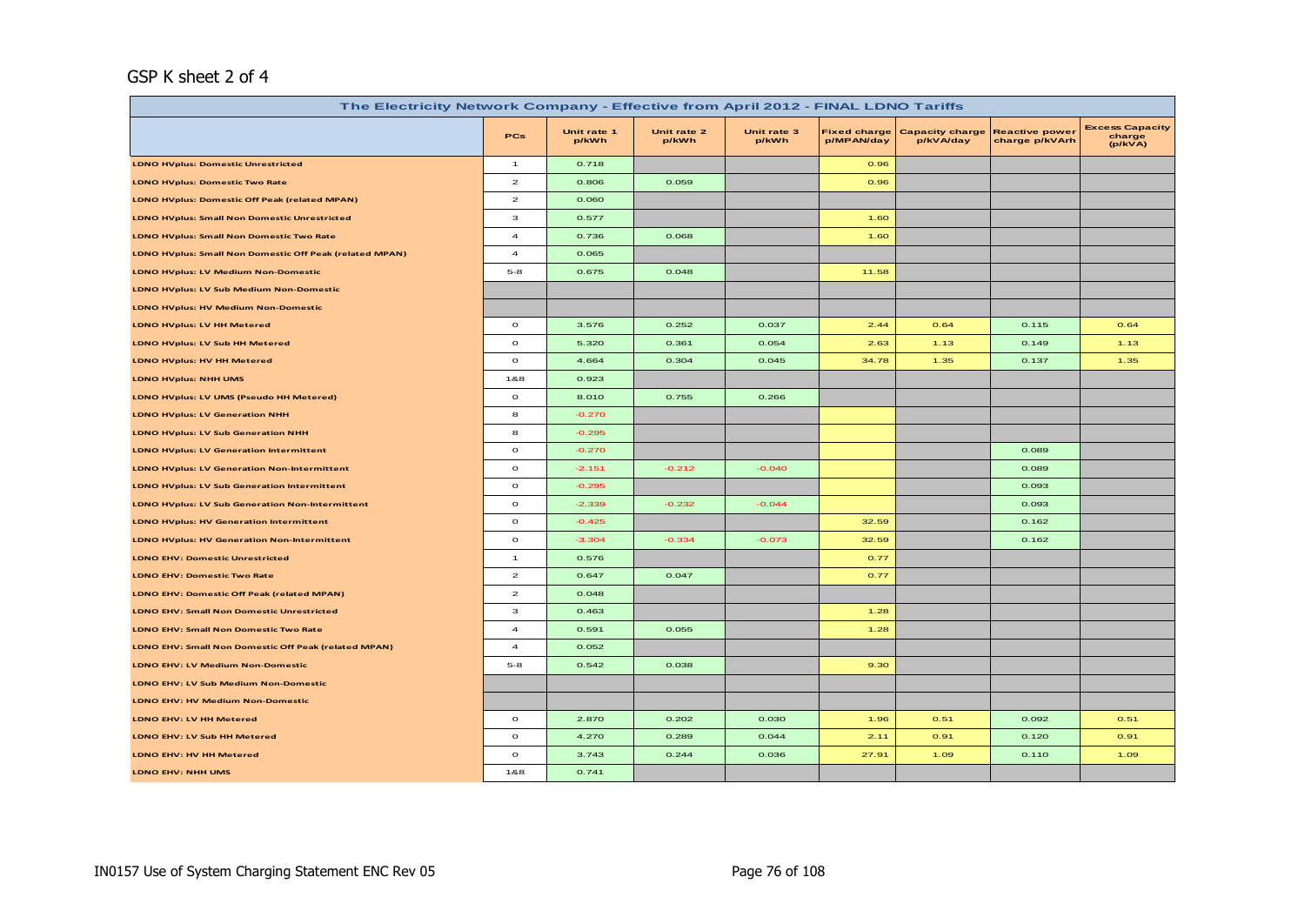GSP K sheet 2 of 4

| The Electricity Network Company - Effective from April 2012 - FINAL LDNO Tariffs | | | | | | | | |
|---|---|---|---|---|---|---|---|---|
| | PCs | Unit rate 1 p/kWh | Unit rate 2 p/kWh | Unit rate 3 p/kWh | Fixed charge p/MPAN/day | Capacity charge p/kVA/day | Reactive power charge p/kVArh | Excess Capacity charge (p/kVA) |
| LDNO HVplus: Domestic Unrestricted | 1 | 0.718 | | | 0.96 | | | |
| LDNO HVplus: Domestic Two Rate | 2 | 0.806 | 0.059 | | 0.96 | | | |
| LDNO HVplus: Domestic Off Peak (related MPAN) | 2 | 0.060 | | | | | | |
| LDNO HVplus: Small Non Domestic Unrestricted | 3 | 0.577 | | | 1.60 | | | |
| LDNO HVplus: Small Non Domestic Two Rate | 4 | 0.736 | 0.068 | | 1.60 | | | |
| LDNO HVplus: Small Non Domestic Off Peak (related MPAN) | 4 | 0.065 | | | | | | |
| LDNO HVplus: LV Medium Non-Domestic | 5-8 | 0.675 | 0.048 | | 11.58 | | | |
| LDNO HVplus: LV Sub Medium Non-Domestic | | | | | | | | |
| LDNO HVplus: HV Medium Non-Domestic | | | | | | | | |
| LDNO HVplus: LV HH Metered | 0 | 3.576 | 0.252 | 0.037 | 2.44 | 0.64 | 0.115 | 0.64 |
| LDNO HVplus: LV Sub HH Metered | 0 | 5.320 | 0.361 | 0.054 | 2.63 | 1.13 | 0.149 | 1.13 |
| LDNO HVplus: HV HH Metered | 0 | 4.664 | 0.304 | 0.045 | 34.78 | 1.35 | 0.137 | 1.35 |
| LDNO HVplus: NHH UMS | 1&8 | 0.923 | | | | | | |
| LDNO HVplus: LV UMS (Pseudo HH Metered) | 0 | 8.010 | 0.755 | 0.266 | | | | |
| LDNO HVplus: LV Generation NHH | 8 | -0.270 | | | | | | |
| LDNO HVplus: LV Sub Generation NHH | 8 | -0.295 | | | | | | |
| LDNO HVplus: LV Generation Intermittent | 0 | -0.270 | | | | | 0.089 | |
| LDNO HVplus: LV Generation Non-Intermittent | 0 | -2.151 | -0.212 | -0.040 | | | 0.089 | |
| LDNO HVplus: LV Sub Generation Intermittent | 0 | -0.295 | | | | | 0.093 | |
| LDNO HVplus: LV Sub Generation Non-Intermittent | 0 | -2.339 | -0.232 | -0.044 | | | 0.093 | |
| LDNO HVplus: HV Generation Intermittent | 0 | -0.425 | | | 32.59 | | 0.162 | |
| LDNO HVplus: HV Generation Non-Intermittent | 0 | -3.304 | -0.334 | -0.073 | 32.59 | | 0.162 | |
| LDNO EHV: Domestic Unrestricted | 1 | 0.576 | | | 0.77 | | | |
| LDNO EHV: Domestic Two Rate | 2 | 0.647 | 0.047 | | 0.77 | | | |
| LDNO EHV: Domestic Off Peak (related MPAN) | 2 | 0.048 | | | | | | |
| LDNO EHV: Small Non Domestic Unrestricted | 3 | 0.463 | | | 1.28 | | | |
| LDNO EHV: Small Non Domestic Two Rate | 4 | 0.591 | 0.055 | | 1.28 | | | |
| LDNO EHV: Small Non Domestic Off Peak (related MPAN) | 4 | 0.052 | | | | | | |
| LDNO EHV: LV Medium Non-Domestic | 5-8 | 0.542 | 0.038 | | 9.30 | | | |
| LDNO EHV: LV Sub Medium Non-Domestic | | | | | | | | |
| LDNO EHV: HV Medium Non-Domestic | | | | | | | | |
| LDNO EHV: LV HH Metered | 0 | 2.870 | 0.202 | 0.030 | 1.96 | 0.51 | 0.092 | 0.51 |
| LDNO EHV: LV Sub HH Metered | 0 | 4.270 | 0.289 | 0.044 | 2.11 | 0.91 | 0.120 | 0.91 |
| LDNO EHV: HV HH Metered | 0 | 3.743 | 0.244 | 0.036 | 27.91 | 1.09 | 0.110 | 1.09 |
| LDNO EHV: NHH UMS | 1&8 | 0.741 | | | | | | |

IN0157 Use of System Charging Statement ENC Rev 05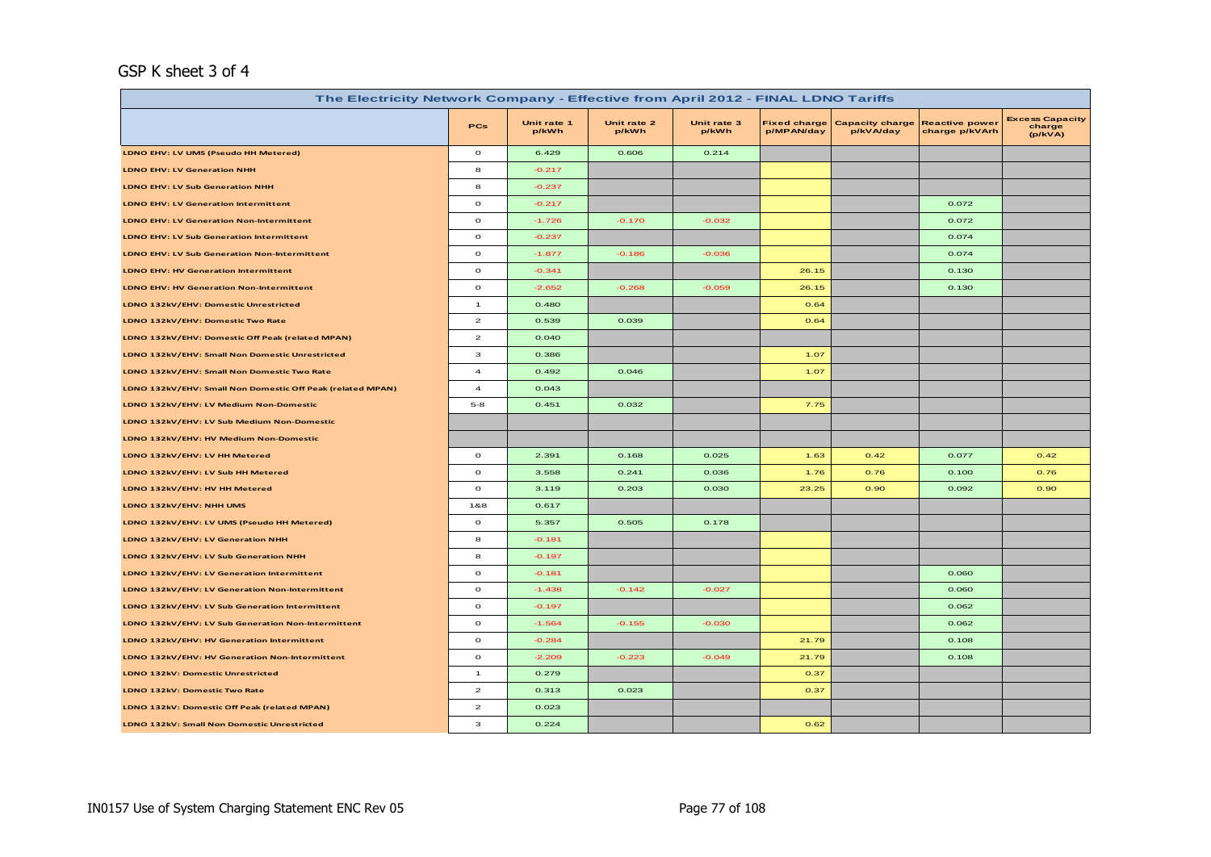GSP K sheet 3 of 4

| The Electricity Network Company - Effective from April 2012 - FINAL LDNO Tariffs | | | | | | | | |
|---|---|---|---|---|---|---|---|---|
| | PCs | Unit rate 1 p/kWh | Unit rate 2 p/kWh | Unit rate 3 p/kWh | Fixed charge p/MPAN/day | Capacity charge p/kVA/day | Reactive power charge p/kVArh | Excess Capacity charge (p/kVA) |
| LDNO EHV: LV UMS (Pseudo HH Metered) | 0 | 6.429 | 0.606 | 0.214 | | | | |
| LDNO EHV: LV Generation NHH | 8 | -0.217 | | | | | | |
| LDNO EHV: LV Sub Generation NHH | 8 | -0.237 | | | | | | |
| LDNO EHV: LV Generation Intermittent | 0 | -0.217 | | | | | 0.072 | |
| LDNO EHV: LV Generation Non-Intermittent | 0 | -1.726 | -0.170 | -0.032 | | | 0.072 | |
| LDNO EHV: LV Sub Generation Intermittent | 0 | -0.237 | | | | | 0.074 | |
| LDNO EHV: LV Sub Generation Non-Intermittent | 0 | -1.877 | -0.186 | -0.036 | | | 0.074 | |
| LDNO EHV: HV Generation Intermittent | 0 | -0.341 | | | 26.15 | | 0.130 | |
| LDNO EHV: HV Generation Non-Intermittent | 0 | -2.652 | -0.268 | -0.059 | 26.15 | | 0.130 | |
| LDNO 132kV/EHV: Domestic Unrestricted | 1 | 0.480 | | | 0.64 | | | |
| LDNO 132kV/EHV: Domestic Two Rate | 2 | 0.539 | 0.039 | | 0.64 | | | |
| LDNO 132kV/EHV: Domestic Off Peak (related MPAN) | 2 | 0.040 | | | | | | |
| LDNO 132kV/EHV: Small Non Domestic Unrestricted | 3 | 0.386 | | | 1.07 | | | |
| LDNO 132kV/EHV: Small Non Domestic Two Rate | 4 | 0.492 | 0.046 | | 1.07 | | | |
| LDNO 132kV/EHV: Small Non Domestic Off Peak (related MPAN) | 4 | 0.043 | | | | | | |
| LDNO 132kV/EHV: LV Medium Non-Domestic | 5-8 | 0.451 | 0.032 | | 7.75 | | | |
| LDNO 132kV/EHV: LV Sub Medium Non-Domestic | | | | | | | | |
| LDNO 132kV/EHV: HV Medium Non-Domestic | | | | | | | | |
| LDNO 132kV/EHV: LV HH Metered | 0 | 2.391 | 0.168 | 0.025 | 1.63 | 0.42 | 0.077 | 0.42 |
| LDNO 132kV/EHV: LV Sub HH Metered | 0 | 3.558 | 0.241 | 0.036 | 1.76 | 0.76 | 0.100 | 0.76 |
| LDNO 132kV/EHV: HV HH Metered | 0 | 3.119 | 0.203 | 0.030 | 23.25 | 0.90 | 0.092 | 0.90 |
| LDNO 132kV/EHV: NHH UMS | 1&8 | 0.617 | | | | | | |
| LDNO 132kV/EHV: LV UMS (Pseudo HH Metered) | 0 | 5.357 | 0.505 | 0.178 | | | | |
| LDNO 132kV/EHV: LV Generation NHH | 8 | -0.181 | | | | | | |
| LDNO 132kV/EHV: LV Sub Generation NHH | 8 | -0.197 | | | | | | |
| LDNO 132kV/EHV: LV Generation Intermittent | 0 | -0.181 | | | | | 0.060 | |
| LDNO 132kV/EHV: LV Generation Non-Intermittent | 0 | -1.438 | -0.142 | -0.027 | | | 0.060 | |
| LDNO 132kV/EHV: LV Sub Generation Intermittent | 0 | -0.197 | | | | | 0.062 | |
| LDNO 132kV/EHV: LV Sub Generation Non-Intermittent | 0 | -1.564 | -0.155 | -0.030 | | | 0.062 | |
| LDNO 132kV/EHV: HV Generation Intermittent | 0 | -0.284 | | | 21.79 | | 0.108 | |
| LDNO 132kV/EHV: HV Generation Non-Intermittent | 0 | -2.209 | -0.223 | -0.049 | 21.79 | | 0.108 | |
| LDNO 132kV: Domestic Unrestricted | 1 | 0.279 | | | 0.37 | | | |
| LDNO 132kV: Domestic Two Rate | 2 | 0.313 | 0.023 | | 0.37 | | | |
| LDNO 132kV: Domestic Off Peak (related MPAN) | 2 | 0.023 | | | | | | |
| LDNO 132kV: Small Non Domestic Unrestricted | 3 | 0.224 | | | 0.62 | | | |

IN0157 Use of System Charging Statement ENC Rev 05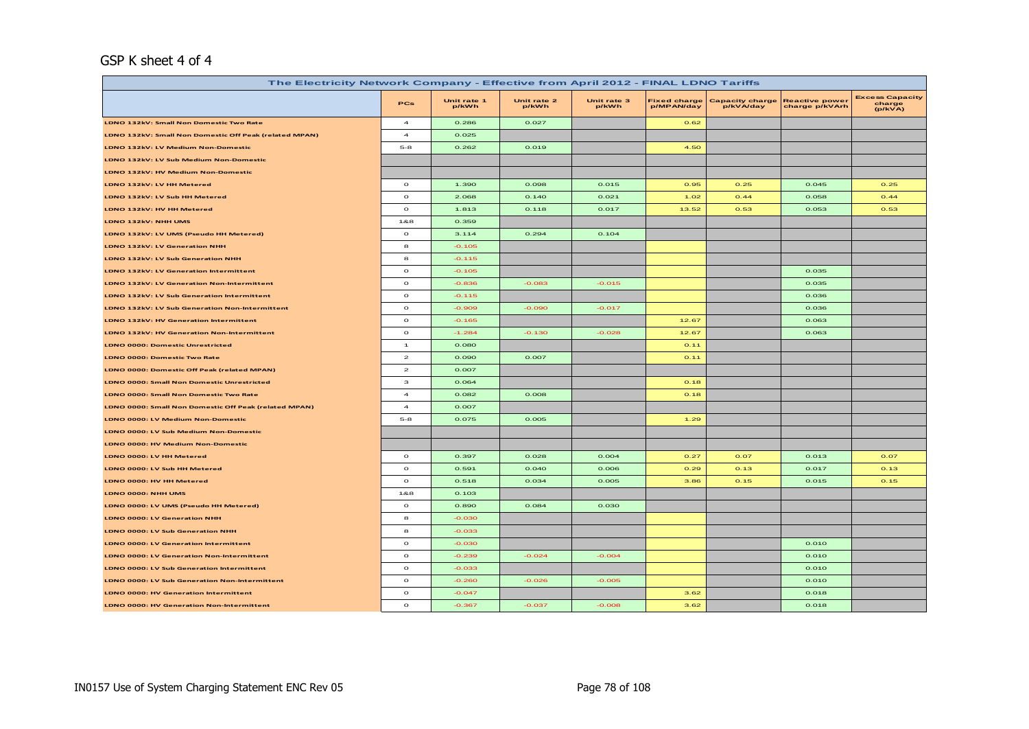GSP K sheet 4 of 4

| The Electricity Network Company - Effective from April 2012 - FINAL LDNO Tariffs | | | | | | | | |
|---|---|---|---|---|---|---|---|---|
| | PCs | Unit rate 1 p/kWh | Unit rate 2 p/kWh | Unit rate 3 p/kWh | Fixed charge p/MPAN/day | Capacity charge p/kVA/day | Reactive power charge p/kVArh | Excess Capacity charge (p/kVA) |
| LDNO 132kV: Small Non Domestic Two Rate | 4 | 0.286 | 0.027 | | 0.62 | | | |
| LDNO 132kV: Small Non Domestic Off Peak (related MPAN) | 4 | 0.025 | | | | | | |
| LDNO 132kV: LV Medium Non-Domestic | 5-8 | 0.262 | 0.019 | | 4.50 | | | |
| LDNO 132kV: LV Sub Medium Non-Domestic | | | | | | | | |
| LDNO 132kV: HV Medium Non-Domestic | | | | | | | | |
| LDNO 132kV: LV HH Metered | 0 | 1.390 | 0.098 | 0.015 | 0.95 | 0.25 | 0.045 | 0.25 |
| LDNO 132kV: LV Sub HH Metered | 0 | 2.068 | 0.140 | 0.021 | 1.02 | 0.44 | 0.058 | 0.44 |
| LDNO 132kV: HV HH Metered | 0 | 1.813 | 0.118 | 0.017 | 13.52 | 0.53 | 0.053 | 0.53 |
| LDNO 132kV: NHH UMS | 1&8 | 0.359 | | | | | | |
| LDNO 132kV: LV UMS (Pseudo HH Metered) | 0 | 3.114 | 0.294 | 0.104 | | | | |
| LDNO 132kV: LV Generation NHH | 8 | -0.105 | | | | | | |
| LDNO 132kV: LV Sub Generation NHH | 8 | -0.115 | | | | | | |
| LDNO 132kV: LV Generation Intermittent | 0 | -0.105 | | | | | 0.035 | |
| LDNO 132kV: LV Generation Non-Intermittent | 0 | -0.836 | -0.083 | -0.015 | | | 0.035 | |
| LDNO 132kV: LV Sub Generation Intermittent | 0 | -0.115 | | | | | 0.036 | |
| LDNO 132kV: LV Sub Generation Non-Intermittent | 0 | -0.909 | -0.090 | -0.017 | | | 0.036 | |
| LDNO 132kV: HV Generation Intermittent | 0 | -0.165 | | | 12.67 | | 0.063 | |
| LDNO 132kV: HV Generation Non-Intermittent | 0 | -1.284 | -0.130 | -0.028 | 12.67 | | 0.063 | |
| LDNO 0000: Domestic Unrestricted | 1 | 0.080 | | | 0.11 | | | |
| LDNO 0000: Domestic Two Rate | 2 | 0.090 | 0.007 | | 0.11 | | | |
| LDNO 0000: Domestic Off Peak (related MPAN) | 2 | 0.007 | | | | | | |
| LDNO 0000: Small Non Domestic Unrestricted | 3 | 0.064 | | | 0.18 | | | |
| LDNO 0000: Small Non Domestic Two Rate | 4 | 0.082 | 0.008 | | 0.18 | | | |
| LDNO 0000: Small Non Domestic Off Peak (related MPAN) | 4 | 0.007 | | | | | | |
| LDNO 0000: LV Medium Non-Domestic | 5-8 | 0.075 | 0.005 | | 1.29 | | | |
| LDNO 0000: LV Sub Medium Non-Domestic | | | | | | | | |
| LDNO 0000: HV Medium Non-Domestic | | | | | | | | |
| LDNO 0000: LV HH Metered | 0 | 0.397 | 0.028 | 0.004 | 0.27 | 0.07 | 0.013 | 0.07 |
| LDNO 0000: LV Sub HH Metered | 0 | 0.591 | 0.040 | 0.006 | 0.29 | 0.13 | 0.017 | 0.13 |
| LDNO 0000: HV HH Metered | 0 | 0.518 | 0.034 | 0.005 | 3.86 | 0.15 | 0.015 | 0.15 |
| LDNO 0000: NHH UMS | 1&8 | 0.103 | | | | | | |
| LDNO 0000: LV UMS (Pseudo HH Metered) | 0 | 0.890 | 0.084 | 0.030 | | | | |
| LDNO 0000: LV Generation NHH | 8 | -0.030 | | | | | | |
| LDNO 0000: LV Sub Generation NHH | 8 | -0.033 | | | | | | |
| LDNO 0000: LV Generation Intermittent | 0 | -0.030 | | | | | 0.010 | |
| LDNO 0000: LV Generation Non-Intermittent | 0 | -0.239 | -0.024 | -0.004 | | | 0.010 | |
| LDNO 0000: LV Sub Generation Intermittent | 0 | -0.033 | | | | | 0.010 | |
| LDNO 0000: LV Sub Generation Non-Intermittent | 0 | -0.260 | -0.026 | -0.005 | | | 0.010 | |
| LDNO 0000: HV Generation Intermittent | 0 | -0.047 | | | 3.62 | | 0.018 | |
| LDNO 0000: HV Generation Non-Intermittent | 0 | -0.367 | -0.037 | -0.008 | 3.62 | | 0.018 | |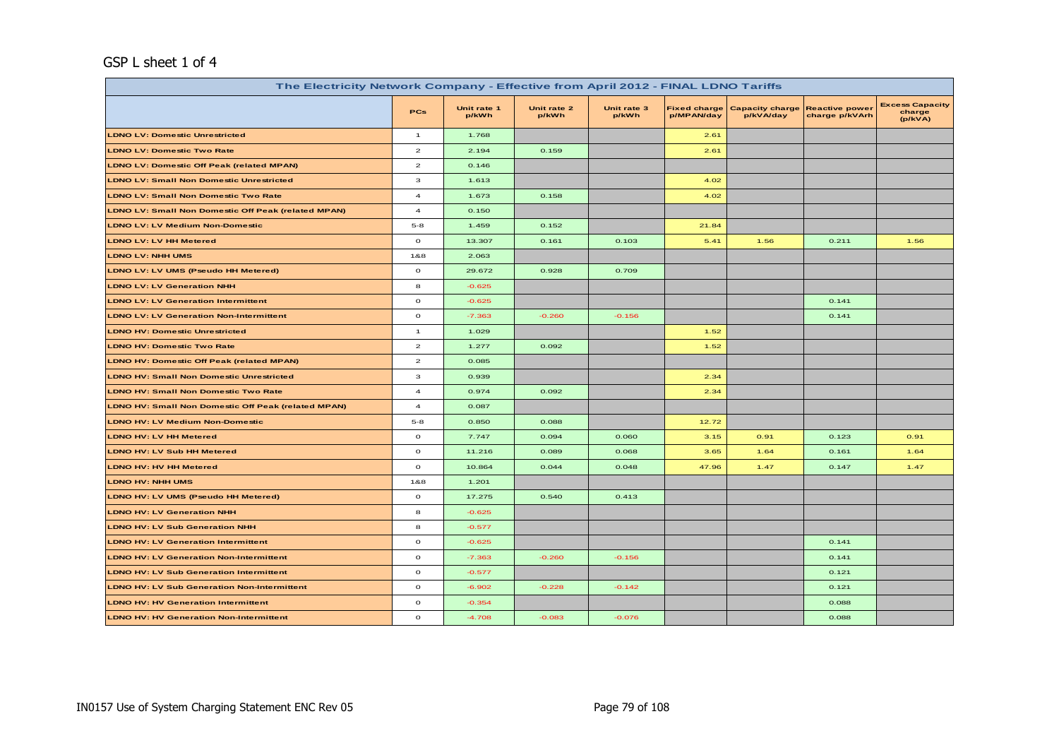GSP L sheet 1 of 4

| The Electricity Network Company - Effective from April 2012 - FINAL LDNO Tariffs | | | | | | | | |
|---|---|---|---|---|---|---|---|---|
| | PCs | Unit rate 1 p/kWh | Unit rate 2 p/kWh | Unit rate 3 p/kWh | Fixed charge p/MPAN/day | Capacity charge p/kVA/day | Reactive power charge p/kVArh | Excess Capacity charge (p/kVA) |
| LDNO LV: Domestic Unrestricted | 1 | 1.768 | | | 2.61 | | | |
| LDNO LV: Domestic Two Rate | 2 | 2.194 | 0.159 | | 2.61 | | | |
| LDNO LV: Domestic Off Peak (related MPAN) | 2 | 0.146 | | | | | | |
| LDNO LV: Small Non Domestic Unrestricted | 3 | 1.613 | | | 4.02 | | | |
| LDNO LV: Small Non Domestic Two Rate | 4 | 1.673 | 0.158 | | 4.02 | | | |
| LDNO LV: Small Non Domestic Off Peak (related MPAN) | 4 | 0.150 | | | | | | |
| LDNO LV: LV Medium Non-Domestic | 5-8 | 1.459 | 0.152 | | 21.84 | | | |
| LDNO LV: LV HH Metered | 0 | 13.307 | 0.161 | 0.103 | 5.41 | 1.56 | 0.211 | 1.56 |
| LDNO LV: NHH UMS | 1&8 | 2.063 | | | | | | |
| LDNO LV: LV UMS (Pseudo HH Metered) | 0 | 29.672 | 0.928 | 0.709 | | | | |
| LDNO LV: LV Generation NHH | 8 | -0.625 | | | | | | |
| LDNO LV: LV Generation Intermittent | 0 | -0.625 | | | | | 0.141 | |
| LDNO LV: LV Generation Non-Intermittent | 0 | -7.363 | -0.260 | -0.156 | | | 0.141 | |
| LDNO HV: Domestic Unrestricted | 1 | 1.029 | | | 1.52 | | | |
| LDNO HV: Domestic Two Rate | 2 | 1.277 | 0.092 | | 1.52 | | | |
| LDNO HV: Domestic Off Peak (related MPAN) | 2 | 0.085 | | | | | | |
| LDNO HV: Small Non Domestic Unrestricted | 3 | 0.939 | | | 2.34 | | | |
| LDNO HV: Small Non Domestic Two Rate | 4 | 0.974 | 0.092 | | 2.34 | | | |
| LDNO HV: Small Non Domestic Off Peak (related MPAN) | 4 | 0.087 | | | | | | |
| LDNO HV: LV Medium Non-Domestic | 5-8 | 0.850 | 0.088 | | 12.72 | | | |
| LDNO HV: LV HH Metered | 0 | 7.747 | 0.094 | 0.060 | 3.15 | 0.91 | 0.123 | 0.91 |
| LDNO HV: LV Sub HH Metered | 0 | 11.216 | 0.089 | 0.068 | 3.65 | 1.64 | 0.161 | 1.64 |
| LDNO HV: HV HH Metered | 0 | 10.864 | 0.044 | 0.048 | 47.96 | 1.47 | 0.147 | 1.47 |
| LDNO HV: NHH UMS | 1&8 | 1.201 | | | | | | |
| LDNO HV: LV UMS (Pseudo HH Metered) | 0 | 17.275 | 0.540 | 0.413 | | | | |
| LDNO HV: LV Generation NHH | 8 | -0.625 | | | | | | |
| LDNO HV: LV Sub Generation NHH | 8 | -0.577 | | | | | | |
| LDNO HV: LV Generation Intermittent | 0 | -0.625 | | | | | 0.141 | |
| LDNO HV: LV Generation Non-Intermittent | 0 | -7.363 | -0.260 | -0.156 | | | 0.141 | |
| LDNO HV: LV Sub Generation Intermittent | 0 | -0.577 | | | | | 0.121 | |
| LDNO HV: LV Sub Generation Non-Intermittent | 0 | -6.902 | -0.228 | -0.142 | | | 0.121 | |
| LDNO HV: HV Generation Intermittent | 0 | -0.354 | | | | | 0.088 | |
| LDNO HV: HV Generation Non-Intermittent | 0 | -4.708 | -0.083 | -0.076 | | | 0.088 | |

IN0157 Use of System Charging Statement ENC Rev 05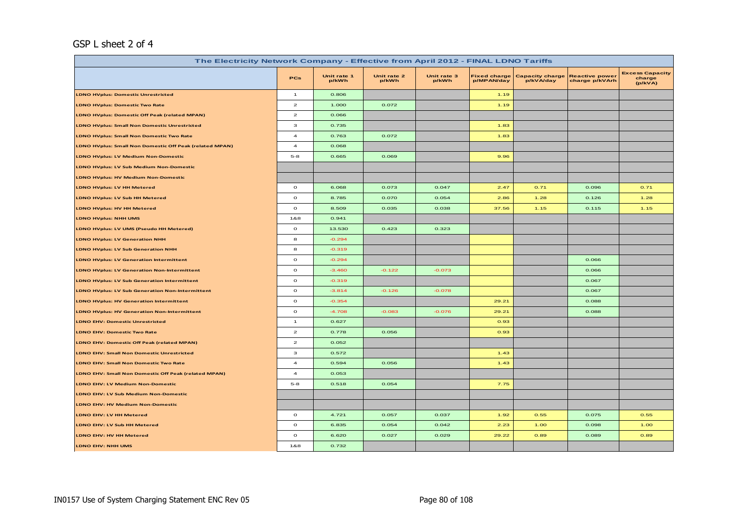GSP L sheet 2 of 4

| The Electricity Network Company - Effective from April 2012 - FINAL LDNO Tariffs | | | | | | | | |
|---|---|---|---|---|---|---|---|---|
| | PCs | Unit rate 1 p/kWh | Unit rate 2 p/kWh | Unit rate 3 p/kWh | Fixed charge p/MPAN/day | Capacity charge p/kVA/day | Reactive power charge p/kVArh | Excess Capacity charge (p/kVA) |
| LDNO HVplus: Domestic Unrestricted | 1 | 0.806 | | | 1.19 | | | |
| LDNO HVplus: Domestic Two Rate | 2 | 1.000 | 0.072 | | 1.19 | | | |
| LDNO HVplus: Domestic Off Peak (related MPAN) | 2 | 0.066 | | | | | | |
| LDNO HVplus: Small Non Domestic Unrestricted | 3 | 0.735 | | | 1.83 | | | |
| LDNO HVplus: Small Non Domestic Two Rate | 4 | 0.763 | 0.072 | | 1.83 | | | |
| LDNO HVplus: Small Non Domestic Off Peak (related MPAN) | 4 | 0.068 | | | | | | |
| LDNO HVplus: LV Medium Non-Domestic | 5-8 | 0.665 | 0.069 | | 9.96 | | | |
| LDNO HVplus: LV Sub Medium Non-Domestic | | | | | | | | |
| LDNO HVplus: HV Medium Non-Domestic | | | | | | | | |
| LDNO HVplus: LV HH Metered | 0 | 6.068 | 0.073 | 0.047 | 2.47 | 0.71 | 0.096 | 0.71 |
| LDNO HVplus: LV Sub HH Metered | 0 | 8.785 | 0.070 | 0.054 | 2.86 | 1.28 | 0.126 | 1.28 |
| LDNO HVplus: HV HH Metered | 0 | 8.509 | 0.035 | 0.038 | 37.56 | 1.15 | 0.115 | 1.15 |
| LDNO HVplus: NHH UMS | 1&8 | 0.941 | | | | | | |
| LDNO HVplus: LV UMS (Pseudo HH Metered) | 0 | 13.530 | 0.423 | 0.323 | | | | |
| LDNO HVplus: LV Generation NHH | 8 | -0.294 | | | | | | |
| LDNO HVplus: LV Sub Generation NHH | 8 | -0.319 | | | | | | |
| LDNO HVplus: LV Generation Intermittent | 0 | -0.294 | | | | | 0.066 | |
| LDNO HVplus: LV Generation Non-Intermittent | 0 | -3.460 | -0.122 | -0.073 | | | 0.066 | |
| LDNO HVplus: LV Sub Generation Intermittent | 0 | -0.319 | | | | | 0.067 | |
| LDNO HVplus: LV Sub Generation Non-Intermittent | 0 | -3.814 | -0.126 | -0.078 | | | 0.067 | |
| LDNO HVplus: HV Generation Intermittent | 0 | -0.354 | | | 29.21 | | 0.088 | |
| LDNO HVplus: HV Generation Non-Intermittent | 0 | -4.708 | -0.083 | -0.076 | 29.21 | | 0.088 | |
| LDNO EHV: Domestic Unrestricted | 1 | 0.627 | | | 0.93 | | | |
| LDNO EHV: Domestic Two Rate | 2 | 0.778 | 0.056 | | 0.93 | | | |
| LDNO EHV: Domestic Off Peak (related MPAN) | 2 | 0.052 | | | | | | |
| LDNO EHV: Small Non Domestic Unrestricted | 3 | 0.572 | | | 1.43 | | | |
| LDNO EHV: Small Non Domestic Two Rate | 4 | 0.594 | 0.056 | | 1.43 | | | |
| LDNO EHV: Small Non Domestic Off Peak (related MPAN) | 4 | 0.053 | | | | | | |
| LDNO EHV: LV Medium Non-Domestic | 5-8 | 0.518 | 0.054 | | 7.75 | | | |
| LDNO EHV: LV Sub Medium Non-Domestic | | | | | | | | |
| LDNO EHV: HV Medium Non-Domestic | | | | | | | | |
| LDNO EHV: LV HH Metered | 0 | 4.721 | 0.057 | 0.037 | 1.92 | 0.55 | 0.075 | 0.55 |
| LDNO EHV: LV Sub HH Metered | 0 | 6.835 | 0.054 | 0.042 | 2.23 | 1.00 | 0.098 | 1.00 |
| LDNO EHV: HV HH Metered | 0 | 6.620 | 0.027 | 0.029 | 29.22 | 0.89 | 0.089 | 0.89 |
| LDNO EHV: NHH UMS | 1&8 | 0.732 | | | | | | |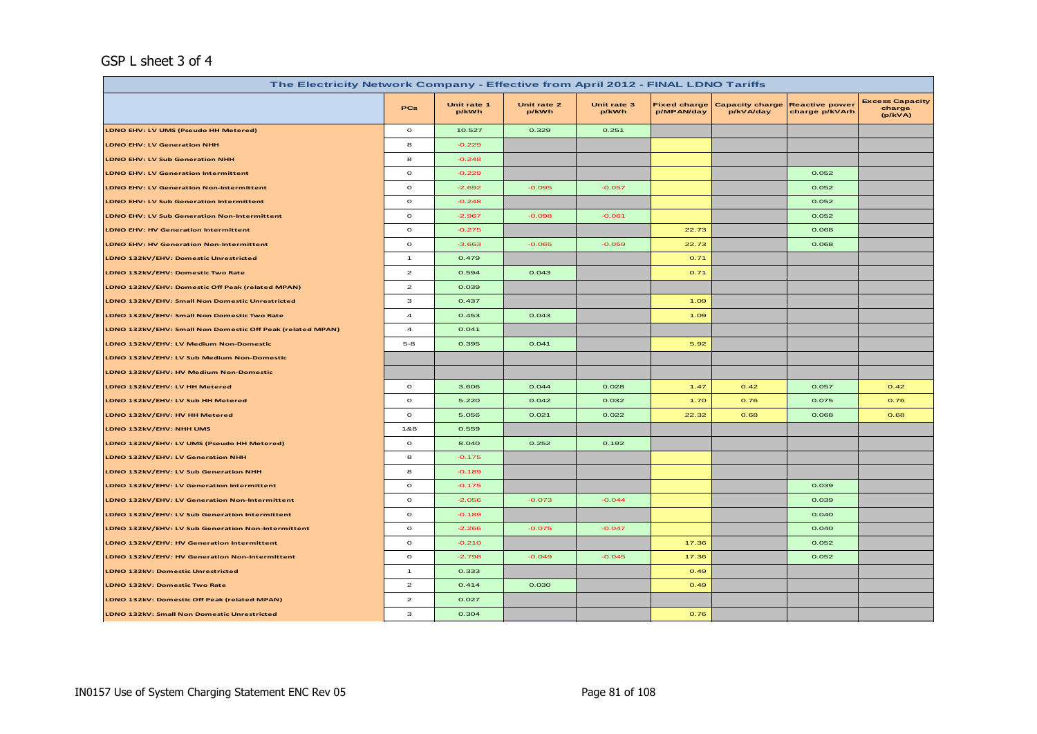GSP L sheet 3 of 4

| The Electricity Network Company - Effective from April 2012 - FINAL LDNO Tariffs | | | | | | | | |
|---|---|---|---|---|---|---|---|---|
| | PCs | Unit rate 1 p/kWh | Unit rate 2 p/kWh | Unit rate 3 p/kWh | Fixed charge p/MPAN/day | Capacity charge p/kVA/day | Reactive power charge p/kVArh | Excess Capacity charge (p/kVA) |
| LDNO EHV: LV UMS (Pseudo HH Metered) | 0 | 10.527 | 0.329 | 0.251 | | | | |
| LDNO EHV: LV Generation NHH | 8 | -0.229 | | | | | | |
| LDNO EHV: LV Sub Generation NHH | 8 | -0.248 | | | | | | |
| LDNO EHV: LV Generation Intermittent | 0 | -0.229 | | | | | 0.052 | |
| LDNO EHV: LV Generation Non-Intermittent | 0 | -2.692 | -0.095 | -0.057 | | | 0.052 | |
| LDNO EHV: LV Sub Generation Intermittent | 0 | -0.248 | | | | | 0.052 | |
| LDNO EHV: LV Sub Generation Non-Intermittent | 0 | -2.967 | -0.098 | -0.061 | | | 0.052 | |
| LDNO EHV: HV Generation Intermittent | 0 | -0.275 | | | 22.73 | | 0.068 | |
| LDNO EHV: HV Generation Non-Intermittent | 0 | -3.663 | -0.065 | -0.059 | 22.73 | | 0.068 | |
| LDNO 132kV/EHV: Domestic Unrestricted | 1 | 0.479 | | | 0.71 | | | |
| LDNO 132kV/EHV: Domestic Two Rate | 2 | 0.594 | 0.043 | | 0.71 | | | |
| LDNO 132kV/EHV: Domestic Off Peak (related MPAN) | 2 | 0.039 | | | | | | |
| LDNO 132kV/EHV: Small Non Domestic Unrestricted | 3 | 0.437 | | | 1.09 | | | |
| LDNO 132kV/EHV: Small Non Domestic Two Rate | 4 | 0.453 | 0.043 | | 1.09 | | | |
| LDNO 132kV/EHV: Small Non Domestic Off Peak (related MPAN) | 4 | 0.041 | | | | | | |
| LDNO 132kV/EHV: LV Medium Non-Domestic | 5-8 | 0.395 | 0.041 | | 5.92 | | | |
| LDNO 132kV/EHV: LV Sub Medium Non-Domestic | | | | | | | | |
| LDNO 132kV/EHV: HV Medium Non-Domestic | | | | | | | | |
| LDNO 132kV/EHV: LV HH Metered | 0 | 3.606 | 0.044 | 0.028 | 1.47 | 0.42 | 0.057 | 0.42 |
| LDNO 132kV/EHV: LV Sub HH Metered | 0 | 5.220 | 0.042 | 0.032 | 1.70 | 0.76 | 0.075 | 0.76 |
| LDNO 132kV/EHV: HV HH Metered | 0 | 5.056 | 0.021 | 0.022 | 22.32 | 0.68 | 0.068 | 0.68 |
| LDNO 132kV/EHV: NHH UMS | 1&8 | 0.559 | | | | | | |
| LDNO 132kV/EHV: LV UMS (Pseudo HH Metered) | 0 | 8.040 | 0.252 | 0.192 | | | | |
| LDNO 132kV/EHV: LV Generation NHH | 8 | -0.175 | | | | | | |
| LDNO 132kV/EHV: LV Sub Generation NHH | 8 | -0.189 | | | | | | |
| LDNO 132kV/EHV: LV Generation Intermittent | 0 | -0.175 | | | | | 0.039 | |
| LDNO 132kV/EHV: LV Generation Non-Intermittent | 0 | -2.056 | -0.073 | -0.044 | | | 0.039 | |
| LDNO 132kV/EHV: LV Sub Generation Intermittent | 0 | -0.189 | | | | | 0.040 | |
| LDNO 132kV/EHV: LV Sub Generation Non-Intermittent | 0 | -2.266 | -0.075 | -0.047 | | | 0.040 | |
| LDNO 132kV/EHV: HV Generation Intermittent | 0 | -0.210 | | | 17.36 | | 0.052 | |
| LDNO 132kV/EHV: HV Generation Non-Intermittent | 0 | -2.798 | -0.049 | -0.045 | 17.36 | | 0.052 | |
| LDNO 132kV: Domestic Unrestricted | 1 | 0.333 | | | 0.49 | | | |
| LDNO 132kV: Domestic Two Rate | 2 | 0.414 | 0.030 | | 0.49 | | | |
| LDNO 132kV: Domestic Off Peak (related MPAN) | 2 | 0.027 | | | | | | |
| LDNO 132kV: Small Non Domestic Unrestricted | 3 | 0.304 | | | 0.76 | | | |

IN0157 Use of System Charging Statement ENC Rev 05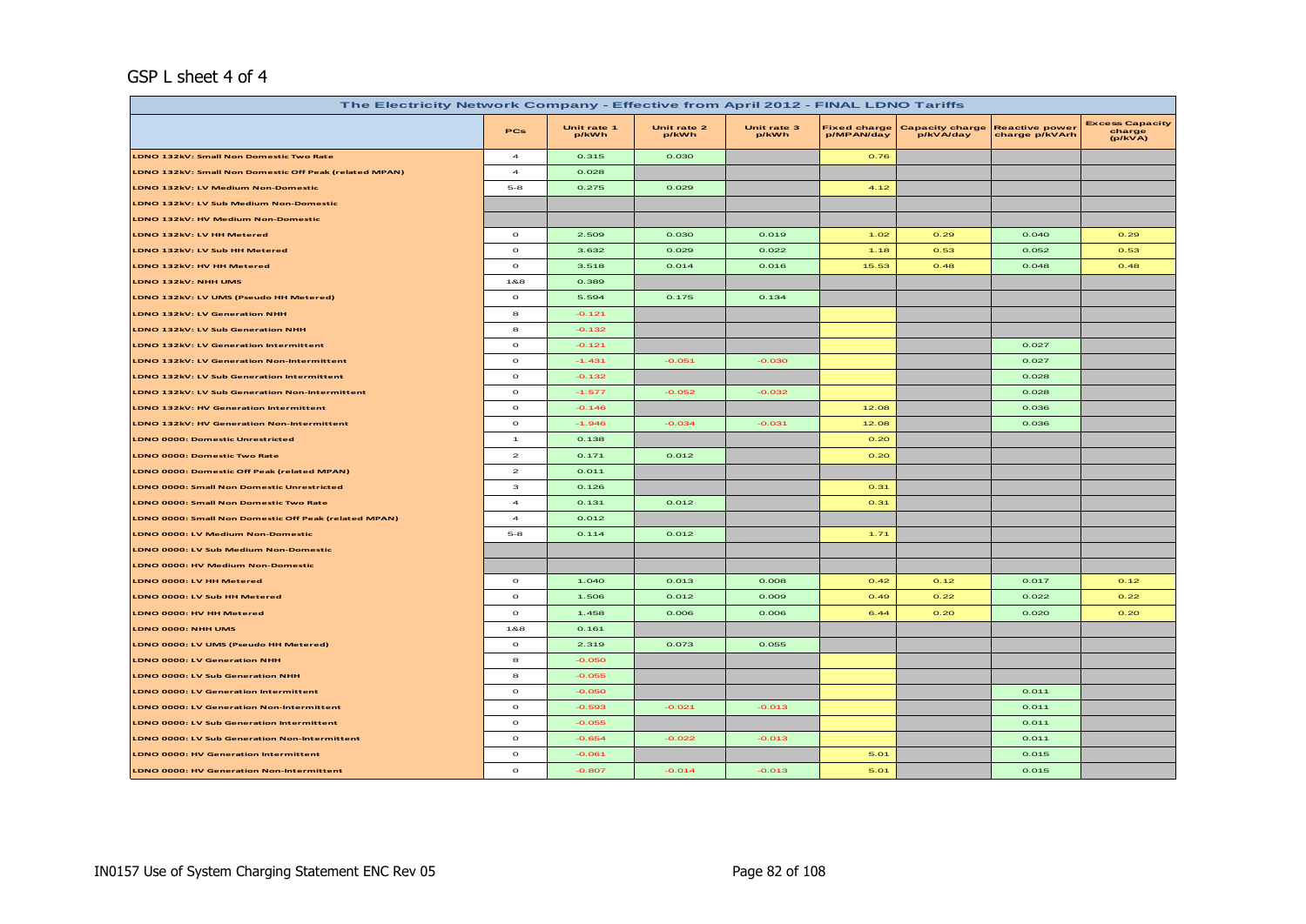## GSP L sheet 4 of 4

| The Electricity Network Company - Effective from April 2012 - FINAL LDNO Tariffs | | | | | | | | |
|---|---|---|---|---|---|---|---|---|
| | PCs | Unit rate 1 p/kWh | Unit rate 2 p/kWh | Unit rate 3 p/kWh | Fixed charge p/MPAN/day | Capacity charge p/kVA/day | Reactive power charge p/kVArh | Excess Capacity charge (p/kVA) |
| LDNO 132kV: Small Non Domestic Two Rate | 4 | 0.315 | 0.030 | | 0.76 | | | |
| LDNO 132kV: Small Non Domestic Off Peak (related MPAN) | 4 | 0.028 | | | | | | |
| LDNO 132kV: LV Medium Non-Domestic | 5-8 | 0.275 | 0.029 | | 4.12 | | | |
| LDNO 132kV: LV Sub Medium Non-Domestic | | | | | | | | |
| LDNO 132kV: HV Medium Non-Domestic | | | | | | | | |
| LDNO 132kV: LV HH Metered | 0 | 2.509 | 0.030 | 0.019 | 1.02 | 0.29 | 0.040 | 0.29 |
| LDNO 132kV: LV Sub HH Metered | 0 | 3.632 | 0.029 | 0.022 | 1.18 | 0.53 | 0.052 | 0.53 |
| LDNO 132kV: HV HH Metered | 0 | 3.518 | 0.014 | 0.016 | 15.53 | 0.48 | 0.048 | 0.48 |
| LDNO 132kV: NHH UMS | 1&8 | 0.389 | | | | | | |
| LDNO 132kV: LV UMS (Pseudo HH Metered) | 0 | 5.594 | 0.175 | 0.134 | | | | |
| LDNO 132kV: LV Generation NHH | 8 | -0.121 | | | | | | |
| LDNO 132kV: LV Sub Generation NHH | 8 | -0.132 | | | | | | |
| LDNO 132kV: LV Generation Intermittent | 0 | -0.121 | | | | | 0.027 | |
| LDNO 132kV: LV Generation Non-Intermittent | 0 | -1.431 | -0.051 | -0.030 | | | 0.027 | |
| LDNO 132kV: LV Sub Generation Intermittent | 0 | -0.132 | | | | | 0.028 | |
| LDNO 132kV: LV Sub Generation Non-Intermittent | 0 | -1.577 | -0.052 | -0.032 | | | 0.028 | |
| LDNO 132kV: HV Generation Intermittent | 0 | -0.146 | | | 12.08 | | 0.036 | |
| LDNO 132kV: HV Generation Non-Intermittent | 0 | -1.946 | -0.034 | -0.031 | 12.08 | | 0.036 | |
| LDNO 0000: Domestic Unrestricted | 1 | 0.138 | | | 0.20 | | | |
| LDNO 0000: Domestic Two Rate | 2 | 0.171 | 0.012 | | 0.20 | | | |
| LDNO 0000: Domestic Off Peak (related MPAN) | 2 | 0.011 | | | | | | |
| LDNO 0000: Small Non Domestic Unrestricted | 3 | 0.126 | | | 0.31 | | | |
| LDNO 0000: Small Non Domestic Two Rate | 4 | 0.131 | 0.012 | | 0.31 | | | |
| LDNO 0000: Small Non Domestic Off Peak (related MPAN) | 4 | 0.012 | | | | | | |
| LDNO 0000: LV Medium Non-Domestic | 5-8 | 0.114 | 0.012 | | 1.71 | | | |
| LDNO 0000: LV Sub Medium Non-Domestic | | | | | | | | |
| LDNO 0000: HV Medium Non-Domestic | | | | | | | | |
| LDNO 0000: LV HH Metered | 0 | 1.040 | 0.013 | 0.008 | 0.42 | 0.12 | 0.017 | 0.12 |
| LDNO 0000: LV Sub HH Metered | 0 | 1.506 | 0.012 | 0.009 | 0.49 | 0.22 | 0.022 | 0.22 |
| LDNO 0000: HV HH Metered | 0 | 1.458 | 0.006 | 0.006 | 6.44 | 0.20 | 0.020 | 0.20 |
| LDNO 0000: NHH UMS | 1&8 | 0.161 | | | | | | |
| LDNO 0000: LV UMS (Pseudo HH Metered) | 0 | 2.319 | 0.073 | 0.055 | | | | |
| LDNO 0000: LV Generation NHH | 8 | -0.050 | | | | | | |
| LDNO 0000: LV Sub Generation NHH | 8 | -0.055 | | | | | | |
| LDNO 0000: LV Generation Intermittent | 0 | -0.050 | | | | | 0.011 | |
| LDNO 0000: LV Generation Non-Intermittent | 0 | -0.593 | -0.021 | -0.013 | | | 0.011 | |
| LDNO 0000: LV Sub Generation Intermittent | 0 | -0.055 | | | | | 0.011 | |
| LDNO 0000: LV Sub Generation Non-Intermittent | 0 | -0.654 | -0.022 | -0.013 | | | 0.011 | |
| LDNO 0000: HV Generation Intermittent | 0 | -0.061 | | | 5.01 | | 0.015 | |
| LDNO 0000: HV Generation Non-Intermittent | 0 | -0.807 | -0.014 | -0.013 | 5.01 | | 0.015 | |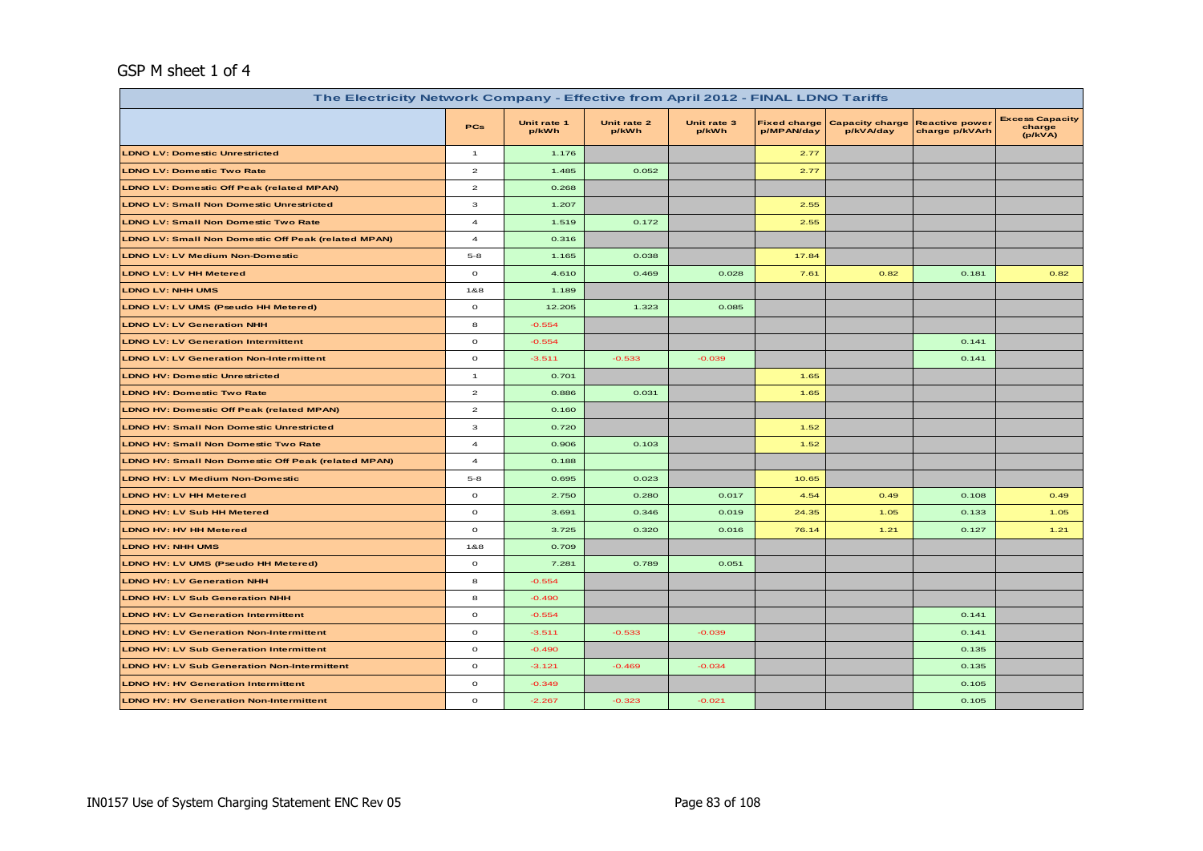GSP M sheet 1 of 4

| The Electricity Network Company - Effective from April 2012 - FINAL LDNO Tariffs | | | | | | | | |
|---|---|---|---|---|---|---|---|---|
| | PCs | Unit rate 1 p/kWh | Unit rate 2 p/kWh | Unit rate 3 p/kWh | Fixed charge p/MPAN/day | Capacity charge p/kVA/day | Reactive power charge p/kVArh | Excess Capacity charge (p/kVA) |
| LDNO LV: Domestic Unrestricted | 1 | 1.176 | | | 2.77 | | | |
| LDNO LV: Domestic Two Rate | 2 | 1.485 | 0.052 | | 2.77 | | | |
| LDNO LV: Domestic Off Peak (related MPAN) | 2 | 0.268 | | | | | | |
| LDNO LV: Small Non Domestic Unrestricted | 3 | 1.207 | | | 2.55 | | | |
| LDNO LV: Small Non Domestic Two Rate | 4 | 1.519 | 0.172 | | 2.55 | | | |
| LDNO LV: Small Non Domestic Off Peak (related MPAN) | 4 | 0.316 | | | | | | |
| LDNO LV: LV Medium Non-Domestic | 5-8 | 1.165 | 0.038 | | 17.84 | | | |
| LDNO LV: LV HH Metered | 0 | 4.610 | 0.469 | 0.028 | 7.61 | 0.82 | 0.181 | 0.82 |
| LDNO LV: NHH UMS | 1&8 | 1.189 | | | | | | |
| LDNO LV: LV UMS (Pseudo HH Metered) | 0 | 12.205 | 1.323 | 0.085 | | | | |
| LDNO LV: LV Generation NHH | 8 | -0.554 | | | | | | |
| LDNO LV: LV Generation Intermittent | 0 | -0.554 | | | | | 0.141 | |
| LDNO LV: LV Generation Non-Intermittent | 0 | -3.511 | -0.533 | -0.039 | | | 0.141 | |
| LDNO HV: Domestic Unrestricted | 1 | 0.701 | | | 1.65 | | | |
| LDNO HV: Domestic Two Rate | 2 | 0.886 | 0.031 | | 1.65 | | | |
| LDNO HV: Domestic Off Peak (related MPAN) | 2 | 0.160 | | | | | | |
| LDNO HV: Small Non Domestic Unrestricted | 3 | 0.720 | | | 1.52 | | | |
| LDNO HV: Small Non Domestic Two Rate | 4 | 0.906 | 0.103 | | 1.52 | | | |
| LDNO HV: Small Non Domestic Off Peak (related MPAN) | 4 | 0.188 | | | | | | |
| LDNO HV: LV Medium Non-Domestic | 5-8 | 0.695 | 0.023 | | 10.65 | | | |
| LDNO HV: LV HH Metered | 0 | 2.750 | 0.280 | 0.017 | 4.54 | 0.49 | 0.108 | 0.49 |
| LDNO HV: LV Sub HH Metered | 0 | 3.691 | 0.346 | 0.019 | 24.35 | 1.05 | 0.133 | 1.05 |
| LDNO HV: HV HH Metered | 0 | 3.725 | 0.320 | 0.016 | 76.14 | 1.21 | 0.127 | 1.21 |
| LDNO HV: NHH UMS | 1&8 | 0.709 | | | | | | |
| LDNO HV: LV UMS (Pseudo HH Metered) | 0 | 7.281 | 0.789 | 0.051 | | | | |
| LDNO HV: LV Generation NHH | 8 | -0.554 | | | | | | |
| LDNO HV: LV Sub Generation NHH | 8 | -0.490 | | | | | | |
| LDNO HV: LV Generation Intermittent | 0 | -0.554 | | | | | 0.141 | |
| LDNO HV: LV Generation Non-Intermittent | 0 | -3.511 | -0.533 | -0.039 | | | 0.141 | |
| LDNO HV: LV Sub Generation Intermittent | 0 | -0.490 | | | | | 0.135 | |
| LDNO HV: LV Sub Generation Non-Intermittent | 0 | -3.121 | -0.469 | -0.034 | | | 0.135 | |
| LDNO HV: HV Generation Intermittent | 0 | -0.349 | | | | | 0.105 | |
| LDNO HV: HV Generation Non-Intermittent | 0 | -2.267 | -0.323 | -0.021 | | | 0.105 | |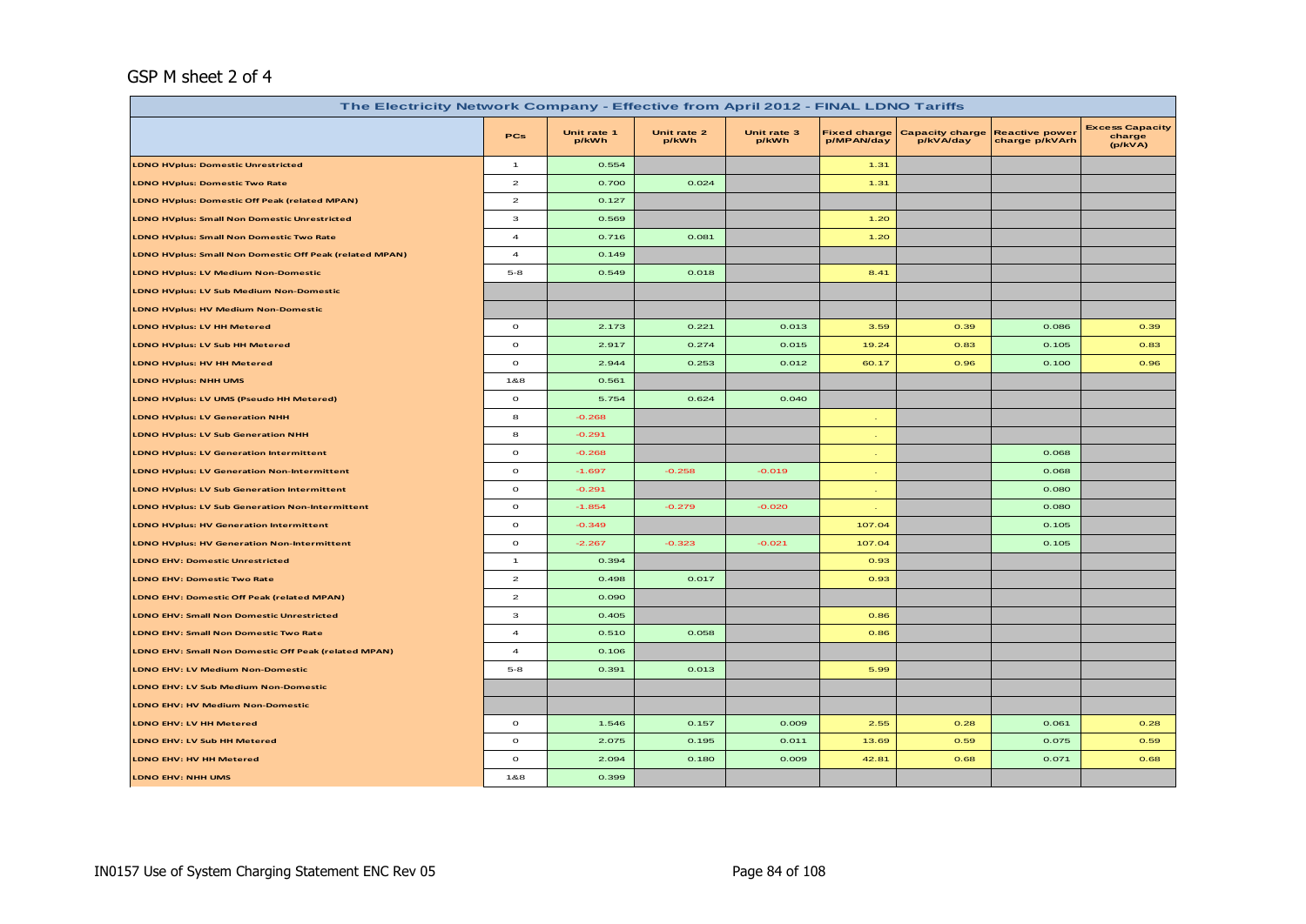GSP M sheet 2 of 4

| The Electricity Network Company - Effective from April 2012 - FINAL LDNO Tariffs | | | | | | | | |
|---|---|---|---|---|---|---|---|---|
| | PCs | Unit rate 1 p/kWh | Unit rate 2 p/kWh | Unit rate 3 p/kWh | Fixed charge p/MPAN/day | Capacity charge p/kVA/day | Reactive power charge p/kVArh | Excess Capacity charge (p/kVA) |
| LDNO HVplus: Domestic Unrestricted | 1 | 0.554 | | | 1.31 | | | |
| LDNO HVplus: Domestic Two Rate | 2 | 0.700 | 0.024 | | 1.31 | | | |
| LDNO HVplus: Domestic Off Peak (related MPAN) | 2 | 0.127 | | | | | | |
| LDNO HVplus: Small Non Domestic Unrestricted | 3 | 0.569 | | | 1.20 | | | |
| LDNO HVplus: Small Non Domestic Two Rate | 4 | 0.716 | 0.081 | | 1.20 | | | |
| LDNO HVplus: Small Non Domestic Off Peak (related MPAN) | 4 | 0.149 | | | | | | |
| LDNO HVplus: LV Medium Non-Domestic | 5-8 | 0.549 | 0.018 | | 8.41 | | | |
| LDNO HVplus: LV Sub Medium Non-Domestic | | | | | | | | |
| LDNO HVplus: HV Medium Non-Domestic | | | | | | | | |
| LDNO HVplus: LV HH Metered | 0 | 2.173 | 0.221 | 0.013 | 3.59 | 0.39 | 0.086 | 0.39 |
| LDNO HVplus: LV Sub HH Metered | 0 | 2.917 | 0.274 | 0.015 | 19.24 | 0.83 | 0.105 | 0.83 |
| LDNO HVplus: HV HH Metered | 0 | 2.944 | 0.253 | 0.012 | 60.17 | 0.96 | 0.100 | 0.96 |
| LDNO HVplus: NHH UMS | 1&8 | 0.561 | | | | | | |
| LDNO HVplus: LV UMS (Pseudo HH Metered) | 0 | 5.754 | 0.624 | 0.040 | | | | |
| LDNO HVplus: LV Generation NHH | 8 | -0.268 | | | - | | | |
| LDNO HVplus: LV Sub Generation NHH | 8 | -0.291 | | | - | | | |
| LDNO HVplus: LV Generation Intermittent | 0 | -0.268 | | | - | | 0.068 | |
| LDNO HVplus: LV Generation Non-Intermittent | 0 | -1.697 | -0.258 | -0.019 | - | | 0.068 | |
| LDNO HVplus: LV Sub Generation Intermittent | 0 | -0.291 | | | - | | 0.080 | |
| LDNO HVplus: LV Sub Generation Non-Intermittent | 0 | -1.854 | -0.279 | -0.020 | - | | 0.080 | |
| LDNO HVplus: HV Generation Intermittent | 0 | -0.349 | | | 107.04 | | 0.105 | |
| LDNO HVplus: HV Generation Non-Intermittent | 0 | -2.267 | -0.323 | -0.021 | 107.04 | | 0.105 | |
| LDNO EHV: Domestic Unrestricted | 1 | 0.394 | | | 0.93 | | | |
| LDNO EHV: Domestic Two Rate | 2 | 0.498 | 0.017 | | 0.93 | | | |
| LDNO EHV: Domestic Off Peak (related MPAN) | 2 | 0.090 | | | | | | |
| LDNO EHV: Small Non Domestic Unrestricted | 3 | 0.405 | | | 0.86 | | | |
| LDNO EHV: Small Non Domestic Two Rate | 4 | 0.510 | 0.058 | | 0.86 | | | |
| LDNO EHV: Small Non Domestic Off Peak (related MPAN) | 4 | 0.106 | | | | | | |
| LDNO EHV: LV Medium Non-Domestic | 5-8 | 0.391 | 0.013 | | 5.99 | | | |
| LDNO EHV: LV Sub Medium Non-Domestic | | | | | | | | |
| LDNO EHV: HV Medium Non-Domestic | | | | | | | | |
| LDNO EHV: LV HH Metered | 0 | 1.546 | 0.157 | 0.009 | 2.55 | 0.28 | 0.061 | 0.28 |
| LDNO EHV: LV Sub HH Metered | 0 | 2.075 | 0.195 | 0.011 | 13.69 | 0.59 | 0.075 | 0.59 |
| LDNO EHV: HV HH Metered | 0 | 2.094 | 0.180 | 0.009 | 42.81 | 0.68 | 0.071 | 0.68 |
| LDNO EHV: NHH UMS | 1&8 | 0.399 | | | | | | |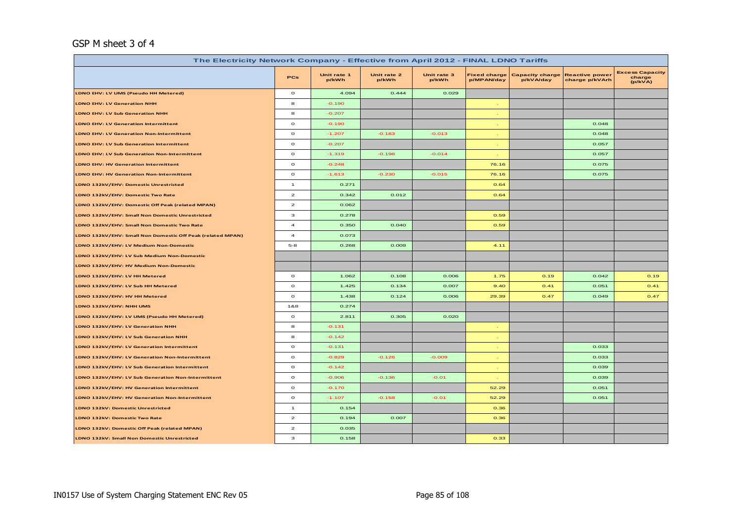## GSP M sheet 3 of 4

| The Electricity Network Company - Effective from April 2012 - FINAL LDNO Tariffs | | | | | | | | |
|---|---|---|---|---|---|---|---|---|
| | PCs | Unit rate 1 p/kWh | Unit rate 2 p/kWh | Unit rate 3 p/kWh | Fixed charge p/MPAN/day | Capacity charge p/kVA/day | Reactive power charge p/kVArh | Excess Capacity charge (p/kVA) |
| LDNO EHV: LV UMS (Pseudo HH Metered) | 0 | 4.094 | 0.444 | 0.029 | | | | |
| LDNO EHV: LV Generation NHH | 8 | -0.190 | | | . | | | |
| LDNO EHV: LV Sub Generation NHH | 8 | -0.207 | | | . | | | |
| LDNO EHV: LV Generation Intermittent | 0 | -0.190 | | | . | | 0.048 | |
| LDNO EHV: LV Generation Non-Intermittent | 0 | -1.207 | -0.183 | -0.013 | . | | 0.048 | |
| LDNO EHV: LV Sub Generation Intermittent | 0 | -0.207 | | | . | | 0.057 | |
| LDNO EHV: LV Sub Generation Non-Intermittent | 0 | -1.319 | -0.198 | -0.014 | . | | 0.057 | |
| LDNO EHV: HV Generation Intermittent | 0 | -0.248 | | | 76.16 | | 0.075 | |
| LDNO EHV: HV Generation Non-Intermittent | 0 | -1.613 | -0.230 | -0.015 | 76.16 | | 0.075 | |
| LDNO 132kV/EHV: Domestic Unrestricted | 1 | 0.271 | | | 0.64 | | | |
| LDNO 132kV/EHV: Domestic Two Rate | 2 | 0.342 | 0.012 | | 0.64 | | | |
| LDNO 132kV/EHV: Domestic Off Peak (related MPAN) | 2 | 0.062 | | | | | | |
| LDNO 132kV/EHV: Small Non Domestic Unrestricted | 3 | 0.278 | | | 0.59 | | | |
| LDNO 132kV/EHV: Small Non Domestic Two Rate | 4 | 0.350 | 0.040 | | 0.59 | | | |
| LDNO 132kV/EHV: Small Non Domestic Off Peak (related MPAN) | 4 | 0.073 | | | | | | |
| LDNO 132kV/EHV: LV Medium Non-Domestic | 5-8 | 0.268 | 0.009 | | 4.11 | | | |
| LDNO 132kV/EHV: LV Sub Medium Non-Domestic | | | | | | | | |
| LDNO 132kV/EHV: HV Medium Non-Domestic | | | | | | | | |
| LDNO 132kV/EHV: LV HH Metered | 0 | 1.062 | 0.108 | 0.006 | 1.75 | 0.19 | 0.042 | 0.19 |
| LDNO 132kV/EHV: LV Sub HH Metered | 0 | 1.425 | 0.134 | 0.007 | 9.40 | 0.41 | 0.051 | 0.41 |
| LDNO 132kV/EHV: HV HH Metered | 0 | 1.438 | 0.124 | 0.006 | 29.39 | 0.47 | 0.049 | 0.47 |
| LDNO 132kV/EHV: NHH UMS | 1&8 | 0.274 | | | | | | |
| LDNO 132kV/EHV: LV UMS (Pseudo HH Metered) | 0 | 2.811 | 0.305 | 0.020 | | | | |
| LDNO 132kV/EHV: LV Generation NHH | 8 | -0.131 | | | . | | | |
| LDNO 132kV/EHV: LV Sub Generation NHH | 8 | -0.142 | | | . | | | |
| LDNO 132kV/EHV: LV Generation Intermittent | 0 | -0.131 | | | . | | 0.033 | |
| LDNO 132kV/EHV: LV Generation Non-Intermittent | 0 | -0.829 | -0.126 | -0.009 | . | | 0.033 | |
| LDNO 132kV/EHV: LV Sub Generation Intermittent | 0 | -0.142 | | | . | | 0.039 | |
| LDNO 132kV/EHV: LV Sub Generation Non-Intermittent | 0 | -0.906 | -0.136 | -0.01 | . | | 0.039 | |
| LDNO 132kV/EHV: HV Generation Intermittent | 0 | -0.170 | | | 52.29 | | 0.051 | |
| LDNO 132kV/EHV: HV Generation Non-Intermittent | 0 | -1.107 | -0.158 | -0.01 | 52.29 | | 0.051 | |
| LDNO 132kV: Domestic Unrestricted | 1 | 0.154 | | | 0.36 | | | |
| LDNO 132kV: Domestic Two Rate | 2 | 0.194 | 0.007 | | 0.36 | | | |
| LDNO 132kV: Domestic Off Peak (related MPAN) | 2 | 0.035 | | | | | | |
| LDNO 132kV: Small Non Domestic Unrestricted | 3 | 0.158 | | | 0.33 | | | |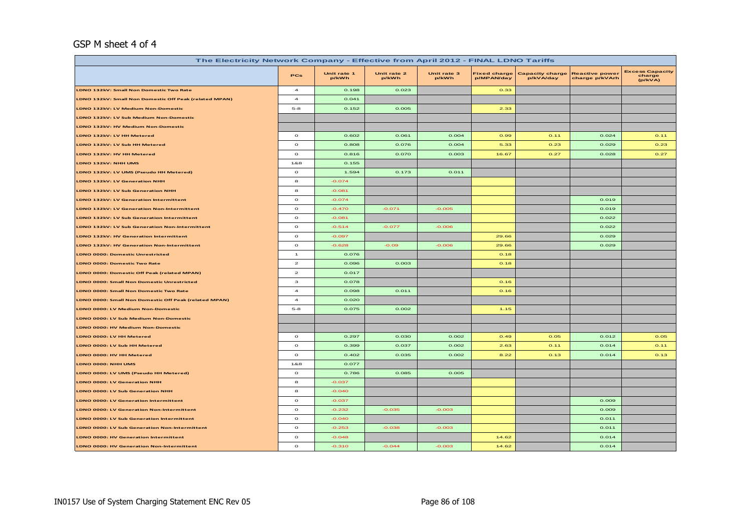GSP M sheet 4 of 4

| The Electricity Network Company - Effective from April 2012 - FINAL LDNO Tariffs | | | | | | | | |
|---|---|---|---|---|---|---|---|---|
| | PCs | Unit rate 1 p/kWh | Unit rate 2 p/kWh | Unit rate 3 p/kWh | Fixed charge p/MPAN/day | Capacity charge p/kVA/day | Reactive power charge p/kVArh | Excess Capacity charge (p/kVA) |
| LDNO 132kV: Small Non Domestic Two Rate | 4 | 0.198 | 0.023 | | 0.33 | | | |
| LDNO 132kV: Small Non Domestic Off Peak (related MPAN) | 4 | 0.041 | | | | | | |
| LDNO 132kV: LV Medium Non-Domestic | 5-8 | 0.152 | 0.005 | | 2.33 | | | |
| LDNO 132kV: LV Sub Medium Non-Domestic | | | | | | | | |
| LDNO 132kV: HV Medium Non-Domestic | | | | | | | | |
| LDNO 132kV: LV HH Metered | 0 | 0.602 | 0.061 | 0.004 | 0.99 | 0.11 | 0.024 | 0.11 |
| LDNO 132kV: LV Sub HH Metered | 0 | 0.808 | 0.076 | 0.004 | 5.33 | 0.23 | 0.029 | 0.23 |
| LDNO 132kV: HV HH Metered | 0 | 0.816 | 0.070 | 0.003 | 16.67 | 0.27 | 0.028 | 0.27 |
| LDNO 132kV: NHH UMS | 1&8 | 0.155 | | | | | | |
| LDNO 132kV: LV UMS (Pseudo HH Metered) | 0 | 1.594 | 0.173 | 0.011 | | | | |
| LDNO 132kV: LV Generation NHH | 8 | -0.074 | | | | | | |
| LDNO 132kV: LV Sub Generation NHH | 8 | -0.081 | | | | | | |
| LDNO 132kV: LV Generation Intermittent | 0 | -0.074 | | | | | 0.019 | |
| LDNO 132kV: LV Generation Non-Intermittent | 0 | -0.470 | -0.071 | -0.005 | | | 0.019 | |
| LDNO 132kV: LV Sub Generation Intermittent | 0 | -0.081 | | | | | 0.022 | |
| LDNO 132kV: LV Sub Generation Non-Intermittent | 0 | -0.514 | -0.077 | -0.006 | | | 0.022 | |
| LDNO 132kV: HV Generation Intermittent | 0 | -0.097 | | | 29.66 | | 0.029 | |
| LDNO 132kV: HV Generation Non-Intermittent | 0 | -0.628 | -0.09 | -0.006 | 29.66 | | 0.029 | |
| LDNO 0000: Domestic Unrestricted | 1 | 0.076 | | | 0.18 | | | |
| LDNO 0000: Domestic Two Rate | 2 | 0.096 | 0.003 | | 0.18 | | | |
| LDNO 0000: Domestic Off Peak (related MPAN) | 2 | 0.017 | | | | | | |
| LDNO 0000: Small Non Domestic Unrestricted | 3 | 0.078 | | | 0.16 | | | |
| LDNO 0000: Small Non Domestic Two Rate | 4 | 0.098 | 0.011 | | 0.16 | | | |
| LDNO 0000: Small Non Domestic Off Peak (related MPAN) | 4 | 0.020 | | | | | | |
| LDNO 0000: LV Medium Non-Domestic | 5-8 | 0.075 | 0.002 | | 1.15 | | | |
| LDNO 0000: LV Sub Medium Non-Domestic | | | | | | | | |
| LDNO 0000: HV Medium Non-Domestic | | | | | | | | |
| LDNO 0000: LV HH Metered | 0 | 0.297 | 0.030 | 0.002 | 0.49 | 0.05 | 0.012 | 0.05 |
| LDNO 0000: LV Sub HH Metered | 0 | 0.399 | 0.037 | 0.002 | 2.63 | 0.11 | 0.014 | 0.11 |
| LDNO 0000: HV HH Metered | 0 | 0.402 | 0.035 | 0.002 | 8.22 | 0.13 | 0.014 | 0.13 |
| LDNO 0000: NHH UMS | 1&8 | 0.077 | | | | | | |
| LDNO 0000: LV UMS (Pseudo HH Metered) | 0 | 0.786 | 0.085 | 0.005 | | | | |
| LDNO 0000: LV Generation NHH | 8 | -0.037 | | | | | | |
| LDNO 0000: LV Sub Generation NHH | 8 | -0.040 | | | | | | |
| LDNO 0000: LV Generation Intermittent | 0 | -0.037 | | | | | 0.009 | |
| LDNO 0000: LV Generation Non-Intermittent | 0 | -0.232 | -0.035 | -0.003 | | | 0.009 | |
| LDNO 0000: LV Sub Generation Intermittent | 0 | -0.040 | | | | | 0.011 | |
| LDNO 0000: LV Sub Generation Non-Intermittent | 0 | -0.253 | -0.038 | -0.003 | | | 0.011 | |
| LDNO 0000: HV Generation Intermittent | 0 | -0.048 | | | 14.62 | | 0.014 | |
| LDNO 0000: HV Generation Non-Intermittent | 0 | -0.310 | -0.044 | -0.003 | 14.62 | | 0.014 | |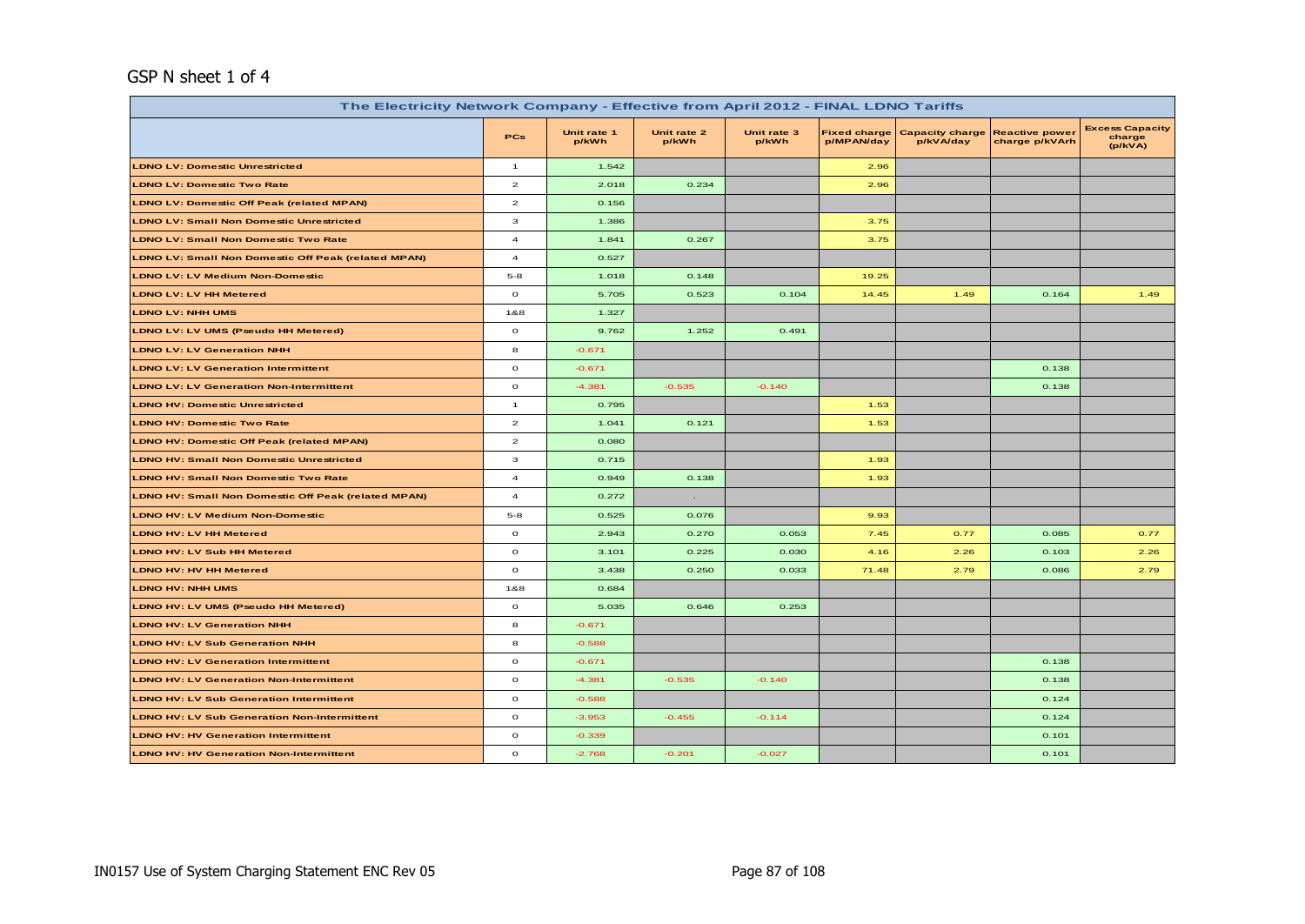GSP N sheet 1 of 4

| The Electricity Network Company - Effective from April 2012 - FINAL LDNO Tariffs | | | | | | | | |
|---|---|---|---|---|---|---|---|---|
| | PCs | Unit rate 1 p/kWh | Unit rate 2 p/kWh | Unit rate 3 p/kWh | Fixed charge p/MPAN/day | Capacity charge p/kVA/day | Reactive power charge p/kVArh | Excess Capacity charge (p/kVA) |
| LDNO LV: Domestic Unrestricted | 1 | 1.542 | | | 2.96 | | | |
| LDNO LV: Domestic Two Rate | 2 | 2.018 | 0.234 | | 2.96 | | | |
| LDNO LV: Domestic Off Peak (related MPAN) | 2 | 0.156 | | | | | | |
| LDNO LV: Small Non Domestic Unrestricted | 3 | 1.386 | | | 3.75 | | | |
| LDNO LV: Small Non Domestic Two Rate | 4 | 1.841 | 0.267 | | 3.75 | | | |
| LDNO LV: Small Non Domestic Off Peak (related MPAN) | 4 | 0.527 | | | | | | |
| LDNO LV: LV Medium Non-Domestic | 5-8 | 1.018 | 0.148 | | 19.25 | | | |
| LDNO LV: LV HH Metered | 0 | 5.705 | 0.523 | 0.104 | 14.45 | 1.49 | 0.164 | 1.49 |
| LDNO LV: NHH UMS | 1&8 | 1.327 | | | | | | |
| LDNO LV: LV UMS (Pseudo HH Metered) | 0 | 9.762 | 1.252 | 0.491 | | | | |
| LDNO LV: LV Generation NHH | 8 | -0.671 | | | | | | |
| LDNO LV: LV Generation Intermittent | 0 | -0.671 | | | | | 0.138 | |
| LDNO LV: LV Generation Non-Intermittent | 0 | -4.381 | -0.535 | -0.140 | | | 0.138 | |
| LDNO HV: Domestic Unrestricted | 1 | 0.795 | | | 1.53 | | | |
| LDNO HV: Domestic Two Rate | 2 | 1.041 | 0.121 | | 1.53 | | | |
| LDNO HV: Domestic Off Peak (related MPAN) | 2 | 0.080 | | | | | | |
| LDNO HV: Small Non Domestic Unrestricted | 3 | 0.715 | | | 1.93 | | | |
| LDNO HV: Small Non Domestic Two Rate | 4 | 0.949 | 0.138 | | 1.93 | | | |
| LDNO HV: Small Non Domestic Off Peak (related MPAN) | 4 | 0.272 | . | | | | | |
| LDNO HV: LV Medium Non-Domestic | 5-8 | 0.525 | 0.076 | | 9.93 | | | |
| LDNO HV: LV HH Metered | 0 | 2.943 | 0.270 | 0.053 | 7.45 | 0.77 | 0.085 | 0.77 |
| LDNO HV: LV Sub HH Metered | 0 | 3.101 | 0.225 | 0.030 | 4.16 | 2.26 | 0.103 | 2.26 |
| LDNO HV: HV HH Metered | 0 | 3.438 | 0.250 | 0.033 | 71.48 | 2.79 | 0.086 | 2.79 |
| LDNO HV: NHH UMS | 1&8 | 0.684 | | | | | | |
| LDNO HV: LV UMS (Pseudo HH Metered) | 0 | 5.035 | 0.646 | 0.253 | | | | |
| LDNO HV: LV Generation NHH | 8 | -0.671 | | | | | | |
| LDNO HV: LV Sub Generation NHH | 8 | -0.588 | | | | | | |
| LDNO HV: LV Generation Intermittent | 0 | -0.671 | | | | | 0.138 | |
| LDNO HV: LV Generation Non-Intermittent | 0 | -4.381 | -0.535 | -0.140 | | | 0.138 | |
| LDNO HV: LV Sub Generation Intermittent | 0 | -0.588 | | | | | 0.124 | |
| LDNO HV: LV Sub Generation Non-Intermittent | 0 | -3.953 | -0.455 | -0.114 | | | 0.124 | |
| LDNO HV: HV Generation Intermittent | 0 | -0.339 | | | | | 0.101 | |
| LDNO HV: HV Generation Non-Intermittent | 0 | -2.768 | -0.201 | -0.027 | | | 0.101 | |

IN0157 Use of System Charging Statement ENC Rev 05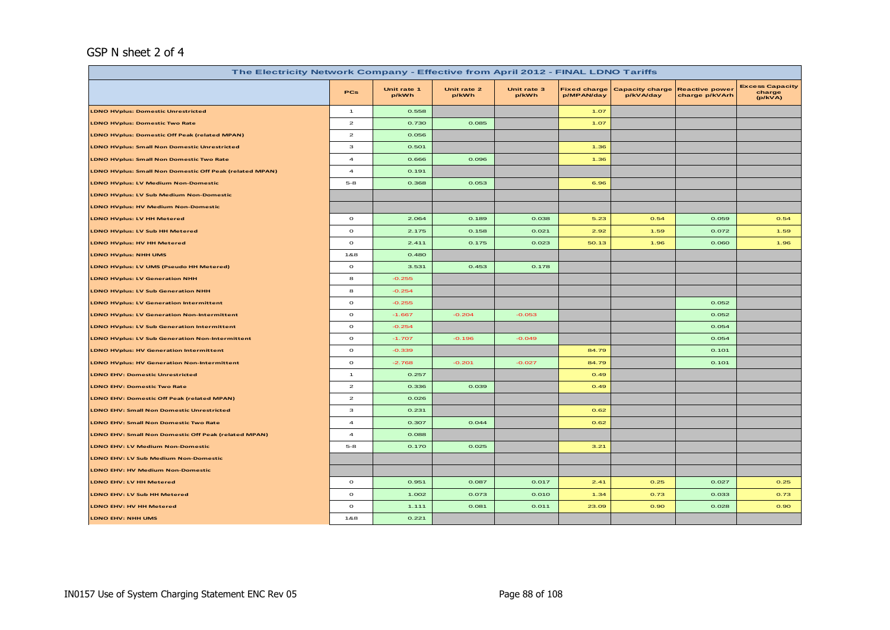GSP N sheet 2 of 4

| The Electricity Network Company - Effective from April 2012 - FINAL LDNO Tariffs | | | | | | | | |
|---|---|---|---|---|---|---|---|---|
| | PCs | Unit rate 1 p/kWh | Unit rate 2 p/kWh | Unit rate 3 p/kWh | Fixed charge p/MPAN/day | Capacity charge p/kVA/day | Reactive power charge p/kVArh | Excess Capacity charge (p/kVA) |
| LDNO HVplus: Domestic Unrestricted | 1 | 0.558 | | | 1.07 | | | |
| LDNO HVplus: Domestic Two Rate | 2 | 0.730 | 0.085 | | 1.07 | | | |
| LDNO HVplus: Domestic Off Peak (related MPAN) | 2 | 0.056 | | | | | | |
| LDNO HVplus: Small Non Domestic Unrestricted | 3 | 0.501 | | | 1.36 | | | |
| LDNO HVplus: Small Non Domestic Two Rate | 4 | 0.666 | 0.096 | | 1.36 | | | |
| LDNO HVplus: Small Non Domestic Off Peak (related MPAN) | 4 | 0.191 | | | | | | |
| LDNO HVplus: LV Medium Non-Domestic | 5-8 | 0.368 | 0.053 | | 6.96 | | | |
| LDNO HVplus: LV Sub Medium Non-Domestic | | | | | | | | |
| LDNO HVplus: HV Medium Non-Domestic | | | | | | | | |
| LDNO HVplus: LV HH Metered | 0 | 2.064 | 0.189 | 0.038 | 5.23 | 0.54 | 0.059 | 0.54 |
| LDNO HVplus: LV Sub HH Metered | 0 | 2.175 | 0.158 | 0.021 | 2.92 | 1.59 | 0.072 | 1.59 |
| LDNO HVplus: HV HH Metered | 0 | 2.411 | 0.175 | 0.023 | 50.13 | 1.96 | 0.060 | 1.96 |
| LDNO HVplus: NHH UMS | 1&8 | 0.480 | | | | | | |
| LDNO HVplus: LV UMS (Pseudo HH Metered) | 0 | 3.531 | 0.453 | 0.178 | | | | |
| LDNO HVplus: LV Generation NHH | 8 | -0.255 | | | | | | |
| LDNO HVplus: LV Sub Generation NHH | 8 | -0.254 | | | | | | |
| LDNO HVplus: LV Generation Intermittent | 0 | -0.255 | | | | | 0.052 | |
| LDNO HVplus: LV Generation Non-Intermittent | 0 | -1.667 | -0.204 | -0.053 | | | 0.052 | |
| LDNO HVplus: LV Sub Generation Intermittent | 0 | -0.254 | | | | | 0.054 | |
| LDNO HVplus: LV Sub Generation Non-Intermittent | 0 | -1.707 | -0.196 | -0.049 | | | 0.054 | |
| LDNO HVplus: HV Generation Intermittent | 0 | -0.339 | | | 84.79 | | 0.101 | |
| LDNO HVplus: HV Generation Non-Intermittent | 0 | -2.768 | -0.201 | -0.027 | 84.79 | | 0.101 | |
| LDNO EHV: Domestic Unrestricted | 1 | 0.257 | | | 0.49 | | | |
| LDNO EHV: Domestic Two Rate | 2 | 0.336 | 0.039 | | 0.49 | | | |
| LDNO EHV: Domestic Off Peak (related MPAN) | 2 | 0.026 | | | | | | |
| LDNO EHV: Small Non Domestic Unrestricted | 3 | 0.231 | | | 0.62 | | | |
| LDNO EHV: Small Non Domestic Two Rate | 4 | 0.307 | 0.044 | | 0.62 | | | |
| LDNO EHV: Small Non Domestic Off Peak (related MPAN) | 4 | 0.088 | | | | | | |
| LDNO EHV: LV Medium Non-Domestic | 5-8 | 0.170 | 0.025 | | 3.21 | | | |
| LDNO EHV: LV Sub Medium Non-Domestic | | | | | | | | |
| LDNO EHV: HV Medium Non-Domestic | | | | | | | | |
| LDNO EHV: LV HH Metered | 0 | 0.951 | 0.087 | 0.017 | 2.41 | 0.25 | 0.027 | 0.25 |
| LDNO EHV: LV Sub HH Metered | 0 | 1.002 | 0.073 | 0.010 | 1.34 | 0.73 | 0.033 | 0.73 |
| LDNO EHV: HV HH Metered | 0 | 1.111 | 0.081 | 0.011 | 23.09 | 0.90 | 0.028 | 0.90 |
| LDNO EHV: NHH UMS | 1&8 | 0.221 | | | | | | |

IN0157 Use of System Charging Statement ENC Rev 05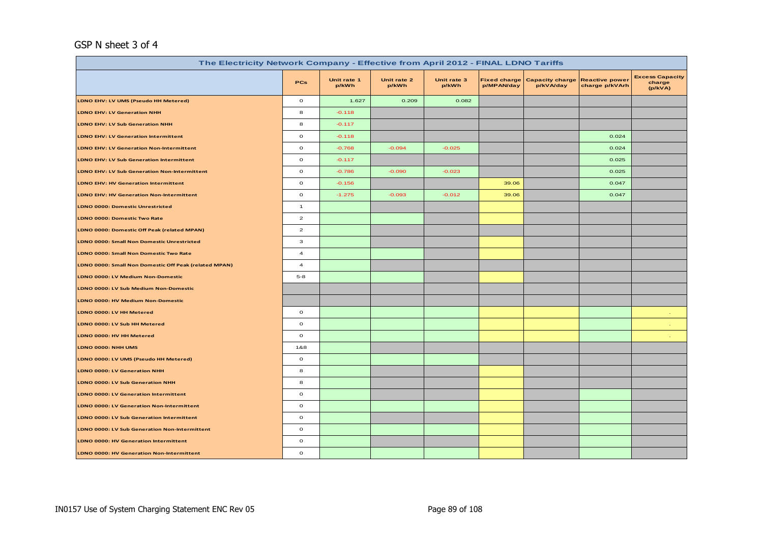GSP N sheet 3 of 4

| The Electricity Network Company - Effective from April 2012 - FINAL LDNO Tariffs | | | | | | | | |
|---|---|---|---|---|---|---|---|---|
| | PCs | Unit rate 1 p/kWh | Unit rate 2 p/kWh | Unit rate 3 p/kWh | Fixed charge p/MPAN/day | Capacity charge p/kVA/day | Reactive power charge p/kVArh | Excess Capacity charge (p/kVA) |
| LDNO EHV: LV UMS (Pseudo HH Metered) | 0 | 1.627 | 0.209 | 0.082 | | | | |
| LDNO EHV: LV Generation NHH | 8 | -0.118 | | | | | | |
| LDNO EHV: LV Sub Generation NHH | 8 | -0.117 | | | | | | |
| LDNO EHV: LV Generation Intermittent | 0 | -0.118 | | | | | 0.024 | |
| LDNO EHV: LV Generation Non-Intermittent | 0 | -0.768 | -0.094 | -0.025 | | | 0.024 | |
| LDNO EHV: LV Sub Generation Intermittent | 0 | -0.117 | | | | | 0.025 | |
| LDNO EHV: LV Sub Generation Non-Intermittent | 0 | -0.786 | -0.090 | -0.023 | | | 0.025 | |
| LDNO EHV: HV Generation Intermittent | 0 | -0.156 | | | 39.06 | | 0.047 | |
| LDNO EHV: HV Generation Non-Intermittent | 0 | -1.275 | -0.093 | -0.012 | 39.06 | | 0.047 | |
| LDNO 0000: Domestic Unrestricted | 1 | | | | | | | |
| LDNO 0000: Domestic Two Rate | 2 | | | | | | | |
| LDNO 0000: Domestic Off Peak (related MPAN) | 2 | | | | | | | |
| LDNO 0000: Small Non Domestic Unrestricted | 3 | | | | | | | |
| LDNO 0000: Small Non Domestic Two Rate | 4 | | | | | | | |
| LDNO 0000: Small Non Domestic Off Peak (related MPAN) | 4 | | | | | | | |
| LDNO 0000: LV Medium Non-Domestic | 5-8 | | | | | | | |
| LDNO 0000: LV Sub Medium Non-Domestic | | | | | | | | |
| LDNO 0000: HV Medium Non-Domestic | | | | | | | | |
| LDNO 0000: LV HH Metered | 0 | | | | | | | - |
| LDNO 0000: LV Sub HH Metered | 0 | | | | | | | - |
| LDNO 0000: HV HH Metered | 0 | | | | | | | - |
| LDNO 0000: NHH UMS | 1&8 | | | | | | | |
| LDNO 0000: LV UMS (Pseudo HH Metered) | 0 | | | | | | | |
| LDNO 0000: LV Generation NHH | 8 | | | | | | | |
| LDNO 0000: LV Sub Generation NHH | 8 | | | | | | | |
| LDNO 0000: LV Generation Intermittent | 0 | | | | | | | |
| LDNO 0000: LV Generation Non-Intermittent | 0 | | | | | | | |
| LDNO 0000: LV Sub Generation Intermittent | 0 | | | | | | | |
| LDNO 0000: LV Sub Generation Non-Intermittent | 0 | | | | | | | |
| LDNO 0000: HV Generation Intermittent | 0 | | | | | | | |
| LDNO 0000: HV Generation Non-Intermittent | 0 | | | | | | | |

IN0157 Use of System Charging Statement ENC Rev 05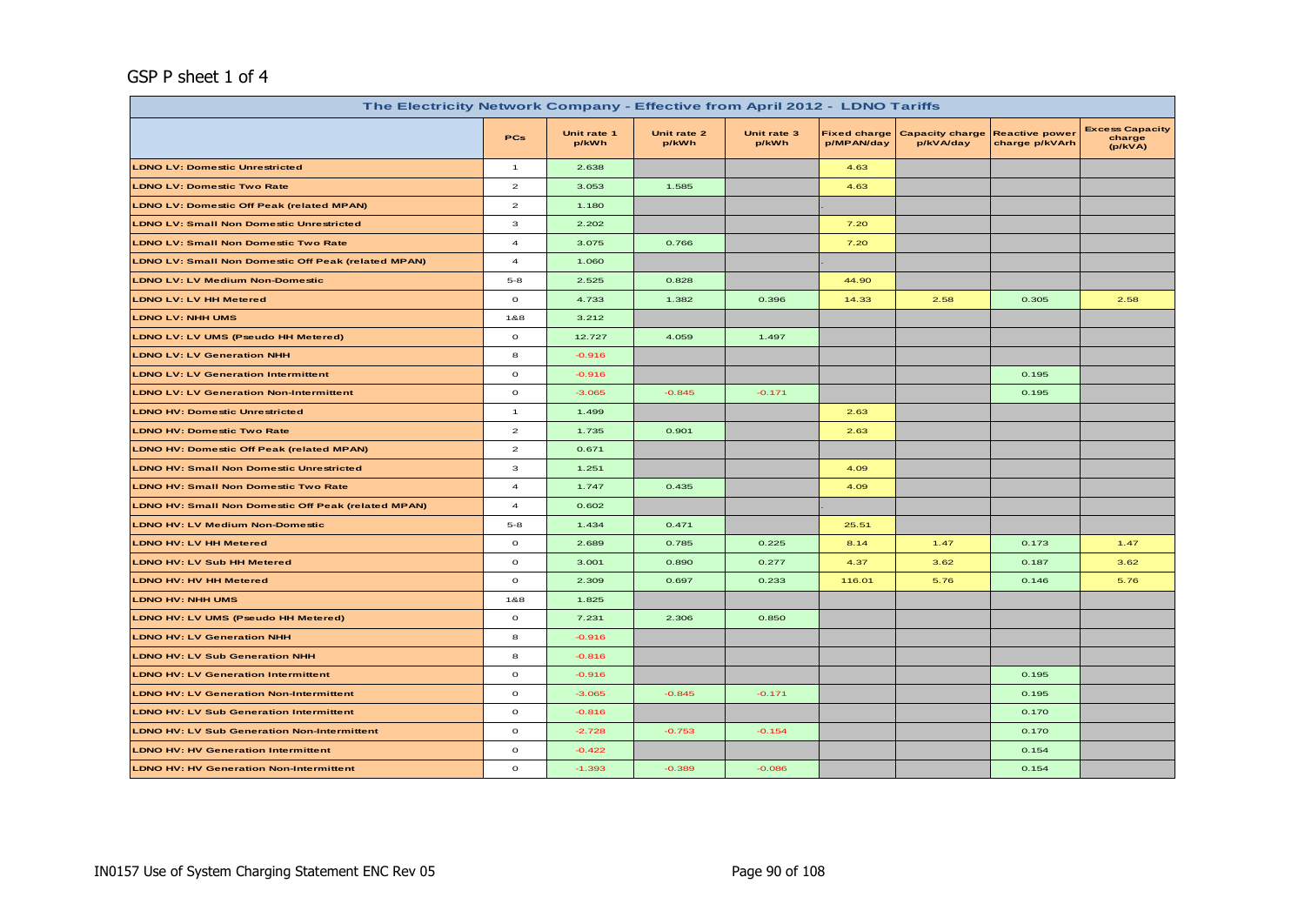GSP P sheet 1 of 4

| The Electricity Network Company - Effective from April 2012 - LDNO Tariffs | | | | | | | | |
|---|---|---|---|---|---|---|---|---|
| | PCs | Unit rate 1 p/kWh | Unit rate 2 p/kWh | Unit rate 3 p/kWh | Fixed charge p/MPAN/day | Capacity charge p/kVA/day | Reactive power charge p/kVArh | Excess Capacity charge (p/kVA) |
| LDNO LV: Domestic Unrestricted | 1 | 2.638 | | | 4.63 | | | |
| LDNO LV: Domestic Two Rate | 2 | 3.053 | 1.585 | | 4.63 | | | |
| LDNO LV: Domestic Off Peak (related MPAN) | 2 | 1.180 | | | - | | | |
| LDNO LV: Small Non Domestic Unrestricted | 3 | 2.202 | | | 7.20 | | | |
| LDNO LV: Small Non Domestic Two Rate | 4 | 3.075 | 0.766 | | 7.20 | | | |
| LDNO LV: Small Non Domestic Off Peak (related MPAN) | 4 | 1.060 | | | - | | | |
| LDNO LV: LV Medium Non-Domestic | 5-8 | 2.525 | 0.828 | | 44.90 | | | |
| LDNO LV: LV HH Metered | 0 | 4.733 | 1.382 | 0.396 | 14.33 | 2.58 | 0.305 | 2.58 |
| LDNO LV: NHH UMS | 1&8 | 3.212 | | | | | | |
| LDNO LV: LV UMS (Pseudo HH Metered) | 0 | 12.727 | 4.059 | 1.497 | | | | |
| LDNO LV: LV Generation NHH | 8 | -0.916 | | | | | | |
| LDNO LV: LV Generation Intermittent | 0 | -0.916 | | | | | 0.195 | |
| LDNO LV: LV Generation Non-Intermittent | 0 | -3.065 | -0.845 | -0.171 | | | 0.195 | |
| LDNO HV: Domestic Unrestricted | 1 | 1.499 | | | 2.63 | | | |
| LDNO HV: Domestic Two Rate | 2 | 1.735 | 0.901 | | 2.63 | | | |
| LDNO HV: Domestic Off Peak (related MPAN) | 2 | 0.671 | | | | | | |
| LDNO HV: Small Non Domestic Unrestricted | 3 | 1.251 | | | 4.09 | | | |
| LDNO HV: Small Non Domestic Two Rate | 4 | 1.747 | 0.435 | | 4.09 | | | |
| LDNO HV: Small Non Domestic Off Peak (related MPAN) | 4 | 0.602 | | | - | | | |
| LDNO HV: LV Medium Non-Domestic | 5-8 | 1.434 | 0.471 | | 25.51 | | | |
| LDNO HV: LV HH Metered | 0 | 2.689 | 0.785 | 0.225 | 8.14 | 1.47 | 0.173 | 1.47 |
| LDNO HV: LV Sub HH Metered | 0 | 3.001 | 0.890 | 0.277 | 4.37 | 3.62 | 0.187 | 3.62 |
| LDNO HV: HV HH Metered | 0 | 2.309 | 0.697 | 0.233 | 116.01 | 5.76 | 0.146 | 5.76 |
| LDNO HV: NHH UMS | 1&8 | 1.825 | | | | | | |
| LDNO HV: LV UMS (Pseudo HH Metered) | 0 | 7.231 | 2.306 | 0.850 | | | | |
| LDNO HV: LV Generation NHH | 8 | -0.916 | | | | | | |
| LDNO HV: LV Sub Generation NHH | 8 | -0.816 | | | | | | |
| LDNO HV: LV Generation Intermittent | 0 | -0.916 | | | | | 0.195 | |
| LDNO HV: LV Generation Non-Intermittent | 0 | -3.065 | -0.845 | -0.171 | | | 0.195 | |
| LDNO HV: LV Sub Generation Intermittent | 0 | -0.816 | | | | | 0.170 | |
| LDNO HV: LV Sub Generation Non-Intermittent | 0 | -2.728 | -0.753 | -0.154 | | | 0.170 | |
| LDNO HV: HV Generation Intermittent | 0 | -0.422 | | | | | 0.154 | |
| LDNO HV: HV Generation Non-Intermittent | 0 | -1.393 | -0.389 | -0.086 | | | 0.154 | |

IN0157 Use of System Charging Statement ENC Rev 05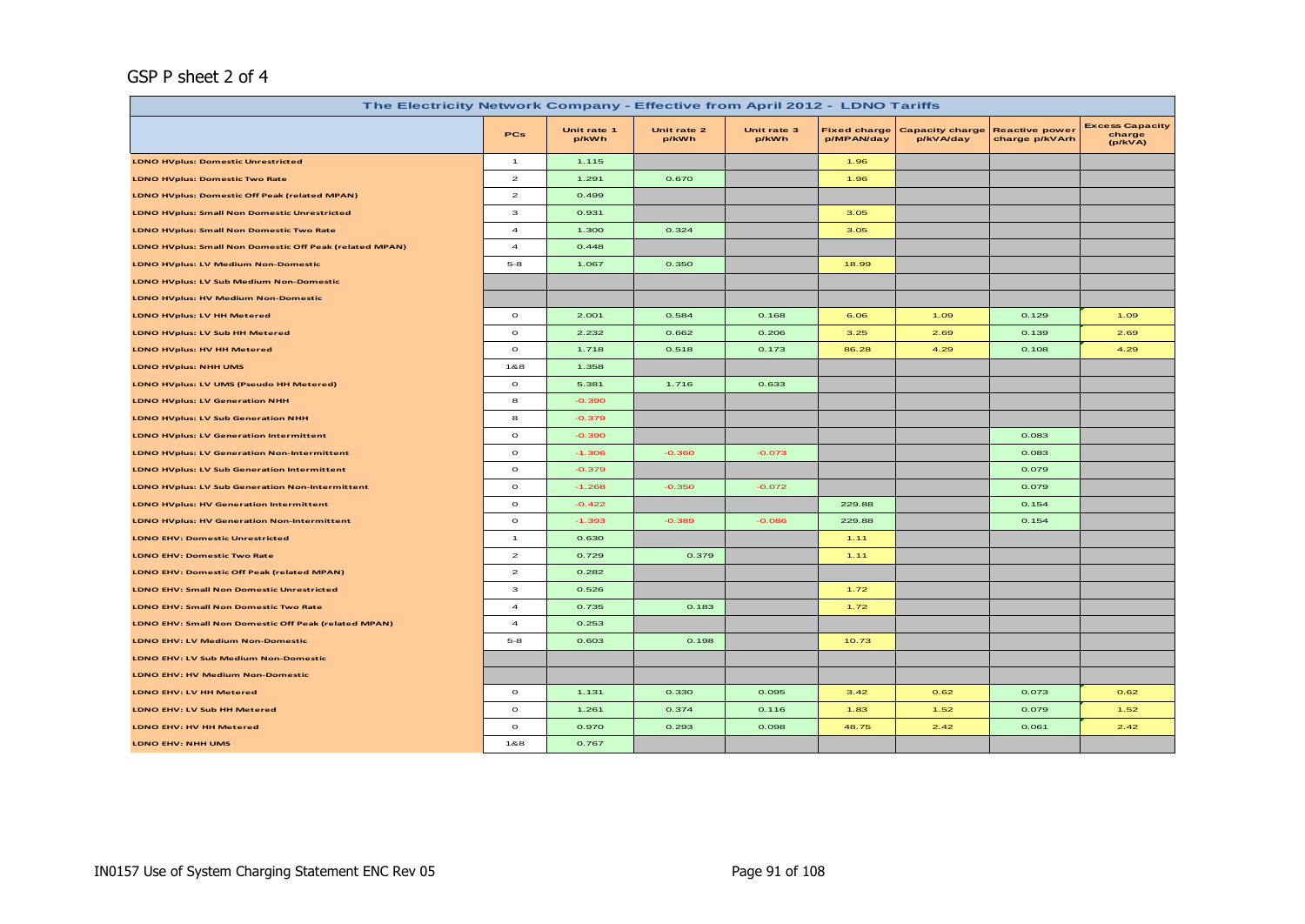## GSP P sheet 2 of 4

| The Electricity Network Company - Effective from April 2012 - LDNO Tariffs | | | | | | | | |
|---|---|---|---|---|---|---|---|---|
| | PCs | Unit rate 1 p/kWh | Unit rate 2 p/kWh | Unit rate 3 p/kWh | Fixed charge p/MPAN/day | Capacity charge p/kVA/day | Reactive power charge p/kVArh | Excess Capacity charge (p/kVA) |
| LDNO HVplus: Domestic Unrestricted | 1 | 1.115 | | | 1.96 | | | |
| LDNO HVplus: Domestic Two Rate | 2 | 1.291 | 0.670 | | 1.96 | | | |
| LDNO HVplus: Domestic Off Peak (related MPAN) | 2 | 0.499 | | | | | | |
| LDNO HVplus: Small Non Domestic Unrestricted | 3 | 0.931 | | | 3.05 | | | |
| LDNO HVplus: Small Non Domestic Two Rate | 4 | 1.300 | 0.324 | | 3.05 | | | |
| LDNO HVplus: Small Non Domestic Off Peak (related MPAN) | 4 | 0.448 | | | | | | |
| LDNO HVplus: LV Medium Non-Domestic | 5-8 | 1.067 | 0.350 | | 18.99 | | | |
| LDNO HVplus: LV Sub Medium Non-Domestic | | | | | | | | |
| LDNO HVplus: HV Medium Non-Domestic | | | | | | | | |
| LDNO HVplus: LV HH Metered | 0 | 2.001 | 0.584 | 0.168 | 6.06 | 1.09 | 0.129 | 1.09 |
| LDNO HVplus: LV Sub HH Metered | 0 | 2.232 | 0.662 | 0.206 | 3.25 | 2.69 | 0.139 | 2.69 |
| LDNO HVplus: HV HH Metered | 0 | 1.718 | 0.518 | 0.173 | 86.28 | 4.29 | 0.108 | 4.29 |
| LDNO HVplus: NHH UMS | 1&8 | 1.358 | | | | | | |
| LDNO HVplus: LV UMS (Pseudo HH Metered) | 0 | 5.381 | 1.716 | 0.633 | | | | |
| LDNO HVplus: LV Generation NHH | 8 | -0.390 | | | | | | |
| LDNO HVplus: LV Sub Generation NHH | 8 | -0.379 | | | | | | |
| LDNO HVplus: LV Generation Intermittent | 0 | -0.390 | | | | | 0.083 | |
| LDNO HVplus: LV Generation Non-Intermittent | 0 | -1.306 | -0.360 | -0.073 | | | 0.083 | |
| LDNO HVplus: LV Sub Generation Intermittent | 0 | -0.379 | | | | | 0.079 | |
| LDNO HVplus: LV Sub Generation Non-Intermittent | 0 | -1.268 | -0.350 | -0.072 | | | 0.079 | |
| LDNO HVplus: HV Generation Intermittent | 0 | -0.422 | | | 229.88 | | 0.154 | |
| LDNO HVplus: HV Generation Non-Intermittent | 0 | -1.393 | -0.389 | -0.086 | 229.88 | | 0.154 | |
| LDNO EHV: Domestic Unrestricted | 1 | 0.630 | | | 1.11 | | | |
| LDNO EHV: Domestic Two Rate | 2 | 0.729 | 0.379 | | 1.11 | | | |
| LDNO EHV: Domestic Off Peak (related MPAN) | 2 | 0.282 | | | | | | |
| LDNO EHV: Small Non Domestic Unrestricted | 3 | 0.526 | | | 1.72 | | | |
| LDNO EHV: Small Non Domestic Two Rate | 4 | 0.735 | 0.183 | | 1.72 | | | |
| LDNO EHV: Small Non Domestic Off Peak (related MPAN) | 4 | 0.253 | | | | | | |
| LDNO EHV: LV Medium Non-Domestic | 5-8 | 0.603 | 0.198 | | 10.73 | | | |
| LDNO EHV: LV Sub Medium Non-Domestic | | | | | | | | |
| LDNO EHV: HV Medium Non-Domestic | | | | | | | | |
| LDNO EHV: LV HH Metered | 0 | 1.131 | 0.330 | 0.095 | 3.42 | 0.62 | 0.073 | 0.62 |
| LDNO EHV: LV Sub HH Metered | 0 | 1.261 | 0.374 | 0.116 | 1.83 | 1.52 | 0.079 | 1.52 |
| LDNO EHV: HV HH Metered | 0 | 0.970 | 0.293 | 0.098 | 48.75 | 2.42 | 0.061 | 2.42 |
| LDNO EHV: NHH UMS | 1&8 | 0.767 | | | | | | |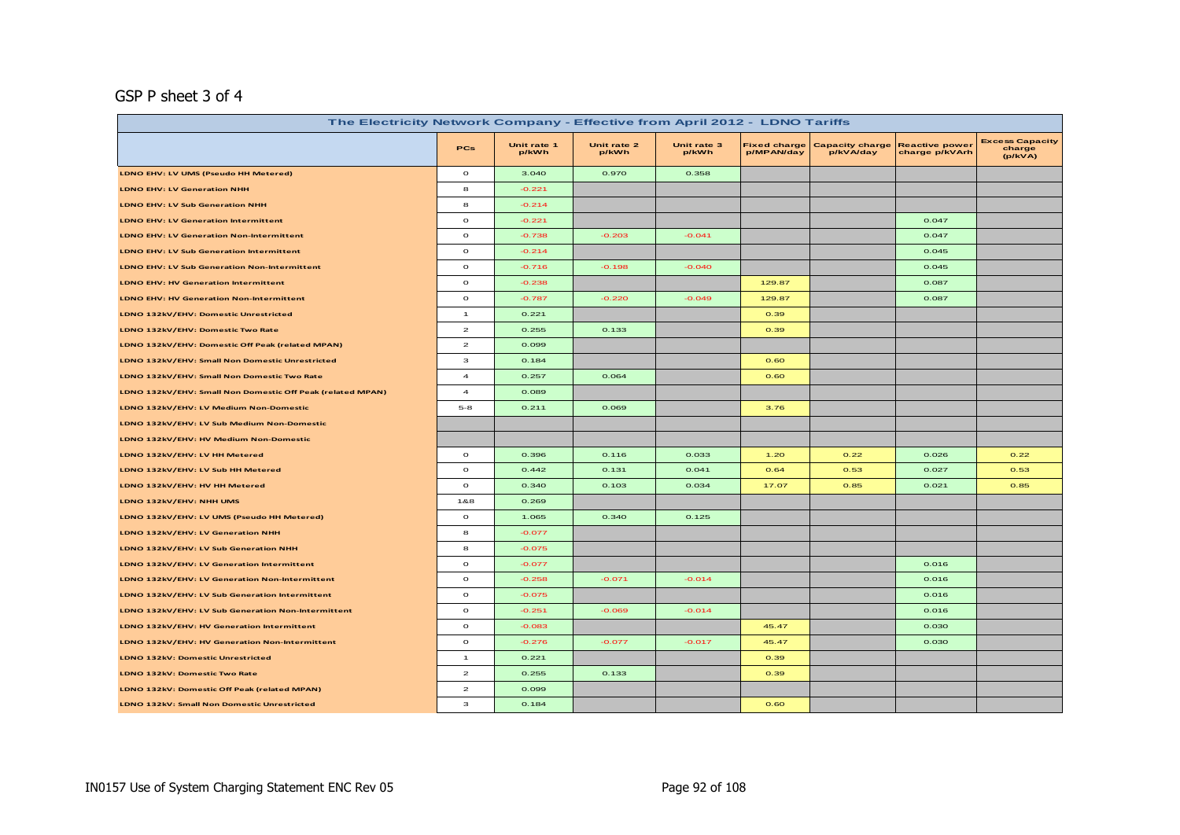GSP P sheet 3 of 4

| The Electricity Network Company - Effective from April 2012 - LDNO Tariffs | | | | | | | | |
|---|---|---|---|---|---|---|---|---|
| | PCs | Unit rate 1 p/kWh | Unit rate 2 p/kWh | Unit rate 3 p/kWh | Fixed charge p/MPAN/day | Capacity charge p/kVA/day | Reactive power charge p/kVArh | Excess Capacity charge (p/kVA) |
| LDNO EHV: LV UMS (Pseudo HH Metered) | 0 | 3.040 | 0.970 | 0.358 | | | | |
| LDNO EHV: LV Generation NHH | 8 | -0.221 | | | | | | |
| LDNO EHV: LV Sub Generation NHH | 8 | -0.214 | | | | | | |
| LDNO EHV: LV Generation Intermittent | 0 | -0.221 | | | | | 0.047 | |
| LDNO EHV: LV Generation Non-Intermittent | 0 | -0.738 | -0.203 | -0.041 | | | 0.047 | |
| LDNO EHV: LV Sub Generation Intermittent | 0 | -0.214 | | | | | 0.045 | |
| LDNO EHV: LV Sub Generation Non-Intermittent | 0 | -0.716 | -0.198 | -0.040 | | | 0.045 | |
| LDNO EHV: HV Generation Intermittent | 0 | -0.238 | | | 129.87 | | 0.087 | |
| LDNO EHV: HV Generation Non-Intermittent | 0 | -0.787 | -0.220 | -0.049 | 129.87 | | 0.087 | |
| LDNO 132kV/EHV: Domestic Unrestricted | 1 | 0.221 | | | 0.39 | | | |
| LDNO 132kV/EHV: Domestic Two Rate | 2 | 0.255 | 0.133 | | 0.39 | | | |
| LDNO 132kV/EHV: Domestic Off Peak (related MPAN) | 2 | 0.099 | | | | | | |
| LDNO 132kV/EHV: Small Non Domestic Unrestricted | 3 | 0.184 | | | 0.60 | | | |
| LDNO 132kV/EHV: Small Non Domestic Two Rate | 4 | 0.257 | 0.064 | | 0.60 | | | |
| LDNO 132kV/EHV: Small Non Domestic Off Peak (related MPAN) | 4 | 0.089 | | | | | | |
| LDNO 132kV/EHV: LV Medium Non-Domestic | 5-8 | 0.211 | 0.069 | | 3.76 | | | |
| LDNO 132kV/EHV: LV Sub Medium Non-Domestic | | | | | | | | |
| LDNO 132kV/EHV: HV Medium Non-Domestic | | | | | | | | |
| LDNO 132kV/EHV: LV HH Metered | 0 | 0.396 | 0.116 | 0.033 | 1.20 | 0.22 | 0.026 | 0.22 |
| LDNO 132kV/EHV: LV Sub HH Metered | 0 | 0.442 | 0.131 | 0.041 | 0.64 | 0.53 | 0.027 | 0.53 |
| LDNO 132kV/EHV: HV HH Metered | 0 | 0.340 | 0.103 | 0.034 | 17.07 | 0.85 | 0.021 | 0.85 |
| LDNO 132kV/EHV: NHH UMS | 1&8 | 0.269 | | | | | | |
| LDNO 132kV/EHV: LV UMS (Pseudo HH Metered) | 0 | 1.065 | 0.340 | 0.125 | | | | |
| LDNO 132kV/EHV: LV Generation NHH | 8 | -0.077 | | | | | | |
| LDNO 132kV/EHV: LV Sub Generation NHH | 8 | -0.075 | | | | | | |
| LDNO 132kV/EHV: LV Generation Intermittent | 0 | -0.077 | | | | | 0.016 | |
| LDNO 132kV/EHV: LV Generation Non-Intermittent | 0 | -0.258 | -0.071 | -0.014 | | | 0.016 | |
| LDNO 132kV/EHV: LV Sub Generation Intermittent | 0 | -0.075 | | | | | 0.016 | |
| LDNO 132kV/EHV: LV Sub Generation Non-Intermittent | 0 | -0.251 | -0.069 | -0.014 | | | 0.016 | |
| LDNO 132kV/EHV: HV Generation Intermittent | 0 | -0.083 | | | 45.47 | | 0.030 | |
| LDNO 132kV/EHV: HV Generation Non-Intermittent | 0 | -0.276 | -0.077 | -0.017 | 45.47 | | 0.030 | |
| LDNO 132kV: Domestic Unrestricted | 1 | 0.221 | | | 0.39 | | | |
| LDNO 132kV: Domestic Two Rate | 2 | 0.255 | 0.133 | | 0.39 | | | |
| LDNO 132kV: Domestic Off Peak (related MPAN) | 2 | 0.099 | | | | | | |
| LDNO 132kV: Small Non Domestic Unrestricted | 3 | 0.184 | | | 0.60 | | | |

IN0157 Use of System Charging Statement ENC Rev 05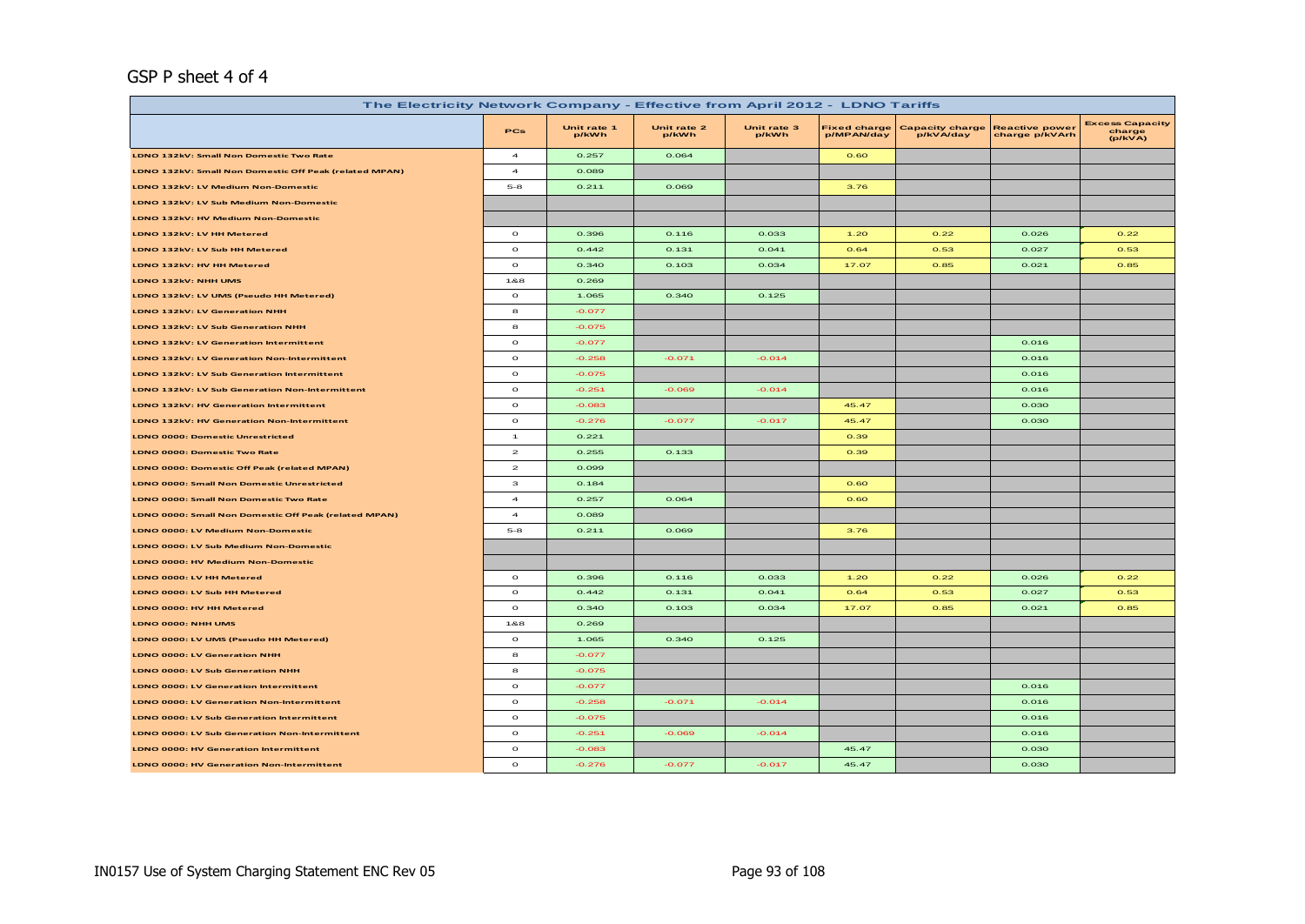GSP P sheet 4 of 4

| The Electricity Network Company - Effective from April 2012 - LDNO Tariffs | | | | | | | | |
|---|---|---|---|---|---|---|---|---|
| | PCs | Unit rate 1 p/kWh | Unit rate 2 p/kWh | Unit rate 3 p/kWh | Fixed charge p/MPAN/day | Capacity charge p/kVA/day | Reactive power charge p/kVArh | Excess Capacity charge (p/kVA) |
| LDNO 132kV: Small Non Domestic Two Rate | 4 | 0.257 | 0.064 | | 0.60 | | | |
| LDNO 132kV: Small Non Domestic Off Peak (related MPAN) | 4 | 0.089 | | | | | | |
| LDNO 132kV: LV Medium Non-Domestic | 5-8 | 0.211 | 0.069 | | 3.76 | | | |
| LDNO 132kV: LV Sub Medium Non-Domestic | | | | | | | | |
| LDNO 132kV: HV Medium Non-Domestic | | | | | | | | |
| LDNO 132kV: LV HH Metered | 0 | 0.396 | 0.116 | 0.033 | 1.20 | 0.22 | 0.026 | 0.22 |
| LDNO 132kV: LV Sub HH Metered | 0 | 0.442 | 0.131 | 0.041 | 0.64 | 0.53 | 0.027 | 0.53 |
| LDNO 132kV: HV HH Metered | 0 | 0.340 | 0.103 | 0.034 | 17.07 | 0.85 | 0.021 | 0.85 |
| LDNO 132kV: NHH UMS | 1&8 | 0.269 | | | | | | |
| LDNO 132kV: LV UMS (Pseudo HH Metered) | 0 | 1.065 | 0.340 | 0.125 | | | | |
| LDNO 132kV: LV Generation NHH | 8 | -0.077 | | | | | | |
| LDNO 132kV: LV Sub Generation NHH | 8 | -0.075 | | | | | | |
| LDNO 132kV: LV Generation Intermittent | 0 | -0.077 | | | | | 0.016 | |
| LDNO 132kV: LV Generation Non-Intermittent | 0 | -0.258 | -0.071 | -0.014 | | | 0.016 | |
| LDNO 132kV: LV Sub Generation Intermittent | 0 | -0.075 | | | | | 0.016 | |
| LDNO 132kV: LV Sub Generation Non-Intermittent | 0 | -0.251 | -0.069 | -0.014 | | | 0.016 | |
| LDNO 132kV: HV Generation Intermittent | 0 | -0.083 | | | 45.47 | | 0.030 | |
| LDNO 132kV: HV Generation Non-Intermittent | 0 | -0.276 | -0.077 | -0.017 | 45.47 | | 0.030 | |
| LDNO 0000: Domestic Unrestricted | 1 | 0.221 | | | 0.39 | | | |
| LDNO 0000: Domestic Two Rate | 2 | 0.255 | 0.133 | | 0.39 | | | |
| LDNO 0000: Domestic Off Peak (related MPAN) | 2 | 0.099 | | | | | | |
| LDNO 0000: Small Non Domestic Unrestricted | 3 | 0.184 | | | 0.60 | | | |
| LDNO 0000: Small Non Domestic Two Rate | 4 | 0.257 | 0.064 | | 0.60 | | | |
| LDNO 0000: Small Non Domestic Off Peak (related MPAN) | 4 | 0.089 | | | | | | |
| LDNO 0000: LV Medium Non-Domestic | 5-8 | 0.211 | 0.069 | | 3.76 | | | |
| LDNO 0000: LV Sub Medium Non-Domestic | | | | | | | | |
| LDNO 0000: HV Medium Non-Domestic | | | | | | | | |
| LDNO 0000: LV HH Metered | 0 | 0.396 | 0.116 | 0.033 | 1.20 | 0.22 | 0.026 | 0.22 |
| LDNO 0000: LV Sub HH Metered | 0 | 0.442 | 0.131 | 0.041 | 0.64 | 0.53 | 0.027 | 0.53 |
| LDNO 0000: HV HH Metered | 0 | 0.340 | 0.103 | 0.034 | 17.07 | 0.85 | 0.021 | 0.85 |
| LDNO 0000: NHH UMS | 1&8 | 0.269 | | | | | | |
| LDNO 0000: LV UMS (Pseudo HH Metered) | 0 | 1.065 | 0.340 | 0.125 | | | | |
| LDNO 0000: LV Generation NHH | 8 | -0.077 | | | | | | |
| LDNO 0000: LV Sub Generation NHH | 8 | -0.075 | | | | | | |
| LDNO 0000: LV Generation Intermittent | 0 | -0.077 | | | | | 0.016 | |
| LDNO 0000: LV Generation Non-Intermittent | 0 | -0.258 | -0.071 | -0.014 | | | 0.016 | |
| LDNO 0000: LV Sub Generation Intermittent | 0 | -0.075 | | | | | 0.016 | |
| LDNO 0000: LV Sub Generation Non-Intermittent | 0 | -0.251 | -0.069 | -0.014 | | | 0.016 | |
| LDNO 0000: HV Generation Intermittent | 0 | -0.083 | | | 45.47 | | 0.030 | |
| LDNO 0000: HV Generation Non-Intermittent | 0 | -0.276 | -0.077 | -0.017 | 45.47 | | 0.030 | |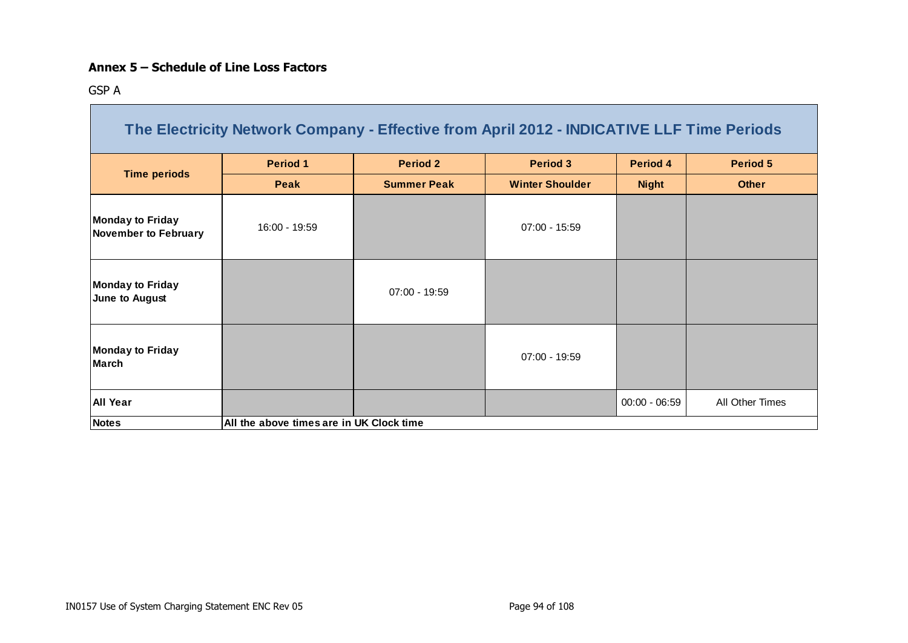**Annex 5 – Schedule of Line Loss Factors**

GSP A

| The Electricity Network Company - Effective from April 2012 - INDICATIVE LLF Time Periods | | | | | |
|---|---|---|---|---|---|
| **Time periods** | **Period 1** | **Period 2** | **Period 3** | **Period 4** | **Period 5** |
| | **Peak** | **Summer Peak** | **Winter Shoulder** | **Night** | **Other** |
| **Monday to Friday November to February** | 16:00 - 19:59 | | 07:00 - 15:59 | | |
| **Monday to Friday June to August** | | 07:00 - 19:59 | | | |
| **Monday to Friday March** | | | 07:00 - 19:59 | | |
| **All Year** | | | | 00:00 - 06:59 | All Other Times |
| **Notes** | **All the above times are in UK Clock time** | | | | |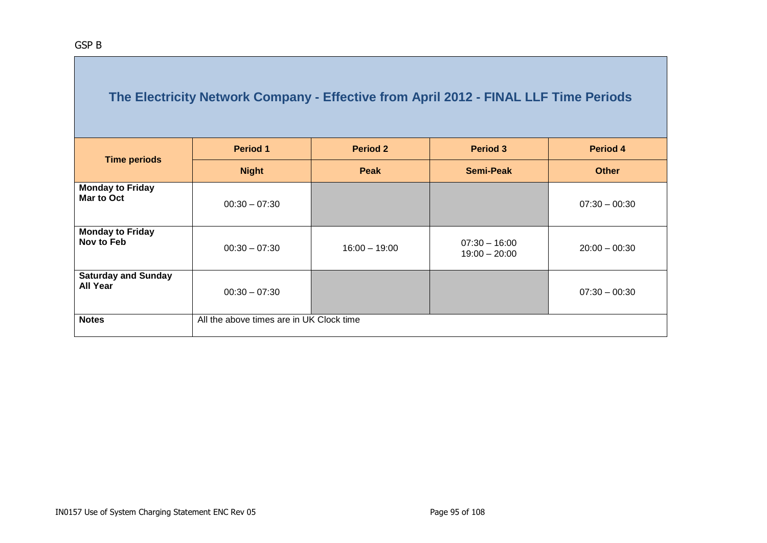GSP B

| The Electricity Network Company - Effective from April 2012 - FINAL LLF Time Periods | | | | |
|---|---|---|---|---|
| **Time periods** | **Period 1** | **Period 2** | **Period 3** | **Period 4** |
| | **Night** | **Peak** | **Semi-Peak** | **Other** |
| **Monday to Friday Mar to Oct** | 00:30 – 07:30 | | | 07:30 – 00:30 |
| **Monday to Friday Nov to Feb** | 00:30 – 07:30 | 16:00 – 19:00 | 07:30 – 16:00<br>19:00 – 20:00 | 20:00 – 00:30 |
| **Saturday and Sunday All Year** | 00:30 – 07:30 | | | 07:30 – 00:30 |
| **Notes** | All the above times are in UK Clock time | | | |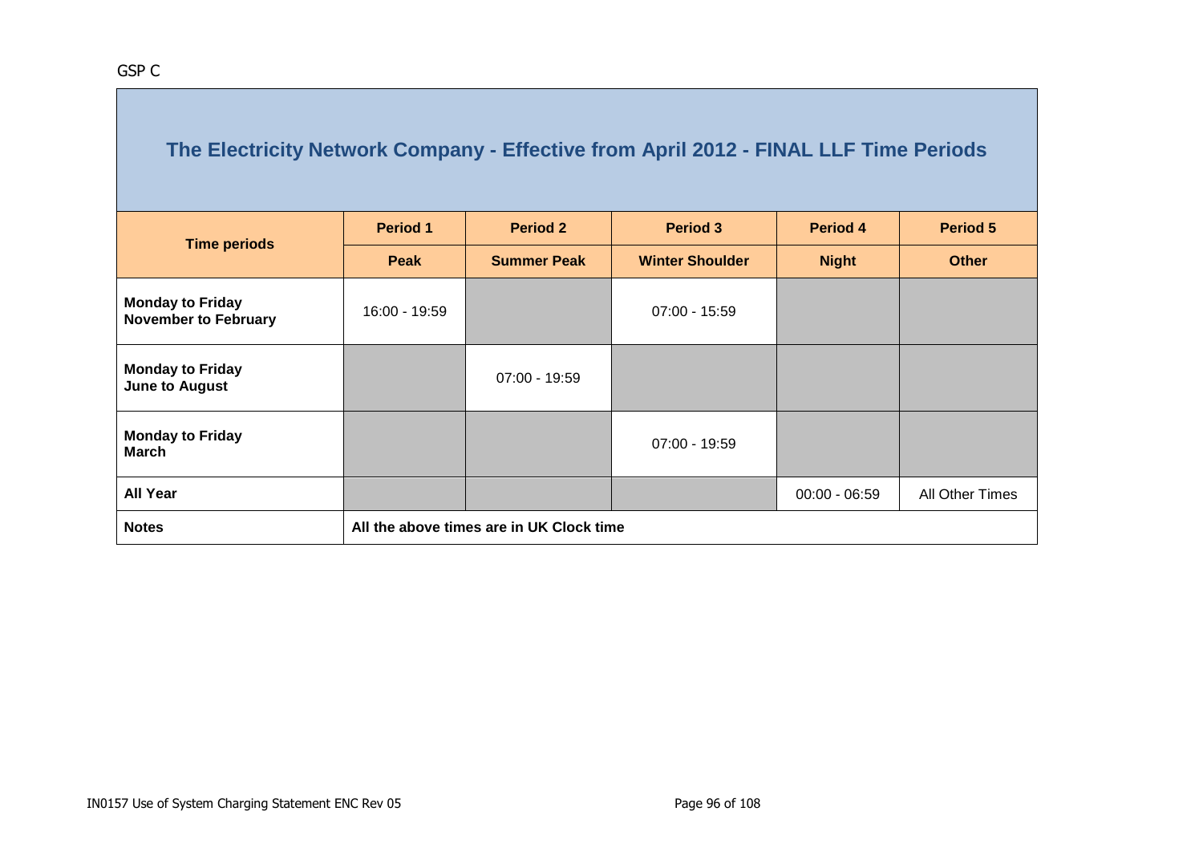GSP C

| The Electricity Network Company - Effective from April 2012 - FINAL LLF Time Periods | | | | | |
|---|---|---|---|---|---|
| **Time periods** | **Period 1** | **Period 2** | **Period 3** | **Period 4** | **Period 5** |
| | **Peak** | **Summer Peak** | **Winter Shoulder** | **Night** | **Other** |
| **Monday to Friday November to February** | 16:00 - 19:59 | | 07:00 - 15:59 | | |
| **Monday to Friday June to August** | | 07:00 - 19:59 | | | |
| **Monday to Friday March** | | | 07:00 - 19:59 | | |
| **All Year** | | | | 00:00 - 06:59 | All Other Times |
| **Notes** | **All the above times are in UK Clock time** | | | | |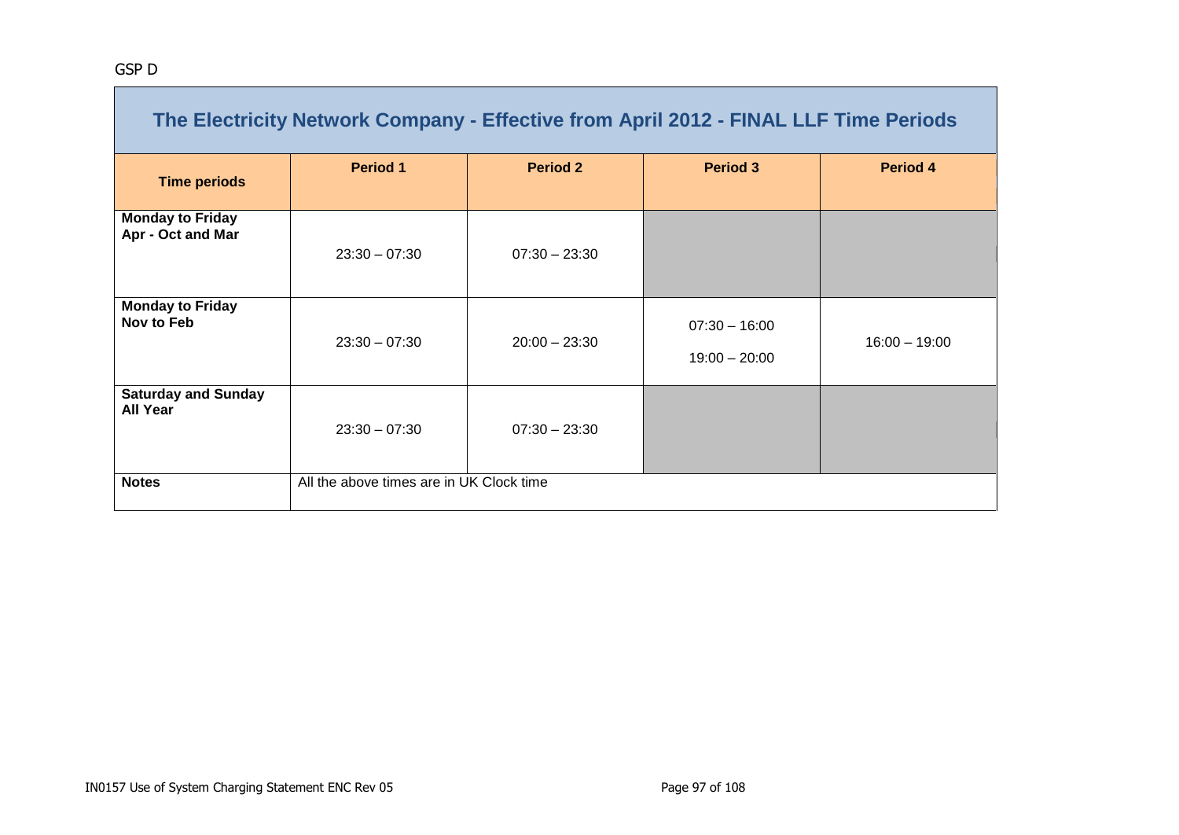GSP D

| The Electricity Network Company - Effective from April 2012 - FINAL LLF Time Periods | | | | |
|---|---|---|---|---|
| **Time periods** | **Period 1** | **Period 2** | **Period 3** | **Period 4** |
| **Monday to Friday Apr - Oct and Mar** | 23:30 – 07:30 | 07:30 – 23:30 | | |
| **Monday to Friday Nov to Feb** | 23:30 – 07:30 | 20:00 – 23:30 | 07:30 – 16:00<br>19:00 – 20:00 | 16:00 – 19:00 |
| **Saturday and Sunday All Year** | 23:30 – 07:30 | 07:30 – 23:30 | | |
| **Notes** | All the above times are in UK Clock time | | | |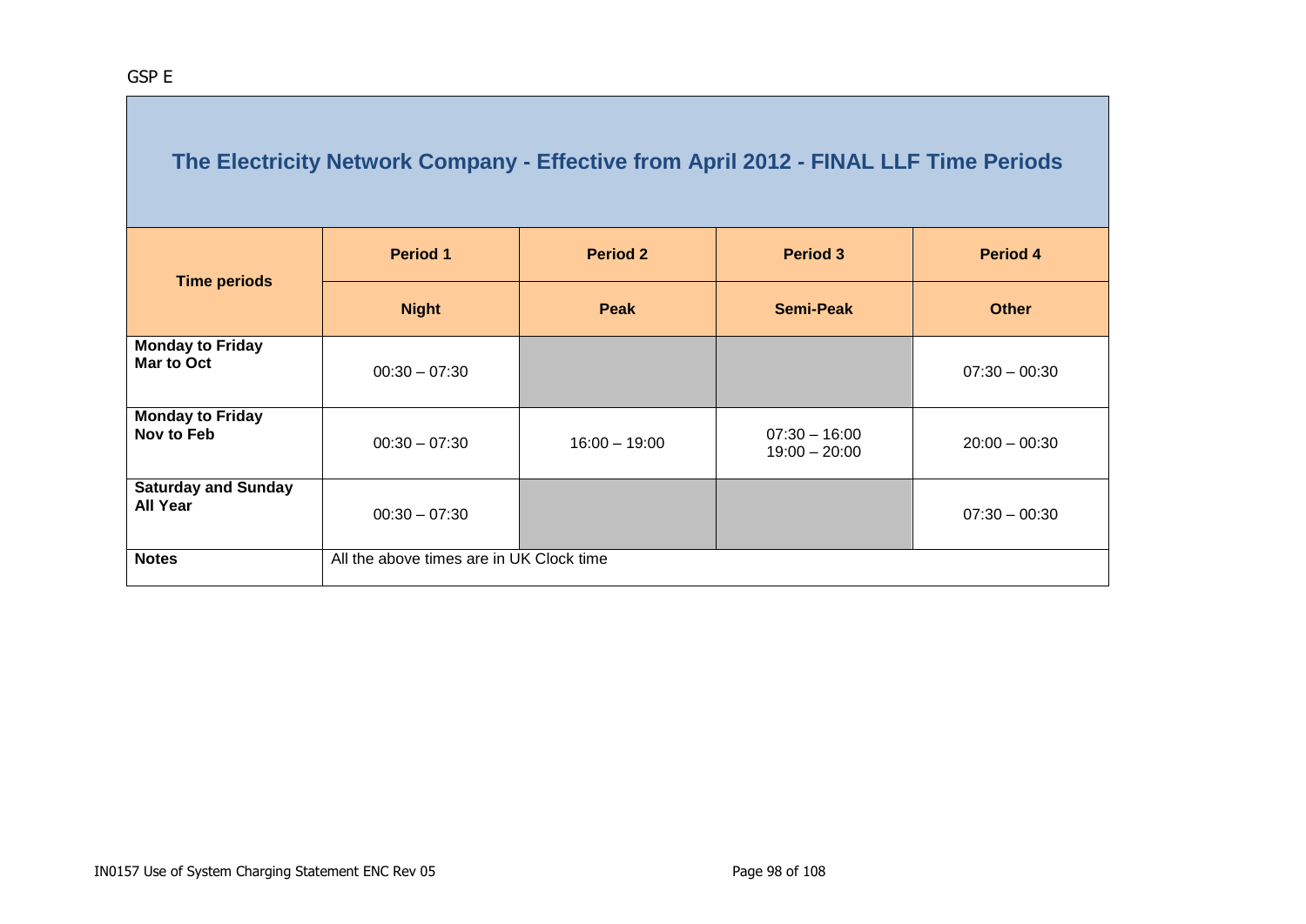GSP E

| The Electricity Network Company - Effective from April 2012 - FINAL LLF Time Periods | | | | |
|---|---|---|---|---|
| **Time periods** | **Period 1** | **Period 2** | **Period 3** | **Period 4** |
| | **Night** | **Peak** | **Semi-Peak** | **Other** |
| **Monday to Friday Mar to Oct** | 00:30 – 07:30 | | | 07:30 – 00:30 |
| **Monday to Friday Nov to Feb** | 00:30 – 07:30 | 16:00 – 19:00 | 07:30 – 16:00<br>19:00 – 20:00 | 20:00 – 00:30 |
| **Saturday and Sunday All Year** | 00:30 – 07:30 | | | 07:30 – 00:30 |
| **Notes** | All the above times are in UK Clock time | | | |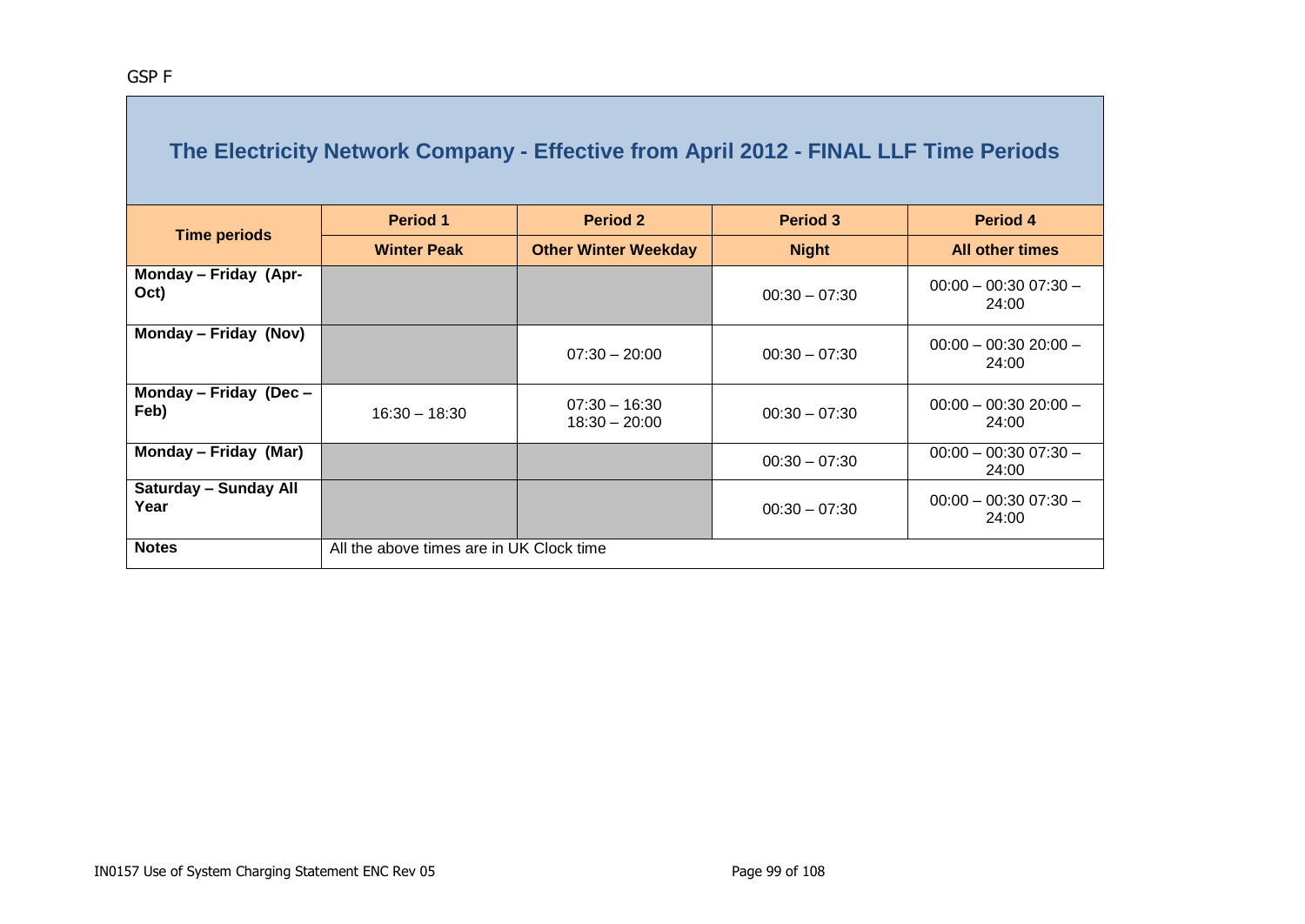GSP F

## The Electricity Network Company - Effective from April 2012 - FINAL LLF Time Periods

| Time periods | Period 1 | Period 2 | Period 3 | Period 4 |
|---|---|---|---|---|
| | **Winter Peak** | **Other Winter Weekday** | **Night** | **All other times** |
| **Monday – Friday (Apr-Oct)** | | | 00:30 – 07:30 | 00:00 – 00:30 07:30 – 24:00 |
| **Monday – Friday (Nov)** | | 07:30 – 20:00 | 00:30 – 07:30 | 00:00 – 00:30 20:00 – 24:00 |
| **Monday – Friday (Dec – Feb)** | 16:30 – 18:30 | 07:30 – 16:30 18:30 – 20:00 | 00:30 – 07:30 | 00:00 – 00:30 20:00 – 24:00 |
| **Monday – Friday (Mar)** | | | 00:30 – 07:30 | 00:00 – 00:30 07:30 – 24:00 |
| **Saturday – Sunday All Year** | | | 00:30 – 07:30 | 00:00 – 00:30 07:30 – 24:00 |
| **Notes** | All the above times are in UK Clock time | | | |

IN0157 Use of System Charging Statement ENC Rev 05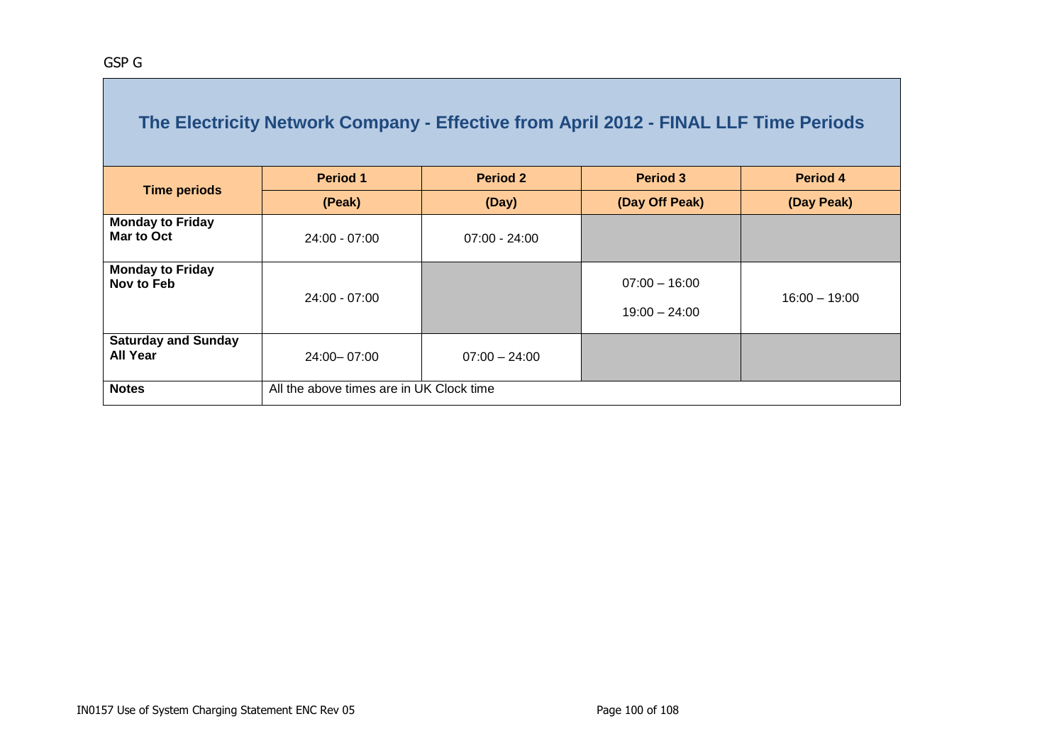GSP G

| The Electricity Network Company - Effective from April 2012 - FINAL LLF Time Periods | | | | |
|---|---|---|---|---|
| **Time periods** | **Period 1** | **Period 2** | **Period 3** | **Period 4** |
| | **(Peak)** | **(Day)** | **(Day Off Peak)** | **(Day Peak)** |
| **Monday to Friday Mar to Oct** | 24:00 - 07:00 | 07:00 - 24:00 | | |
| **Monday to Friday Nov to Feb** | 24:00 - 07:00 | | 07:00 – 16:00<br>19:00 – 24:00 | 16:00 – 19:00 |
| **Saturday and Sunday All Year** | 24:00– 07:00 | 07:00 – 24:00 | | |
| **Notes** | All the above times are in UK Clock time | | | |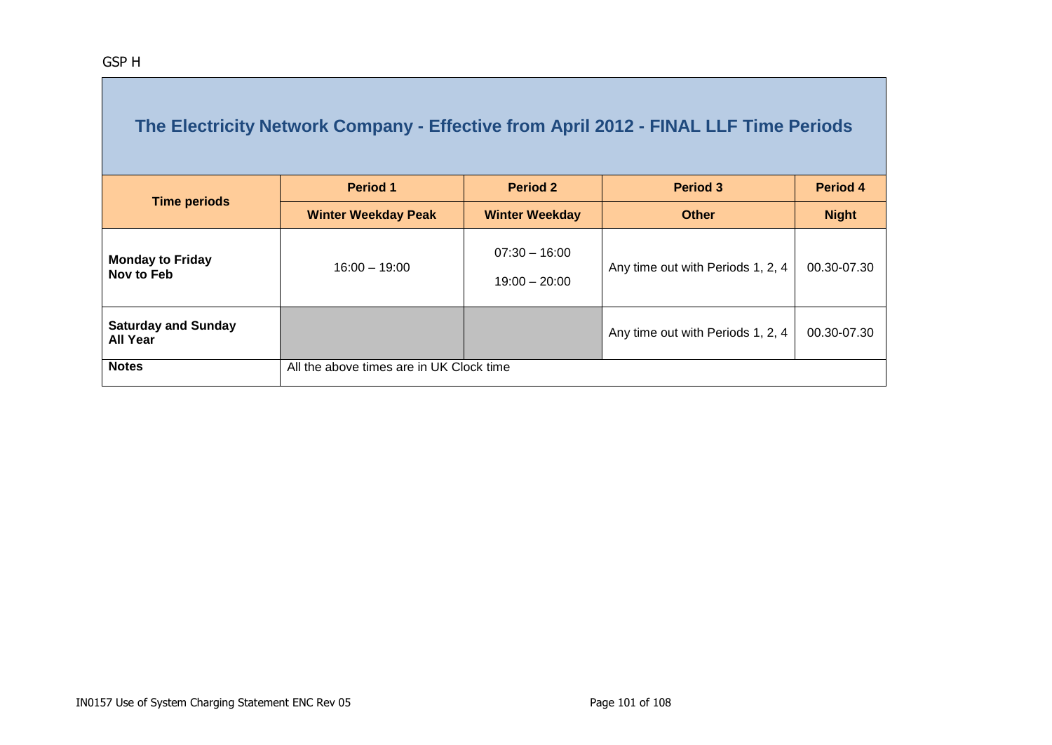GSP H

| The Electricity Network Company - Effective from April 2012 - FINAL LLF Time Periods | | | | |
|---|---|---|---|---|
| **Time periods** | **Period 1** | **Period 2** | **Period 3** | **Period 4** |
| | **Winter Weekday Peak** | **Winter Weekday** | **Other** | **Night** |
| **Monday to Friday Nov to Feb** | 16:00 – 19:00 | 07:30 – 16:00<br>19:00 – 20:00 | Any time out with Periods 1, 2, 4 | 00.30-07.30 |
| **Saturday and Sunday All Year** | | | Any time out with Periods 1, 2, 4 | 00.30-07.30 |
| **Notes** | All the above times are in UK Clock time | | | |

IN0157 Use of System Charging Statement ENC Rev 05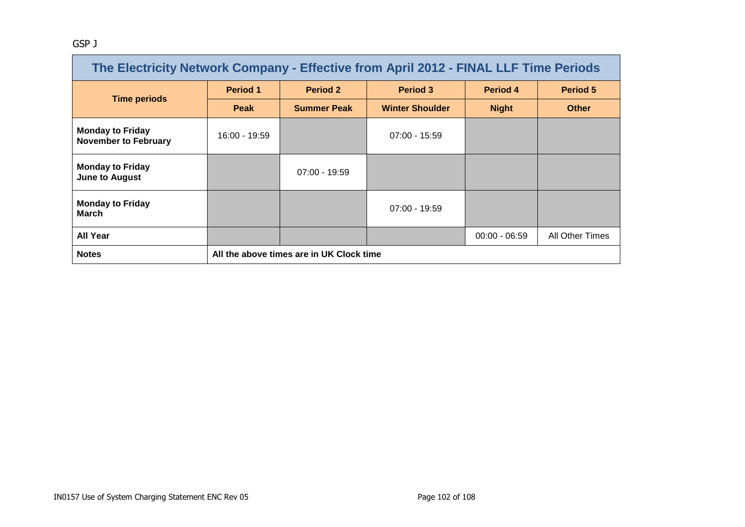GSP J

| The Electricity Network Company - Effective from April 2012 - FINAL LLF Time Periods | | | | | |
|---|---|---|---|---|---|
| **Time periods** | **Period 1** | **Period 2** | **Period 3** | **Period 4** | **Period 5** |
| | **Peak** | **Summer Peak** | **Winter Shoulder** | **Night** | **Other** |
| **Monday to Friday November to February** | 16:00 - 19:59 | | 07:00 - 15:59 | | |
| **Monday to Friday June to August** | | 07:00 - 19:59 | | | |
| **Monday to Friday March** | | | 07:00 - 19:59 | | |
| **All Year** | | | | 00:00 - 06:59 | All Other Times |
| **Notes** | **All the above times are in UK Clock time** | | | | |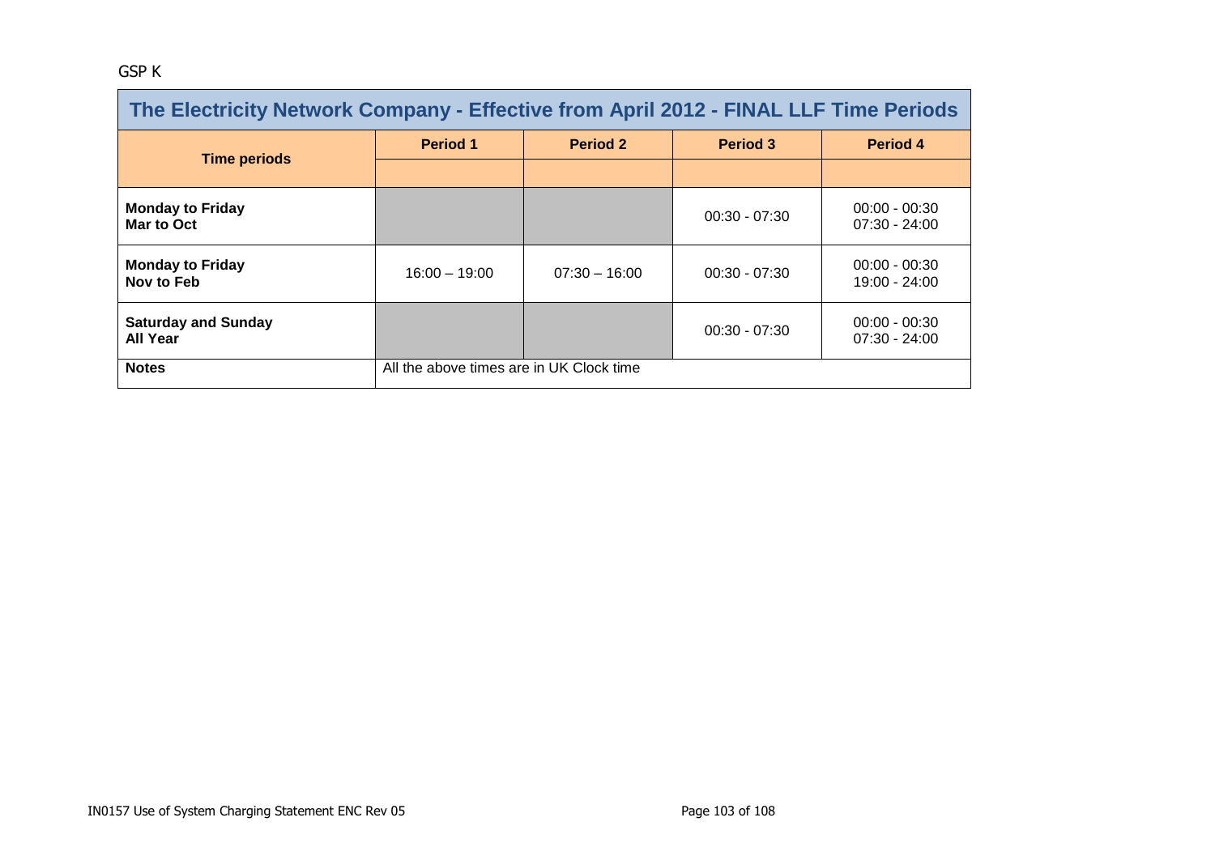GSP K

| The Electricity Network Company - Effective from April 2012 - FINAL LLF Time Periods | | | | |
|---|---|---|---|---|
| **Time periods** | **Period 1** | **Period 2** | **Period 3** | **Period 4** |
| **Monday to Friday**<br>**Mar to Oct** | | | 00:30 - 07:30 | 00:00 - 00:30<br>07:30 - 24:00 |
| **Monday to Friday**<br>**Nov to Feb** | 16:00 – 19:00 | 07:30 – 16:00 | 00:30 - 07:30 | 00:00 - 00:30<br>19:00 - 24:00 |
| **Saturday and Sunday**<br>**All Year** | | | 00:30 - 07:30 | 00:00 - 00:30<br>07:30 - 24:00 |
| **Notes** | All the above times are in UK Clock time | | | |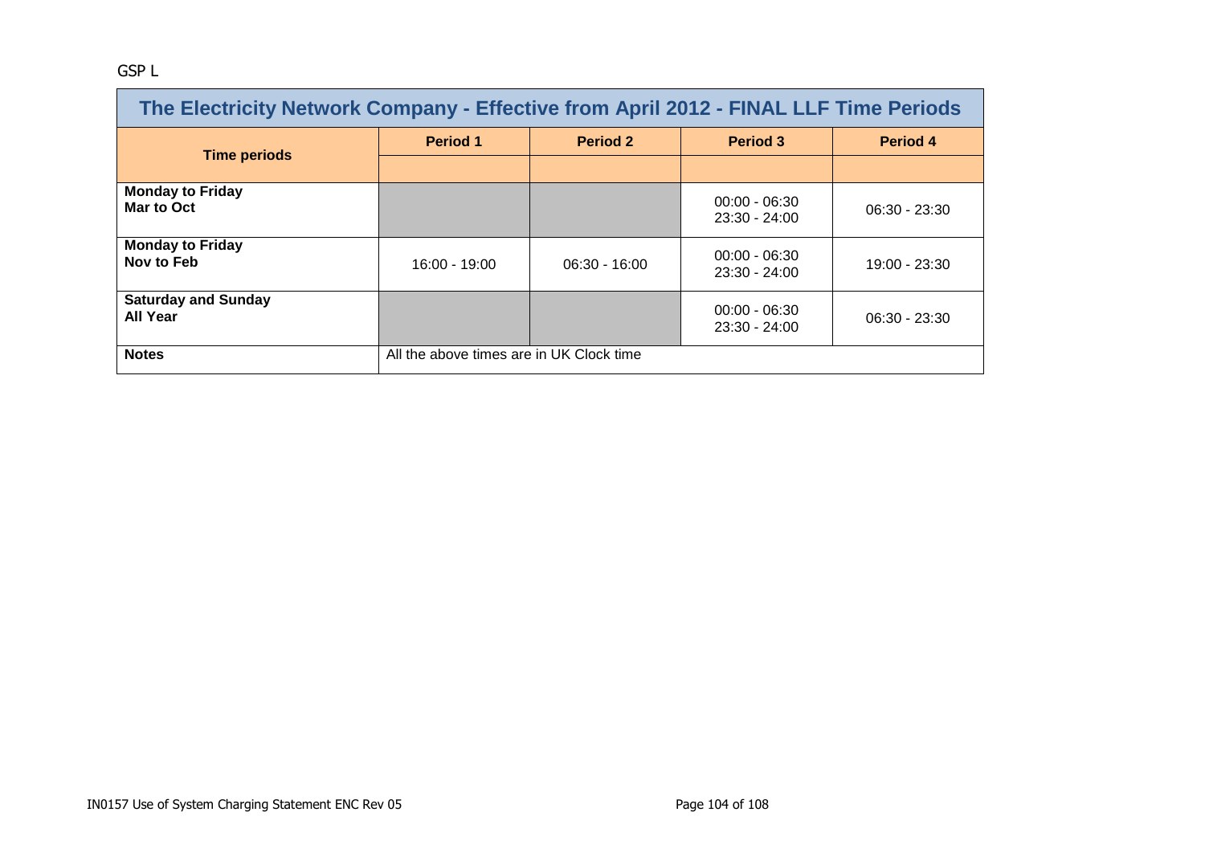GSP L

| The Electricity Network Company - Effective from April 2012 - FINAL LLF Time Periods | | | | |
|---|---|---|---|---|
| **Time periods** | **Period 1** | **Period 2** | **Period 3** | **Period 4** |
| **Monday to Friday Mar to Oct** | | | 00:00 - 06:30 23:30 - 24:00 | 06:30 - 23:30 |
| **Monday to Friday Nov to Feb** | 16:00 - 19:00 | 06:30 - 16:00 | 00:00 - 06:30 23:30 - 24:00 | 19:00 - 23:30 |
| **Saturday and Sunday All Year** | | | 00:00 - 06:30 23:30 - 24:00 | 06:30 - 23:30 |
| **Notes** | All the above times are in UK Clock time | | | |

IN0157 Use of System Charging Statement ENC Rev 05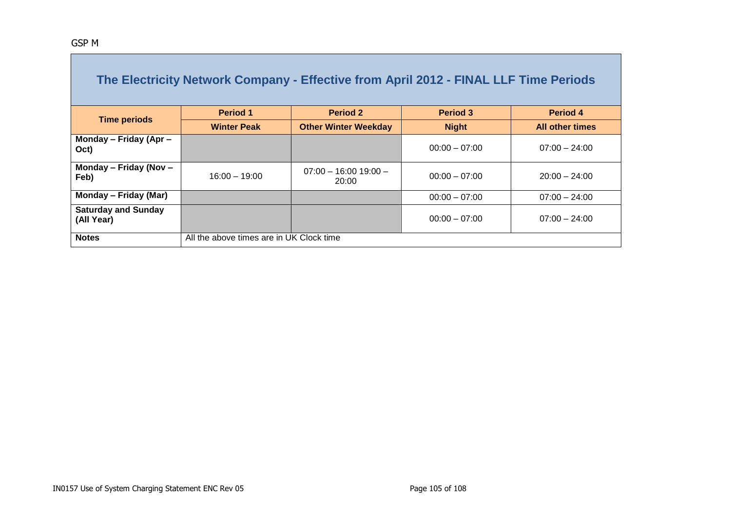GSP M

| The Electricity Network Company - Effective from April 2012 - FINAL LLF Time Periods | | | | |
|---|---|---|---|---|
| Time periods | Period 1 | Period 2 | Period 3 | Period 4 |
| | Winter Peak | Other Winter Weekday | Night | All other times |
| Monday – Friday (Apr – Oct) | | | 00:00 – 07:00 | 07:00 – 24:00 |
| Monday – Friday (Nov – Feb) | 16:00 – 19:00 | 07:00 – 16:00 19:00 – 20:00 | 00:00 – 07:00 | 20:00 – 24:00 |
| Monday – Friday (Mar) | | | 00:00 – 07:00 | 07:00 – 24:00 |
| Saturday and Sunday (All Year) | | | 00:00 – 07:00 | 07:00 – 24:00 |
| Notes | All the above times are in UK Clock time | | | |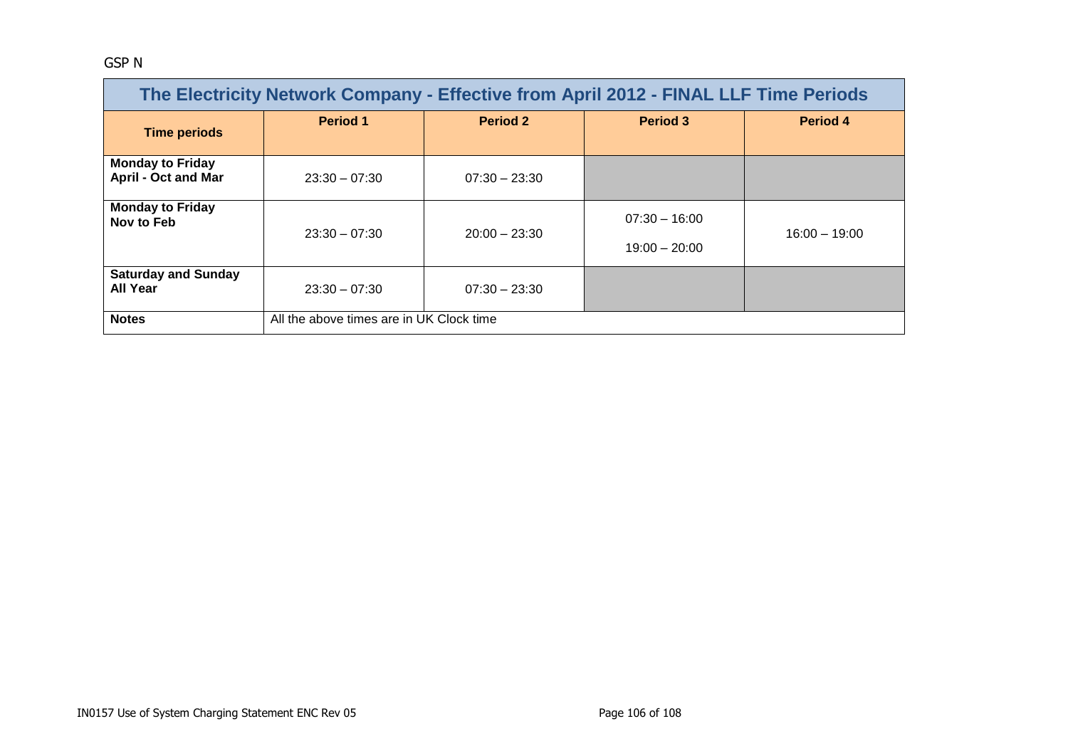GSP N

| The Electricity Network Company - Effective from April 2012 - FINAL LLF Time Periods | | | | |
|---|---|---|---|---|
| **Time periods** | **Period 1** | **Period 2** | **Period 3** | **Period 4** |
| **Monday to Friday April - Oct and Mar** | 23:30 – 07:30 | 07:30 – 23:30 | | |
| **Monday to Friday Nov to Feb** | 23:30 – 07:30 | 20:00 – 23:30 | 07:30 – 16:00<br>19:00 – 20:00 | 16:00 – 19:00 |
| **Saturday and Sunday All Year** | 23:30 – 07:30 | 07:30 – 23:30 | | |
| **Notes** | All the above times are in UK Clock time | | | |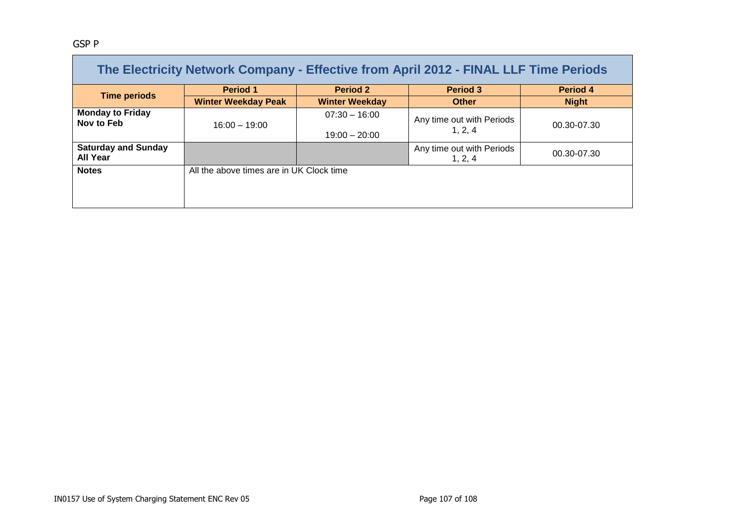GSP P

| The Electricity Network Company - Effective from April 2012 - FINAL LLF Time Periods | | | | |
|---|---|---|---|---|
| **Time periods** | **Period 1** | **Period 2** | **Period 3** | **Period 4** |
| | **Winter Weekday Peak** | **Winter Weekday** | **Other** | **Night** |
| **Monday to Friday Nov to Feb** | 16:00 – 19:00 | 07:30 – 16:00<br>19:00 – 20:00 | Any time out with Periods 1, 2, 4 | 00.30-07.30 |
| **Saturday and Sunday All Year** | | | Any time out with Periods 1, 2, 4 | 00.30-07.30 |
| **Notes** | All the above times are in UK Clock time | | | |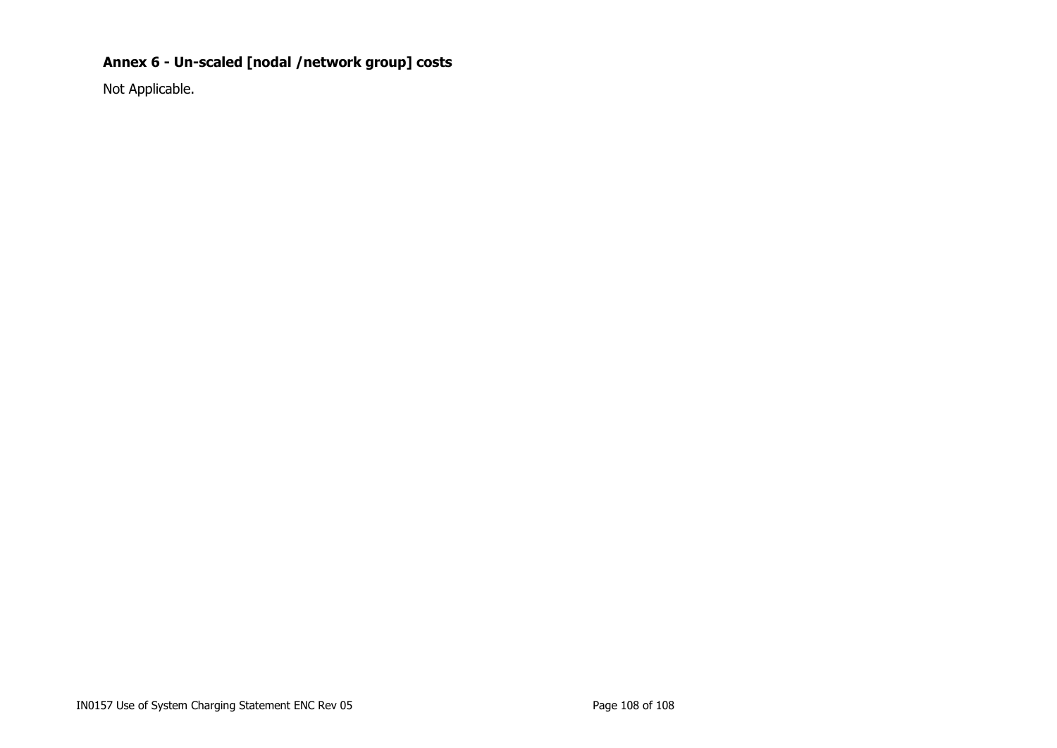**Annex 6 - Un-scaled [nodal /network group] costs**

Not Applicable.